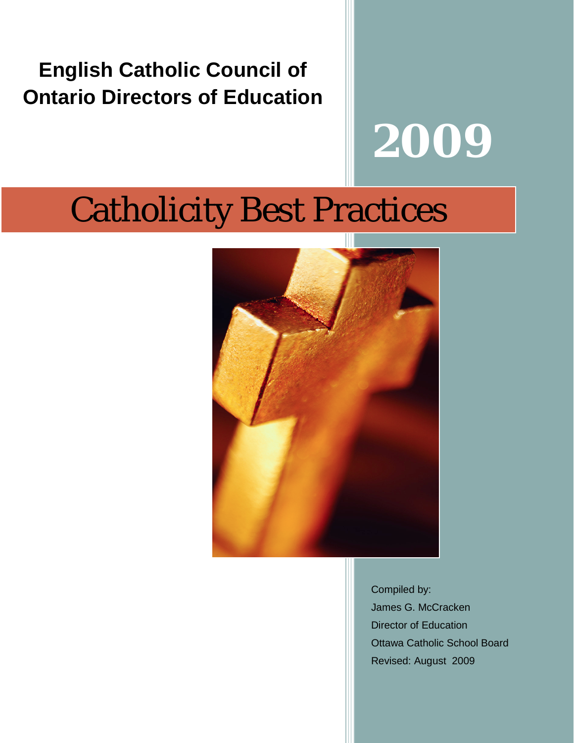# English Catholic Council of Ontario Directors of Education

# 2009

# Catholicity Best Practices

Compiled by:

James G. McCracken

Director of Education

Ottawa Catholic School Board

Revised: August 2009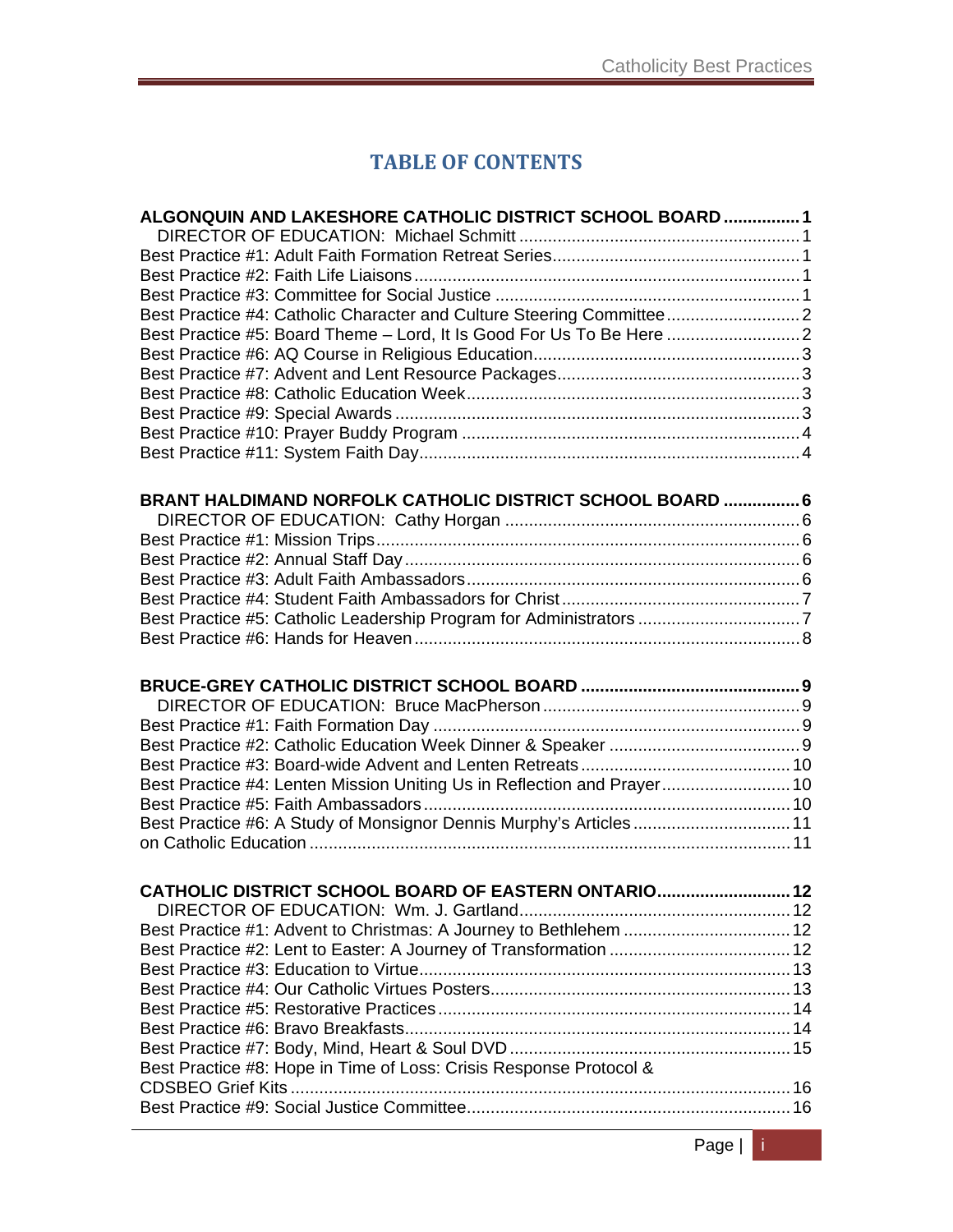# TABLE OF CONTENTS

**ALGONQUIN AND LAKESHORE CATHOLIC DISTRICT SCHOOL BOARD ................ 1**
DIRECTOR OF EDUCATION: Michael Schmitt ........................................................... 1
Best Practice #1: Adult Faith Formation Retreat Series.................................................... 1
Best Practice #2: Faith Life Liaisons ................................................................................. 1
Best Practice #3: Committee for Social Justice ................................................................ 1
Best Practice #4: Catholic Character and Culture Steering Committee ............................ 2
Best Practice #5: Board Theme – Lord, It Is Good For Us To Be Here ............................ 2
Best Practice #6: AQ Course in Religious Education........................................................ 3
Best Practice #7: Advent and Lent Resource Packages................................................... 3
Best Practice #8: Catholic Education Week...................................................................... 3
Best Practice #9: Special Awards ..................................................................................... 3
Best Practice #10: Prayer Buddy Program ....................................................................... 4
Best Practice #11: System Faith Day................................................................................ 4

**BRANT HALDIMAND NORFOLK CATHOLIC DISTRICT SCHOOL BOARD ................ 6**
DIRECTOR OF EDUCATION: Cathy Horgan .............................................................. 6
Best Practice #1: Mission Trips......................................................................................... 6
Best Practice #2: Annual Staff Day ................................................................................... 6
Best Practice #3: Adult Faith Ambassadors...................................................................... 6
Best Practice #4: Student Faith Ambassadors for Christ .................................................. 7
Best Practice #5: Catholic Leadership Program for Administrators .................................. 7
Best Practice #6: Hands for Heaven ................................................................................. 8

**BRUCE-GREY CATHOLIC DISTRICT SCHOOL BOARD .............................................. 9**
DIRECTOR OF EDUCATION: Bruce MacPherson ...................................................... 9
Best Practice #1: Faith Formation Day ............................................................................. 9
Best Practice #2: Catholic Education Week Dinner & Speaker ........................................ 9
Best Practice #3: Board-wide Advent and Lenten Retreats ............................................ 10
Best Practice #4: Lenten Mission Uniting Us in Reflection and Prayer........................... 10
Best Practice #5: Faith Ambassadors ............................................................................ 10
Best Practice #6: A Study of Monsignor Dennis Murphy's Articles ................................. 11
on Catholic Education ..................................................................................................... 11

**CATHOLIC DISTRICT SCHOOL BOARD OF EASTERN ONTARIO........................... 12**
DIRECTOR OF EDUCATION: Wm. J. Gartland......................................................... 12
Best Practice #1: Advent to Christmas: A Journey to Bethlehem ................................... 12
Best Practice #2: Lent to Easter: A Journey of Transformation ...................................... 12
Best Practice #3: Education to Virtue.............................................................................. 13
Best Practice #4: Our Catholic Virtues Posters............................................................... 13
Best Practice #5: Restorative Practices .......................................................................... 14
Best Practice #6: Bravo Breakfasts................................................................................. 14
Best Practice #7: Body, Mind, Heart & Soul DVD ........................................................... 15
Best Practice #8: Hope in Time of Loss: Crisis Response Protocol &
CDSBEO Grief Kits ......................................................................................................... 16
Best Practice #9: Social Justice Committee.................................................................... 16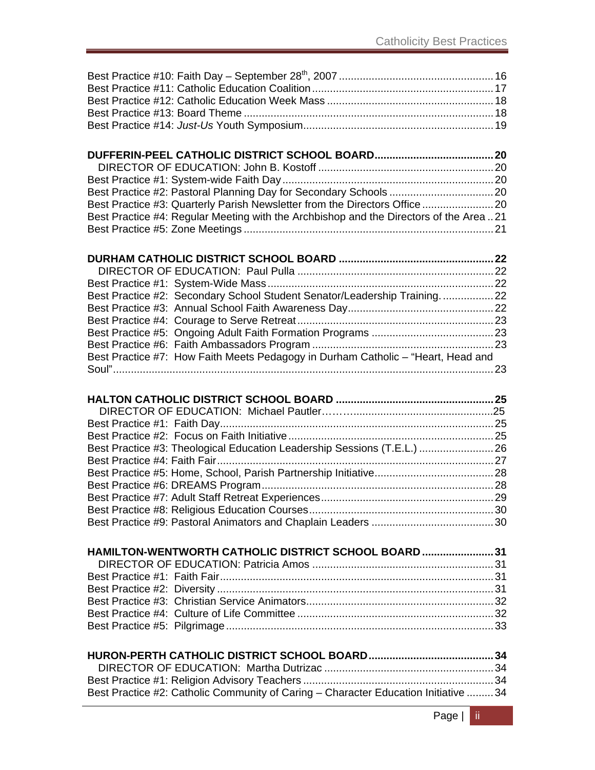Best Practice #10: Faith Day – September 28th, 2007 .................................................... 16
Best Practice #11: Catholic Education Coalition ............................................................ 17
Best Practice #12: Catholic Education Week Mass ........................................................ 18
Best Practice #13: Board Theme ...................................................................................... 18
Best Practice #14: *Just-Us* Youth Symposium................................................................ 19

**DUFFERIN-PEEL CATHOLIC DISTRICT SCHOOL BOARD........................................ 20**

DIRECTOR OF EDUCATION: John B. Kostoff ........................................................... 20
Best Practice #1: System-wide Faith Day ...................................................................... 20
Best Practice #2: Pastoral Planning Day for Secondary Schools ................................... 20
Best Practice #3: Quarterly Parish Newsletter from the Directors Office ........................ 20
Best Practice #4: Regular Meeting with the Archbishop and the Directors of the Area .. 21
Best Practice #5: Zone Meetings .................................................................................... 21

**DURHAM CATHOLIC DISTRICT SCHOOL BOARD .................................................... 22**

DIRECTOR OF EDUCATION: Paul Pulla .................................................................. 22
Best Practice #1: System-Wide Mass ............................................................................ 22
Best Practice #2: Secondary School Student Senator/Leadership Training. ................. 22
Best Practice #3: Annual School Faith Awareness Day................................................. 22
Best Practice #4: Courage to Serve Retreat .................................................................. 23
Best Practice #5: Ongoing Adult Faith Formation Programs ......................................... 23
Best Practice #6: Faith Ambassadors Program ............................................................. 23
Best Practice #7: How Faith Meets Pedagogy in Durham Catholic – "Heart, Head and Soul"................................................................................................................................ 23

**HALTON CATHOLIC DISTRICT SCHOOL BOARD ..................................................... 25**

DIRECTOR OF EDUCATION: Michael Pautler……….................................................25
Best Practice #1: Faith Day............................................................................................ 25
Best Practice #2: Focus on Faith Initiative ..................................................................... 25
Best Practice #3: Theological Education Leadership Sessions (T.E.L.) ......................... 26
Best Practice #4: Faith Fair............................................................................................. 27
Best Practice #5: Home, School, Parish Partnership Initiative........................................ 28
Best Practice #6: DREAMS Program.............................................................................. 28
Best Practice #7: Adult Staff Retreat Experiences.......................................................... 29
Best Practice #8: Religious Education Courses.............................................................. 30
Best Practice #9: Pastoral Animators and Chaplain Leaders ......................................... 30

**HAMILTON-WENTWORTH CATHOLIC DISTRICT SCHOOL BOARD ........................ 31**

DIRECTOR OF EDUCATION: Patricia Amos ............................................................. 31
Best Practice #1: Faith Fair............................................................................................ 31
Best Practice #2: Diversity ............................................................................................ 31
Best Practice #3: Christian Service Animators............................................................... 32
Best Practice #4: Culture of Life Committee .................................................................. 32
Best Practice #5: Pilgrimage .......................................................................................... 33

**HURON-PERTH CATHOLIC DISTRICT SCHOOL BOARD.......................................... 34**

DIRECTOR OF EDUCATION: Martha Dutrizac ......................................................... 34
Best Practice #1: Religion Advisory Teachers ................................................................ 34
Best Practice #2: Catholic Community of Caring – Character Education Initiative ......... 34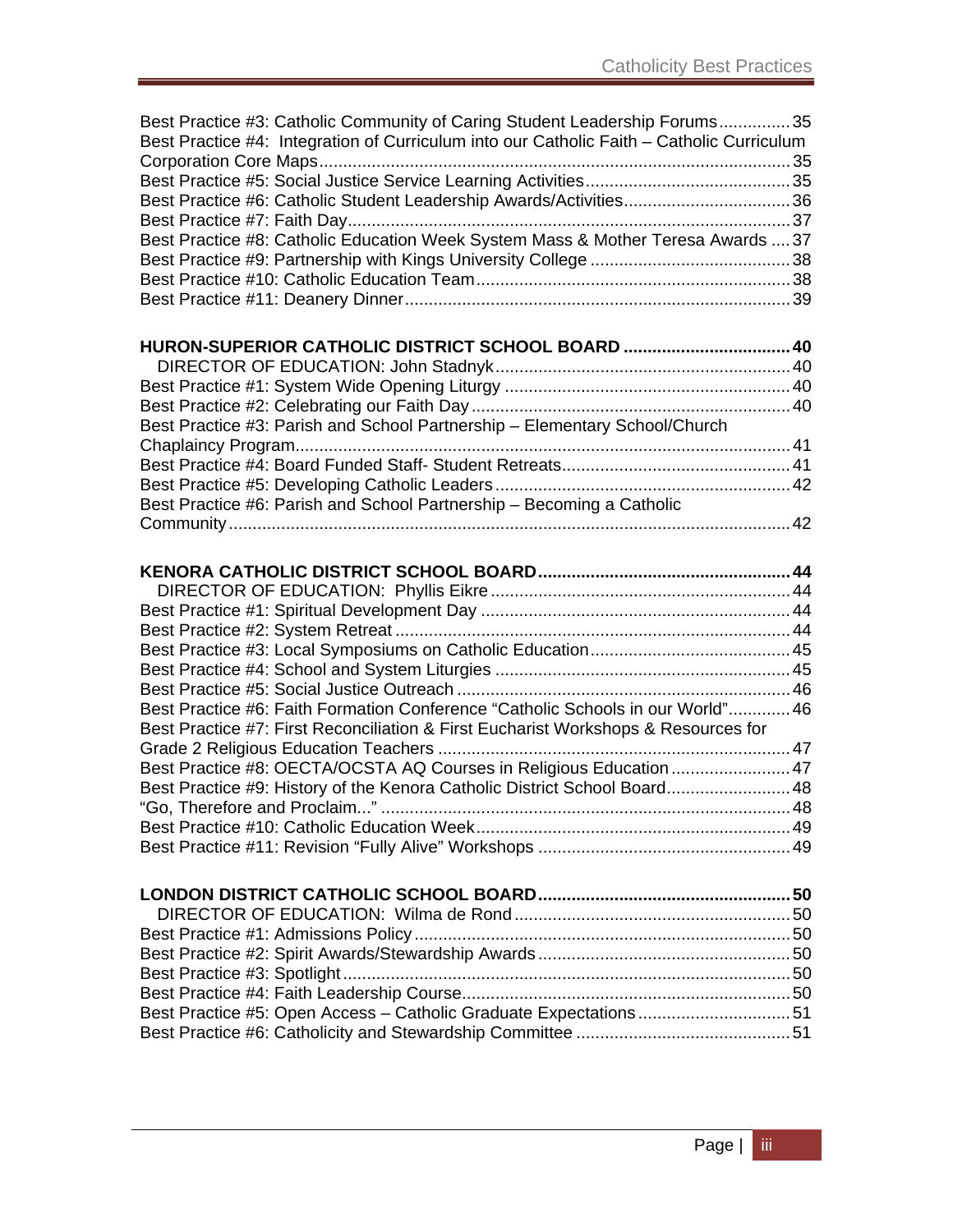Best Practice #3: Catholic Community of Caring Student Leadership Forums ............... 35
Best Practice #4: Integration of Curriculum into our Catholic Faith – Catholic Curriculum Corporation Core Maps ............................................................................................. 35
Best Practice #5: Social Justice Service Learning Activities ........................................... 35
Best Practice #6: Catholic Student Leadership Awards/Activities ................................... 36
Best Practice #7: Faith Day ............................................................................................. 37
Best Practice #8: Catholic Education Week System Mass & Mother Teresa Awards .... 37
Best Practice #9: Partnership with Kings University College .......................................... 38
Best Practice #10: Catholic Education Team .................................................................. 38
Best Practice #11: Deanery Dinner ................................................................................. 39

**HURON-SUPERIOR CATHOLIC DISTRICT SCHOOL BOARD .................................. 40**
DIRECTOR OF EDUCATION: John Stadnyk ............................................................. 40
Best Practice #1: System Wide Opening Liturgy ............................................................ 40
Best Practice #2: Celebrating our Faith Day ................................................................... 40
Best Practice #3: Parish and School Partnership – Elementary School/Church Chaplaincy Program ....................................................................................................... 41
Best Practice #4: Board Funded Staff- Student Retreats ................................................ 41
Best Practice #5: Developing Catholic Leaders .............................................................. 42
Best Practice #6: Parish and School Partnership – Becoming a Catholic Community ..................................................................................................................... 42

**KENORA CATHOLIC DISTRICT SCHOOL BOARD .................................................... 44**
DIRECTOR OF EDUCATION: Phyllis Eikre .............................................................. 44
Best Practice #1: Spiritual Development Day ................................................................. 44
Best Practice #2: System Retreat ................................................................................... 44
Best Practice #3: Local Symposiums on Catholic Education .......................................... 45
Best Practice #4: School and System Liturgies .............................................................. 45
Best Practice #5: Social Justice Outreach ...................................................................... 46
Best Practice #6: Faith Formation Conference "Catholic Schools in our World" ............. 46
Best Practice #7: First Reconciliation & First Eucharist Workshops & Resources for Grade 2 Religious Education Teachers .......................................................................... 47
Best Practice #8: OECTA/OCSTA AQ Courses in Religious Education ......................... 47
Best Practice #9: History of the Kenora Catholic District School Board .......................... 48
"Go, Therefore and Proclaim..." ..................................................................................... 48
Best Practice #10: Catholic Education Week .................................................................. 49
Best Practice #11: Revision "Fully Alive" Workshops ..................................................... 49

**LONDON DISTRICT CATHOLIC SCHOOL BOARD .................................................... 50**
DIRECTOR OF EDUCATION: Wilma de Rond .......................................................... 50
Best Practice #1: Admissions Policy ............................................................................... 50
Best Practice #2: Spirit Awards/Stewardship Awards ..................................................... 50
Best Practice #3: Spotlight .............................................................................................. 50
Best Practice #4: Faith Leadership Course ..................................................................... 50
Best Practice #5: Open Access – Catholic Graduate Expectations ................................ 51
Best Practice #6: Catholicity and Stewardship Committee ............................................. 51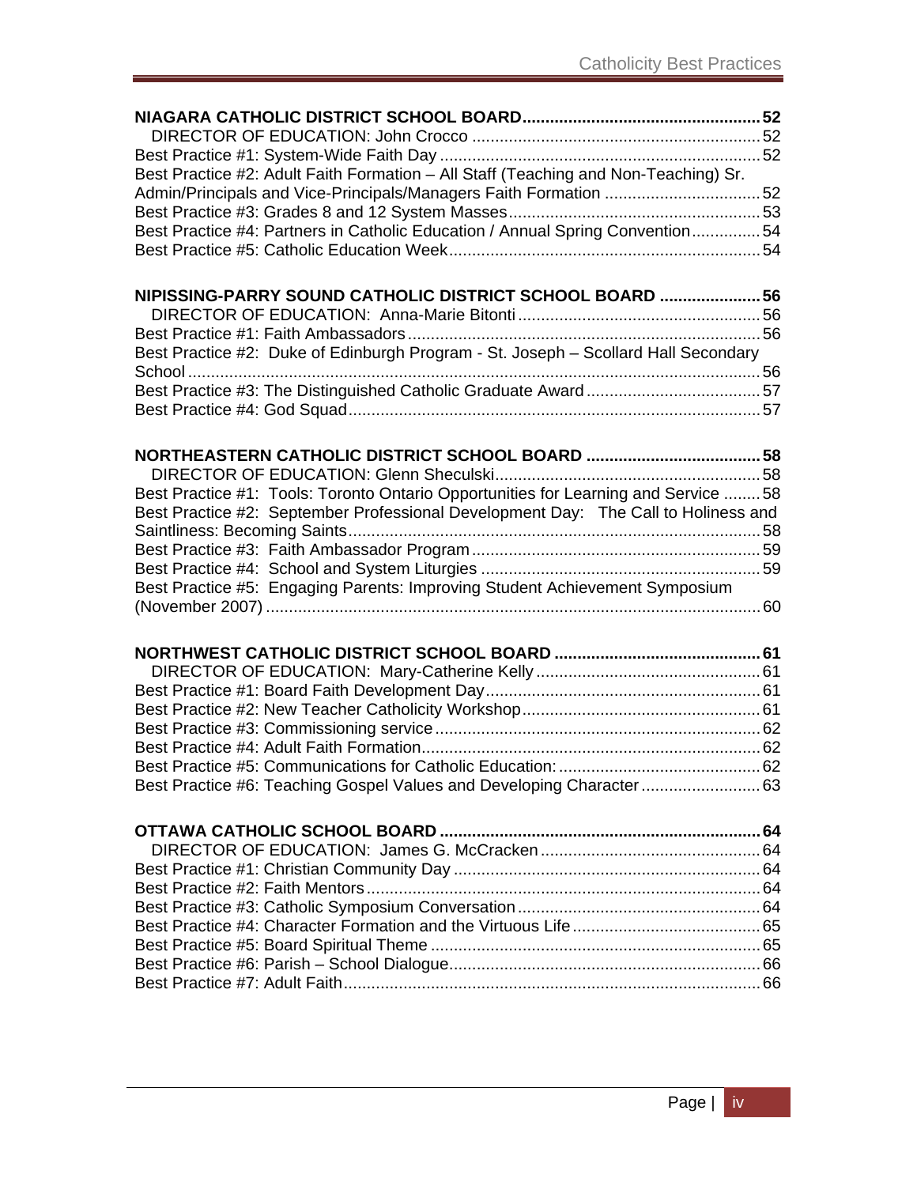**NIAGARA CATHOLIC DISTRICT SCHOOL BOARD** ..... **52**

DIRECTOR OF EDUCATION: John Crocco ..... 52

Best Practice #1: System-Wide Faith Day ..... 52

Best Practice #2: Adult Faith Formation – All Staff (Teaching and Non-Teaching) Sr. Admin/Principals and Vice-Principals/Managers Faith Formation ..... 52

Best Practice #3: Grades 8 and 12 System Masses ..... 53

Best Practice #4: Partners in Catholic Education / Annual Spring Convention ..... 54

Best Practice #5: Catholic Education Week ..... 54

**NIPISSING-PARRY SOUND CATHOLIC DISTRICT SCHOOL BOARD** ..... **56**

DIRECTOR OF EDUCATION: Anna-Marie Bitonti ..... 56

Best Practice #1: Faith Ambassadors ..... 56

Best Practice #2: Duke of Edinburgh Program - St. Joseph – Scollard Hall Secondary School ..... 56

Best Practice #3: The Distinguished Catholic Graduate Award ..... 57

Best Practice #4: God Squad ..... 57

**NORTHEASTERN CATHOLIC DISTRICT SCHOOL BOARD** ..... **58**

DIRECTOR OF EDUCATION: Glenn Sheculski ..... 58

Best Practice #1: Tools: Toronto Ontario Opportunities for Learning and Service ..... 58

Best Practice #2: September Professional Development Day: The Call to Holiness and Saintliness: Becoming Saints ..... 58

Best Practice #3: Faith Ambassador Program ..... 59

Best Practice #4: School and System Liturgies ..... 59

Best Practice #5: Engaging Parents: Improving Student Achievement Symposium (November 2007) ..... 60

**NORTHWEST CATHOLIC DISTRICT SCHOOL BOARD** ..... **61**

DIRECTOR OF EDUCATION: Mary-Catherine Kelly ..... 61

Best Practice #1: Board Faith Development Day ..... 61

Best Practice #2: New Teacher Catholicity Workshop ..... 61

Best Practice #3: Commissioning service ..... 62

Best Practice #4: Adult Faith Formation ..... 62

Best Practice #5: Communications for Catholic Education: ..... 62

Best Practice #6: Teaching Gospel Values and Developing Character ..... 63

**OTTAWA CATHOLIC SCHOOL BOARD** ..... **64**

DIRECTOR OF EDUCATION: James G. McCracken ..... 64

Best Practice #1: Christian Community Day ..... 64

Best Practice #2: Faith Mentors ..... 64

Best Practice #3: Catholic Symposium Conversation ..... 64

Best Practice #4: Character Formation and the Virtuous Life ..... 65

Best Practice #5: Board Spiritual Theme ..... 65

Best Practice #6: Parish – School Dialogue ..... 66

Best Practice #7: Adult Faith ..... 66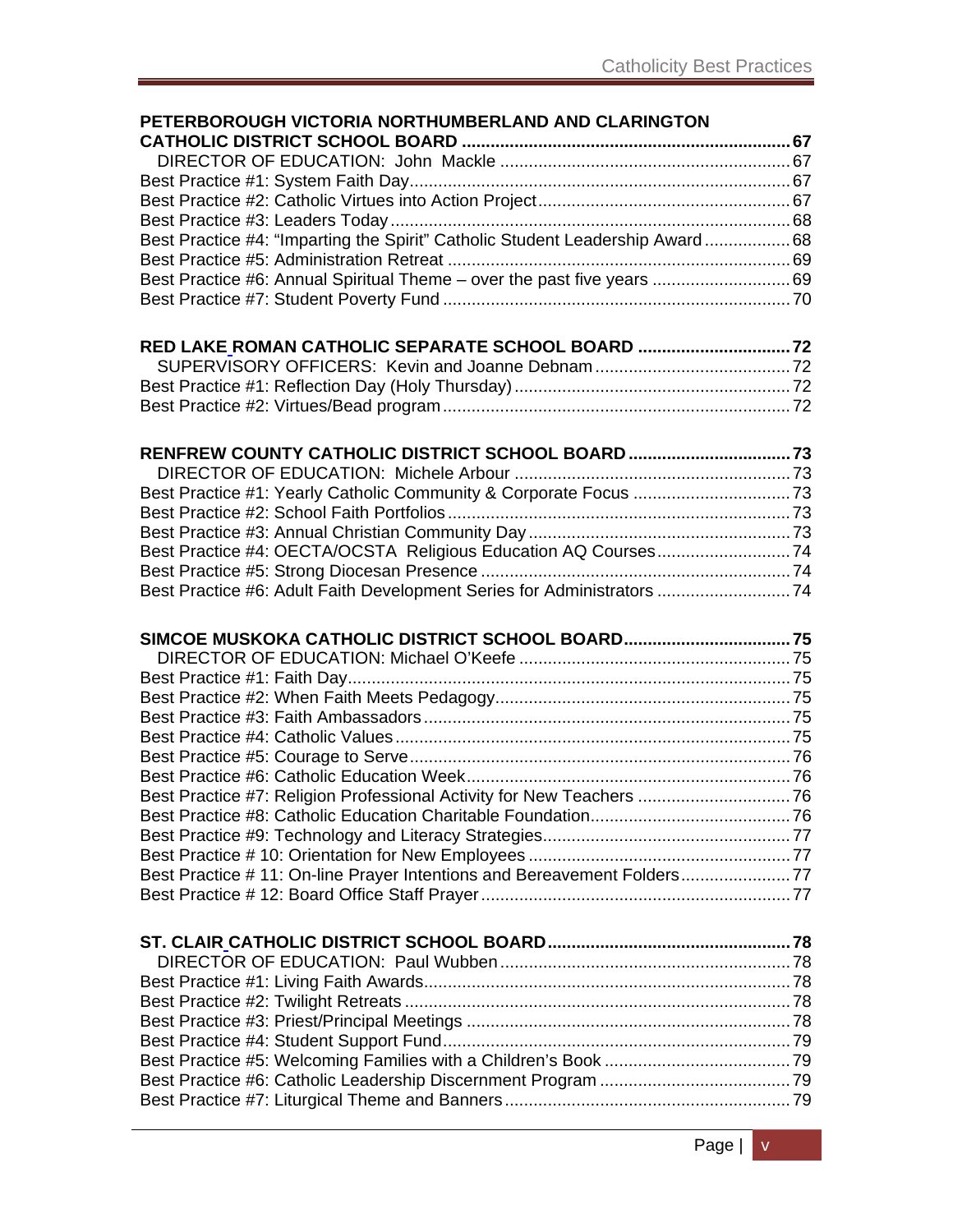**PETERBOROUGH VICTORIA NORTHUMBERLAND AND CLARINGTON CATHOLIC DISTRICT SCHOOL BOARD ............ 67**

DIRECTOR OF EDUCATION: John Mackle ............ 67

Best Practice #1: System Faith Day ............ 67

Best Practice #2: Catholic Virtues into Action Project ............ 67

Best Practice #3: Leaders Today ............ 68

Best Practice #4: "Imparting the Spirit" Catholic Student Leadership Award ............ 68

Best Practice #5: Administration Retreat ............ 69

Best Practice #6: Annual Spiritual Theme – over the past five years ............ 69

Best Practice #7: Student Poverty Fund ............ 70

**RED LAKE ROMAN CATHOLIC SEPARATE SCHOOL BOARD ............ 72**

SUPERVISORY OFFICERS: Kevin and Joanne Debnam ............ 72

Best Practice #1: Reflection Day (Holy Thursday) ............ 72

Best Practice #2: Virtues/Bead program ............ 72

**RENFREW COUNTY CATHOLIC DISTRICT SCHOOL BOARD ............ 73**

DIRECTOR OF EDUCATION: Michele Arbour ............ 73

Best Practice #1: Yearly Catholic Community & Corporate Focus ............ 73

Best Practice #2: School Faith Portfolios ............ 73

Best Practice #3: Annual Christian Community Day ............ 73

Best Practice #4: OECTA/OCSTA Religious Education AQ Courses ............ 74

Best Practice #5: Strong Diocesan Presence ............ 74

Best Practice #6: Adult Faith Development Series for Administrators ............ 74

**SIMCOE MUSKOKA CATHOLIC DISTRICT SCHOOL BOARD ............ 75**

DIRECTOR OF EDUCATION: Michael O'Keefe ............ 75

Best Practice #1: Faith Day ............ 75

Best Practice #2: When Faith Meets Pedagogy ............ 75

Best Practice #3: Faith Ambassadors ............ 75

Best Practice #4: Catholic Values ............ 75

Best Practice #5: Courage to Serve ............ 76

Best Practice #6: Catholic Education Week ............ 76

Best Practice #7: Religion Professional Activity for New Teachers ............ 76

Best Practice #8: Catholic Education Charitable Foundation ............ 76

Best Practice #9: Technology and Literacy Strategies ............ 77

Best Practice # 10: Orientation for New Employees ............ 77

Best Practice # 11: On-line Prayer Intentions and Bereavement Folders ............ 77

Best Practice # 12: Board Office Staff Prayer ............ 77

**ST. CLAIR CATHOLIC DISTRICT SCHOOL BOARD ............ 78**

DIRECTOR OF EDUCATION: Paul Wubben ............ 78

Best Practice #1: Living Faith Awards ............ 78

Best Practice #2: Twilight Retreats ............ 78

Best Practice #3: Priest/Principal Meetings ............ 78

Best Practice #4: Student Support Fund ............ 79

Best Practice #5: Welcoming Families with a Children's Book ............ 79

Best Practice #6: Catholic Leadership Discernment Program ............ 79

Best Practice #7: Liturgical Theme and Banners ............ 79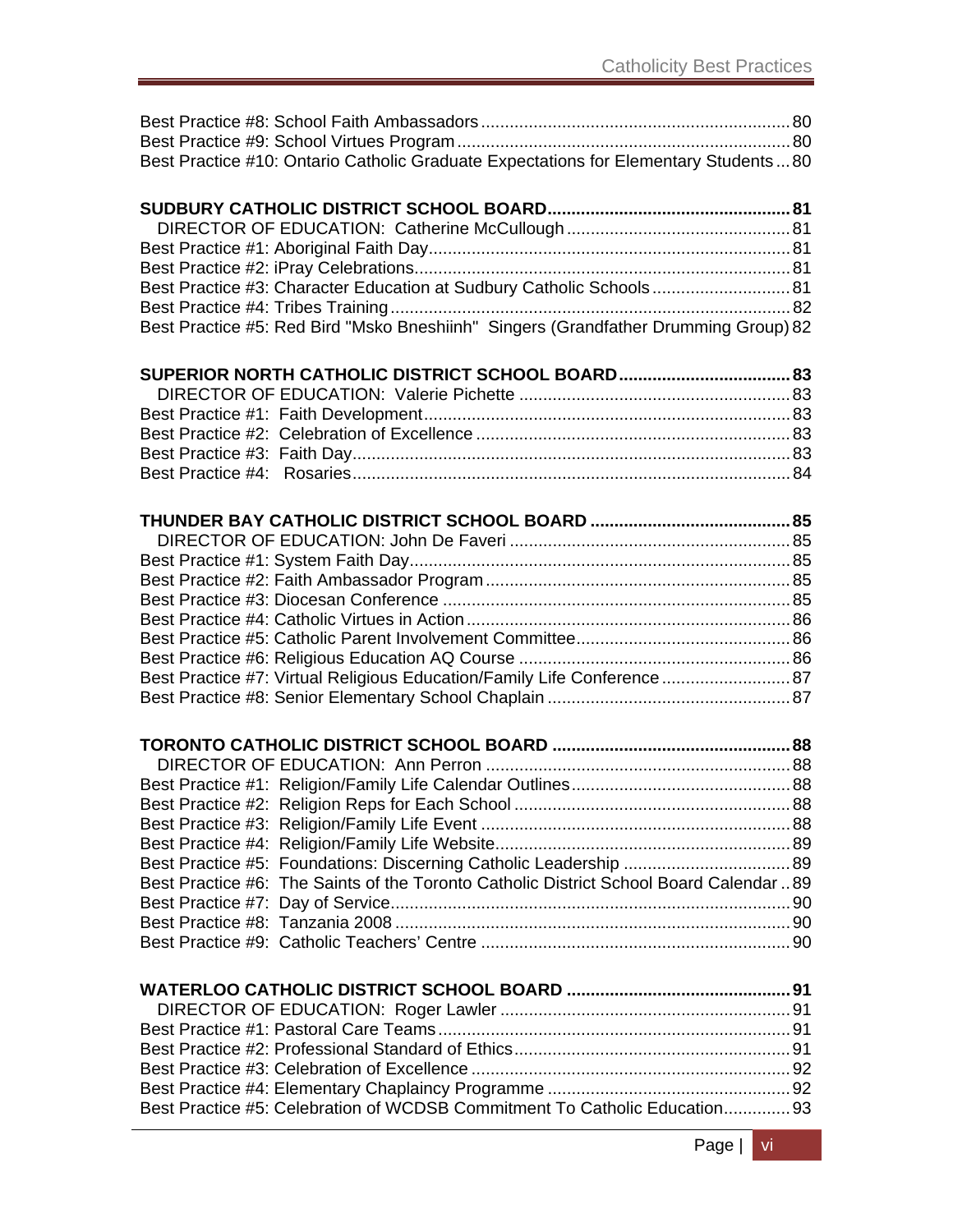Best Practice #8: School Faith Ambassadors ........................................................................ 80
Best Practice #9: School Virtues Program ............................................................................ 80
Best Practice #10: Ontario Catholic Graduate Expectations for Elementary Students ... 80

**SUDBURY CATHOLIC DISTRICT SCHOOL BOARD ................................................ 81**
DIRECTOR OF EDUCATION: Catherine McCullough .............................................. 81
Best Practice #1: Aboriginal Faith Day ................................................................................ 81
Best Practice #2: iPray Celebrations .................................................................................... 81
Best Practice #3: Character Education at Sudbury Catholic Schools ................................ 81
Best Practice #4: Tribes Training ........................................................................................ 82
Best Practice #5: Red Bird "Msko Bneshiinh" Singers (Grandfather Drumming Group) 82

**SUPERIOR NORTH CATHOLIC DISTRICT SCHOOL BOARD .................................... 83**
DIRECTOR OF EDUCATION: Valerie Pichette ........................................................... 83
Best Practice #1: Faith Development ................................................................................. 83
Best Practice #2: Celebration of Excellence ....................................................................... 83
Best Practice #3: Faith Day ................................................................................................. 83
Best Practice #4: Rosaries ................................................................................................... 84

**THUNDER BAY CATHOLIC DISTRICT SCHOOL BOARD ........................................... 85**
DIRECTOR OF EDUCATION: John De Faveri ............................................................ 85
Best Practice #1: System Faith Day .................................................................................... 85
Best Practice #2: Faith Ambassador Program .................................................................... 85
Best Practice #3: Diocesan Conference .............................................................................. 85
Best Practice #4: Catholic Virtues in Action ........................................................................ 86
Best Practice #5: Catholic Parent Involvement Committee ................................................. 86
Best Practice #6: Religious Education AQ Course .............................................................. 86
Best Practice #7: Virtual Religious Education/Family Life Conference ............................... 87
Best Practice #8: Senior Elementary School Chaplain ........................................................ 87

**TORONTO CATHOLIC DISTRICT SCHOOL BOARD .................................................. 88**
DIRECTOR OF EDUCATION: Ann Perron ................................................................... 88
Best Practice #1: Religion/Family Life Calendar Outlines .................................................. 88
Best Practice #2: Religion Reps for Each School ............................................................... 88
Best Practice #3: Religion/Family Life Event ...................................................................... 88
Best Practice #4: Religion/Family Life Website ................................................................... 89
Best Practice #5: Foundations: Discerning Catholic Leadership ........................................ 89
Best Practice #6: The Saints of the Toronto Catholic District School Board Calendar .. 89
Best Practice #7: Day of Service ......................................................................................... 90
Best Practice #8: Tanzania 2008 ........................................................................................ 90
Best Practice #9: Catholic Teachers' Centre ...................................................................... 90

**WATERLOO CATHOLIC DISTRICT SCHOOL BOARD ............................................... 91**
DIRECTOR OF EDUCATION: Roger Lawler .............................................................. 91
Best Practice #1: Pastoral Care Teams ............................................................................... 91
Best Practice #2: Professional Standard of Ethics .............................................................. 91
Best Practice #3: Celebration of Excellence ....................................................................... 92
Best Practice #4: Elementary Chaplaincy Programme ....................................................... 92
Best Practice #5: Celebration of WCDSB Commitment To Catholic Education .............. 93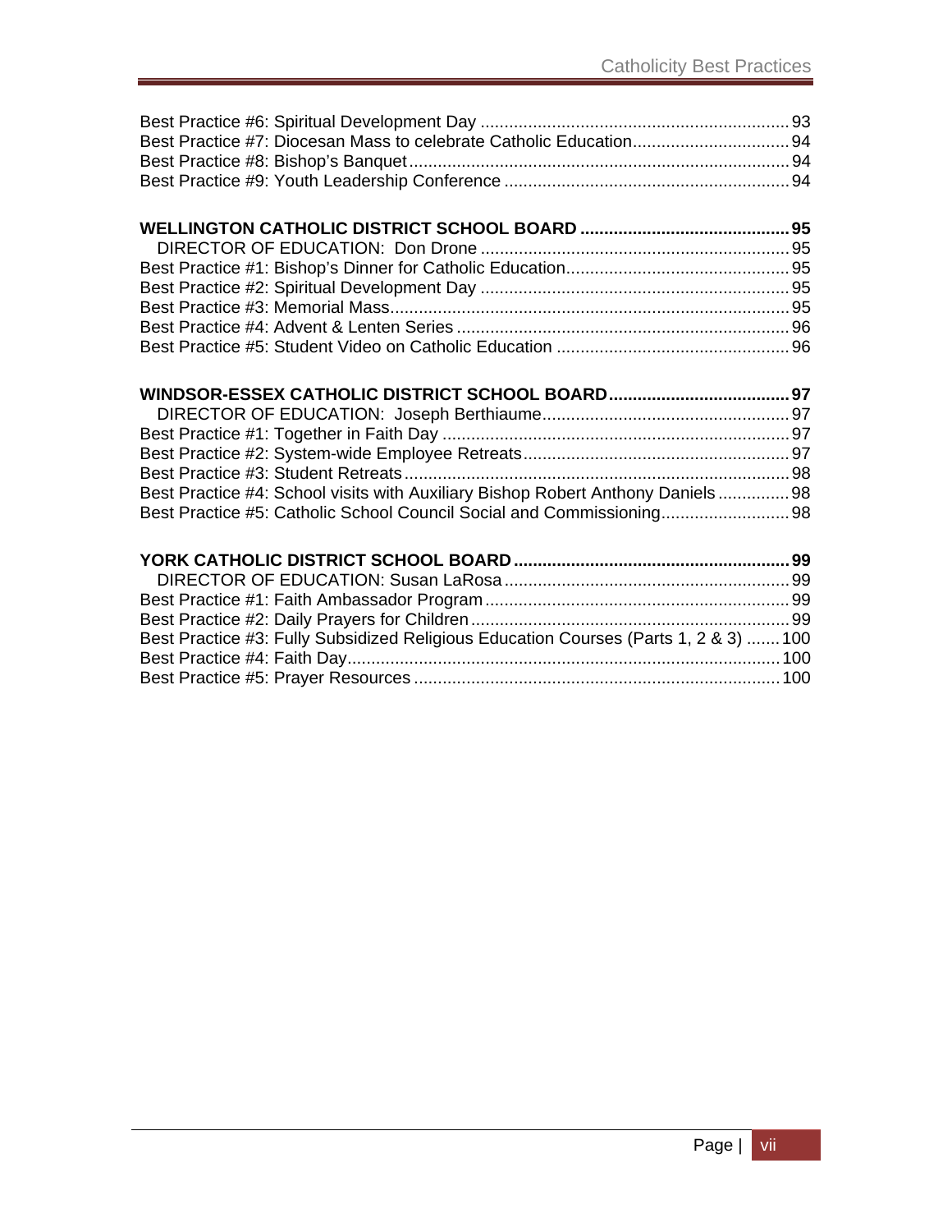Best Practice #6: Spiritual Development Day ................................................................ 93
Best Practice #7: Diocesan Mass to celebrate Catholic Education................................ 94
Best Practice #8: Bishop's Banquet............................................................................... 94
Best Practice #9: Youth Leadership Conference ........................................................... 94

**WELLINGTON CATHOLIC DISTRICT SCHOOL BOARD ........................................... 95**
DIRECTOR OF EDUCATION: Don Drone ................................................................ 95
Best Practice #1: Bishop's Dinner for Catholic Education.............................................. 95
Best Practice #2: Spiritual Development Day ................................................................ 95
Best Practice #3: Memorial Mass................................................................................... 95
Best Practice #4: Advent & Lenten Series ..................................................................... 96
Best Practice #5: Student Video on Catholic Education ................................................ 96

**WINDSOR-ESSEX CATHOLIC DISTRICT SCHOOL BOARD...................................... 97**
DIRECTOR OF EDUCATION: Joseph Berthiaume.................................................. 97
Best Practice #1: Together in Faith Day ........................................................................ 97
Best Practice #2: System-wide Employee Retreats....................................................... 97
Best Practice #3: Student Retreats................................................................................ 98
Best Practice #4: School visits with Auxiliary Bishop Robert Anthony Daniels ............... 98
Best Practice #5: Catholic School Council Social and Commissioning........................... 98

**YORK CATHOLIC DISTRICT SCHOOL BOARD ......................................................... 99**
DIRECTOR OF EDUCATION: Susan LaRosa ............................................................ 99
Best Practice #1: Faith Ambassador Program ............................................................... 99
Best Practice #2: Daily Prayers for Children .................................................................. 99
Best Practice #3: Fully Subsidized Religious Education Courses (Parts 1, 2 & 3) ....... 100
Best Practice #4: Faith Day.......................................................................................... 100
Best Practice #5: Prayer Resources ............................................................................ 100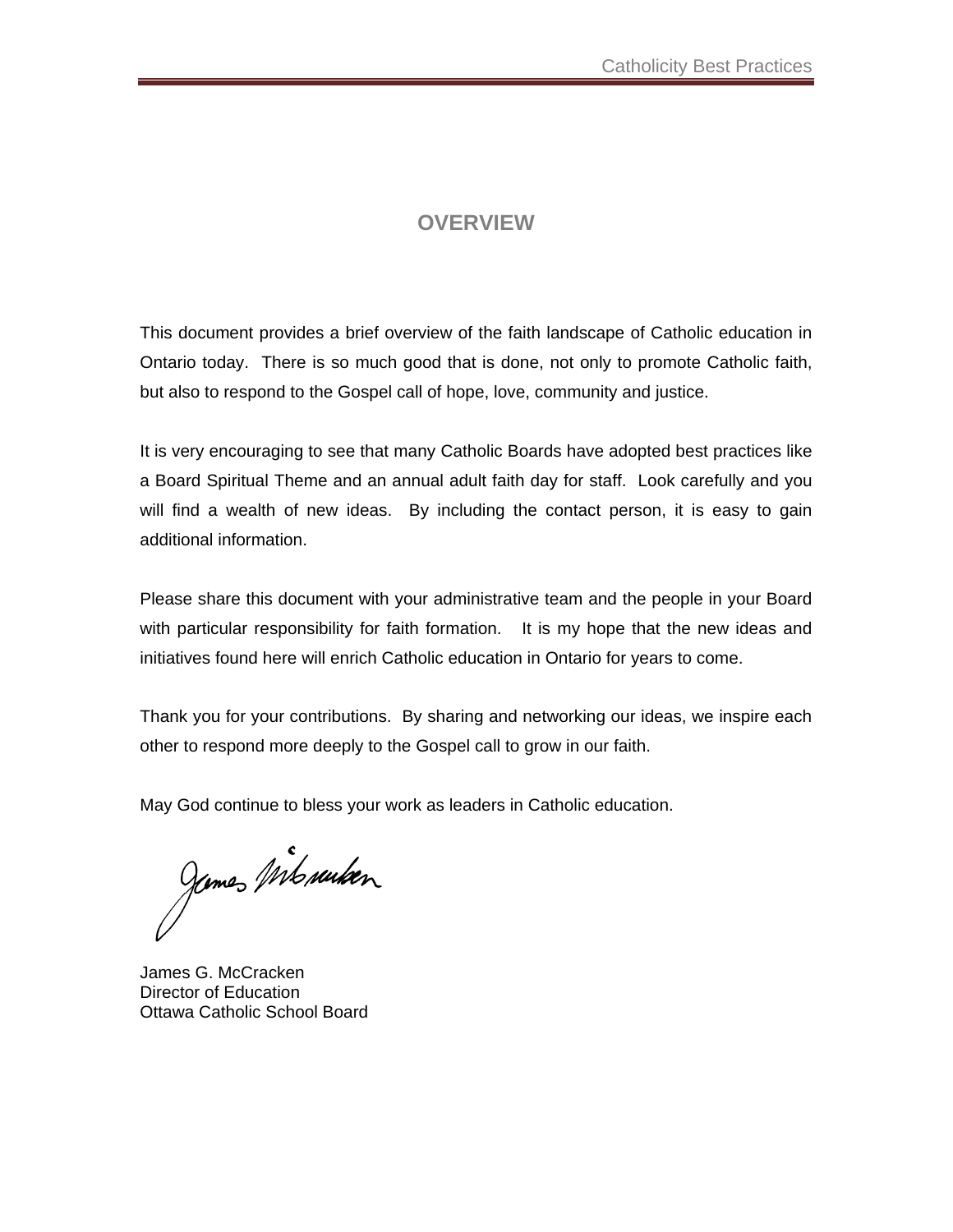# OVERVIEW

This document provides a brief overview of the faith landscape of Catholic education in Ontario today. There is so much good that is done, not only to promote Catholic faith, but also to respond to the Gospel call of hope, love, community and justice.

It is very encouraging to see that many Catholic Boards have adopted best practices like a Board Spiritual Theme and an annual adult faith day for staff. Look carefully and you will find a wealth of new ideas. By including the contact person, it is easy to gain additional information.

Please share this document with your administrative team and the people in your Board with particular responsibility for faith formation. It is my hope that the new ideas and initiatives found here will enrich Catholic education in Ontario for years to come.

Thank you for your contributions. By sharing and networking our ideas, we inspire each other to respond more deeply to the Gospel call to grow in our faith.

May God continue to bless your work as leaders in Catholic education.

James G. McCracken
Director of Education
Ottawa Catholic School Board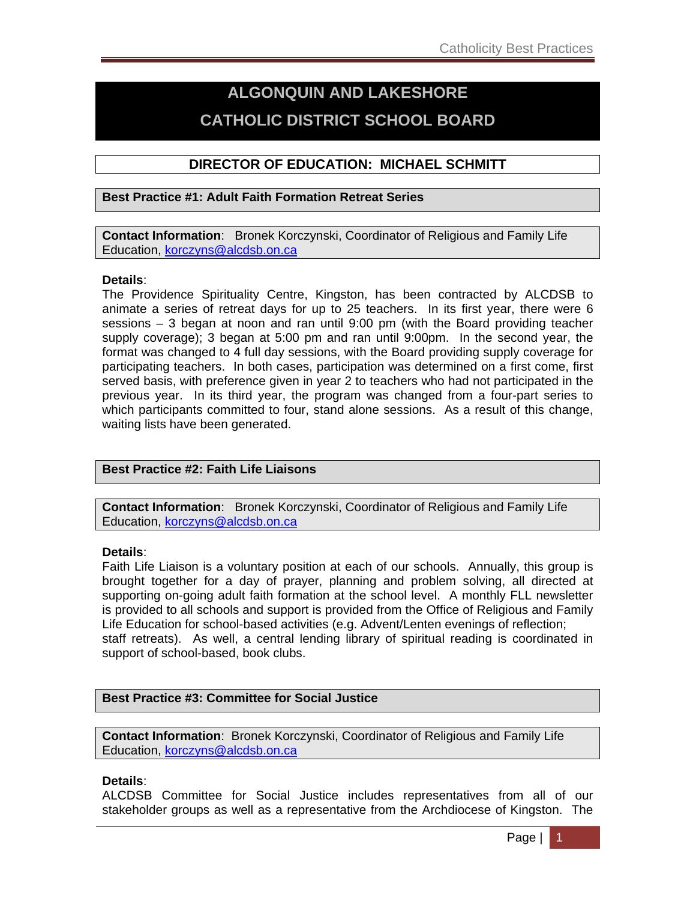# ALGONQUIN AND LAKESHORE CATHOLIC DISTRICT SCHOOL BOARD

## DIRECTOR OF EDUCATION: MICHAEL SCHMITT

### Best Practice #1: Adult Faith Formation Retreat Series

**Contact Information**: Bronek Korczynski, Coordinator of Religious and Family Life Education, korczyns@alcdsb.on.ca

**Details**:
The Providence Spirituality Centre, Kingston, has been contracted by ALCDSB to animate a series of retreat days for up to 25 teachers. In its first year, there were 6 sessions – 3 began at noon and ran until 9:00 pm (with the Board providing teacher supply coverage); 3 began at 5:00 pm and ran until 9:00pm. In the second year, the format was changed to 4 full day sessions, with the Board providing supply coverage for participating teachers. In both cases, participation was determined on a first come, first served basis, with preference given in year 2 to teachers who had not participated in the previous year. In its third year, the program was changed from a four-part series to which participants committed to four, stand alone sessions. As a result of this change, waiting lists have been generated.

### Best Practice #2: Faith Life Liaisons

**Contact Information**: Bronek Korczynski, Coordinator of Religious and Family Life Education, korczyns@alcdsb.on.ca

**Details**:
Faith Life Liaison is a voluntary position at each of our schools. Annually, this group is brought together for a day of prayer, planning and problem solving, all directed at supporting on-going adult faith formation at the school level. A monthly FLL newsletter is provided to all schools and support is provided from the Office of Religious and Family Life Education for school-based activities (e.g. Advent/Lenten evenings of reflection; staff retreats). As well, a central lending library of spiritual reading is coordinated in support of school-based, book clubs.

### Best Practice #3: Committee for Social Justice

**Contact Information**: Bronek Korczynski, Coordinator of Religious and Family Life Education, korczyns@alcdsb.on.ca

**Details**:
ALCDSB Committee for Social Justice includes representatives from all of our stakeholder groups as well as a representative from the Archdiocese of Kingston. The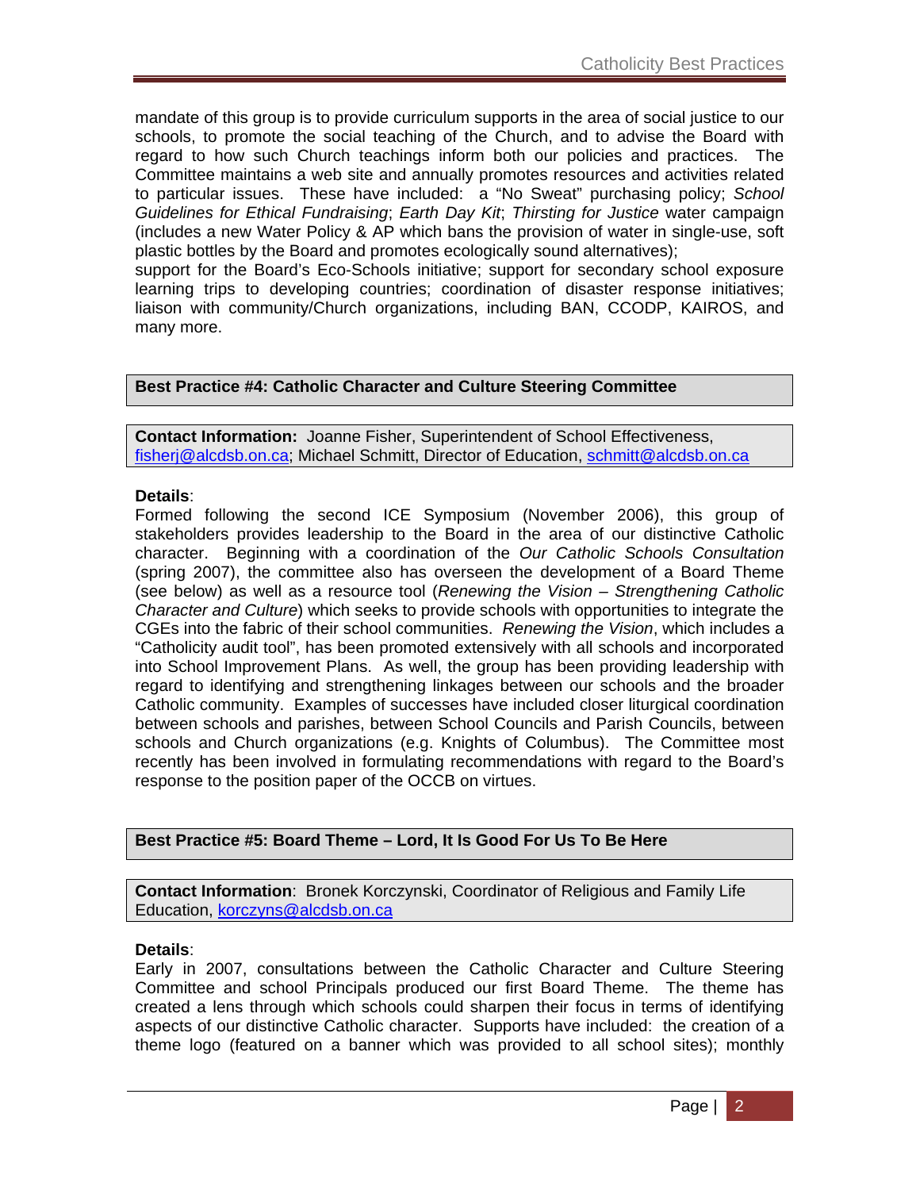mandate of this group is to provide curriculum supports in the area of social justice to our schools, to promote the social teaching of the Church, and to advise the Board with regard to how such Church teachings inform both our policies and practices. The Committee maintains a web site and annually promotes resources and activities related to particular issues. These have included: a "No Sweat" purchasing policy; *School Guidelines for Ethical Fundraising*; *Earth Day Kit*; *Thirsting for Justice* water campaign (includes a new Water Policy & AP which bans the provision of water in single-use, soft plastic bottles by the Board and promotes ecologically sound alternatives);
support for the Board's Eco-Schools initiative; support for secondary school exposure learning trips to developing countries; coordination of disaster response initiatives; liaison with community/Church organizations, including BAN, CCODP, KAIROS, and many more.

### Best Practice #4: Catholic Character and Culture Steering Committee

**Contact Information:** Joanne Fisher, Superintendent of School Effectiveness, fisherj@alcdsb.on.ca; Michael Schmitt, Director of Education, schmitt@alcdsb.on.ca

**Details**:
Formed following the second ICE Symposium (November 2006), this group of stakeholders provides leadership to the Board in the area of our distinctive Catholic character. Beginning with a coordination of the *Our Catholic Schools Consultation* (spring 2007), the committee also has overseen the development of a Board Theme (see below) as well as a resource tool (*Renewing the Vision – Strengthening Catholic Character and Culture*) which seeks to provide schools with opportunities to integrate the CGEs into the fabric of their school communities. *Renewing the Vision*, which includes a "Catholicity audit tool", has been promoted extensively with all schools and incorporated into School Improvement Plans. As well, the group has been providing leadership with regard to identifying and strengthening linkages between our schools and the broader Catholic community. Examples of successes have included closer liturgical coordination between schools and parishes, between School Councils and Parish Councils, between schools and Church organizations (e.g. Knights of Columbus). The Committee most recently has been involved in formulating recommendations with regard to the Board's response to the position paper of the OCCB on virtues.

### Best Practice #5: Board Theme – Lord, It Is Good For Us To Be Here

**Contact Information**: Bronek Korczynski, Coordinator of Religious and Family Life Education, korczyns@alcdsb.on.ca

**Details**:
Early in 2007, consultations between the Catholic Character and Culture Steering Committee and school Principals produced our first Board Theme. The theme has created a lens through which schools could sharpen their focus in terms of identifying aspects of our distinctive Catholic character. Supports have included: the creation of a theme logo (featured on a banner which was provided to all school sites); monthly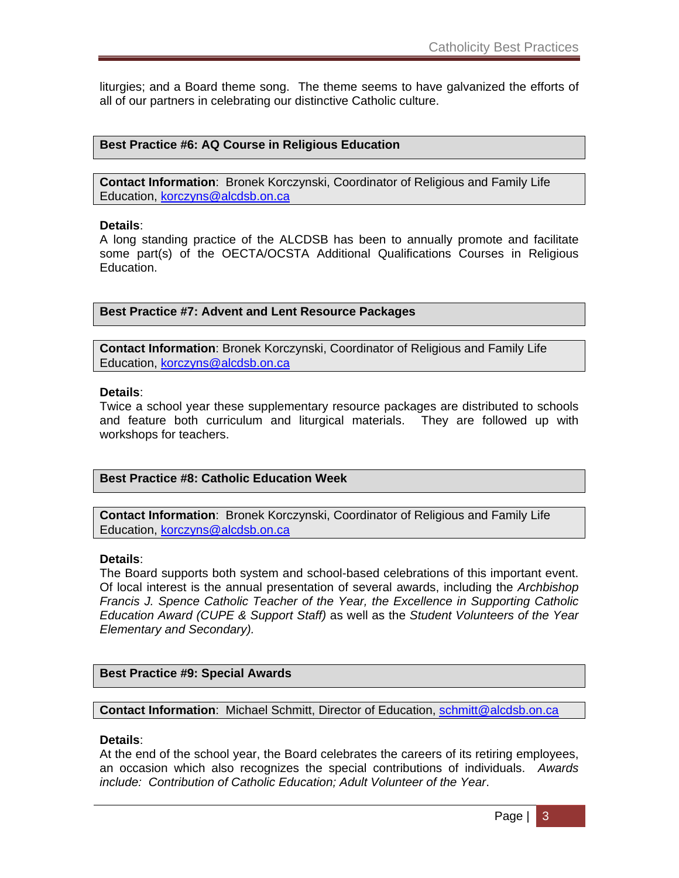liturgies; and a Board theme song. The theme seems to have galvanized the efforts of all of our partners in celebrating our distinctive Catholic culture.

### Best Practice #6: AQ Course in Religious Education

**Contact Information**: Bronek Korczynski, Coordinator of Religious and Family Life Education, korczyns@alcdsb.on.ca

**Details**:
A long standing practice of the ALCDSB has been to annually promote and facilitate some part(s) of the OECTA/OCSTA Additional Qualifications Courses in Religious Education.

### Best Practice #7: Advent and Lent Resource Packages

**Contact Information**: Bronek Korczynski, Coordinator of Religious and Family Life Education, korczyns@alcdsb.on.ca

**Details**:
Twice a school year these supplementary resource packages are distributed to schools and feature both curriculum and liturgical materials. They are followed up with workshops for teachers.

### Best Practice #8: Catholic Education Week

**Contact Information**: Bronek Korczynski, Coordinator of Religious and Family Life Education, korczyns@alcdsb.on.ca

**Details**:
The Board supports both system and school-based celebrations of this important event. Of local interest is the annual presentation of several awards, including the *Archbishop Francis J. Spence Catholic Teacher of the Year, the Excellence in Supporting Catholic Education Award (CUPE & Support Staff)* as well as the *Student Volunteers of the Year Elementary and Secondary).*

### Best Practice #9: Special Awards

**Contact Information**: Michael Schmitt, Director of Education, schmitt@alcdsb.on.ca

**Details**:
At the end of the school year, the Board celebrates the careers of its retiring employees, an occasion which also recognizes the special contributions of individuals. *Awards include: Contribution of Catholic Education; Adult Volunteer of the Year*.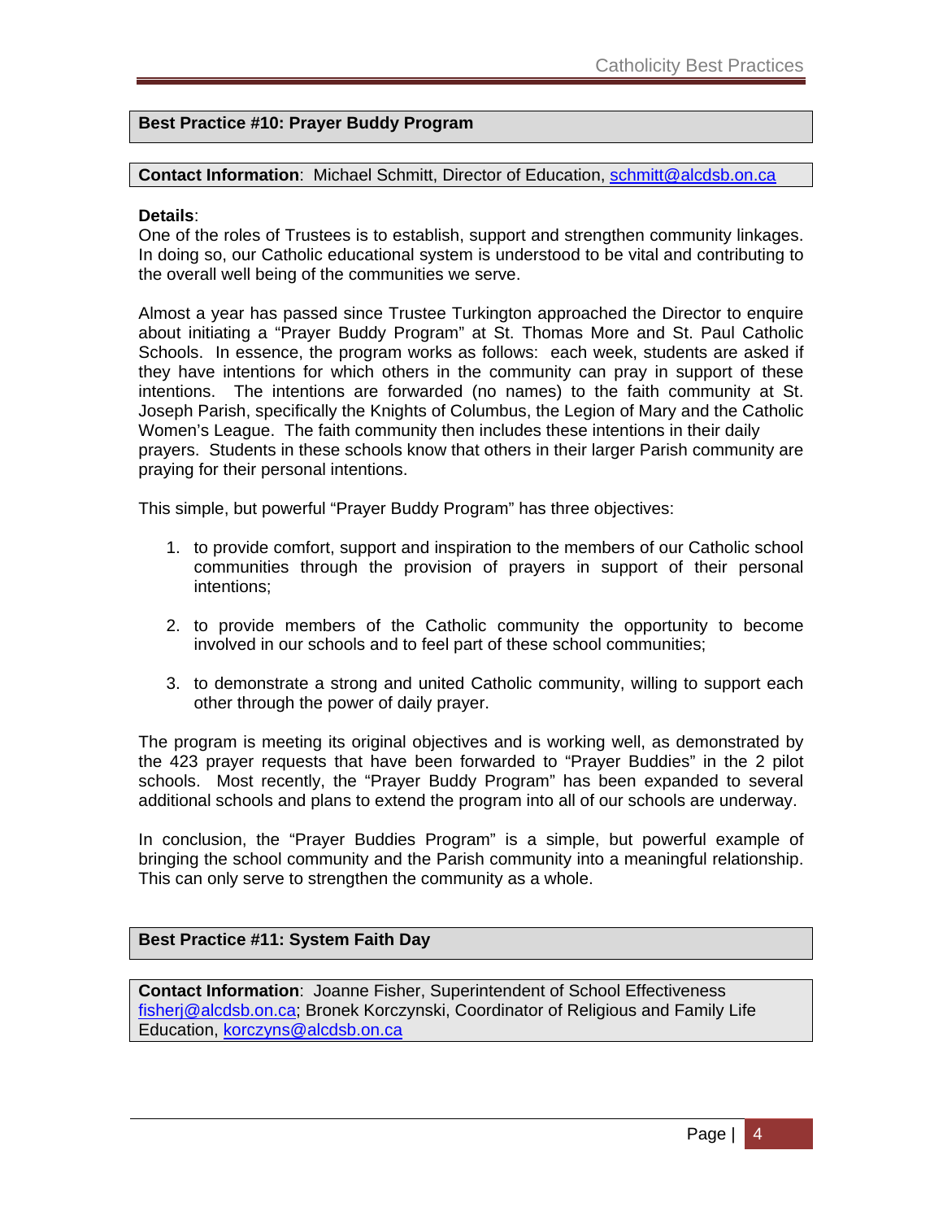## Best Practice #10: Prayer Buddy Program

**Contact Information**: Michael Schmitt, Director of Education, schmitt@alcdsb.on.ca

**Details**:
One of the roles of Trustees is to establish, support and strengthen community linkages. In doing so, our Catholic educational system is understood to be vital and contributing to the overall well being of the communities we serve.

Almost a year has passed since Trustee Turkington approached the Director to enquire about initiating a "Prayer Buddy Program" at St. Thomas More and St. Paul Catholic Schools. In essence, the program works as follows: each week, students are asked if they have intentions for which others in the community can pray in support of these intentions. The intentions are forwarded (no names) to the faith community at St. Joseph Parish, specifically the Knights of Columbus, the Legion of Mary and the Catholic Women's League. The faith community then includes these intentions in their daily prayers. Students in these schools know that others in their larger Parish community are praying for their personal intentions.

This simple, but powerful "Prayer Buddy Program" has three objectives:

1. to provide comfort, support and inspiration to the members of our Catholic school communities through the provision of prayers in support of their personal intentions;

2. to provide members of the Catholic community the opportunity to become involved in our schools and to feel part of these school communities;

3. to demonstrate a strong and united Catholic community, willing to support each other through the power of daily prayer.

The program is meeting its original objectives and is working well, as demonstrated by the 423 prayer requests that have been forwarded to "Prayer Buddies" in the 2 pilot schools. Most recently, the "Prayer Buddy Program" has been expanded to several additional schools and plans to extend the program into all of our schools are underway.

In conclusion, the "Prayer Buddies Program" is a simple, but powerful example of bringing the school community and the Parish community into a meaningful relationship. This can only serve to strengthen the community as a whole.

## Best Practice #11: System Faith Day

**Contact Information**: Joanne Fisher, Superintendent of School Effectiveness fisherj@alcdsb.on.ca; Bronek Korczynski, Coordinator of Religious and Family Life Education, korczyns@alcdsb.on.ca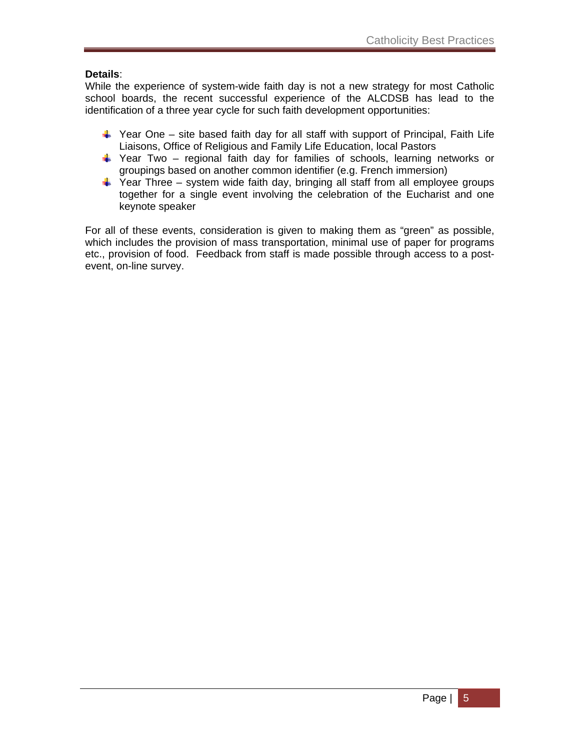**Details**:
While the experience of system-wide faith day is not a new strategy for most Catholic school boards, the recent successful experience of the ALCDSB has lead to the identification of a three year cycle for such faith development opportunities:

- Year One – site based faith day for all staff with support of Principal, Faith Life Liaisons, Office of Religious and Family Life Education, local Pastors
- Year Two – regional faith day for families of schools, learning networks or groupings based on another common identifier (e.g. French immersion)
- Year Three – system wide faith day, bringing all staff from all employee groups together for a single event involving the celebration of the Eucharist and one keynote speaker

For all of these events, consideration is given to making them as "green" as possible, which includes the provision of mass transportation, minimal use of paper for programs etc., provision of food. Feedback from staff is made possible through access to a post-event, on-line survey.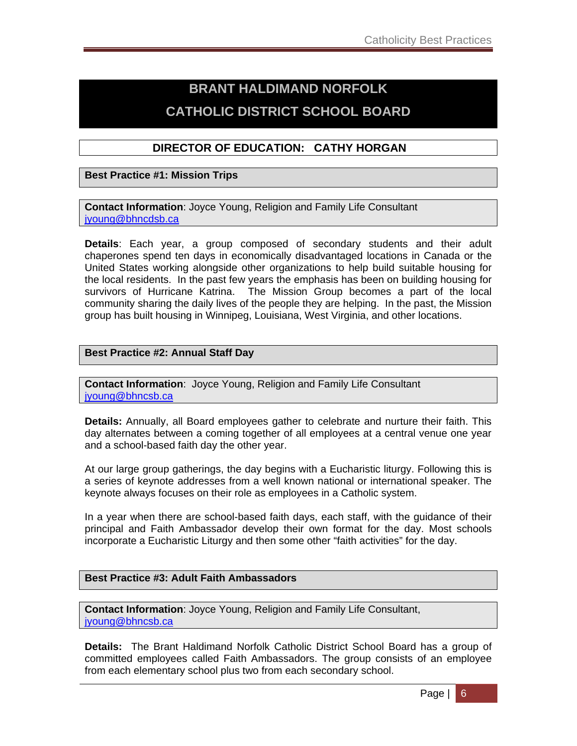# BRANT HALDIMAND NORFOLK CATHOLIC DISTRICT SCHOOL BOARD

## DIRECTOR OF EDUCATION: CATHY HORGAN

### Best Practice #1: Mission Trips

**Contact Information**: Joyce Young, Religion and Family Life Consultant
jyoung@bhncdsb.ca

**Details**: Each year, a group composed of secondary students and their adult chaperones spend ten days in economically disadvantaged locations in Canada or the United States working alongside other organizations to help build suitable housing for the local residents. In the past few years the emphasis has been on building housing for survivors of Hurricane Katrina. The Mission Group becomes a part of the local community sharing the daily lives of the people they are helping. In the past, the Mission group has built housing in Winnipeg, Louisiana, West Virginia, and other locations.

### Best Practice #2: Annual Staff Day

**Contact Information**: Joyce Young, Religion and Family Life Consultant
jyoung@bhncsb.ca

**Details:** Annually, all Board employees gather to celebrate and nurture their faith. This day alternates between a coming together of all employees at a central venue one year and a school-based faith day the other year.

At our large group gatherings, the day begins with a Eucharistic liturgy. Following this is a series of keynote addresses from a well known national or international speaker. The keynote always focuses on their role as employees in a Catholic system.

In a year when there are school-based faith days, each staff, with the guidance of their principal and Faith Ambassador develop their own format for the day. Most schools incorporate a Eucharistic Liturgy and then some other "faith activities" for the day.

### Best Practice #3: Adult Faith Ambassadors

**Contact Information**: Joyce Young, Religion and Family Life Consultant,
jyoung@bhncsb.ca

**Details:** The Brant Haldimand Norfolk Catholic District School Board has a group of committed employees called Faith Ambassadors. The group consists of an employee from each elementary school plus two from each secondary school.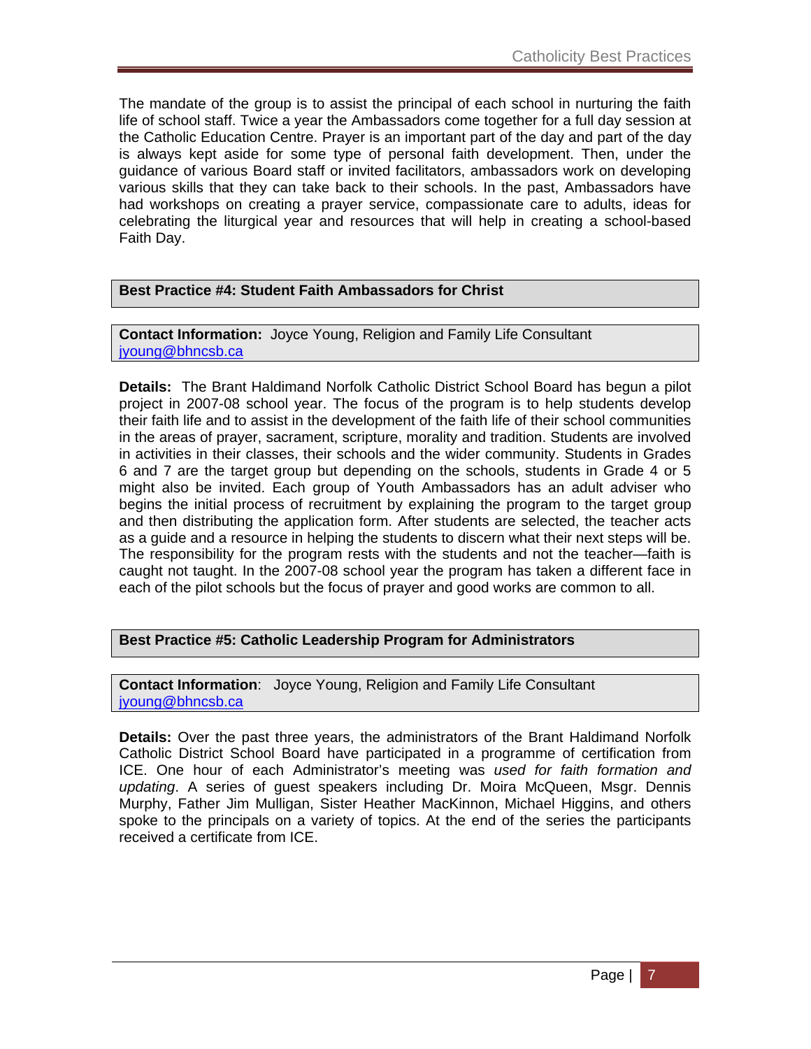The mandate of the group is to assist the principal of each school in nurturing the faith life of school staff. Twice a year the Ambassadors come together for a full day session at the Catholic Education Centre. Prayer is an important part of the day and part of the day is always kept aside for some type of personal faith development. Then, under the guidance of various Board staff or invited facilitators, ambassadors work on developing various skills that they can take back to their schools. In the past, Ambassadors have had workshops on creating a prayer service, compassionate care to adults, ideas for celebrating the liturgical year and resources that will help in creating a school-based Faith Day.

### Best Practice #4: Student Faith Ambassadors for Christ

**Contact Information:** Joyce Young, Religion and Family Life Consultant
jyoung@bhncsb.ca

**Details:** The Brant Haldimand Norfolk Catholic District School Board has begun a pilot project in 2007-08 school year. The focus of the program is to help students develop their faith life and to assist in the development of the faith life of their school communities in the areas of prayer, sacrament, scripture, morality and tradition. Students are involved in activities in their classes, their schools and the wider community. Students in Grades 6 and 7 are the target group but depending on the schools, students in Grade 4 or 5 might also be invited. Each group of Youth Ambassadors has an adult adviser who begins the initial process of recruitment by explaining the program to the target group and then distributing the application form. After students are selected, the teacher acts as a guide and a resource in helping the students to discern what their next steps will be. The responsibility for the program rests with the students and not the teacher—faith is caught not taught. In the 2007-08 school year the program has taken a different face in each of the pilot schools but the focus of prayer and good works are common to all.

### Best Practice #5: Catholic Leadership Program for Administrators

**Contact Information**: Joyce Young, Religion and Family Life Consultant
jyoung@bhncsb.ca

**Details:** Over the past three years, the administrators of the Brant Haldimand Norfolk Catholic District School Board have participated in a programme of certification from ICE. One hour of each Administrator's meeting was *used for faith formation and updating*. A series of guest speakers including Dr. Moira McQueen, Msgr. Dennis Murphy, Father Jim Mulligan, Sister Heather MacKinnon, Michael Higgins, and others spoke to the principals on a variety of topics. At the end of the series the participants received a certificate from ICE.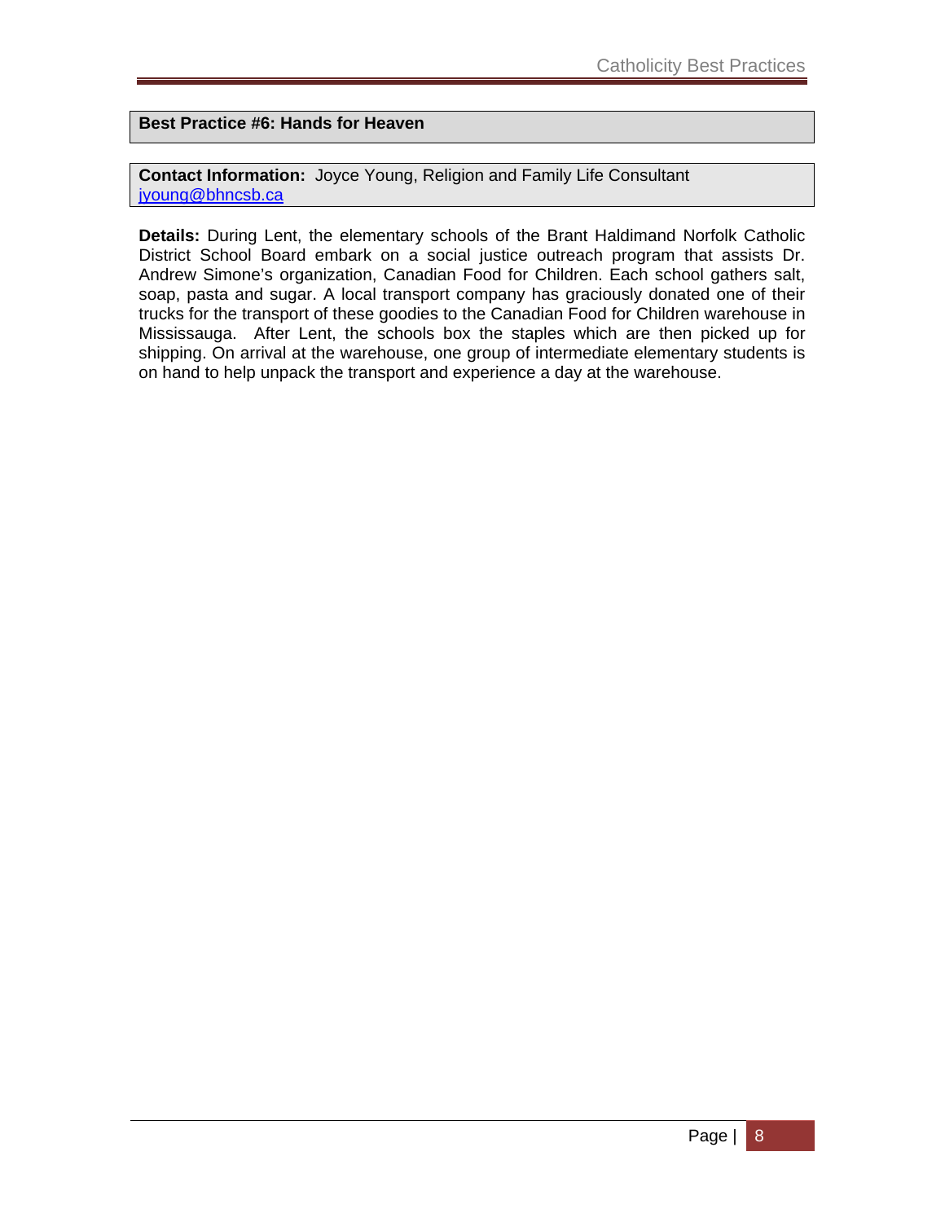## Best Practice #6: Hands for Heaven

**Contact Information:** Joyce Young, Religion and Family Life Consultant
jyoung@bhncsb.ca

**Details:** During Lent, the elementary schools of the Brant Haldimand Norfolk Catholic District School Board embark on a social justice outreach program that assists Dr. Andrew Simone's organization, Canadian Food for Children. Each school gathers salt, soap, pasta and sugar. A local transport company has graciously donated one of their trucks for the transport of these goodies to the Canadian Food for Children warehouse in Mississauga. After Lent, the schools box the staples which are then picked up for shipping. On arrival at the warehouse, one group of intermediate elementary students is on hand to help unpack the transport and experience a day at the warehouse.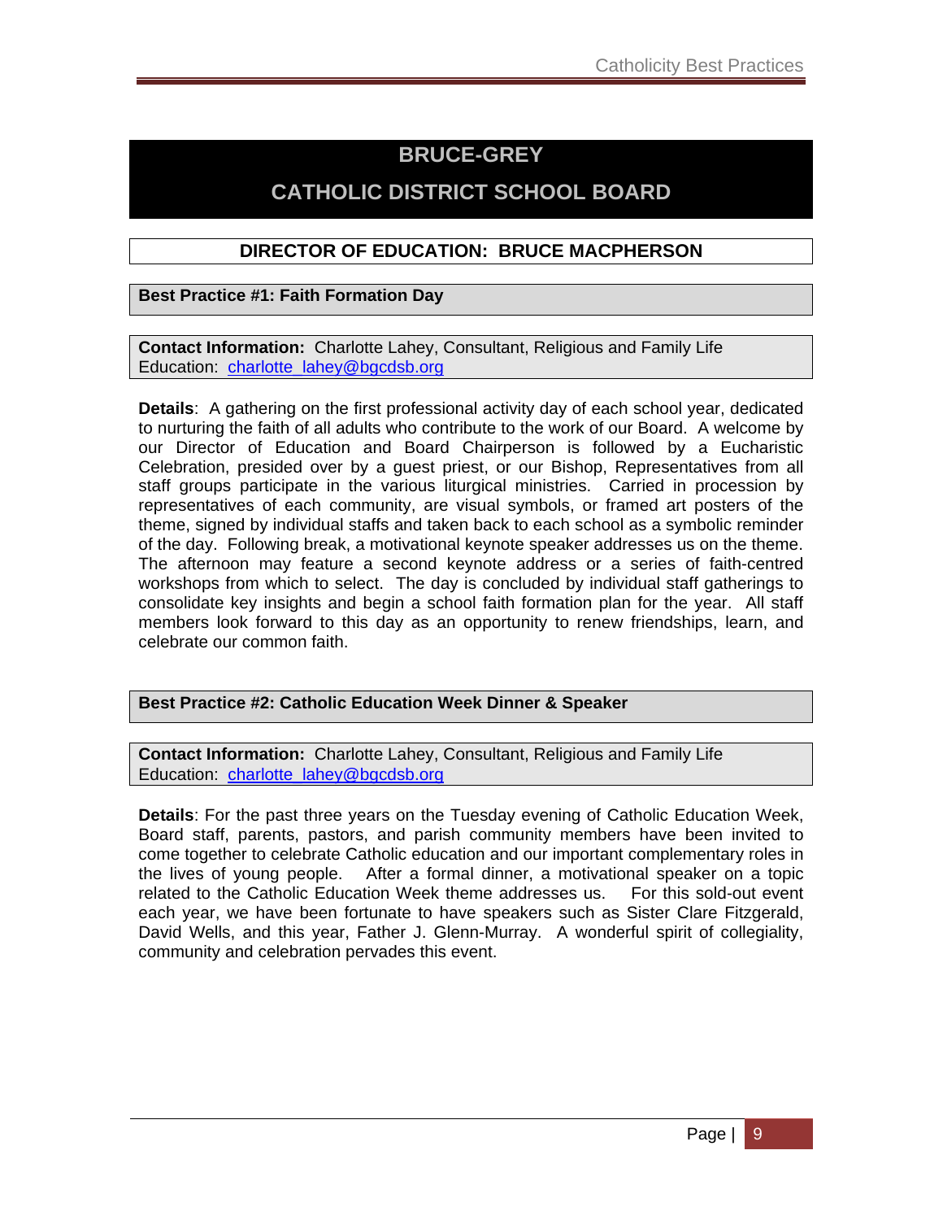# BRUCE-GREY
# CATHOLIC DISTRICT SCHOOL BOARD

## DIRECTOR OF EDUCATION: BRUCE MACPHERSON

### Best Practice #1: Faith Formation Day

**Contact Information:** Charlotte Lahey, Consultant, Religious and Family Life Education: charlotte_lahey@bgcdsb.org

**Details**: A gathering on the first professional activity day of each school year, dedicated to nurturing the faith of all adults who contribute to the work of our Board. A welcome by our Director of Education and Board Chairperson is followed by a Eucharistic Celebration, presided over by a guest priest, or our Bishop, Representatives from all staff groups participate in the various liturgical ministries. Carried in procession by representatives of each community, are visual symbols, or framed art posters of the theme, signed by individual staffs and taken back to each school as a symbolic reminder of the day. Following break, a motivational keynote speaker addresses us on the theme. The afternoon may feature a second keynote address or a series of faith-centred workshops from which to select. The day is concluded by individual staff gatherings to consolidate key insights and begin a school faith formation plan for the year. All staff members look forward to this day as an opportunity to renew friendships, learn, and celebrate our common faith.

### Best Practice #2: Catholic Education Week Dinner & Speaker

**Contact Information:** Charlotte Lahey, Consultant, Religious and Family Life Education: charlotte_lahey@bgcdsb.org

**Details**: For the past three years on the Tuesday evening of Catholic Education Week, Board staff, parents, pastors, and parish community members have been invited to come together to celebrate Catholic education and our important complementary roles in the lives of young people. After a formal dinner, a motivational speaker on a topic related to the Catholic Education Week theme addresses us. For this sold-out event each year, we have been fortunate to have speakers such as Sister Clare Fitzgerald, David Wells, and this year, Father J. Glenn-Murray. A wonderful spirit of collegiality, community and celebration pervades this event.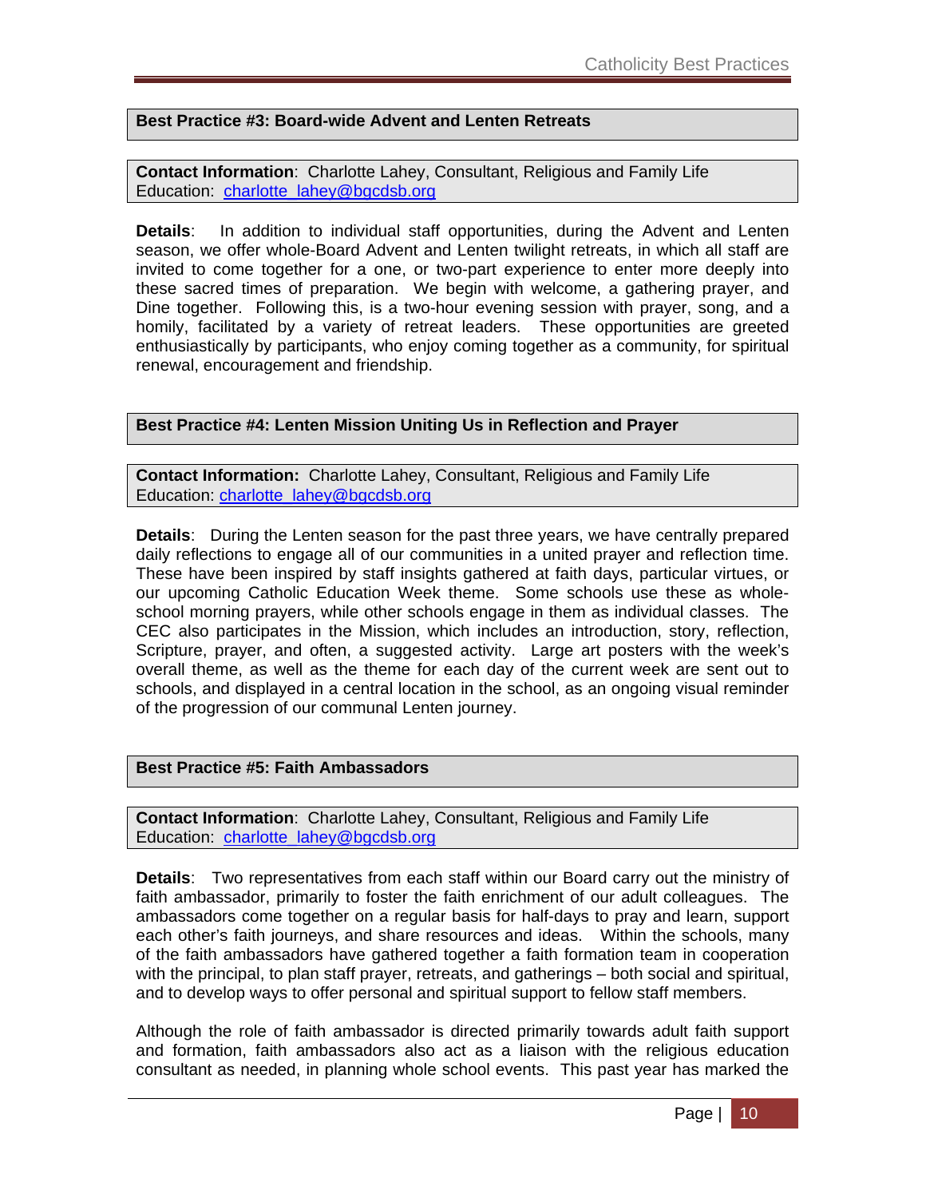### Best Practice #3: Board-wide Advent and Lenten Retreats

**Contact Information**: Charlotte Lahey, Consultant, Religious and Family Life Education: charlotte_lahey@bgcdsb.org

**Details**: In addition to individual staff opportunities, during the Advent and Lenten season, we offer whole-Board Advent and Lenten twilight retreats, in which all staff are invited to come together for a one, or two-part experience to enter more deeply into these sacred times of preparation. We begin with welcome, a gathering prayer, and Dine together. Following this, is a two-hour evening session with prayer, song, and a homily, facilitated by a variety of retreat leaders. These opportunities are greeted enthusiastically by participants, who enjoy coming together as a community, for spiritual renewal, encouragement and friendship.

### Best Practice #4: Lenten Mission Uniting Us in Reflection and Prayer

**Contact Information:** Charlotte Lahey, Consultant, Religious and Family Life Education: charlotte_lahey@bgcdsb.org

**Details**: During the Lenten season for the past three years, we have centrally prepared daily reflections to engage all of our communities in a united prayer and reflection time. These have been inspired by staff insights gathered at faith days, particular virtues, or our upcoming Catholic Education Week theme. Some schools use these as whole-school morning prayers, while other schools engage in them as individual classes. The CEC also participates in the Mission, which includes an introduction, story, reflection, Scripture, prayer, and often, a suggested activity. Large art posters with the week's overall theme, as well as the theme for each day of the current week are sent out to schools, and displayed in a central location in the school, as an ongoing visual reminder of the progression of our communal Lenten journey.

### Best Practice #5: Faith Ambassadors

**Contact Information**: Charlotte Lahey, Consultant, Religious and Family Life Education: charlotte_lahey@bgcdsb.org

**Details**: Two representatives from each staff within our Board carry out the ministry of faith ambassador, primarily to foster the faith enrichment of our adult colleagues. The ambassadors come together on a regular basis for half-days to pray and learn, support each other's faith journeys, and share resources and ideas. Within the schools, many of the faith ambassadors have gathered together a faith formation team in cooperation with the principal, to plan staff prayer, retreats, and gatherings – both social and spiritual, and to develop ways to offer personal and spiritual support to fellow staff members.

Although the role of faith ambassador is directed primarily towards adult faith support and formation, faith ambassadors also act as a liaison with the religious education consultant as needed, in planning whole school events. This past year has marked the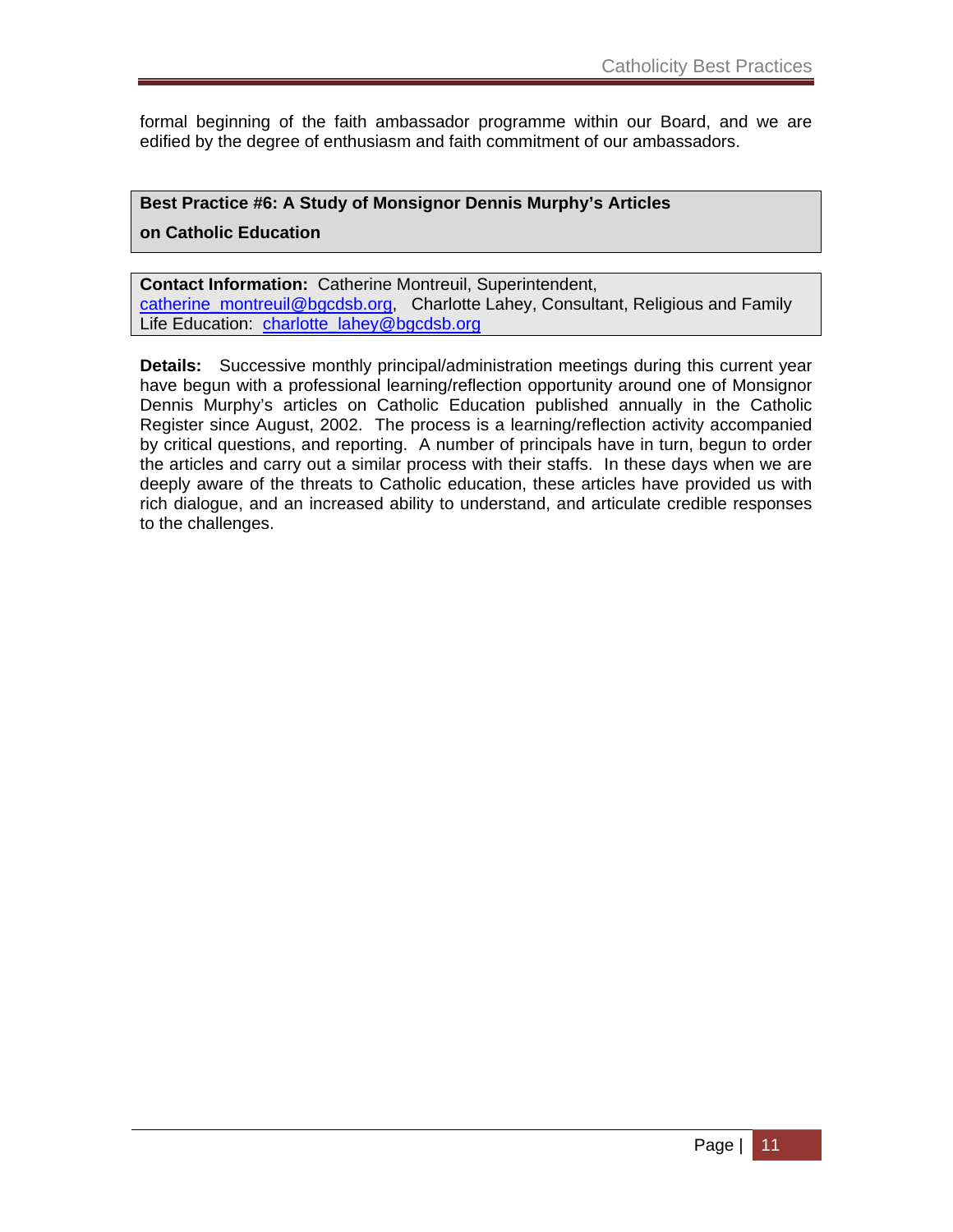formal beginning of the faith ambassador programme within our Board, and we are edified by the degree of enthusiasm and faith commitment of our ambassadors.

**Best Practice #6: A Study of Monsignor Dennis Murphy's Articles on Catholic Education**

**Contact Information:** Catherine Montreuil, Superintendent, catherine_montreuil@bgcdsb.org, Charlotte Lahey, Consultant, Religious and Family Life Education: charlotte_lahey@bgcdsb.org

**Details:** Successive monthly principal/administration meetings during this current year have begun with a professional learning/reflection opportunity around one of Monsignor Dennis Murphy's articles on Catholic Education published annually in the Catholic Register since August, 2002. The process is a learning/reflection activity accompanied by critical questions, and reporting. A number of principals have in turn, begun to order the articles and carry out a similar process with their staffs. In these days when we are deeply aware of the threats to Catholic education, these articles have provided us with rich dialogue, and an increased ability to understand, and articulate credible responses to the challenges.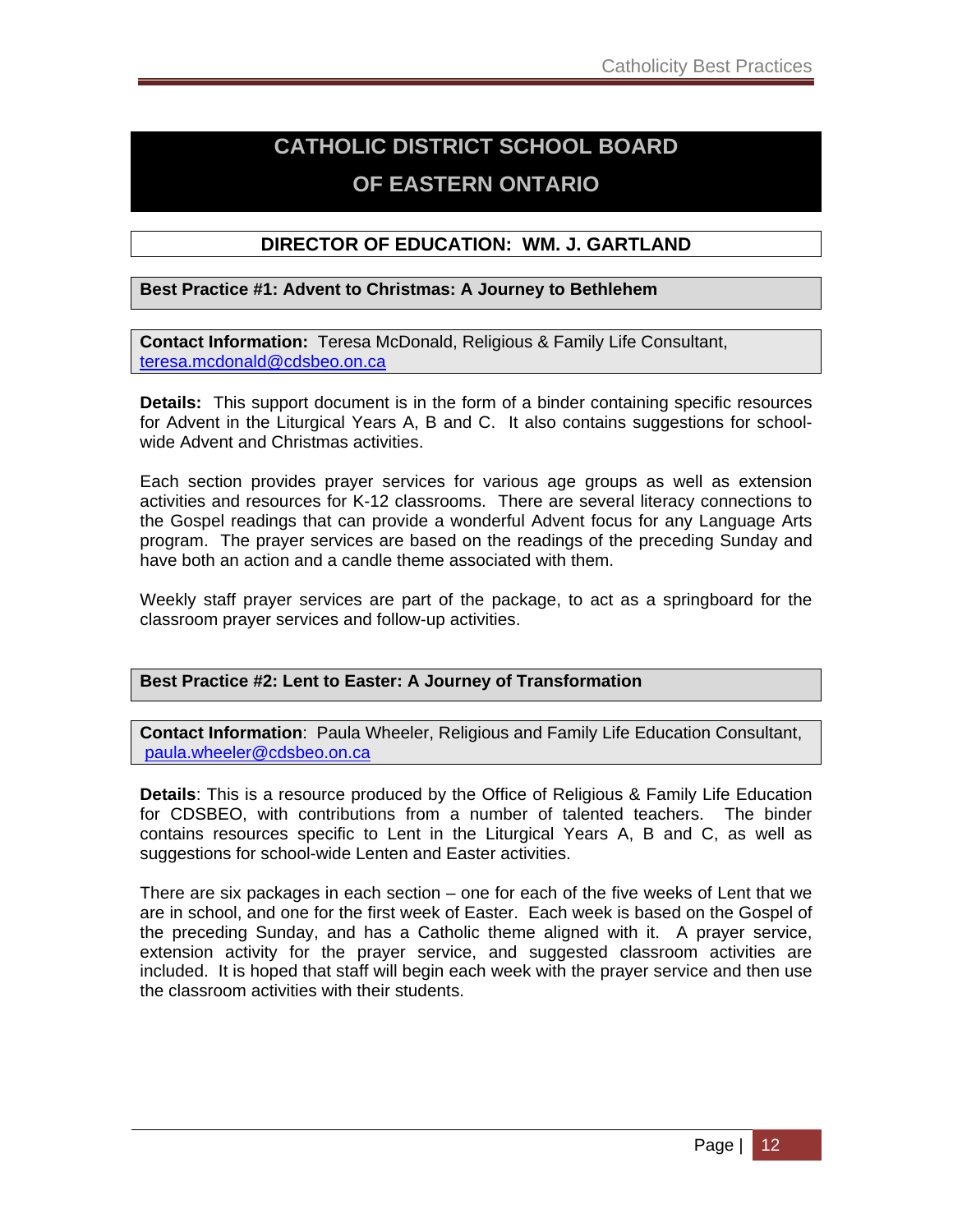# CATHOLIC DISTRICT SCHOOL BOARD OF EASTERN ONTARIO

## DIRECTOR OF EDUCATION: WM. J. GARTLAND

### Best Practice #1: Advent to Christmas: A Journey to Bethlehem

**Contact Information:** Teresa McDonald, Religious & Family Life Consultant, teresa.mcdonald@cdsbeo.on.ca

**Details:** This support document is in the form of a binder containing specific resources for Advent in the Liturgical Years A, B and C. It also contains suggestions for school-wide Advent and Christmas activities.

Each section provides prayer services for various age groups as well as extension activities and resources for K-12 classrooms. There are several literacy connections to the Gospel readings that can provide a wonderful Advent focus for any Language Arts program. The prayer services are based on the readings of the preceding Sunday and have both an action and a candle theme associated with them.

Weekly staff prayer services are part of the package, to act as a springboard for the classroom prayer services and follow-up activities.

### Best Practice #2: Lent to Easter: A Journey of Transformation

**Contact Information**: Paula Wheeler, Religious and Family Life Education Consultant, paula.wheeler@cdsbeo.on.ca

**Details**: This is a resource produced by the Office of Religious & Family Life Education for CDSBEO, with contributions from a number of talented teachers. The binder contains resources specific to Lent in the Liturgical Years A, B and C, as well as suggestions for school-wide Lenten and Easter activities.

There are six packages in each section – one for each of the five weeks of Lent that we are in school, and one for the first week of Easter. Each week is based on the Gospel of the preceding Sunday, and has a Catholic theme aligned with it. A prayer service, extension activity for the prayer service, and suggested classroom activities are included. It is hoped that staff will begin each week with the prayer service and then use the classroom activities with their students.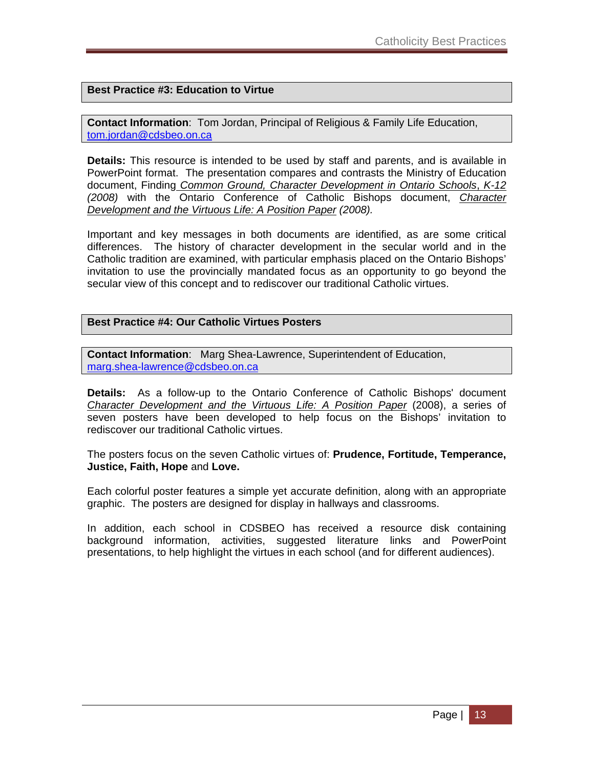## Best Practice #3: Education to Virtue

**Contact Information**: Tom Jordan, Principal of Religious & Family Life Education, tom.jordan@cdsbeo.on.ca

**Details:** This resource is intended to be used by staff and parents, and is available in PowerPoint format. The presentation compares and contrasts the Ministry of Education document, Finding *Common Ground, Character Development in Ontario Schools*, *K-12 (2008)* with the Ontario Conference of Catholic Bishops document, *Character Development and the Virtuous Life: A Position Paper* *(2008).*

Important and key messages in both documents are identified, as are some critical differences. The history of character development in the secular world and in the Catholic tradition are examined, with particular emphasis placed on the Ontario Bishops' invitation to use the provincially mandated focus as an opportunity to go beyond the secular view of this concept and to rediscover our traditional Catholic virtues.

## Best Practice #4: Our Catholic Virtues Posters

**Contact Information**: Marg Shea-Lawrence, Superintendent of Education, marg.shea-lawrence@cdsbeo.on.ca

**Details:** As a follow-up to the Ontario Conference of Catholic Bishops' document *Character Development and the Virtuous Life: A Position Paper* (2008), a series of seven posters have been developed to help focus on the Bishops' invitation to rediscover our traditional Catholic virtues.

The posters focus on the seven Catholic virtues of: **Prudence, Fortitude, Temperance, Justice, Faith, Hope** and **Love.**

Each colorful poster features a simple yet accurate definition, along with an appropriate graphic. The posters are designed for display in hallways and classrooms.

In addition, each school in CDSBEO has received a resource disk containing background information, activities, suggested literature links and PowerPoint presentations, to help highlight the virtues in each school (and for different audiences).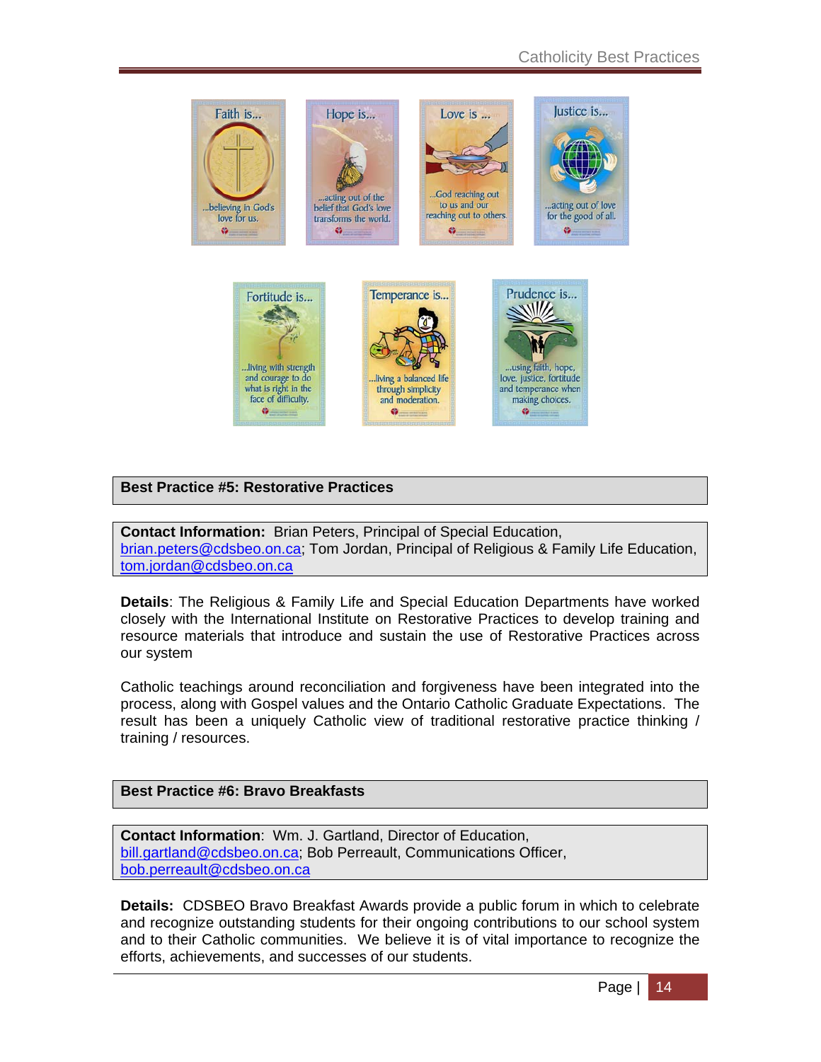## Best Practice #5: Restorative Practices

**Contact Information:** Brian Peters, Principal of Special Education, brian.peters@cdsbeo.on.ca; Tom Jordan, Principal of Religious & Family Life Education, tom.jordan@cdsbeo.on.ca

**Details**: The Religious & Family Life and Special Education Departments have worked closely with the International Institute on Restorative Practices to develop training and resource materials that introduce and sustain the use of Restorative Practices across our system

Catholic teachings around reconciliation and forgiveness have been integrated into the process, along with Gospel values and the Ontario Catholic Graduate Expectations. The result has been a uniquely Catholic view of traditional restorative practice thinking / training / resources.

## Best Practice #6: Bravo Breakfasts

**Contact Information**: Wm. J. Gartland, Director of Education, bill.gartland@cdsbeo.on.ca; Bob Perreault, Communications Officer, bob.perreault@cdsbeo.on.ca

**Details:** CDSBEO Bravo Breakfast Awards provide a public forum in which to celebrate and recognize outstanding students for their ongoing contributions to our school system and to their Catholic communities. We believe it is of vital importance to recognize the efforts, achievements, and successes of our students.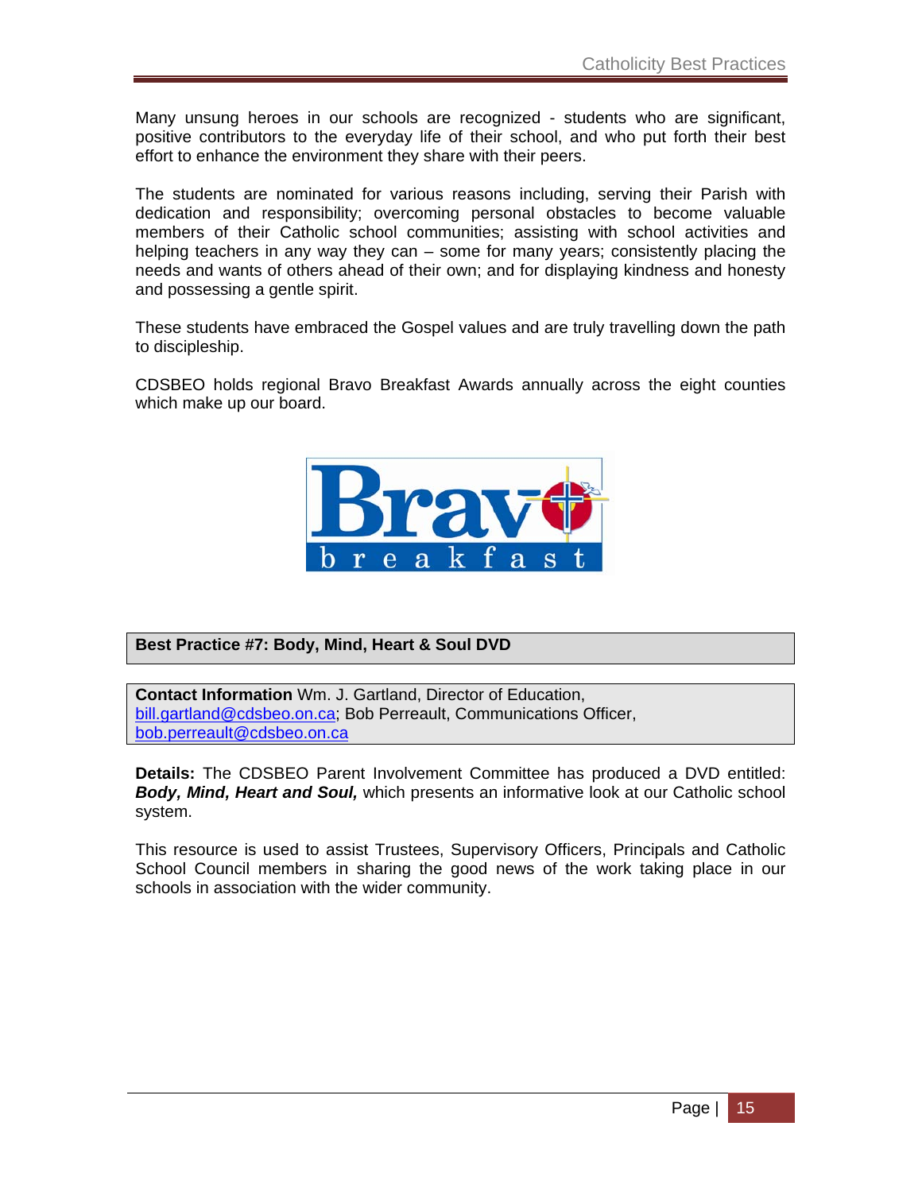Many unsung heroes in our schools are recognized - students who are significant, positive contributors to the everyday life of their school, and who put forth their best effort to enhance the environment they share with their peers.

The students are nominated for various reasons including, serving their Parish with dedication and responsibility; overcoming personal obstacles to become valuable members of their Catholic school communities; assisting with school activities and helping teachers in any way they can – some for many years; consistently placing the needs and wants of others ahead of their own; and for displaying kindness and honesty and possessing a gentle spirit.

These students have embraced the Gospel values and are truly travelling down the path to discipleship.

CDSBEO holds regional Bravo Breakfast Awards annually across the eight counties which make up our board.

**Best Practice #7: Body, Mind, Heart & Soul DVD**

**Contact Information** Wm. J. Gartland, Director of Education, bill.gartland@cdsbeo.on.ca; Bob Perreault, Communications Officer, bob.perreault@cdsbeo.on.ca

**Details:** The CDSBEO Parent Involvement Committee has produced a DVD entitled: ***Body, Mind, Heart and Soul,*** which presents an informative look at our Catholic school system.

This resource is used to assist Trustees, Supervisory Officers, Principals and Catholic School Council members in sharing the good news of the work taking place in our schools in association with the wider community.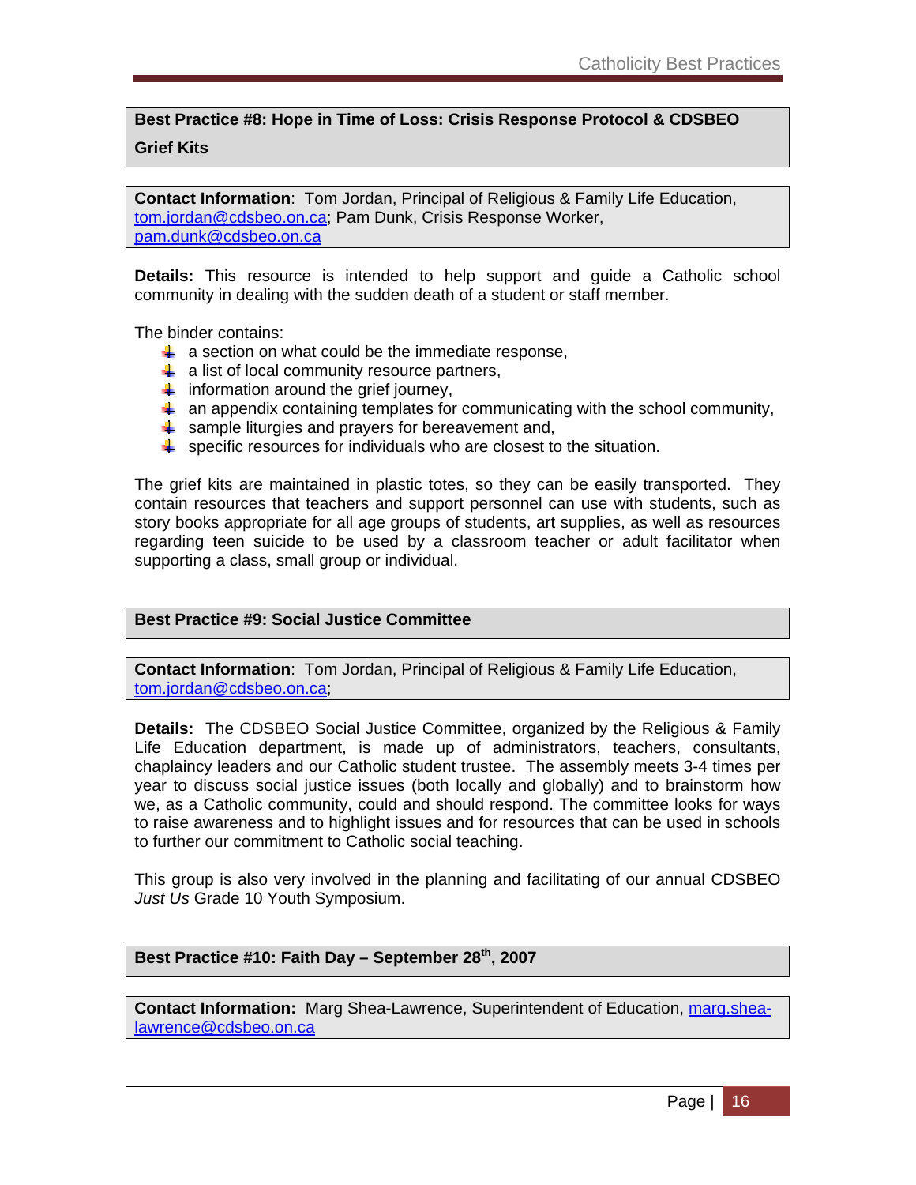## Best Practice #8: Hope in Time of Loss: Crisis Response Protocol & CDSBEO Grief Kits

**Contact Information**: Tom Jordan, Principal of Religious & Family Life Education, tom.jordan@cdsbeo.on.ca; Pam Dunk, Crisis Response Worker, pam.dunk@cdsbeo.on.ca

**Details:** This resource is intended to help support and guide a Catholic school community in dealing with the sudden death of a student or staff member.

The binder contains:

- a section on what could be the immediate response,
- a list of local community resource partners,
- information around the grief journey,
- an appendix containing templates for communicating with the school community,
- sample liturgies and prayers for bereavement and,
- specific resources for individuals who are closest to the situation.

The grief kits are maintained in plastic totes, so they can be easily transported. They contain resources that teachers and support personnel can use with students, such as story books appropriate for all age groups of students, art supplies, as well as resources regarding teen suicide to be used by a classroom teacher or adult facilitator when supporting a class, small group or individual.

## Best Practice #9: Social Justice Committee

**Contact Information**: Tom Jordan, Principal of Religious & Family Life Education, tom.jordan@cdsbeo.on.ca;

**Details:** The CDSBEO Social Justice Committee, organized by the Religious & Family Life Education department, is made up of administrators, teachers, consultants, chaplaincy leaders and our Catholic student trustee. The assembly meets 3-4 times per year to discuss social justice issues (both locally and globally) and to brainstorm how we, as a Catholic community, could and should respond. The committee looks for ways to raise awareness and to highlight issues and for resources that can be used in schools to further our commitment to Catholic social teaching.

This group is also very involved in the planning and facilitating of our annual CDSBEO *Just Us* Grade 10 Youth Symposium.

## Best Practice #10: Faith Day – September 28th, 2007

**Contact Information:** Marg Shea-Lawrence, Superintendent of Education, marg.shea-lawrence@cdsbeo.on.ca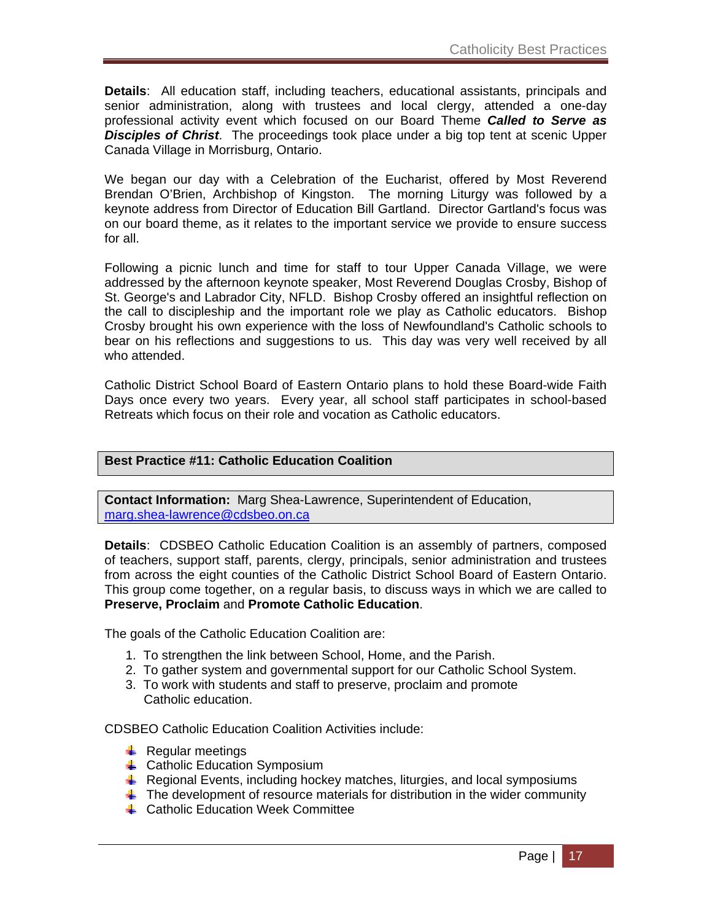**Details**: All education staff, including teachers, educational assistants, principals and senior administration, along with trustees and local clergy, attended a one-day professional activity event which focused on our Board Theme ***Called to Serve as Disciples of Christ***. The proceedings took place under a big top tent at scenic Upper Canada Village in Morrisburg, Ontario.

We began our day with a Celebration of the Eucharist, offered by Most Reverend Brendan O'Brien, Archbishop of Kingston. The morning Liturgy was followed by a keynote address from Director of Education Bill Gartland. Director Gartland's focus was on our board theme, as it relates to the important service we provide to ensure success for all.

Following a picnic lunch and time for staff to tour Upper Canada Village, we were addressed by the afternoon keynote speaker, Most Reverend Douglas Crosby, Bishop of St. George's and Labrador City, NFLD. Bishop Crosby offered an insightful reflection on the call to discipleship and the important role we play as Catholic educators. Bishop Crosby brought his own experience with the loss of Newfoundland's Catholic schools to bear on his reflections and suggestions to us. This day was very well received by all who attended.

Catholic District School Board of Eastern Ontario plans to hold these Board-wide Faith Days once every two years. Every year, all school staff participates in school-based Retreats which focus on their role and vocation as Catholic educators.

## Best Practice #11: Catholic Education Coalition

**Contact Information:** Marg Shea-Lawrence, Superintendent of Education, marg.shea-lawrence@cdsbeo.on.ca

**Details**: CDSBEO Catholic Education Coalition is an assembly of partners, composed of teachers, support staff, parents, clergy, principals, senior administration and trustees from across the eight counties of the Catholic District School Board of Eastern Ontario. This group come together, on a regular basis, to discuss ways in which we are called to **Preserve, Proclaim** and **Promote Catholic Education**.

The goals of the Catholic Education Coalition are:

1. To strengthen the link between School, Home, and the Parish.
2. To gather system and governmental support for our Catholic School System.
3. To work with students and staff to preserve, proclaim and promote Catholic education.

CDSBEO Catholic Education Coalition Activities include:

- Regular meetings
- Catholic Education Symposium
- Regional Events, including hockey matches, liturgies, and local symposiums
- The development of resource materials for distribution in the wider community
- Catholic Education Week Committee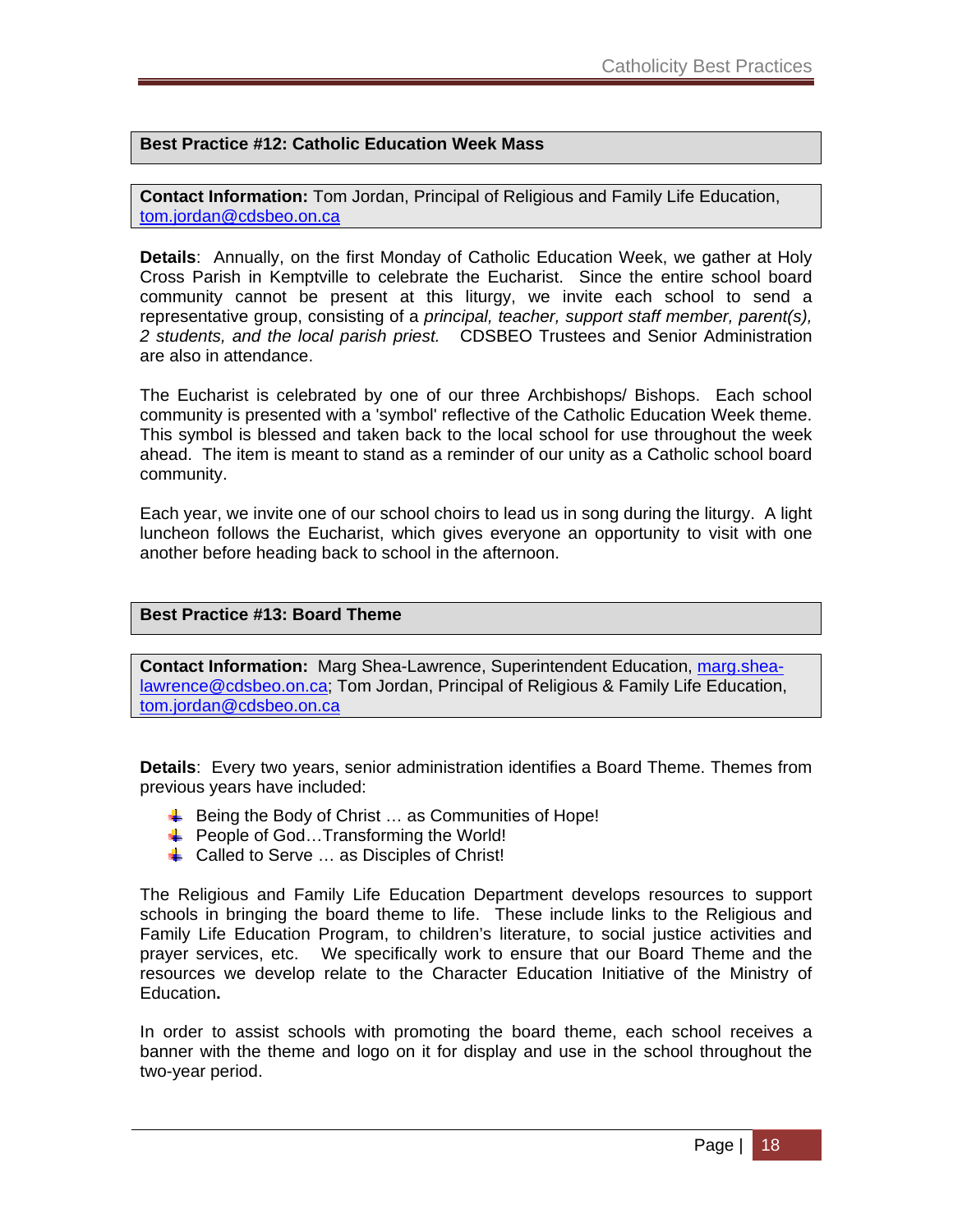## Best Practice #12: Catholic Education Week Mass

**Contact Information:** Tom Jordan, Principal of Religious and Family Life Education, tom.jordan@cdsbeo.on.ca

**Details**: Annually, on the first Monday of Catholic Education Week, we gather at Holy Cross Parish in Kemptville to celebrate the Eucharist. Since the entire school board community cannot be present at this liturgy, we invite each school to send a representative group, consisting of a *principal, teacher, support staff member, parent(s), 2 students, and the local parish priest.* CDSBEO Trustees and Senior Administration are also in attendance.

The Eucharist is celebrated by one of our three Archbishops/ Bishops. Each school community is presented with a 'symbol' reflective of the Catholic Education Week theme. This symbol is blessed and taken back to the local school for use throughout the week ahead. The item is meant to stand as a reminder of our unity as a Catholic school board community.

Each year, we invite one of our school choirs to lead us in song during the liturgy. A light luncheon follows the Eucharist, which gives everyone an opportunity to visit with one another before heading back to school in the afternoon.

## Best Practice #13: Board Theme

**Contact Information:** Marg Shea-Lawrence, Superintendent Education, marg.shea-lawrence@cdsbeo.on.ca; Tom Jordan, Principal of Religious & Family Life Education, tom.jordan@cdsbeo.on.ca

**Details**: Every two years, senior administration identifies a Board Theme. Themes from previous years have included:

- Being the Body of Christ … as Communities of Hope!
- People of God…Transforming the World!
- Called to Serve … as Disciples of Christ!

The Religious and Family Life Education Department develops resources to support schools in bringing the board theme to life. These include links to the Religious and Family Life Education Program, to children's literature, to social justice activities and prayer services, etc. We specifically work to ensure that our Board Theme and the resources we develop relate to the Character Education Initiative of the Ministry of Education**.**

In order to assist schools with promoting the board theme, each school receives a banner with the theme and logo on it for display and use in the school throughout the two-year period.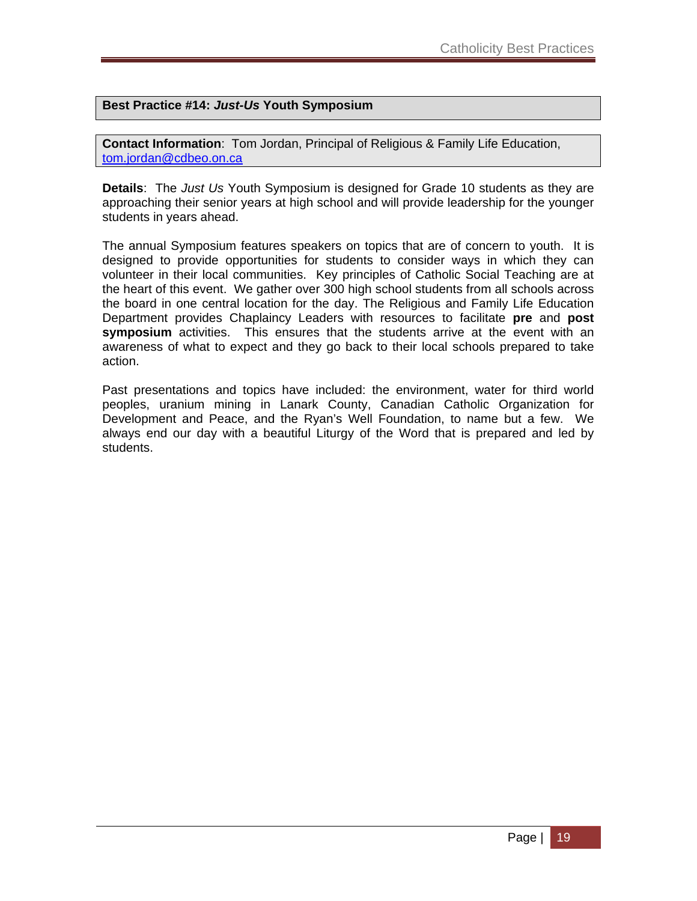## Best Practice #14: *Just-Us* Youth Symposium

**Contact Information**: Tom Jordan, Principal of Religious & Family Life Education, tom.jordan@cdbeo.on.ca

**Details**: The *Just Us* Youth Symposium is designed for Grade 10 students as they are approaching their senior years at high school and will provide leadership for the younger students in years ahead.

The annual Symposium features speakers on topics that are of concern to youth. It is designed to provide opportunities for students to consider ways in which they can volunteer in their local communities. Key principles of Catholic Social Teaching are at the heart of this event. We gather over 300 high school students from all schools across the board in one central location for the day. The Religious and Family Life Education Department provides Chaplaincy Leaders with resources to facilitate **pre** and **post symposium** activities. This ensures that the students arrive at the event with an awareness of what to expect and they go back to their local schools prepared to take action.

Past presentations and topics have included: the environment, water for third world peoples, uranium mining in Lanark County, Canadian Catholic Organization for Development and Peace, and the Ryan's Well Foundation, to name but a few. We always end our day with a beautiful Liturgy of the Word that is prepared and led by students.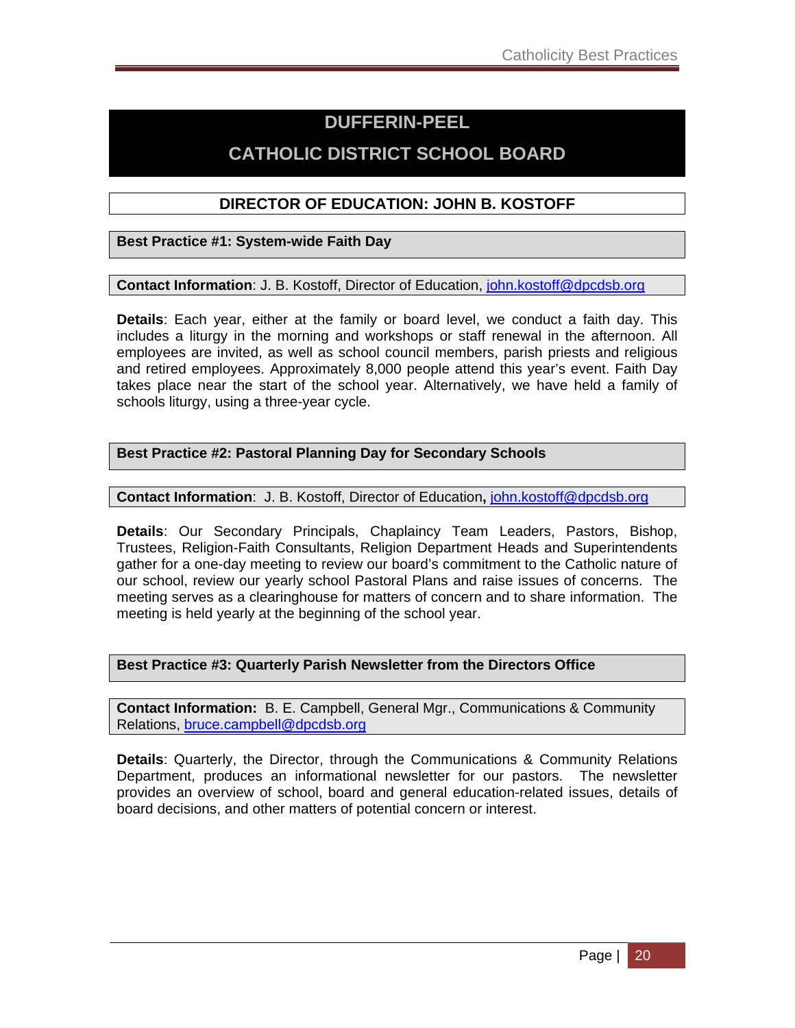# DUFFERIN-PEEL CATHOLIC DISTRICT SCHOOL BOARD

## DIRECTOR OF EDUCATION: JOHN B. KOSTOFF

### Best Practice #1: System-wide Faith Day

**Contact Information**: J. B. Kostoff, Director of Education, john.kostoff@dpcdsb.org

**Details**: Each year, either at the family or board level, we conduct a faith day. This includes a liturgy in the morning and workshops or staff renewal in the afternoon. All employees are invited, as well as school council members, parish priests and religious and retired employees. Approximately 8,000 people attend this year's event. Faith Day takes place near the start of the school year. Alternatively, we have held a family of schools liturgy, using a three-year cycle.

### Best Practice #2: Pastoral Planning Day for Secondary Schools

**Contact Information**: J. B. Kostoff, Director of Education**,** john.kostoff@dpcdsb.org

**Details**: Our Secondary Principals, Chaplaincy Team Leaders, Pastors, Bishop, Trustees, Religion-Faith Consultants, Religion Department Heads and Superintendents gather for a one-day meeting to review our board's commitment to the Catholic nature of our school, review our yearly school Pastoral Plans and raise issues of concerns. The meeting serves as a clearinghouse for matters of concern and to share information. The meeting is held yearly at the beginning of the school year.

### Best Practice #3: Quarterly Parish Newsletter from the Directors Office

**Contact Information:** B. E. Campbell, General Mgr., Communications & Community Relations, bruce.campbell@dpcdsb.org

**Details**: Quarterly, the Director, through the Communications & Community Relations Department, produces an informational newsletter for our pastors. The newsletter provides an overview of school, board and general education-related issues, details of board decisions, and other matters of potential concern or interest.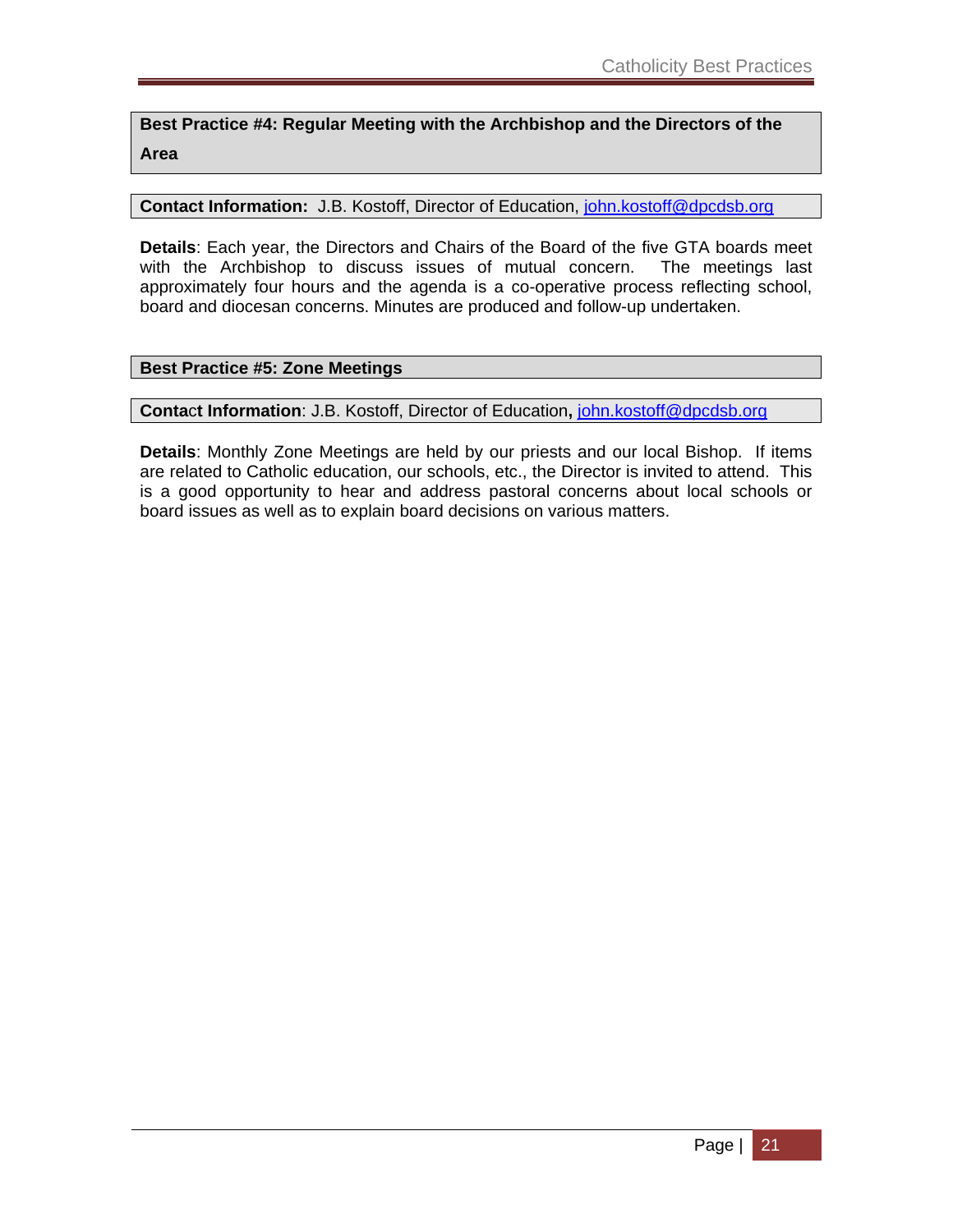**Best Practice #4: Regular Meeting with the Archbishop and the Directors of the Area**

**Contact Information:** J.B. Kostoff, Director of Education, john.kostoff@dpcdsb.org

**Details**: Each year, the Directors and Chairs of the Board of the five GTA boards meet with the Archbishop to discuss issues of mutual concern. The meetings last approximately four hours and the agenda is a co-operative process reflecting school, board and diocesan concerns. Minutes are produced and follow-up undertaken.

**Best Practice #5: Zone Meetings**

**Contact Information**: J.B. Kostoff, Director of Education**,** john.kostoff@dpcdsb.org

**Details**: Monthly Zone Meetings are held by our priests and our local Bishop. If items are related to Catholic education, our schools, etc., the Director is invited to attend. This is a good opportunity to hear and address pastoral concerns about local schools or board issues as well as to explain board decisions on various matters.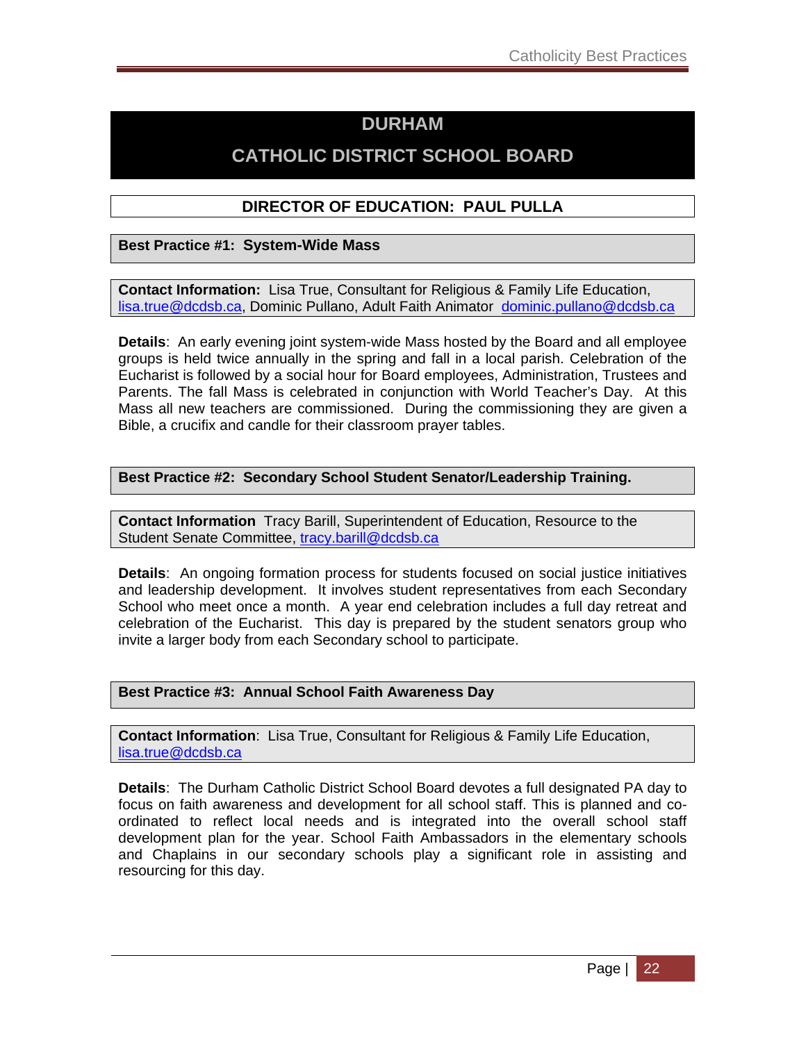# DURHAM
# CATHOLIC DISTRICT SCHOOL BOARD

## DIRECTOR OF EDUCATION: PAUL PULLA

### Best Practice #1: System-Wide Mass

**Contact Information:** Lisa True, Consultant for Religious & Family Life Education, lisa.true@dcdsb.ca, Dominic Pullano, Adult Faith Animator dominic.pullano@dcdsb.ca

**Details**: An early evening joint system-wide Mass hosted by the Board and all employee groups is held twice annually in the spring and fall in a local parish. Celebration of the Eucharist is followed by a social hour for Board employees, Administration, Trustees and Parents. The fall Mass is celebrated in conjunction with World Teacher's Day. At this Mass all new teachers are commissioned. During the commissioning they are given a Bible, a crucifix and candle for their classroom prayer tables.

### Best Practice #2: Secondary School Student Senator/Leadership Training.

**Contact Information** Tracy Barill, Superintendent of Education, Resource to the Student Senate Committee, tracy.barill@dcdsb.ca

**Details**: An ongoing formation process for students focused on social justice initiatives and leadership development. It involves student representatives from each Secondary School who meet once a month. A year end celebration includes a full day retreat and celebration of the Eucharist. This day is prepared by the student senators group who invite a larger body from each Secondary school to participate.

### Best Practice #3: Annual School Faith Awareness Day

**Contact Information**: Lisa True, Consultant for Religious & Family Life Education, lisa.true@dcdsb.ca

**Details**: The Durham Catholic District School Board devotes a full designated PA day to focus on faith awareness and development for all school staff. This is planned and co-ordinated to reflect local needs and is integrated into the overall school staff development plan for the year. School Faith Ambassadors in the elementary schools and Chaplains in our secondary schools play a significant role in assisting and resourcing for this day.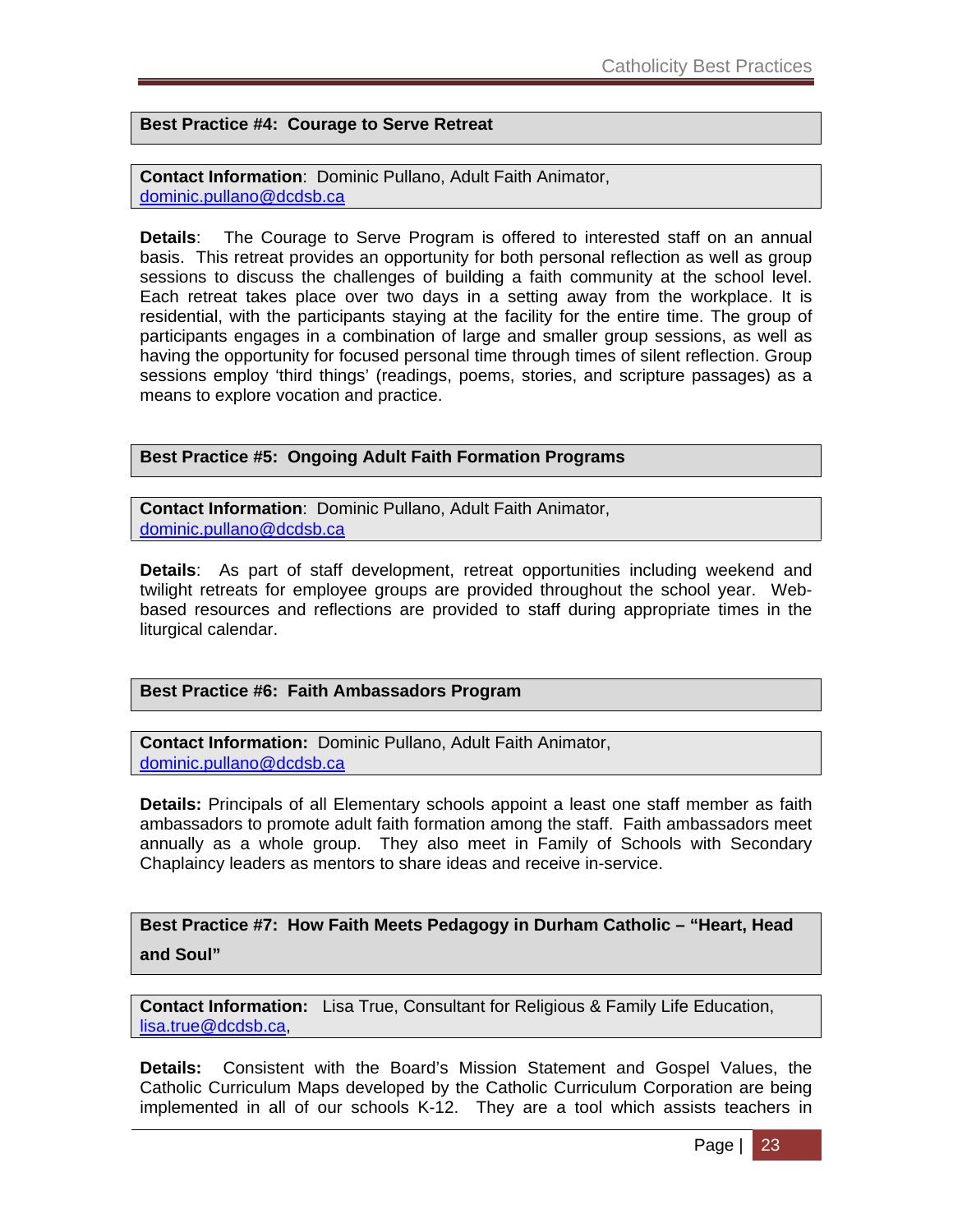**Best Practice #4: Courage to Serve Retreat**

**Contact Information**: Dominic Pullano, Adult Faith Animator, dominic.pullano@dcdsb.ca

**Details**: The Courage to Serve Program is offered to interested staff on an annual basis. This retreat provides an opportunity for both personal reflection as well as group sessions to discuss the challenges of building a faith community at the school level. Each retreat takes place over two days in a setting away from the workplace. It is residential, with the participants staying at the facility for the entire time. The group of participants engages in a combination of large and smaller group sessions, as well as having the opportunity for focused personal time through times of silent reflection. Group sessions employ 'third things' (readings, poems, stories, and scripture passages) as a means to explore vocation and practice.

**Best Practice #5: Ongoing Adult Faith Formation Programs**

**Contact Information**: Dominic Pullano, Adult Faith Animator, dominic.pullano@dcdsb.ca

**Details**: As part of staff development, retreat opportunities including weekend and twilight retreats for employee groups are provided throughout the school year. Web-based resources and reflections are provided to staff during appropriate times in the liturgical calendar.

**Best Practice #6: Faith Ambassadors Program**

**Contact Information:** Dominic Pullano, Adult Faith Animator, dominic.pullano@dcdsb.ca

**Details:** Principals of all Elementary schools appoint a least one staff member as faith ambassadors to promote adult faith formation among the staff. Faith ambassadors meet annually as a whole group. They also meet in Family of Schools with Secondary Chaplaincy leaders as mentors to share ideas and receive in-service.

**Best Practice #7: How Faith Meets Pedagogy in Durham Catholic – "Heart, Head and Soul"**

**Contact Information:** Lisa True, Consultant for Religious & Family Life Education, lisa.true@dcdsb.ca,

**Details:** Consistent with the Board's Mission Statement and Gospel Values, the Catholic Curriculum Maps developed by the Catholic Curriculum Corporation are being implemented in all of our schools K-12. They are a tool which assists teachers in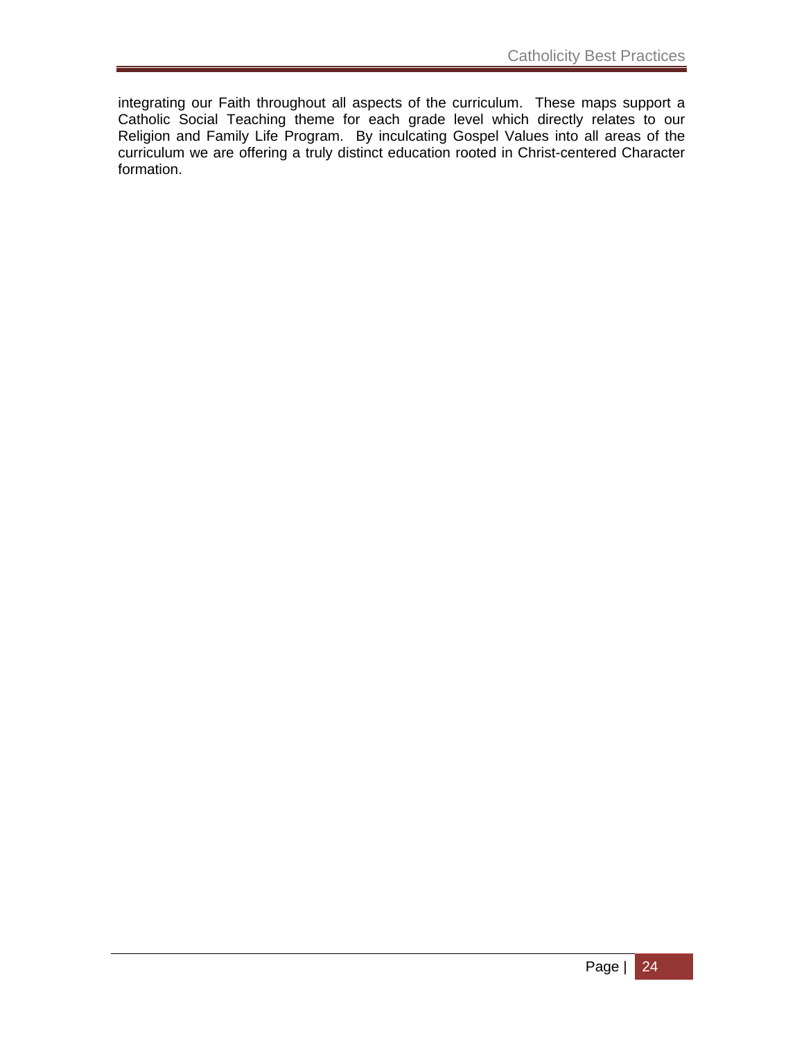integrating our Faith throughout all aspects of the curriculum. These maps support a Catholic Social Teaching theme for each grade level which directly relates to our Religion and Family Life Program. By inculcating Gospel Values into all areas of the curriculum we are offering a truly distinct education rooted in Christ-centered Character formation.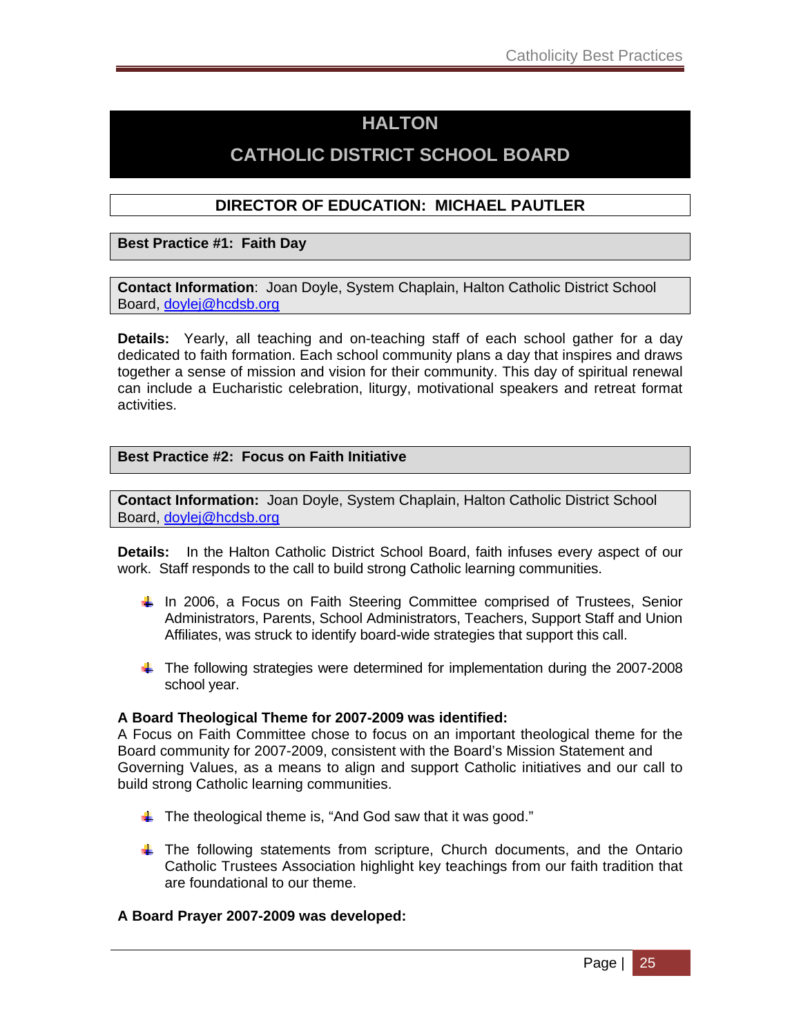# HALTON

# CATHOLIC DISTRICT SCHOOL BOARD

## DIRECTOR OF EDUCATION: MICHAEL PAUTLER

### Best Practice #1: Faith Day

**Contact Information**: Joan Doyle, System Chaplain, Halton Catholic District School Board, doylej@hcdsb.org

**Details:** Yearly, all teaching and on-teaching staff of each school gather for a day dedicated to faith formation. Each school community plans a day that inspires and draws together a sense of mission and vision for their community. This day of spiritual renewal can include a Eucharistic celebration, liturgy, motivational speakers and retreat format activities.

### Best Practice #2: Focus on Faith Initiative

**Contact Information:** Joan Doyle, System Chaplain, Halton Catholic District School Board, doylej@hcdsb.org

**Details:** In the Halton Catholic District School Board, faith infuses every aspect of our work. Staff responds to the call to build strong Catholic learning communities.

- In 2006, a Focus on Faith Steering Committee comprised of Trustees, Senior Administrators, Parents, School Administrators, Teachers, Support Staff and Union Affiliates, was struck to identify board-wide strategies that support this call.
- The following strategies were determined for implementation during the 2007-2008 school year.

**A Board Theological Theme for 2007-2009 was identified:**
A Focus on Faith Committee chose to focus on an important theological theme for the Board community for 2007-2009, consistent with the Board's Mission Statement and Governing Values, as a means to align and support Catholic initiatives and our call to build strong Catholic learning communities.

- The theological theme is, "And God saw that it was good."
- The following statements from scripture, Church documents, and the Ontario Catholic Trustees Association highlight key teachings from our faith tradition that are foundational to our theme.

**A Board Prayer 2007-2009 was developed:**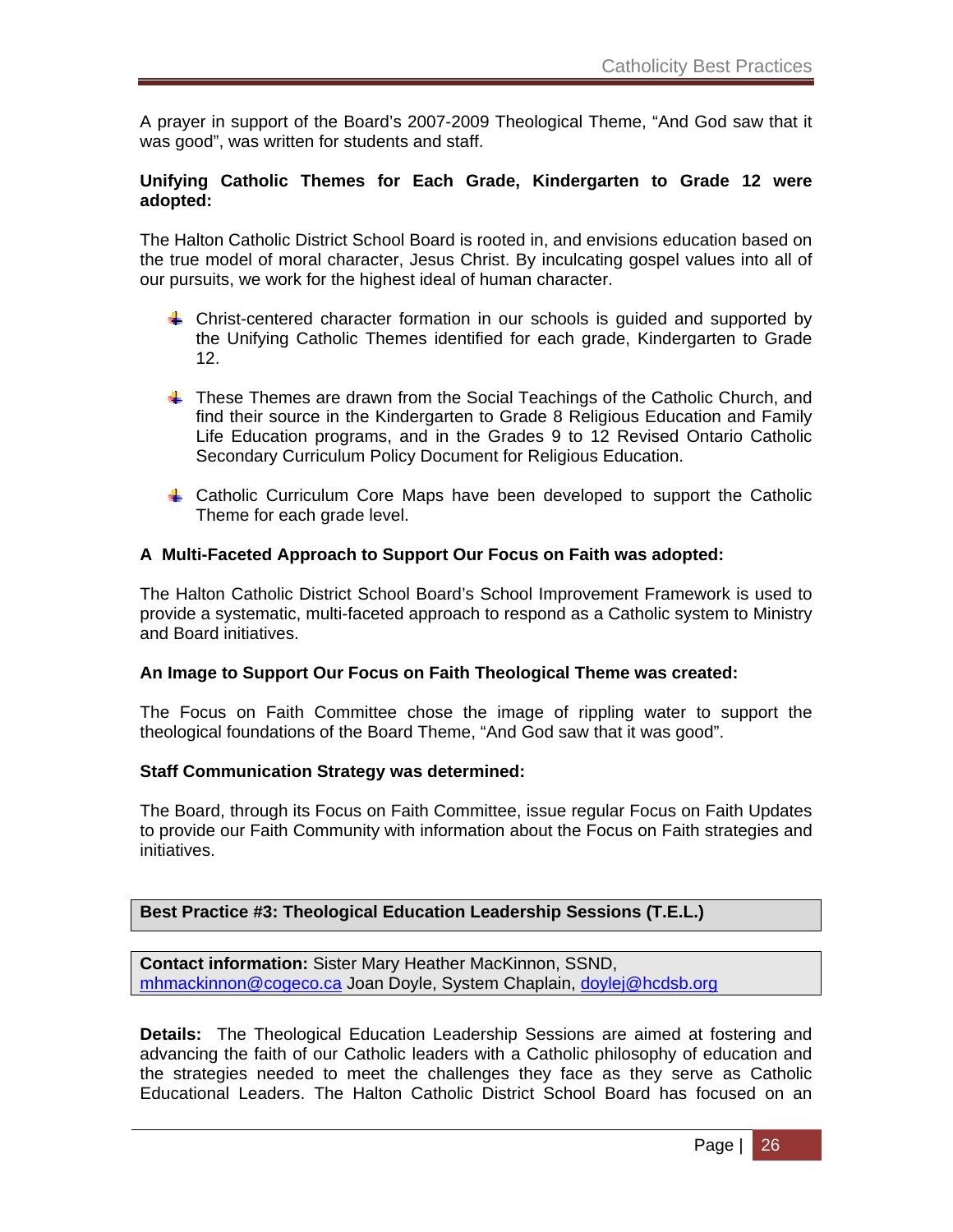A prayer in support of the Board's 2007-2009 Theological Theme, "And God saw that it was good", was written for students and staff.

**Unifying Catholic Themes for Each Grade, Kindergarten to Grade 12 were adopted:**

The Halton Catholic District School Board is rooted in, and envisions education based on the true model of moral character, Jesus Christ. By inculcating gospel values into all of our pursuits, we work for the highest ideal of human character.

- Christ-centered character formation in our schools is guided and supported by the Unifying Catholic Themes identified for each grade, Kindergarten to Grade 12.
- These Themes are drawn from the Social Teachings of the Catholic Church, and find their source in the Kindergarten to Grade 8 Religious Education and Family Life Education programs, and in the Grades 9 to 12 Revised Ontario Catholic Secondary Curriculum Policy Document for Religious Education.
- Catholic Curriculum Core Maps have been developed to support the Catholic Theme for each grade level.

**A Multi-Faceted Approach to Support Our Focus on Faith was adopted:**

The Halton Catholic District School Board's School Improvement Framework is used to provide a systematic, multi-faceted approach to respond as a Catholic system to Ministry and Board initiatives.

**An Image to Support Our Focus on Faith Theological Theme was created:**

The Focus on Faith Committee chose the image of rippling water to support the theological foundations of the Board Theme, "And God saw that it was good".

**Staff Communication Strategy was determined:**

The Board, through its Focus on Faith Committee, issue regular Focus on Faith Updates to provide our Faith Community with information about the Focus on Faith strategies and initiatives.

**Best Practice #3: Theological Education Leadership Sessions (T.E.L.)**

**Contact information:** Sister Mary Heather MacKinnon, SSND, mhmackinnon@cogeco.ca Joan Doyle, System Chaplain, doylej@hcdsb.org

**Details:** The Theological Education Leadership Sessions are aimed at fostering and advancing the faith of our Catholic leaders with a Catholic philosophy of education and the strategies needed to meet the challenges they face as they serve as Catholic Educational Leaders. The Halton Catholic District School Board has focused on an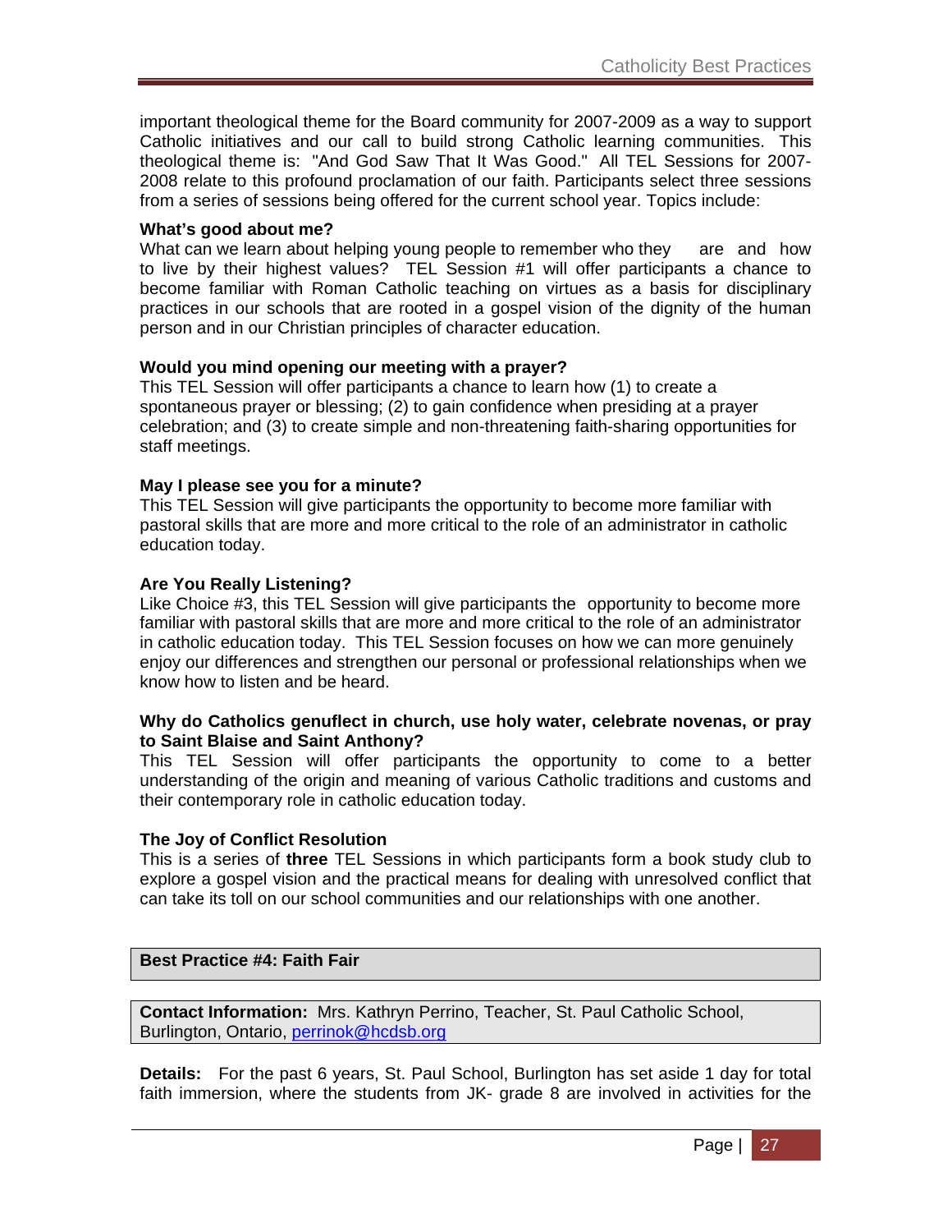important theological theme for the Board community for 2007-2009 as a way to support Catholic initiatives and our call to build strong Catholic learning communities. This theological theme is: "And God Saw That It Was Good." All TEL Sessions for 2007-2008 relate to this profound proclamation of our faith. Participants select three sessions from a series of sessions being offered for the current school year. Topics include:

**What's good about me?**
What can we learn about helping young people to remember who they are and how to live by their highest values? TEL Session #1 will offer participants a chance to become familiar with Roman Catholic teaching on virtues as a basis for disciplinary practices in our schools that are rooted in a gospel vision of the dignity of the human person and in our Christian principles of character education.

**Would you mind opening our meeting with a prayer?**
This TEL Session will offer participants a chance to learn how (1) to create a spontaneous prayer or blessing; (2) to gain confidence when presiding at a prayer celebration; and (3) to create simple and non-threatening faith-sharing opportunities for staff meetings.

**May I please see you for a minute?**
This TEL Session will give participants the opportunity to become more familiar with pastoral skills that are more and more critical to the role of an administrator in catholic education today.

**Are You Really Listening?**
Like Choice #3, this TEL Session will give participants the opportunity to become more familiar with pastoral skills that are more and more critical to the role of an administrator in catholic education today. This TEL Session focuses on how we can more genuinely enjoy our differences and strengthen our personal or professional relationships when we know how to listen and be heard.

**Why do Catholics genuflect in church, use holy water, celebrate novenas, or pray to Saint Blaise and Saint Anthony?**
This TEL Session will offer participants the opportunity to come to a better understanding of the origin and meaning of various Catholic traditions and customs and their contemporary role in catholic education today.

**The Joy of Conflict Resolution**
This is a series of **three** TEL Sessions in which participants form a book study club to explore a gospel vision and the practical means for dealing with unresolved conflict that can take its toll on our school communities and our relationships with one another.

**Best Practice #4: Faith Fair**

**Contact Information:** Mrs. Kathryn Perrino, Teacher, St. Paul Catholic School, Burlington, Ontario, perrinok@hcdsb.org

**Details:** For the past 6 years, St. Paul School, Burlington has set aside 1 day for total faith immersion, where the students from JK- grade 8 are involved in activities for the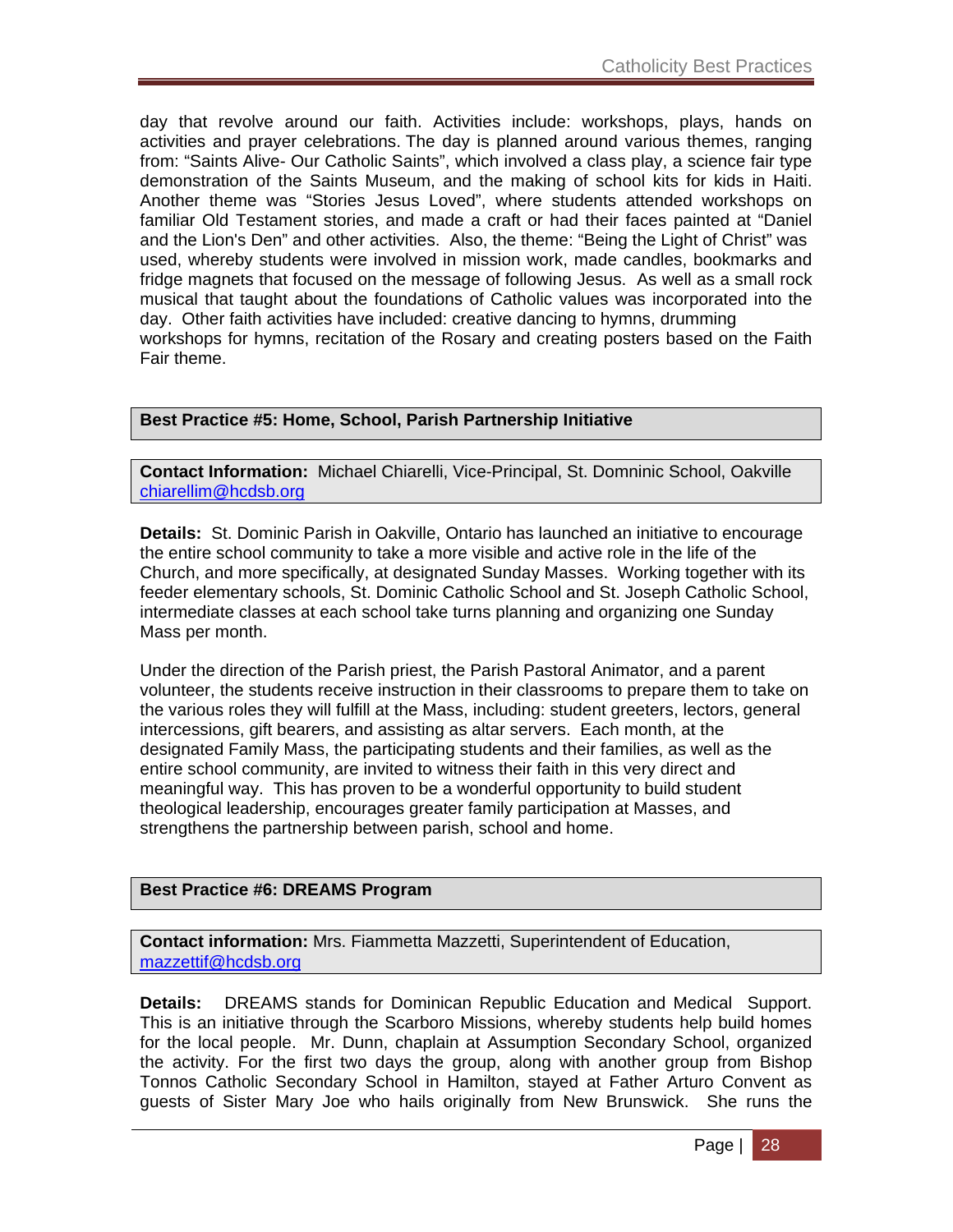day that revolve around our faith. Activities include: workshops, plays, hands on activities and prayer celebrations. The day is planned around various themes, ranging from: "Saints Alive- Our Catholic Saints", which involved a class play, a science fair type demonstration of the Saints Museum, and the making of school kits for kids in Haiti. Another theme was "Stories Jesus Loved", where students attended workshops on familiar Old Testament stories, and made a craft or had their faces painted at "Daniel and the Lion's Den" and other activities. Also, the theme: "Being the Light of Christ" was used, whereby students were involved in mission work, made candles, bookmarks and fridge magnets that focused on the message of following Jesus. As well as a small rock musical that taught about the foundations of Catholic values was incorporated into the day. Other faith activities have included: creative dancing to hymns, drumming workshops for hymns, recitation of the Rosary and creating posters based on the Faith Fair theme.

**Best Practice #5: Home, School, Parish Partnership Initiative**

**Contact Information:** Michael Chiarelli, Vice-Principal, St. Domninic School, Oakville chiarellim@hcdsb.org

**Details:** St. Dominic Parish in Oakville, Ontario has launched an initiative to encourage the entire school community to take a more visible and active role in the life of the Church, and more specifically, at designated Sunday Masses. Working together with its feeder elementary schools, St. Dominic Catholic School and St. Joseph Catholic School, intermediate classes at each school take turns planning and organizing one Sunday Mass per month.

Under the direction of the Parish priest, the Parish Pastoral Animator, and a parent volunteer, the students receive instruction in their classrooms to prepare them to take on the various roles they will fulfill at the Mass, including: student greeters, lectors, general intercessions, gift bearers, and assisting as altar servers. Each month, at the designated Family Mass, the participating students and their families, as well as the entire school community, are invited to witness their faith in this very direct and meaningful way. This has proven to be a wonderful opportunity to build student theological leadership, encourages greater family participation at Masses, and strengthens the partnership between parish, school and home.

**Best Practice #6: DREAMS Program**

**Contact information:** Mrs. Fiammetta Mazzetti, Superintendent of Education, mazzettif@hcdsb.org

**Details:** DREAMS stands for Dominican Republic Education and Medical Support. This is an initiative through the Scarboro Missions, whereby students help build homes for the local people. Mr. Dunn, chaplain at Assumption Secondary School, organized the activity. For the first two days the group, along with another group from Bishop Tonnos Catholic Secondary School in Hamilton, stayed at Father Arturo Convent as guests of Sister Mary Joe who hails originally from New Brunswick. She runs the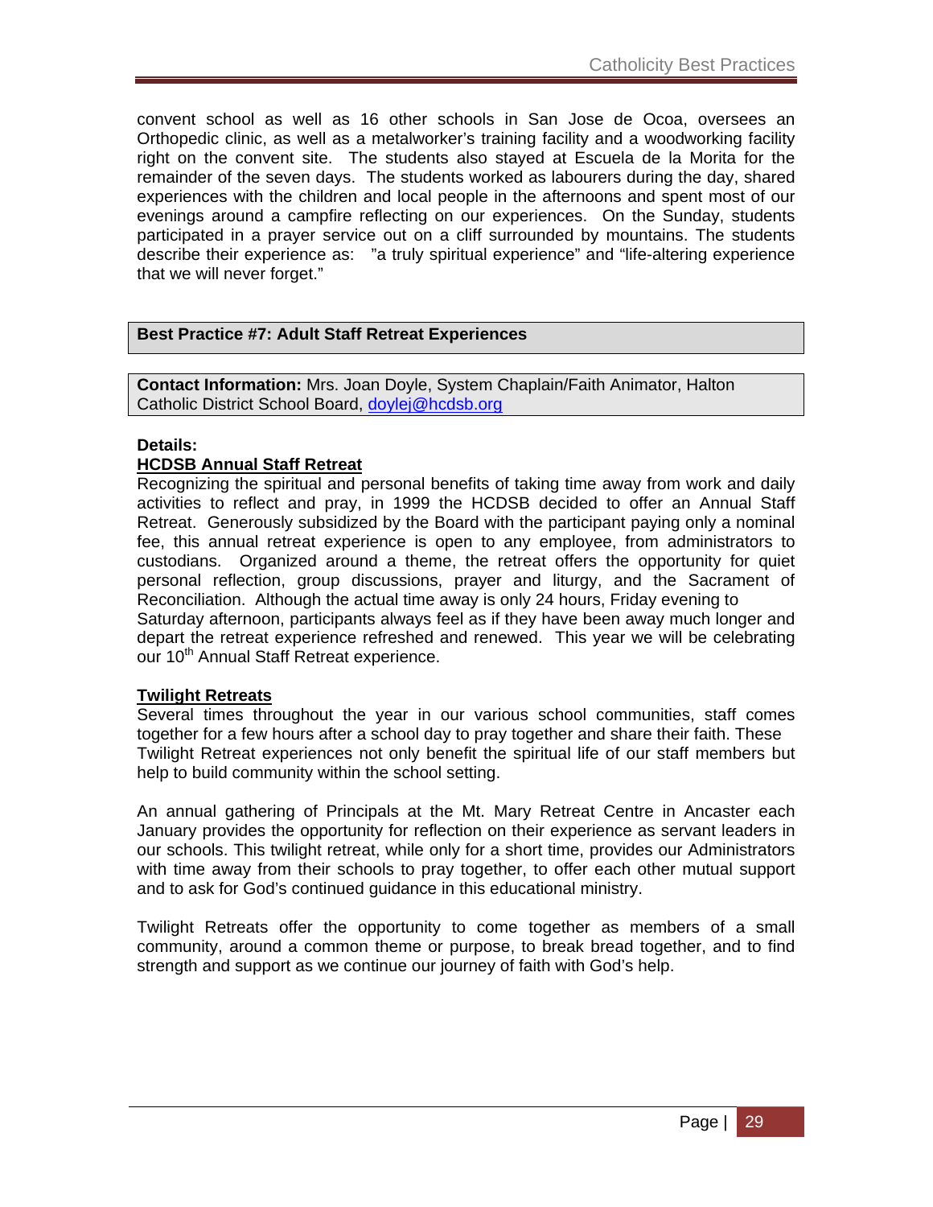convent school as well as 16 other schools in San Jose de Ocoa, oversees an Orthopedic clinic, as well as a metalworker's training facility and a woodworking facility right on the convent site. The students also stayed at Escuela de la Morita for the remainder of the seven days. The students worked as labourers during the day, shared experiences with the children and local people in the afternoons and spent most of our evenings around a campfire reflecting on our experiences. On the Sunday, students participated in a prayer service out on a cliff surrounded by mountains. The students describe their experience as: "a truly spiritual experience" and "life-altering experience that we will never forget."

## Best Practice #7: Adult Staff Retreat Experiences

**Contact Information:** Mrs. Joan Doyle, System Chaplain/Faith Animator, Halton Catholic District School Board, doylej@hcdsb.org

**Details:**

**HCDSB Annual Staff Retreat**

Recognizing the spiritual and personal benefits of taking time away from work and daily activities to reflect and pray, in 1999 the HCDSB decided to offer an Annual Staff Retreat. Generously subsidized by the Board with the participant paying only a nominal fee, this annual retreat experience is open to any employee, from administrators to custodians. Organized around a theme, the retreat offers the opportunity for quiet personal reflection, group discussions, prayer and liturgy, and the Sacrament of Reconciliation. Although the actual time away is only 24 hours, Friday evening to Saturday afternoon, participants always feel as if they have been away much longer and depart the retreat experience refreshed and renewed. This year we will be celebrating our 10th Annual Staff Retreat experience.

**Twilight Retreats**

Several times throughout the year in our various school communities, staff comes together for a few hours after a school day to pray together and share their faith. These Twilight Retreat experiences not only benefit the spiritual life of our staff members but help to build community within the school setting.

An annual gathering of Principals at the Mt. Mary Retreat Centre in Ancaster each January provides the opportunity for reflection on their experience as servant leaders in our schools. This twilight retreat, while only for a short time, provides our Administrators with time away from their schools to pray together, to offer each other mutual support and to ask for God's continued guidance in this educational ministry.

Twilight Retreats offer the opportunity to come together as members of a small community, around a common theme or purpose, to break bread together, and to find strength and support as we continue our journey of faith with God's help.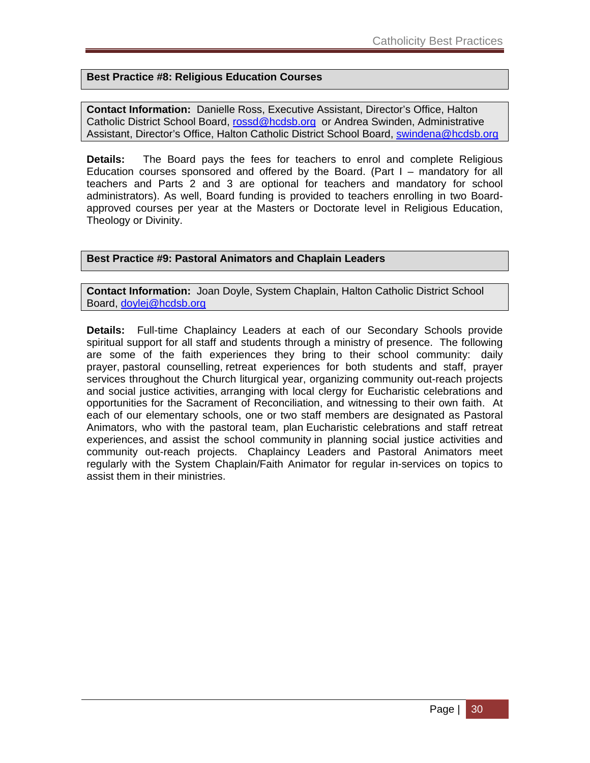## Best Practice #8: Religious Education Courses

**Contact Information:** Danielle Ross, Executive Assistant, Director's Office, Halton Catholic District School Board, rossd@hcdsb.org or Andrea Swinden, Administrative Assistant, Director's Office, Halton Catholic District School Board, swindena@hcdsb.org

**Details:** The Board pays the fees for teachers to enrol and complete Religious Education courses sponsored and offered by the Board. (Part I – mandatory for all teachers and Parts 2 and 3 are optional for teachers and mandatory for school administrators). As well, Board funding is provided to teachers enrolling in two Board-approved courses per year at the Masters or Doctorate level in Religious Education, Theology or Divinity.

## Best Practice #9: Pastoral Animators and Chaplain Leaders

**Contact Information:** Joan Doyle, System Chaplain, Halton Catholic District School Board, doylej@hcdsb.org

**Details:** Full-time Chaplaincy Leaders at each of our Secondary Schools provide spiritual support for all staff and students through a ministry of presence. The following are some of the faith experiences they bring to their school community: daily prayer, pastoral counselling, retreat experiences for both students and staff, prayer services throughout the Church liturgical year, organizing community out-reach projects and social justice activities, arranging with local clergy for Eucharistic celebrations and opportunities for the Sacrament of Reconciliation, and witnessing to their own faith. At each of our elementary schools, one or two staff members are designated as Pastoral Animators, who with the pastoral team, plan Eucharistic celebrations and staff retreat experiences, and assist the school community in planning social justice activities and community out-reach projects. Chaplaincy Leaders and Pastoral Animators meet regularly with the System Chaplain/Faith Animator for regular in-services on topics to assist them in their ministries.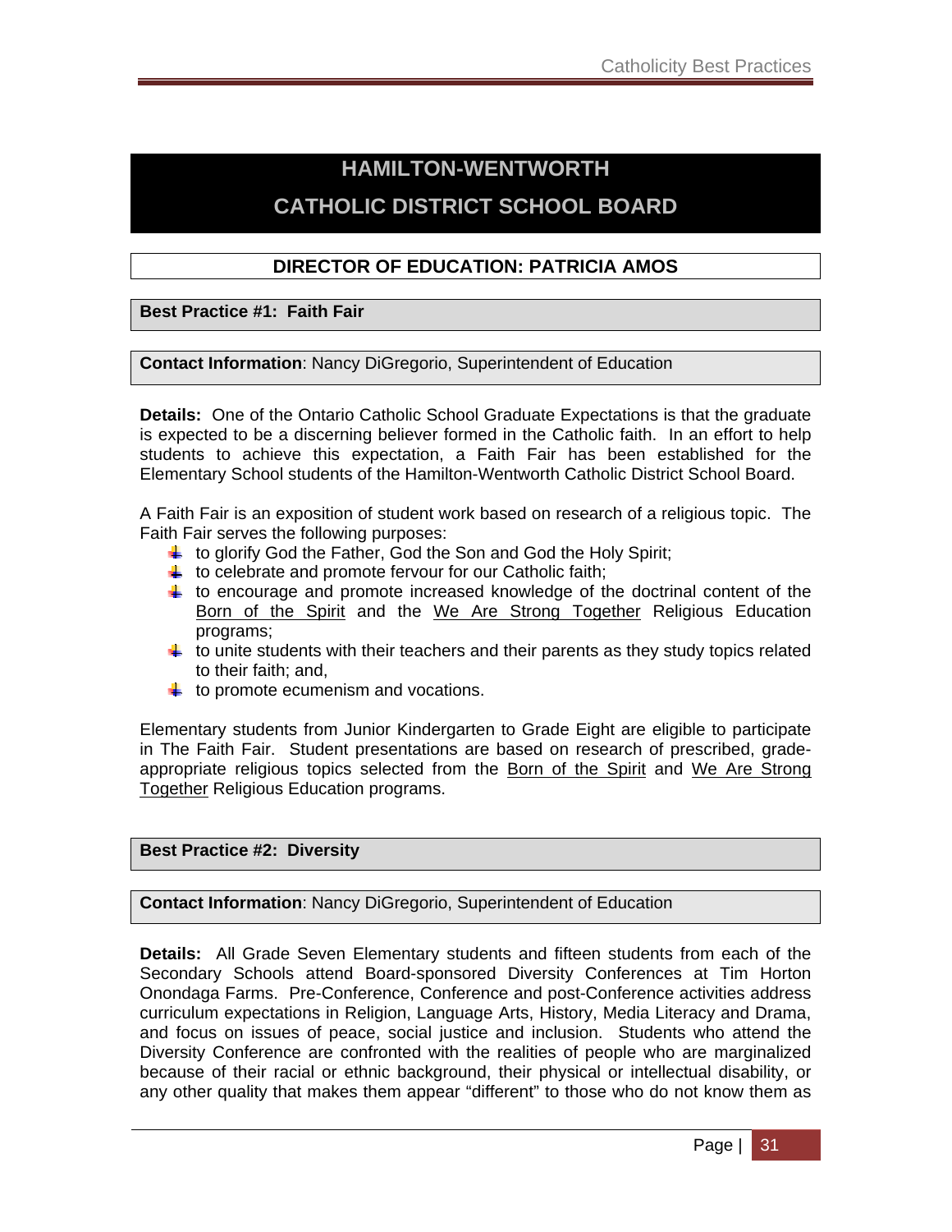# HAMILTON-WENTWORTH CATHOLIC DISTRICT SCHOOL BOARD

## DIRECTOR OF EDUCATION: PATRICIA AMOS

### Best Practice #1: Faith Fair

**Contact Information**: Nancy DiGregorio, Superintendent of Education

**Details:** One of the Ontario Catholic School Graduate Expectations is that the graduate is expected to be a discerning believer formed in the Catholic faith. In an effort to help students to achieve this expectation, a Faith Fair has been established for the Elementary School students of the Hamilton-Wentworth Catholic District School Board.

A Faith Fair is an exposition of student work based on research of a religious topic. The Faith Fair serves the following purposes:

- to glorify God the Father, God the Son and God the Holy Spirit;
- to celebrate and promote fervour for our Catholic faith;
- to encourage and promote increased knowledge of the doctrinal content of the Born of the Spirit and the We Are Strong Together Religious Education programs;
- to unite students with their teachers and their parents as they study topics related to their faith; and,
- to promote ecumenism and vocations.

Elementary students from Junior Kindergarten to Grade Eight are eligible to participate in The Faith Fair. Student presentations are based on research of prescribed, grade-appropriate religious topics selected from the Born of the Spirit and We Are Strong Together Religious Education programs.

### Best Practice #2: Diversity

**Contact Information**: Nancy DiGregorio, Superintendent of Education

**Details:** All Grade Seven Elementary students and fifteen students from each of the Secondary Schools attend Board-sponsored Diversity Conferences at Tim Horton Onondaga Farms. Pre-Conference, Conference and post-Conference activities address curriculum expectations in Religion, Language Arts, History, Media Literacy and Drama, and focus on issues of peace, social justice and inclusion. Students who attend the Diversity Conference are confronted with the realities of people who are marginalized because of their racial or ethnic background, their physical or intellectual disability, or any other quality that makes them appear "different" to those who do not know them as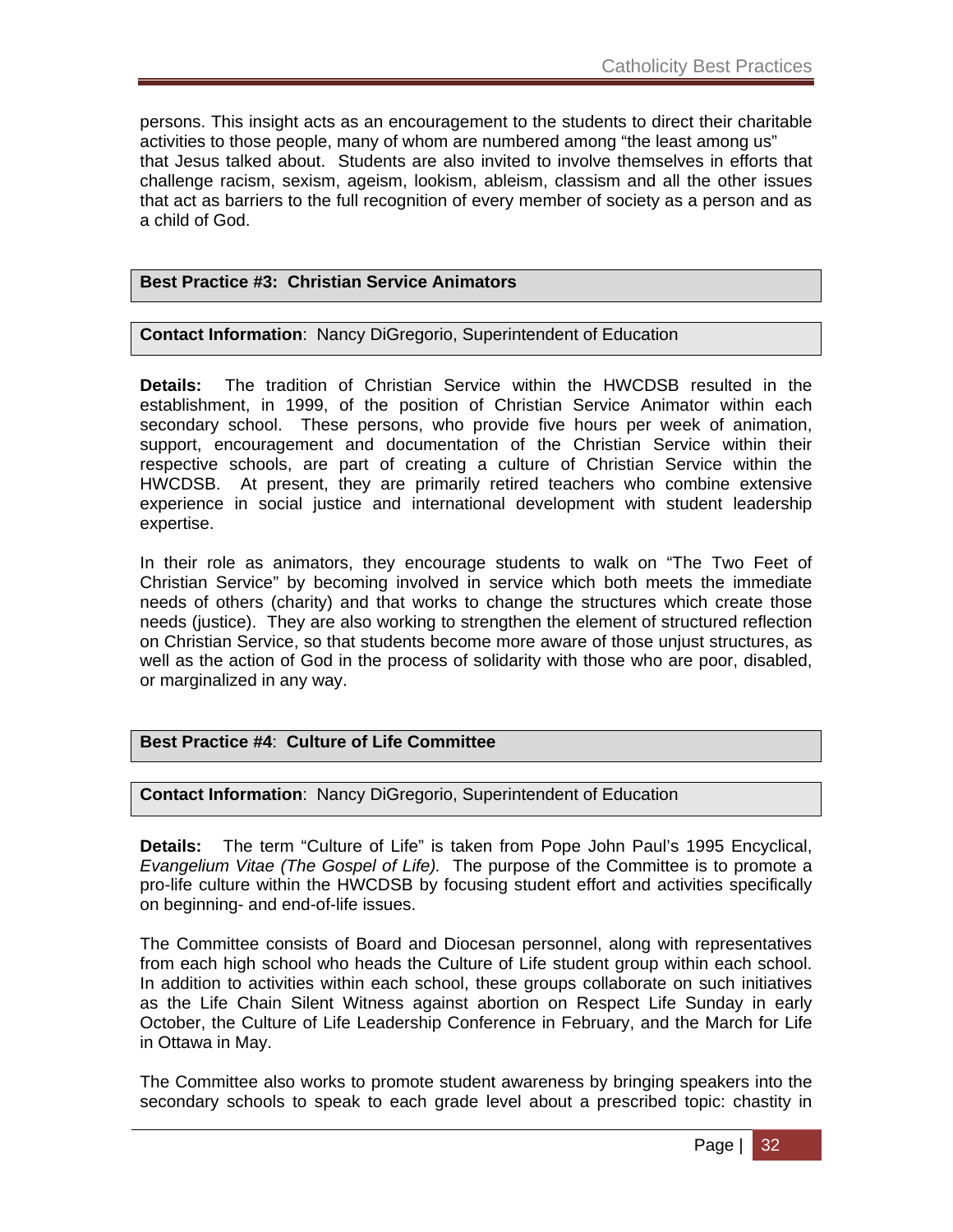persons. This insight acts as an encouragement to the students to direct their charitable activities to those people, many of whom are numbered among "the least among us" that Jesus talked about. Students are also invited to involve themselves in efforts that challenge racism, sexism, ageism, lookism, ableism, classism and all the other issues that act as barriers to the full recognition of every member of society as a person and as a child of God.

**Best Practice #3: Christian Service Animators**

**Contact Information**: Nancy DiGregorio, Superintendent of Education

**Details:** The tradition of Christian Service within the HWCDSB resulted in the establishment, in 1999, of the position of Christian Service Animator within each secondary school. These persons, who provide five hours per week of animation, support, encouragement and documentation of the Christian Service within their respective schools, are part of creating a culture of Christian Service within the HWCDSB. At present, they are primarily retired teachers who combine extensive experience in social justice and international development with student leadership expertise.

In their role as animators, they encourage students to walk on "The Two Feet of Christian Service" by becoming involved in service which both meets the immediate needs of others (charity) and that works to change the structures which create those needs (justice). They are also working to strengthen the element of structured reflection on Christian Service, so that students become more aware of those unjust structures, as well as the action of God in the process of solidarity with those who are poor, disabled, or marginalized in any way.

**Best Practice #4**: **Culture of Life Committee**

**Contact Information**: Nancy DiGregorio, Superintendent of Education

**Details:** The term "Culture of Life" is taken from Pope John Paul's 1995 Encyclical, *Evangelium Vitae (The Gospel of Life).* The purpose of the Committee is to promote a pro-life culture within the HWCDSB by focusing student effort and activities specifically on beginning- and end-of-life issues.

The Committee consists of Board and Diocesan personnel, along with representatives from each high school who heads the Culture of Life student group within each school. In addition to activities within each school, these groups collaborate on such initiatives as the Life Chain Silent Witness against abortion on Respect Life Sunday in early October, the Culture of Life Leadership Conference in February, and the March for Life in Ottawa in May.

The Committee also works to promote student awareness by bringing speakers into the secondary schools to speak to each grade level about a prescribed topic: chastity in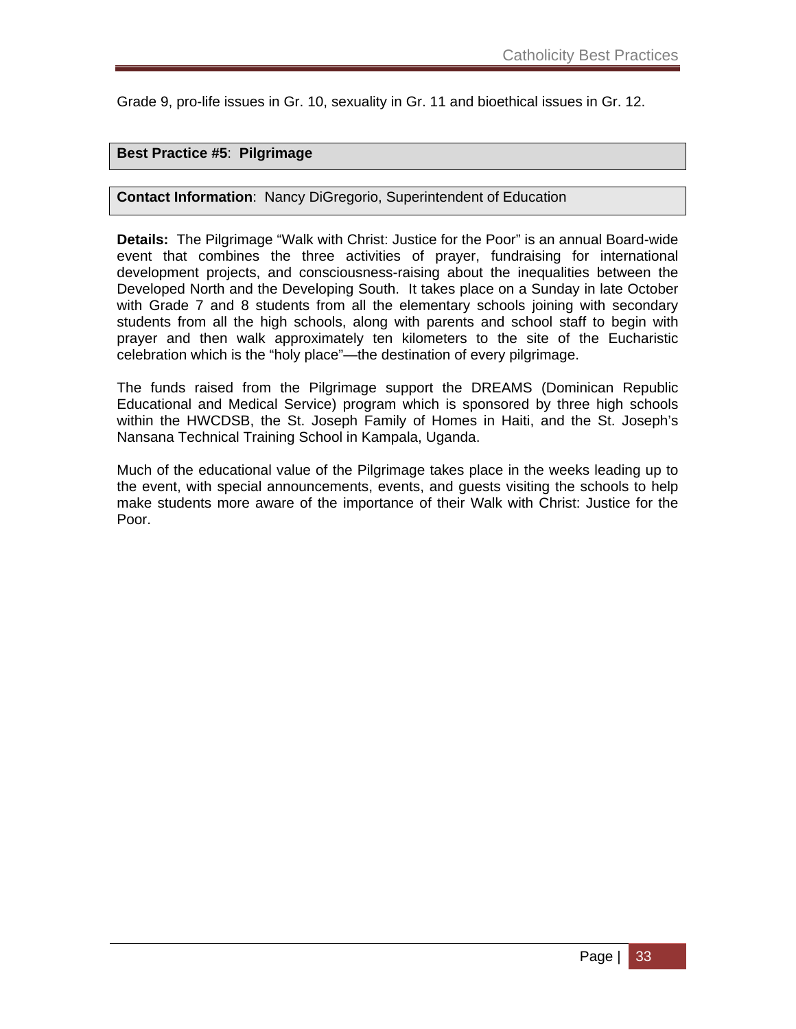Grade 9, pro-life issues in Gr. 10, sexuality in Gr. 11 and bioethical issues in Gr. 12.

**Best Practice #5**: **Pilgrimage**

**Contact Information**: Nancy DiGregorio, Superintendent of Education

**Details:** The Pilgrimage "Walk with Christ: Justice for the Poor" is an annual Board-wide event that combines the three activities of prayer, fundraising for international development projects, and consciousness-raising about the inequalities between the Developed North and the Developing South. It takes place on a Sunday in late October with Grade 7 and 8 students from all the elementary schools joining with secondary students from all the high schools, along with parents and school staff to begin with prayer and then walk approximately ten kilometers to the site of the Eucharistic celebration which is the "holy place"—the destination of every pilgrimage.

The funds raised from the Pilgrimage support the DREAMS (Dominican Republic Educational and Medical Service) program which is sponsored by three high schools within the HWCDSB, the St. Joseph Family of Homes in Haiti, and the St. Joseph's Nansana Technical Training School in Kampala, Uganda.

Much of the educational value of the Pilgrimage takes place in the weeks leading up to the event, with special announcements, events, and guests visiting the schools to help make students more aware of the importance of their Walk with Christ: Justice for the Poor.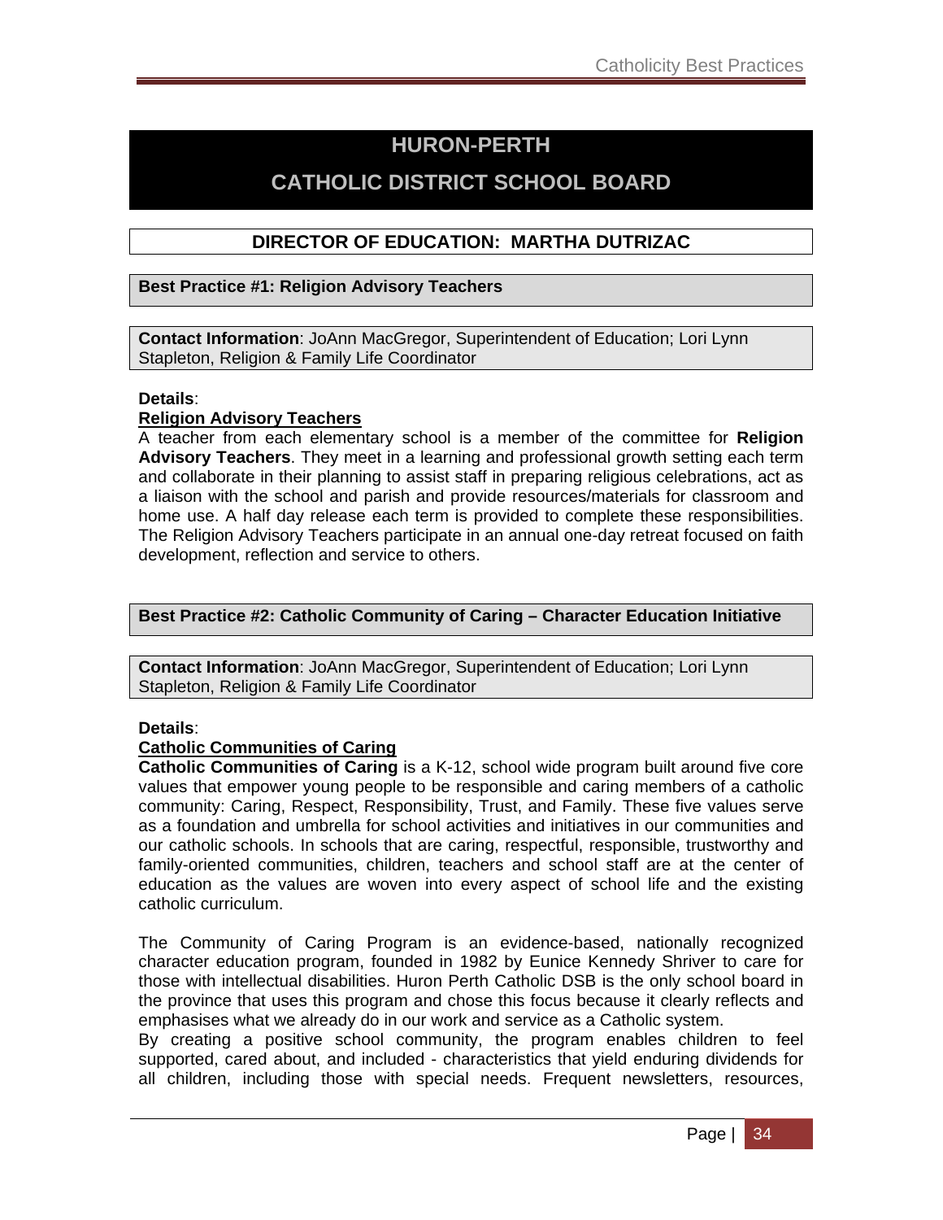# HURON-PERTH
# CATHOLIC DISTRICT SCHOOL BOARD

## DIRECTOR OF EDUCATION: MARTHA DUTRIZAC

**Best Practice #1: Religion Advisory Teachers**

**Contact Information**: JoAnn MacGregor, Superintendent of Education; Lori Lynn Stapleton, Religion & Family Life Coordinator

**Details**:

**Religion Advisory Teachers**

A teacher from each elementary school is a member of the committee for **Religion Advisory Teachers**. They meet in a learning and professional growth setting each term and collaborate in their planning to assist staff in preparing religious celebrations, act as a liaison with the school and parish and provide resources/materials for classroom and home use. A half day release each term is provided to complete these responsibilities. The Religion Advisory Teachers participate in an annual one-day retreat focused on faith development, reflection and service to others.

**Best Practice #2: Catholic Community of Caring – Character Education Initiative**

**Contact Information**: JoAnn MacGregor, Superintendent of Education; Lori Lynn Stapleton, Religion & Family Life Coordinator

**Details**:

**Catholic Communities of Caring**

**Catholic Communities of Caring** is a K-12, school wide program built around five core values that empower young people to be responsible and caring members of a catholic community: Caring, Respect, Responsibility, Trust, and Family. These five values serve as a foundation and umbrella for school activities and initiatives in our communities and our catholic schools. In schools that are caring, respectful, responsible, trustworthy and family-oriented communities, children, teachers and school staff are at the center of education as the values are woven into every aspect of school life and the existing catholic curriculum.

The Community of Caring Program is an evidence-based, nationally recognized character education program, founded in 1982 by Eunice Kennedy Shriver to care for those with intellectual disabilities. Huron Perth Catholic DSB is the only school board in the province that uses this program and chose this focus because it clearly reflects and emphasises what we already do in our work and service as a Catholic system.

By creating a positive school community, the program enables children to feel supported, cared about, and included - characteristics that yield enduring dividends for all children, including those with special needs. Frequent newsletters, resources,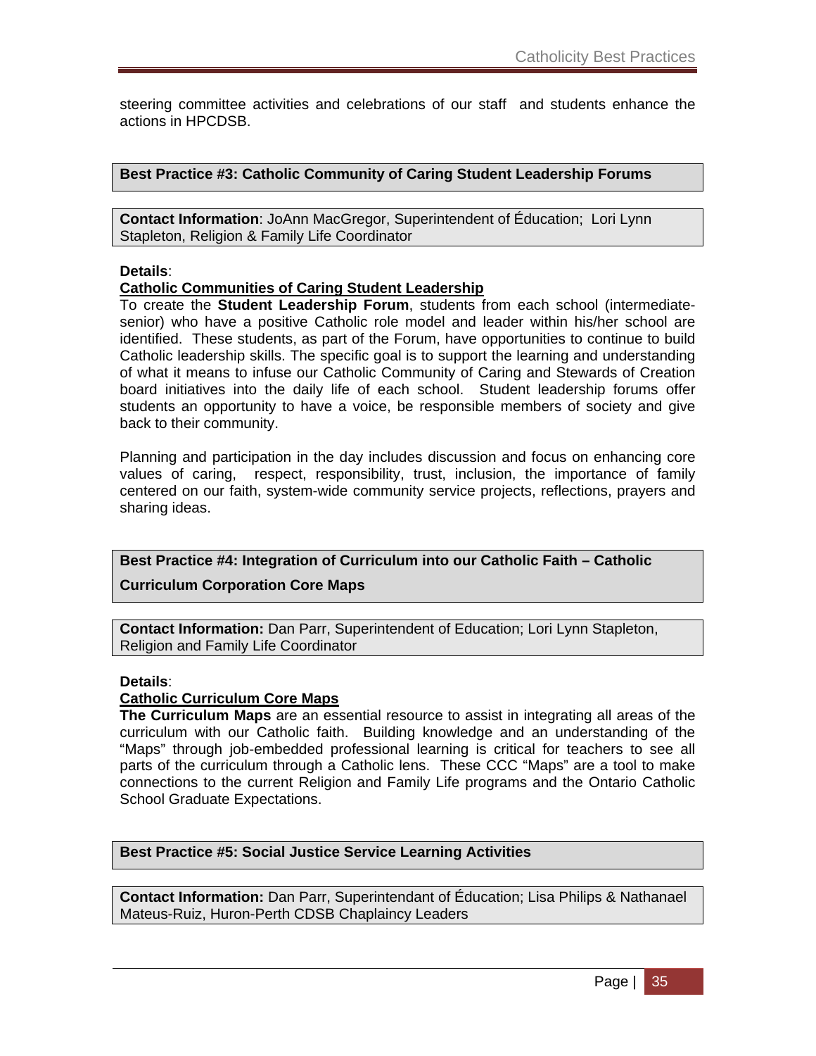steering committee activities and celebrations of our staff and students enhance the actions in HPCDSB.

**Best Practice #3: Catholic Community of Caring Student Leadership Forums**

**Contact Information**: JoAnn MacGregor, Superintendent of Éducation; Lori Lynn Stapleton, Religion & Family Life Coordinator

**Details**:

**Catholic Communities of Caring Student Leadership**

To create the **Student Leadership Forum**, students from each school (intermediate-senior) who have a positive Catholic role model and leader within his/her school are identified. These students, as part of the Forum, have opportunities to continue to build Catholic leadership skills. The specific goal is to support the learning and understanding of what it means to infuse our Catholic Community of Caring and Stewards of Creation board initiatives into the daily life of each school. Student leadership forums offer students an opportunity to have a voice, be responsible members of society and give back to their community.

Planning and participation in the day includes discussion and focus on enhancing core values of caring, respect, responsibility, trust, inclusion, the importance of family centered on our faith, system-wide community service projects, reflections, prayers and sharing ideas.

**Best Practice #4: Integration of Curriculum into our Catholic Faith – Catholic Curriculum Corporation Core Maps**

**Contact Information:** Dan Parr, Superintendent of Education; Lori Lynn Stapleton, Religion and Family Life Coordinator

**Details**:

**Catholic Curriculum Core Maps**

**The Curriculum Maps** are an essential resource to assist in integrating all areas of the curriculum with our Catholic faith. Building knowledge and an understanding of the "Maps" through job-embedded professional learning is critical for teachers to see all parts of the curriculum through a Catholic lens. These CCC "Maps" are a tool to make connections to the current Religion and Family Life programs and the Ontario Catholic School Graduate Expectations.

**Best Practice #5: Social Justice Service Learning Activities**

**Contact Information:** Dan Parr, Superintendant of Éducation; Lisa Philips & Nathanael Mateus-Ruiz, Huron-Perth CDSB Chaplaincy Leaders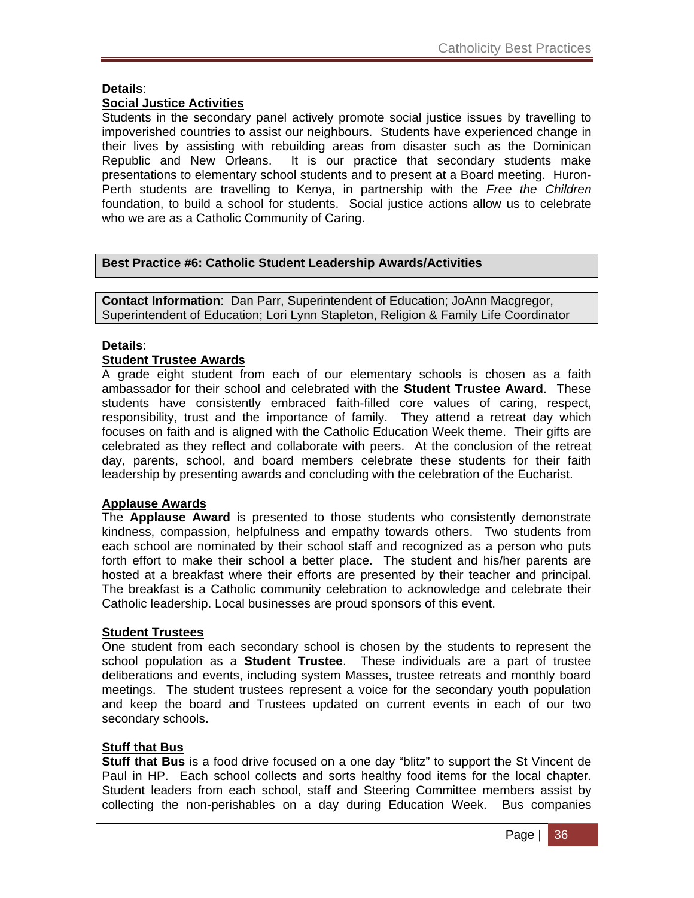**Details**:

**Social Justice Activities**

Students in the secondary panel actively promote social justice issues by travelling to impoverished countries to assist our neighbours. Students have experienced change in their lives by assisting with rebuilding areas from disaster such as the Dominican Republic and New Orleans. It is our practice that secondary students make presentations to elementary school students and to present at a Board meeting. Huron-Perth students are travelling to Kenya, in partnership with the *Free the Children* foundation, to build a school for students. Social justice actions allow us to celebrate who we are as a Catholic Community of Caring.

| **Best Practice #6: Catholic Student Leadership Awards/Activities** |
| --- |

| **Contact Information**: Dan Parr, Superintendent of Education; JoAnn Macgregor, Superintendent of Education; Lori Lynn Stapleton, Religion & Family Life Coordinator |
| --- |

**Details**:

**Student Trustee Awards**

A grade eight student from each of our elementary schools is chosen as a faith ambassador for their school and celebrated with the **Student Trustee Award**. These students have consistently embraced faith-filled core values of caring, respect, responsibility, trust and the importance of family. They attend a retreat day which focuses on faith and is aligned with the Catholic Education Week theme. Their gifts are celebrated as they reflect and collaborate with peers. At the conclusion of the retreat day, parents, school, and board members celebrate these students for their faith leadership by presenting awards and concluding with the celebration of the Eucharist.

**Applause Awards**

The **Applause Award** is presented to those students who consistently demonstrate kindness, compassion, helpfulness and empathy towards others. Two students from each school are nominated by their school staff and recognized as a person who puts forth effort to make their school a better place. The student and his/her parents are hosted at a breakfast where their efforts are presented by their teacher and principal. The breakfast is a Catholic community celebration to acknowledge and celebrate their Catholic leadership. Local businesses are proud sponsors of this event.

**Student Trustees**

One student from each secondary school is chosen by the students to represent the school population as a **Student Trustee**. These individuals are a part of trustee deliberations and events, including system Masses, trustee retreats and monthly board meetings. The student trustees represent a voice for the secondary youth population and keep the board and Trustees updated on current events in each of our two secondary schools.

**Stuff that Bus**

**Stuff that Bus** is a food drive focused on a one day "blitz" to support the St Vincent de Paul in HP. Each school collects and sorts healthy food items for the local chapter. Student leaders from each school, staff and Steering Committee members assist by collecting the non-perishables on a day during Education Week. Bus companies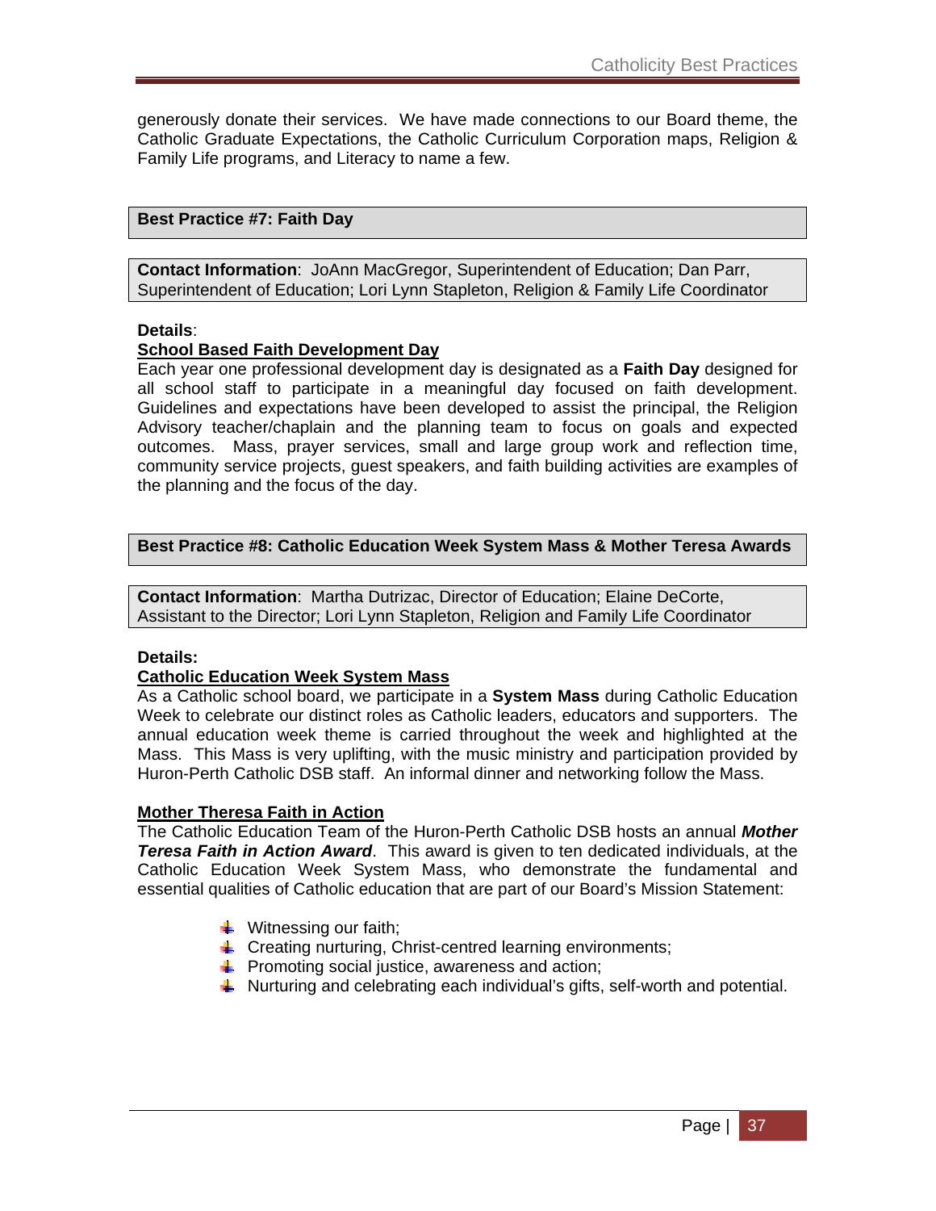generously donate their services. We have made connections to our Board theme, the Catholic Graduate Expectations, the Catholic Curriculum Corporation maps, Religion & Family Life programs, and Literacy to name a few.

### Best Practice #7: Faith Day

**Contact Information**: JoAnn MacGregor, Superintendent of Education; Dan Parr, Superintendent of Education; Lori Lynn Stapleton, Religion & Family Life Coordinator

**Details**:

**School Based Faith Development Day**

Each year one professional development day is designated as a **Faith Day** designed for all school staff to participate in a meaningful day focused on faith development. Guidelines and expectations have been developed to assist the principal, the Religion Advisory teacher/chaplain and the planning team to focus on goals and expected outcomes. Mass, prayer services, small and large group work and reflection time, community service projects, guest speakers, and faith building activities are examples of the planning and the focus of the day.

### Best Practice #8: Catholic Education Week System Mass & Mother Teresa Awards

**Contact Information**: Martha Dutrizac, Director of Education; Elaine DeCorte, Assistant to the Director; Lori Lynn Stapleton, Religion and Family Life Coordinator

**Details:**

**Catholic Education Week System Mass**

As a Catholic school board, we participate in a **System Mass** during Catholic Education Week to celebrate our distinct roles as Catholic leaders, educators and supporters. The annual education week theme is carried throughout the week and highlighted at the Mass. This Mass is very uplifting, with the music ministry and participation provided by Huron-Perth Catholic DSB staff. An informal dinner and networking follow the Mass.

**Mother Theresa Faith in Action**

The Catholic Education Team of the Huron-Perth Catholic DSB hosts an annual ***Mother Teresa Faith in Action Award***. This award is given to ten dedicated individuals, at the Catholic Education Week System Mass, who demonstrate the fundamental and essential qualities of Catholic education that are part of our Board's Mission Statement:

- Witnessing our faith;
- Creating nurturing, Christ-centred learning environments;
- Promoting social justice, awareness and action;
- Nurturing and celebrating each individual's gifts, self-worth and potential.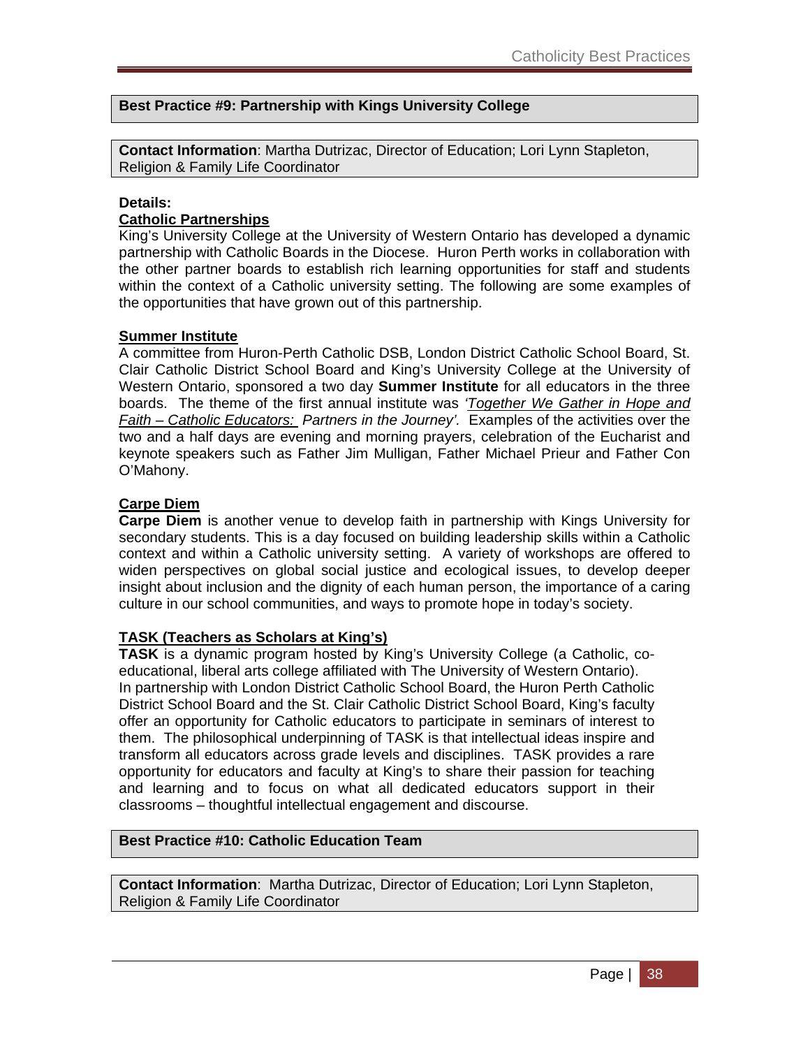## Best Practice #9: Partnership with Kings University College

**Contact Information**: Martha Dutrizac, Director of Education; Lori Lynn Stapleton, Religion & Family Life Coordinator

**Details:**

**Catholic Partnerships**

King's University College at the University of Western Ontario has developed a dynamic partnership with Catholic Boards in the Diocese. Huron Perth works in collaboration with the other partner boards to establish rich learning opportunities for staff and students within the context of a Catholic university setting. The following are some examples of the opportunities that have grown out of this partnership.

**Summer Institute**

A committee from Huron-Perth Catholic DSB, London District Catholic School Board, St. Clair Catholic District School Board and King's University College at the University of Western Ontario, sponsored a two day **Summer Institute** for all educators in the three boards. The theme of the first annual institute was *'Together We Gather in Hope and Faith – Catholic Educators: Partners in the Journey'.* Examples of the activities over the two and a half days are evening and morning prayers, celebration of the Eucharist and keynote speakers such as Father Jim Mulligan, Father Michael Prieur and Father Con O'Mahony.

**Carpe Diem**

**Carpe Diem** is another venue to develop faith in partnership with Kings University for secondary students. This is a day focused on building leadership skills within a Catholic context and within a Catholic university setting. A variety of workshops are offered to widen perspectives on global social justice and ecological issues, to develop deeper insight about inclusion and the dignity of each human person, the importance of a caring culture in our school communities, and ways to promote hope in today's society.

**TASK (Teachers as Scholars at King's)**

**TASK** is a dynamic program hosted by King's University College (a Catholic, co-educational, liberal arts college affiliated with The University of Western Ontario). In partnership with London District Catholic School Board, the Huron Perth Catholic District School Board and the St. Clair Catholic District School Board, King's faculty offer an opportunity for Catholic educators to participate in seminars of interest to them. The philosophical underpinning of TASK is that intellectual ideas inspire and transform all educators across grade levels and disciplines. TASK provides a rare opportunity for educators and faculty at King's to share their passion for teaching and learning and to focus on what all dedicated educators support in their classrooms – thoughtful intellectual engagement and discourse.

## Best Practice #10: Catholic Education Team

**Contact Information**: Martha Dutrizac, Director of Education; Lori Lynn Stapleton, Religion & Family Life Coordinator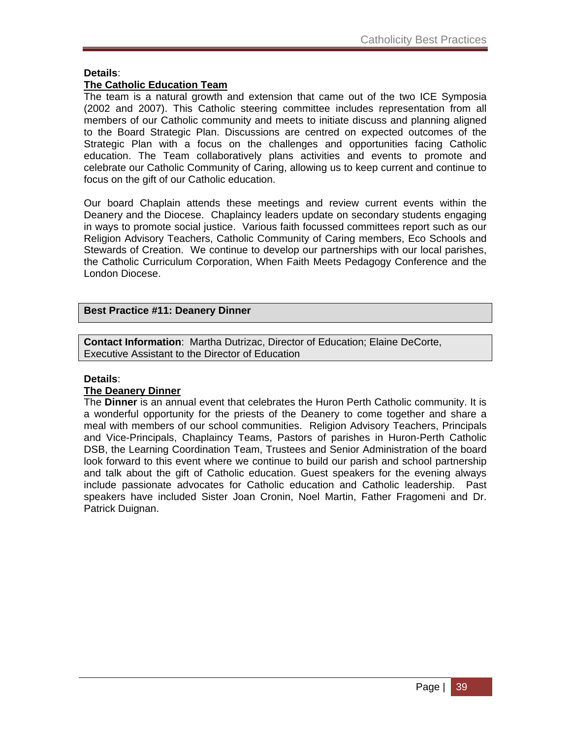**Details**:

**<u>The Catholic Education Team</u>**

The team is a natural growth and extension that came out of the two ICE Symposia (2002 and 2007). This Catholic steering committee includes representation from all members of our Catholic community and meets to initiate discuss and planning aligned to the Board Strategic Plan. Discussions are centred on expected outcomes of the Strategic Plan with a focus on the challenges and opportunities facing Catholic education. The Team collaboratively plans activities and events to promote and celebrate our Catholic Community of Caring, allowing us to keep current and continue to focus on the gift of our Catholic education.

Our board Chaplain attends these meetings and review current events within the Deanery and the Diocese. Chaplaincy leaders update on secondary students engaging in ways to promote social justice. Various faith focussed committees report such as our Religion Advisory Teachers, Catholic Community of Caring members, Eco Schools and Stewards of Creation. We continue to develop our partnerships with our local parishes, the Catholic Curriculum Corporation, When Faith Meets Pedagogy Conference and the London Diocese.

| **Best Practice #11: Deanery Dinner** |
|---|

| **Contact Information**: Martha Dutrizac, Director of Education; Elaine DeCorte, Executive Assistant to the Director of Education |
|---|

**Details**:

**<u>The Deanery Dinner</u>**

The **Dinner** is an annual event that celebrates the Huron Perth Catholic community. It is a wonderful opportunity for the priests of the Deanery to come together and share a meal with members of our school communities. Religion Advisory Teachers, Principals and Vice-Principals, Chaplaincy Teams, Pastors of parishes in Huron-Perth Catholic DSB, the Learning Coordination Team, Trustees and Senior Administration of the board look forward to this event where we continue to build our parish and school partnership and talk about the gift of Catholic education. Guest speakers for the evening always include passionate advocates for Catholic education and Catholic leadership. Past speakers have included Sister Joan Cronin, Noel Martin, Father Fragomeni and Dr. Patrick Duignan.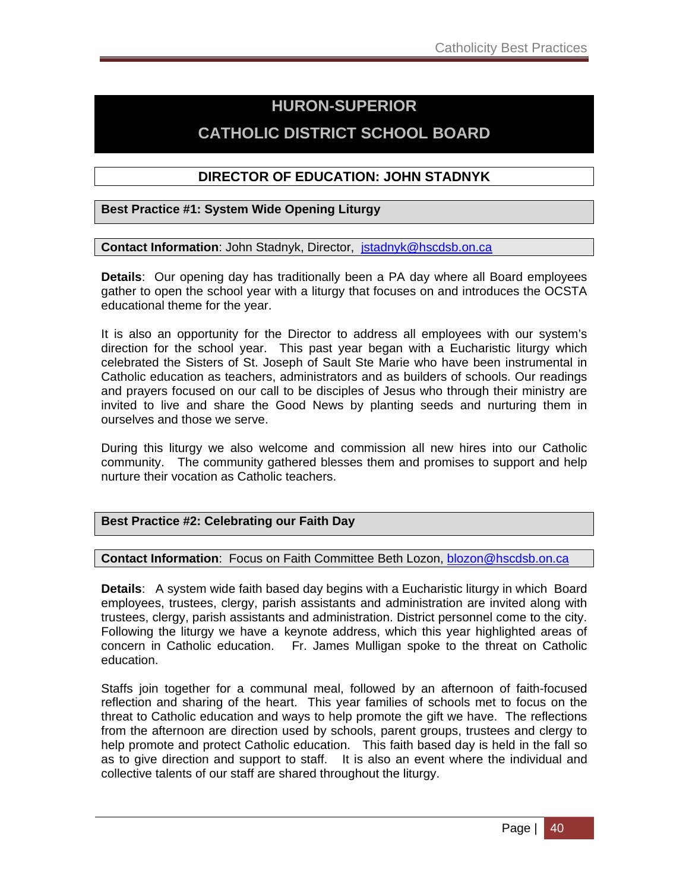# HURON-SUPERIOR CATHOLIC DISTRICT SCHOOL BOARD

## DIRECTOR OF EDUCATION: JOHN STADNYK

### Best Practice #1: System Wide Opening Liturgy

**Contact Information**: John Stadnyk, Director, jstadnyk@hscdsb.on.ca

**Details**: Our opening day has traditionally been a PA day where all Board employees gather to open the school year with a liturgy that focuses on and introduces the OCSTA educational theme for the year.

It is also an opportunity for the Director to address all employees with our system's direction for the school year. This past year began with a Eucharistic liturgy which celebrated the Sisters of St. Joseph of Sault Ste Marie who have been instrumental in Catholic education as teachers, administrators and as builders of schools. Our readings and prayers focused on our call to be disciples of Jesus who through their ministry are invited to live and share the Good News by planting seeds and nurturing them in ourselves and those we serve.

During this liturgy we also welcome and commission all new hires into our Catholic community. The community gathered blesses them and promises to support and help nurture their vocation as Catholic teachers.

### Best Practice #2: Celebrating our Faith Day

**Contact Information**: Focus on Faith Committee Beth Lozon, blozon@hscdsb.on.ca

**Details**: A system wide faith based day begins with a Eucharistic liturgy in which Board employees, trustees, clergy, parish assistants and administration are invited along with trustees, clergy, parish assistants and administration. District personnel come to the city. Following the liturgy we have a keynote address, which this year highlighted areas of concern in Catholic education. Fr. James Mulligan spoke to the threat on Catholic education.

Staffs join together for a communal meal, followed by an afternoon of faith-focused reflection and sharing of the heart. This year families of schools met to focus on the threat to Catholic education and ways to help promote the gift we have. The reflections from the afternoon are direction used by schools, parent groups, trustees and clergy to help promote and protect Catholic education. This faith based day is held in the fall so as to give direction and support to staff. It is also an event where the individual and collective talents of our staff are shared throughout the liturgy.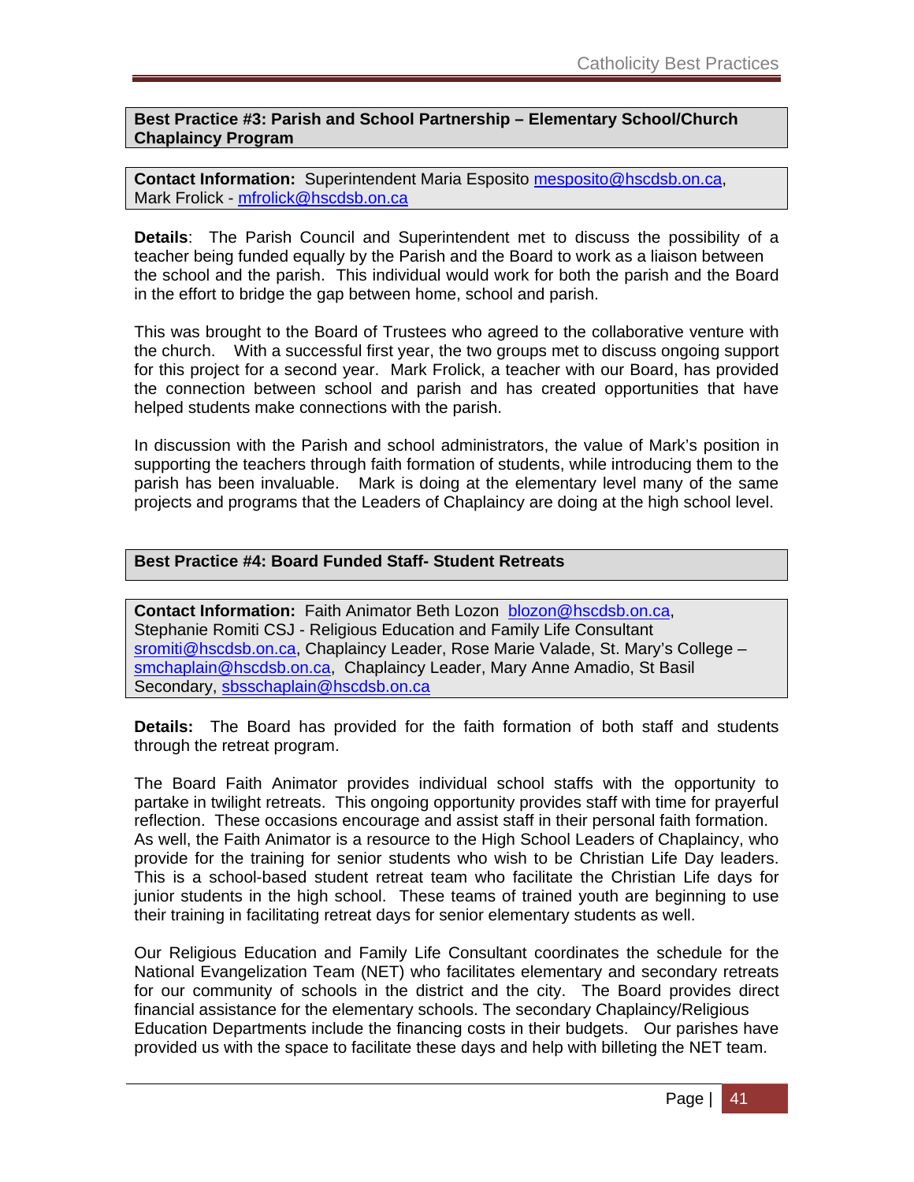**Best Practice #3: Parish and School Partnership – Elementary School/Church Chaplaincy Program**

**Contact Information:** Superintendent Maria Esposito mesposito@hscdsb.on.ca, Mark Frolick - mfrolick@hscdsb.on.ca

**Details**: The Parish Council and Superintendent met to discuss the possibility of a teacher being funded equally by the Parish and the Board to work as a liaison between the school and the parish. This individual would work for both the parish and the Board in the effort to bridge the gap between home, school and parish.

This was brought to the Board of Trustees who agreed to the collaborative venture with the church. With a successful first year, the two groups met to discuss ongoing support for this project for a second year. Mark Frolick, a teacher with our Board, has provided the connection between school and parish and has created opportunities that have helped students make connections with the parish.

In discussion with the Parish and school administrators, the value of Mark's position in supporting the teachers through faith formation of students, while introducing them to the parish has been invaluable. Mark is doing at the elementary level many of the same projects and programs that the Leaders of Chaplaincy are doing at the high school level.

**Best Practice #4: Board Funded Staff- Student Retreats**

**Contact Information:** Faith Animator Beth Lozon blozon@hscdsb.on.ca, Stephanie Romiti CSJ - Religious Education and Family Life Consultant sromiti@hscdsb.on.ca, Chaplaincy Leader, Rose Marie Valade, St. Mary's College – smchaplain@hscdsb.on.ca, Chaplaincy Leader, Mary Anne Amadio, St Basil Secondary, sbsschaplain@hscdsb.on.ca

**Details:** The Board has provided for the faith formation of both staff and students through the retreat program.

The Board Faith Animator provides individual school staffs with the opportunity to partake in twilight retreats. This ongoing opportunity provides staff with time for prayerful reflection. These occasions encourage and assist staff in their personal faith formation. As well, the Faith Animator is a resource to the High School Leaders of Chaplaincy, who provide for the training for senior students who wish to be Christian Life Day leaders. This is a school-based student retreat team who facilitate the Christian Life days for junior students in the high school. These teams of trained youth are beginning to use their training in facilitating retreat days for senior elementary students as well.

Our Religious Education and Family Life Consultant coordinates the schedule for the National Evangelization Team (NET) who facilitates elementary and secondary retreats for our community of schools in the district and the city. The Board provides direct financial assistance for the elementary schools. The secondary Chaplaincy/Religious Education Departments include the financing costs in their budgets. Our parishes have provided us with the space to facilitate these days and help with billeting the NET team.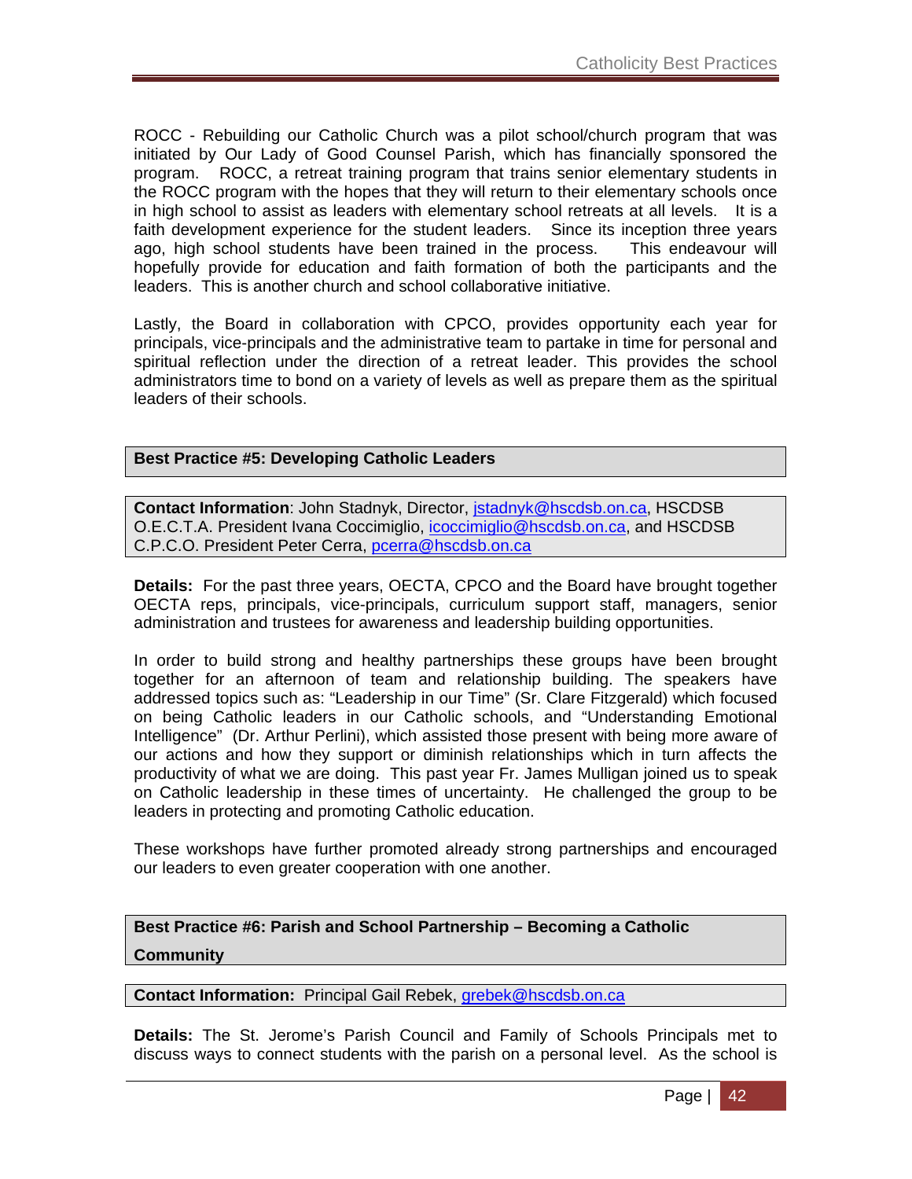ROCC - Rebuilding our Catholic Church was a pilot school/church program that was initiated by Our Lady of Good Counsel Parish, which has financially sponsored the program. ROCC, a retreat training program that trains senior elementary students in the ROCC program with the hopes that they will return to their elementary schools once in high school to assist as leaders with elementary school retreats at all levels. It is a faith development experience for the student leaders. Since its inception three years ago, high school students have been trained in the process. This endeavour will hopefully provide for education and faith formation of both the participants and the leaders. This is another church and school collaborative initiative.

Lastly, the Board in collaboration with CPCO, provides opportunity each year for principals, vice-principals and the administrative team to partake in time for personal and spiritual reflection under the direction of a retreat leader. This provides the school administrators time to bond on a variety of levels as well as prepare them as the spiritual leaders of their schools.

### Best Practice #5: Developing Catholic Leaders

**Contact Information**: John Stadnyk, Director, jstadnyk@hscdsb.on.ca, HSCDSB O.E.C.T.A. President Ivana Coccimiglio, icoccimiglio@hscdsb.on.ca, and HSCDSB C.P.C.O. President Peter Cerra, pcerra@hscdsb.on.ca

**Details:** For the past three years, OECTA, CPCO and the Board have brought together OECTA reps, principals, vice-principals, curriculum support staff, managers, senior administration and trustees for awareness and leadership building opportunities.

In order to build strong and healthy partnerships these groups have been brought together for an afternoon of team and relationship building. The speakers have addressed topics such as: "Leadership in our Time" (Sr. Clare Fitzgerald) which focused on being Catholic leaders in our Catholic schools, and "Understanding Emotional Intelligence" (Dr. Arthur Perlini), which assisted those present with being more aware of our actions and how they support or diminish relationships which in turn affects the productivity of what we are doing. This past year Fr. James Mulligan joined us to speak on Catholic leadership in these times of uncertainty. He challenged the group to be leaders in protecting and promoting Catholic education.

These workshops have further promoted already strong partnerships and encouraged our leaders to even greater cooperation with one another.

### Best Practice #6: Parish and School Partnership – Becoming a Catholic Community

**Contact Information:** Principal Gail Rebek, grebek@hscdsb.on.ca

**Details:** The St. Jerome's Parish Council and Family of Schools Principals met to discuss ways to connect students with the parish on a personal level. As the school is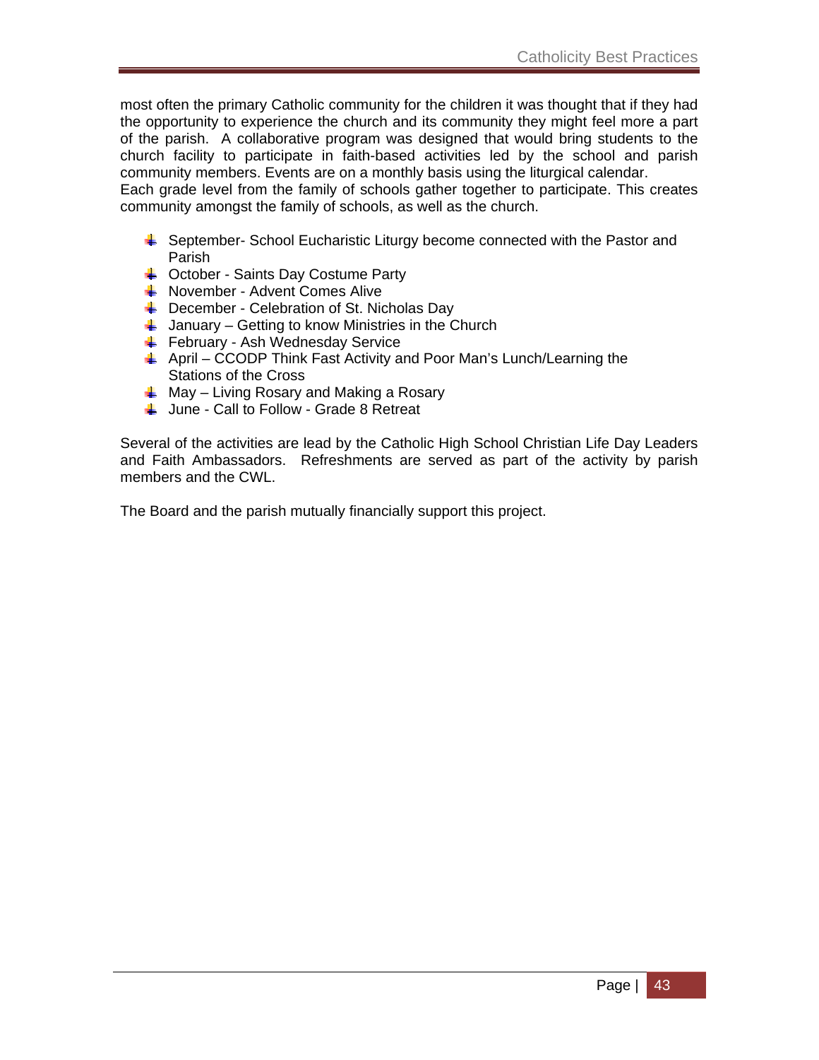most often the primary Catholic community for the children it was thought that if they had the opportunity to experience the church and its community they might feel more a part of the parish. A collaborative program was designed that would bring students to the church facility to participate in faith-based activities led by the school and parish community members. Events are on a monthly basis using the liturgical calendar.
Each grade level from the family of schools gather together to participate. This creates community amongst the family of schools, as well as the church.

- September- School Eucharistic Liturgy become connected with the Pastor and Parish
- October - Saints Day Costume Party
- November - Advent Comes Alive
- December - Celebration of St. Nicholas Day
- January – Getting to know Ministries in the Church
- February - Ash Wednesday Service
- April – CCODP Think Fast Activity and Poor Man's Lunch/Learning the Stations of the Cross
- May – Living Rosary and Making a Rosary
- June - Call to Follow - Grade 8 Retreat

Several of the activities are lead by the Catholic High School Christian Life Day Leaders and Faith Ambassadors. Refreshments are served as part of the activity by parish members and the CWL.

The Board and the parish mutually financially support this project.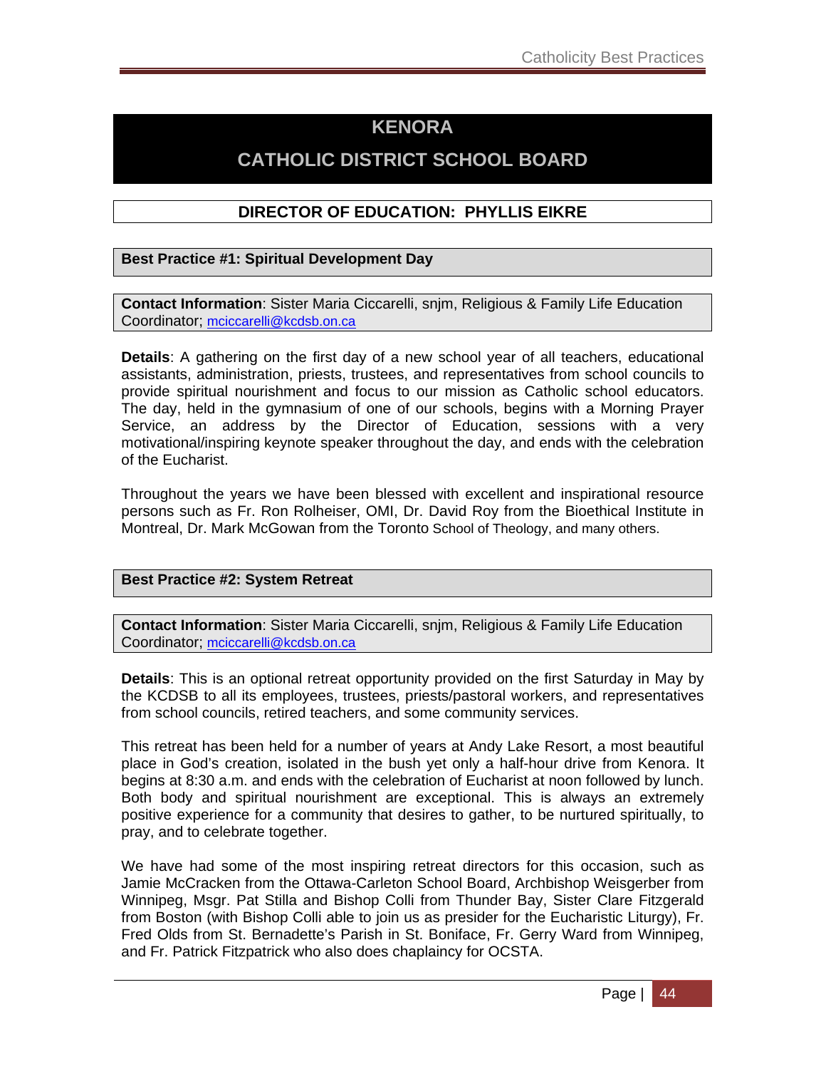# KENORA

# CATHOLIC DISTRICT SCHOOL BOARD

## DIRECTOR OF EDUCATION: PHYLLIS EIKRE

### Best Practice #1: Spiritual Development Day

**Contact Information**: Sister Maria Ciccarelli, snjm, Religious & Family Life Education Coordinator; mciccarelli@kcdsb.on.ca

**Details**: A gathering on the first day of a new school year of all teachers, educational assistants, administration, priests, trustees, and representatives from school councils to provide spiritual nourishment and focus to our mission as Catholic school educators. The day, held in the gymnasium of one of our schools, begins with a Morning Prayer Service, an address by the Director of Education, sessions with a very motivational/inspiring keynote speaker throughout the day, and ends with the celebration of the Eucharist.

Throughout the years we have been blessed with excellent and inspirational resource persons such as Fr. Ron Rolheiser, OMI, Dr. David Roy from the Bioethical Institute in Montreal, Dr. Mark McGowan from the Toronto School of Theology, and many others.

### Best Practice #2: System Retreat

**Contact Information**: Sister Maria Ciccarelli, snjm, Religious & Family Life Education Coordinator; mciccarelli@kcdsb.on.ca

**Details**: This is an optional retreat opportunity provided on the first Saturday in May by the KCDSB to all its employees, trustees, priests/pastoral workers, and representatives from school councils, retired teachers, and some community services.

This retreat has been held for a number of years at Andy Lake Resort, a most beautiful place in God's creation, isolated in the bush yet only a half-hour drive from Kenora. It begins at 8:30 a.m. and ends with the celebration of Eucharist at noon followed by lunch. Both body and spiritual nourishment are exceptional. This is always an extremely positive experience for a community that desires to gather, to be nurtured spiritually, to pray, and to celebrate together.

We have had some of the most inspiring retreat directors for this occasion, such as Jamie McCracken from the Ottawa-Carleton School Board, Archbishop Weisgerber from Winnipeg, Msgr. Pat Stilla and Bishop Colli from Thunder Bay, Sister Clare Fitzgerald from Boston (with Bishop Colli able to join us as presider for the Eucharistic Liturgy), Fr. Fred Olds from St. Bernadette's Parish in St. Boniface, Fr. Gerry Ward from Winnipeg, and Fr. Patrick Fitzpatrick who also does chaplaincy for OCSTA.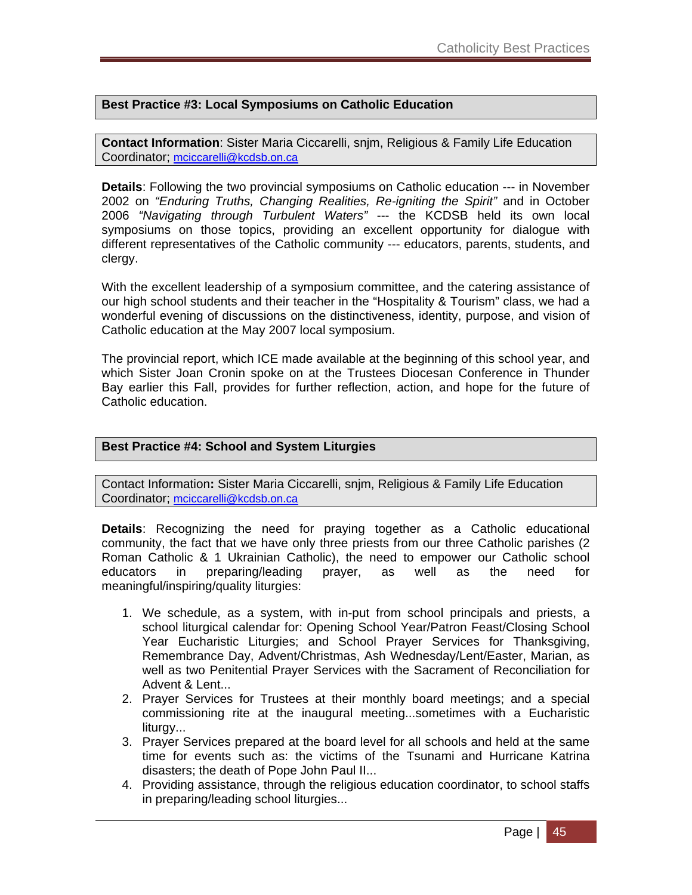**Best Practice #3: Local Symposiums on Catholic Education**

**Contact Information**: Sister Maria Ciccarelli, snjm, Religious & Family Life Education Coordinator; mciccarelli@kcdsb.on.ca

**Details**: Following the two provincial symposiums on Catholic education --- in November 2002 on *"Enduring Truths, Changing Realities, Re-igniting the Spirit"* and in October 2006 *"Navigating through Turbulent Waters"* --- the KCDSB held its own local symposiums on those topics, providing an excellent opportunity for dialogue with different representatives of the Catholic community --- educators, parents, students, and clergy.

With the excellent leadership of a symposium committee, and the catering assistance of our high school students and their teacher in the "Hospitality & Tourism" class, we had a wonderful evening of discussions on the distinctiveness, identity, purpose, and vision of Catholic education at the May 2007 local symposium.

The provincial report, which ICE made available at the beginning of this school year, and which Sister Joan Cronin spoke on at the Trustees Diocesan Conference in Thunder Bay earlier this Fall, provides for further reflection, action, and hope for the future of Catholic education.

**Best Practice #4: School and System Liturgies**

Contact Information**:** Sister Maria Ciccarelli, snjm, Religious & Family Life Education Coordinator; mciccarelli@kcdsb.on.ca

**Details**: Recognizing the need for praying together as a Catholic educational community, the fact that we have only three priests from our three Catholic parishes (2 Roman Catholic & 1 Ukrainian Catholic), the need to empower our Catholic school educators in preparing/leading prayer, as well as the need for meaningful/inspiring/quality liturgies:

1. We schedule, as a system, with in-put from school principals and priests, a school liturgical calendar for: Opening School Year/Patron Feast/Closing School Year Eucharistic Liturgies; and School Prayer Services for Thanksgiving, Remembrance Day, Advent/Christmas, Ash Wednesday/Lent/Easter, Marian, as well as two Penitential Prayer Services with the Sacrament of Reconciliation for Advent & Lent...
2. Prayer Services for Trustees at their monthly board meetings; and a special commissioning rite at the inaugural meeting...sometimes with a Eucharistic liturgy...
3. Prayer Services prepared at the board level for all schools and held at the same time for events such as: the victims of the Tsunami and Hurricane Katrina disasters; the death of Pope John Paul II...
4. Providing assistance, through the religious education coordinator, to school staffs in preparing/leading school liturgies...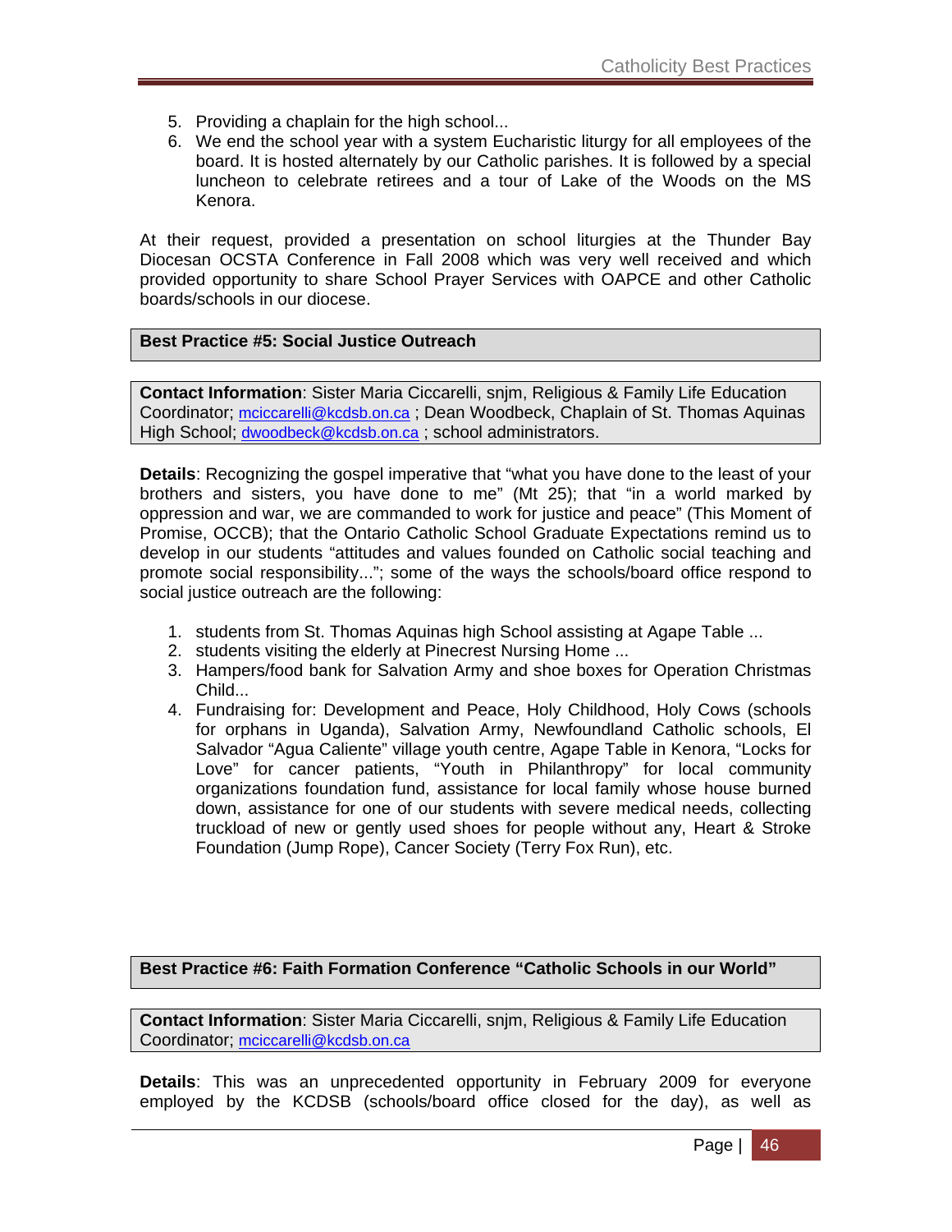5. Providing a chaplain for the high school...
6. We end the school year with a system Eucharistic liturgy for all employees of the board. It is hosted alternately by our Catholic parishes. It is followed by a special luncheon to celebrate retirees and a tour of Lake of the Woods on the MS Kenora.

At their request, provided a presentation on school liturgies at the Thunder Bay Diocesan OCSTA Conference in Fall 2008 which was very well received and which provided opportunity to share School Prayer Services with OAPCE and other Catholic boards/schools in our diocese.

**Best Practice #5: Social Justice Outreach**

**Contact Information**: Sister Maria Ciccarelli, snjm, Religious & Family Life Education Coordinator; mciccarelli@kcdsb.on.ca ; Dean Woodbeck, Chaplain of St. Thomas Aquinas High School; dwoodbeck@kcdsb.on.ca ; school administrators.

**Details**: Recognizing the gospel imperative that "what you have done to the least of your brothers and sisters, you have done to me" (Mt 25); that "in a world marked by oppression and war, we are commanded to work for justice and peace" (This Moment of Promise, OCCB); that the Ontario Catholic School Graduate Expectations remind us to develop in our students "attitudes and values founded on Catholic social teaching and promote social responsibility..."; some of the ways the schools/board office respond to social justice outreach are the following:

1. students from St. Thomas Aquinas high School assisting at Agape Table ...
2. students visiting the elderly at Pinecrest Nursing Home ...
3. Hampers/food bank for Salvation Army and shoe boxes for Operation Christmas Child...
4. Fundraising for: Development and Peace, Holy Childhood, Holy Cows (schools for orphans in Uganda), Salvation Army, Newfoundland Catholic schools, El Salvador "Agua Caliente" village youth centre, Agape Table in Kenora, "Locks for Love" for cancer patients, "Youth in Philanthropy" for local community organizations foundation fund, assistance for local family whose house burned down, assistance for one of our students with severe medical needs, collecting truckload of new or gently used shoes for people without any, Heart & Stroke Foundation (Jump Rope), Cancer Society (Terry Fox Run), etc.

**Best Practice #6: Faith Formation Conference "Catholic Schools in our World"**

**Contact Information**: Sister Maria Ciccarelli, snjm, Religious & Family Life Education Coordinator; mciccarelli@kcdsb.on.ca

**Details**: This was an unprecedented opportunity in February 2009 for everyone employed by the KCDSB (schools/board office closed for the day), as well as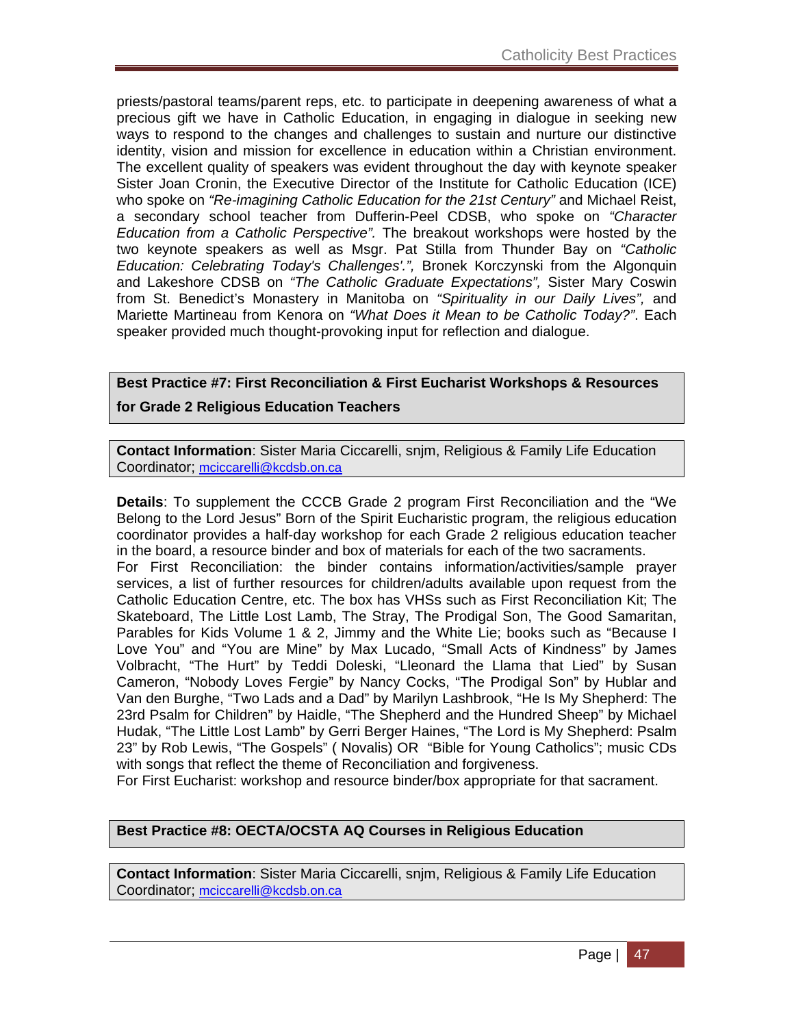priests/pastoral teams/parent reps, etc. to participate in deepening awareness of what a precious gift we have in Catholic Education, in engaging in dialogue in seeking new ways to respond to the changes and challenges to sustain and nurture our distinctive identity, vision and mission for excellence in education within a Christian environment. The excellent quality of speakers was evident throughout the day with keynote speaker Sister Joan Cronin, the Executive Director of the Institute for Catholic Education (ICE) who spoke on *"Re-imagining Catholic Education for the 21st Century"* and Michael Reist, a secondary school teacher from Dufferin-Peel CDSB, who spoke on *"Character Education from a Catholic Perspective".* The breakout workshops were hosted by the two keynote speakers as well as Msgr. Pat Stilla from Thunder Bay on *"Catholic Education: Celebrating Today's Challenges'.",* Bronek Korczynski from the Algonquin and Lakeshore CDSB on *"The Catholic Graduate Expectations",* Sister Mary Coswin from St. Benedict's Monastery in Manitoba on *"Spirituality in our Daily Lives",* and Mariette Martineau from Kenora on *"What Does it Mean to be Catholic Today?"*. Each speaker provided much thought-provoking input for reflection and dialogue.

## Best Practice #7: First Reconciliation & First Eucharist Workshops & Resources for Grade 2 Religious Education Teachers

**Contact Information**: Sister Maria Ciccarelli, snjm, Religious & Family Life Education Coordinator; mciccarelli@kcdsb.on.ca

**Details**: To supplement the CCCB Grade 2 program First Reconciliation and the "We Belong to the Lord Jesus" Born of the Spirit Eucharistic program, the religious education coordinator provides a half-day workshop for each Grade 2 religious education teacher in the board, a resource binder and box of materials for each of the two sacraments.

For First Reconciliation: the binder contains information/activities/sample prayer services, a list of further resources for children/adults available upon request from the Catholic Education Centre, etc. The box has VHSs such as First Reconciliation Kit; The Skateboard, The Little Lost Lamb, The Stray, The Prodigal Son, The Good Samaritan, Parables for Kids Volume 1 & 2, Jimmy and the White Lie; books such as "Because I Love You" and "You are Mine" by Max Lucado, "Small Acts of Kindness" by James Volbracht, "The Hurt" by Teddi Doleski, "Lleonard the Llama that Lied" by Susan Cameron, "Nobody Loves Fergie" by Nancy Cocks, "The Prodigal Son" by Hublar and Van den Burghe, "Two Lads and a Dad" by Marilyn Lashbrook, "He Is My Shepherd: The 23rd Psalm for Children" by Haidle, "The Shepherd and the Hundred Sheep" by Michael Hudak, "The Little Lost Lamb" by Gerri Berger Haines, "The Lord is My Shepherd: Psalm 23" by Rob Lewis, "The Gospels" ( Novalis) OR "Bible for Young Catholics"; music CDs with songs that reflect the theme of Reconciliation and forgiveness.

For First Eucharist: workshop and resource binder/box appropriate for that sacrament.

## Best Practice #8: OECTA/OCSTA AQ Courses in Religious Education

**Contact Information**: Sister Maria Ciccarelli, snjm, Religious & Family Life Education Coordinator; mciccarelli@kcdsb.on.ca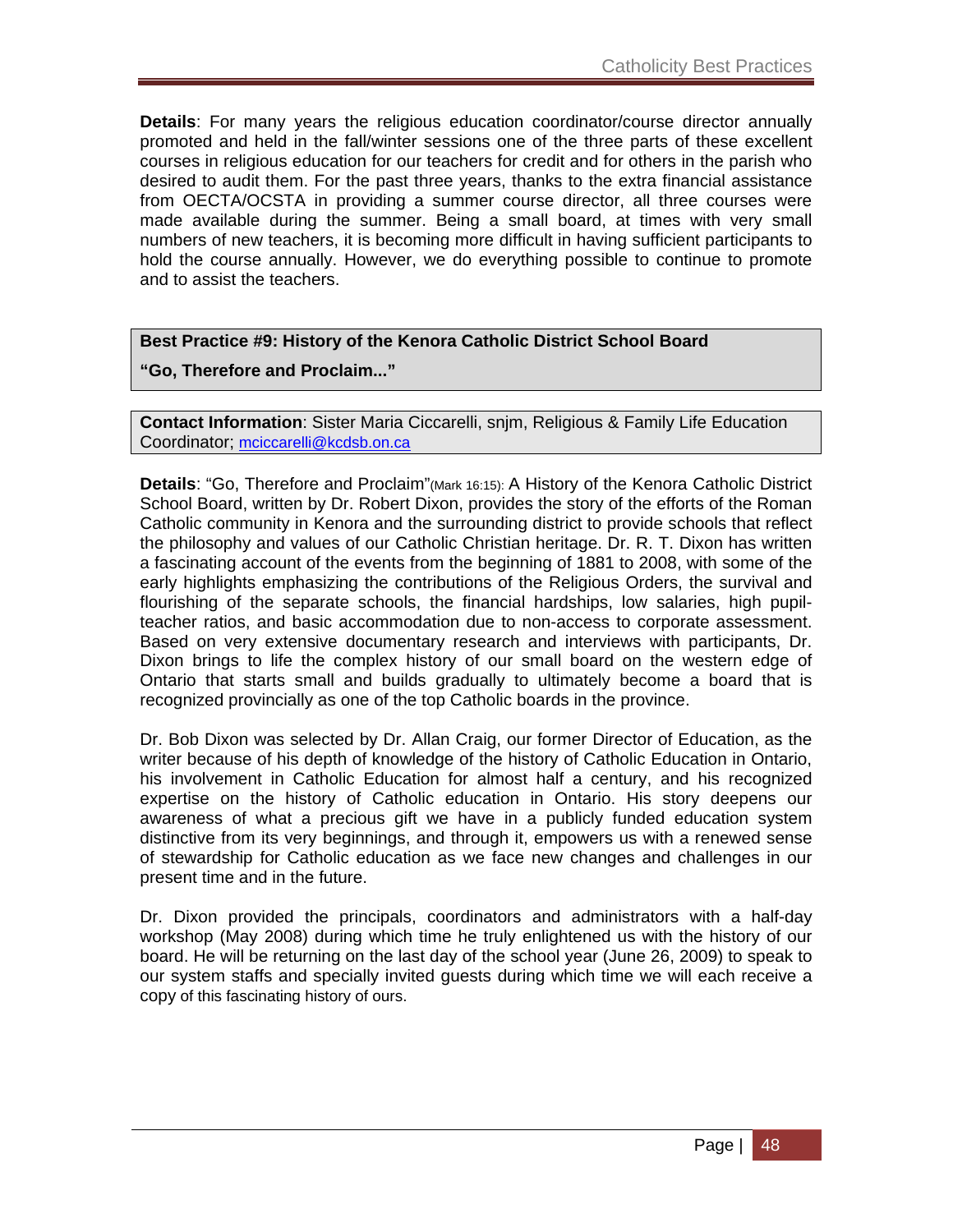**Details**: For many years the religious education coordinator/course director annually promoted and held in the fall/winter sessions one of the three parts of these excellent courses in religious education for our teachers for credit and for others in the parish who desired to audit them. For the past three years, thanks to the extra financial assistance from OECTA/OCSTA in providing a summer course director, all three courses were made available during the summer. Being a small board, at times with very small numbers of new teachers, it is becoming more difficult in having sufficient participants to hold the course annually. However, we do everything possible to continue to promote and to assist the teachers.

## Best Practice #9: History of the Kenora Catholic District School Board

**"Go, Therefore and Proclaim..."**

**Contact Information**: Sister Maria Ciccarelli, snjm, Religious & Family Life Education Coordinator; mciccarelli@kcdsb.on.ca

**Details**: "Go, Therefore and Proclaim"(Mark 16:15): A History of the Kenora Catholic District School Board, written by Dr. Robert Dixon, provides the story of the efforts of the Roman Catholic community in Kenora and the surrounding district to provide schools that reflect the philosophy and values of our Catholic Christian heritage. Dr. R. T. Dixon has written a fascinating account of the events from the beginning of 1881 to 2008, with some of the early highlights emphasizing the contributions of the Religious Orders, the survival and flourishing of the separate schools, the financial hardships, low salaries, high pupil-teacher ratios, and basic accommodation due to non-access to corporate assessment. Based on very extensive documentary research and interviews with participants, Dr. Dixon brings to life the complex history of our small board on the western edge of Ontario that starts small and builds gradually to ultimately become a board that is recognized provincially as one of the top Catholic boards in the province.

Dr. Bob Dixon was selected by Dr. Allan Craig, our former Director of Education, as the writer because of his depth of knowledge of the history of Catholic Education in Ontario, his involvement in Catholic Education for almost half a century, and his recognized expertise on the history of Catholic education in Ontario. His story deepens our awareness of what a precious gift we have in a publicly funded education system distinctive from its very beginnings, and through it, empowers us with a renewed sense of stewardship for Catholic education as we face new changes and challenges in our present time and in the future.

Dr. Dixon provided the principals, coordinators and administrators with a half-day workshop (May 2008) during which time he truly enlightened us with the history of our board. He will be returning on the last day of the school year (June 26, 2009) to speak to our system staffs and specially invited guests during which time we will each receive a copy of this fascinating history of ours.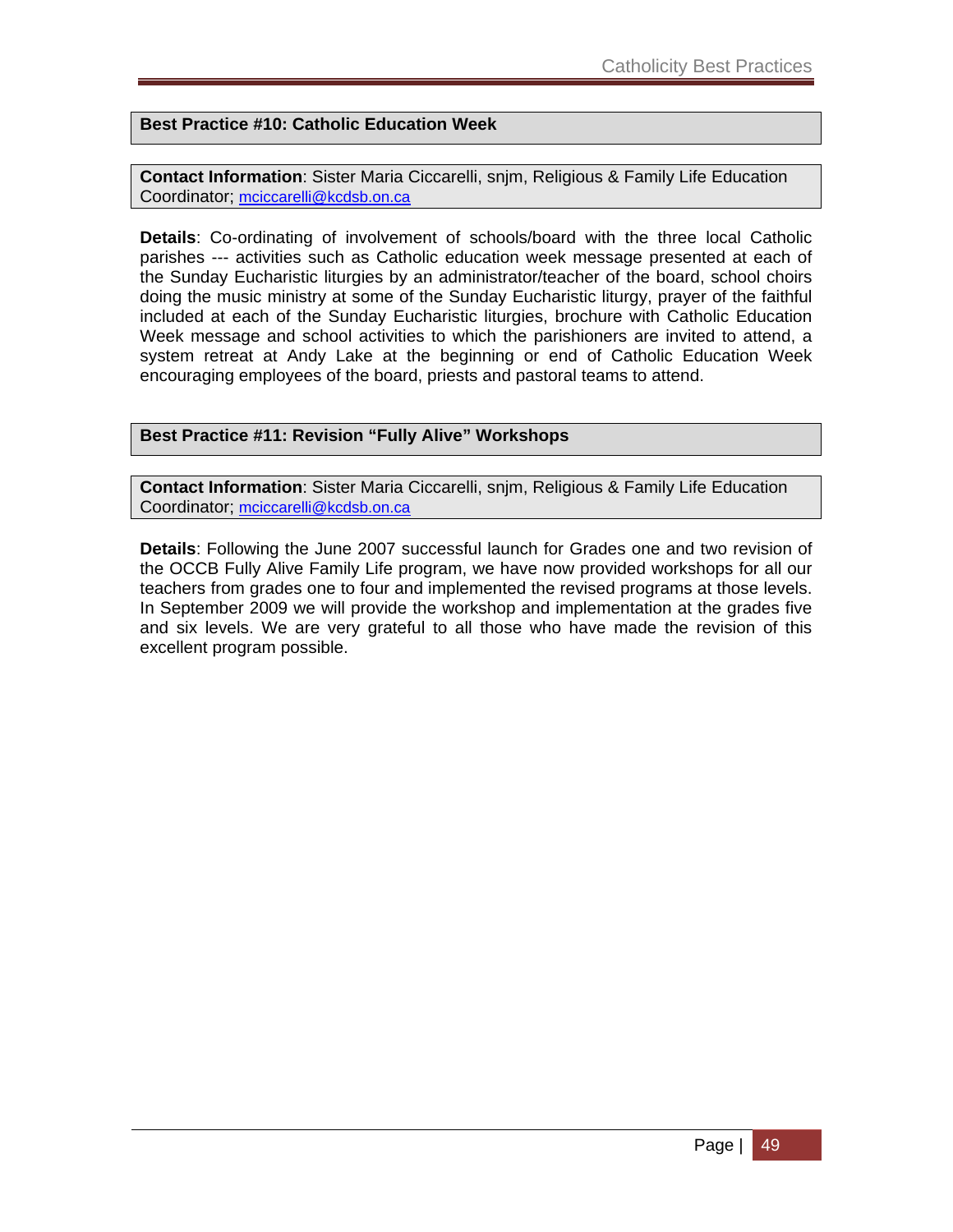### Best Practice #10: Catholic Education Week

**Contact Information**: Sister Maria Ciccarelli, snjm, Religious & Family Life Education Coordinator; mciccarelli@kcdsb.on.ca

**Details**: Co-ordinating of involvement of schools/board with the three local Catholic parishes --- activities such as Catholic education week message presented at each of the Sunday Eucharistic liturgies by an administrator/teacher of the board, school choirs doing the music ministry at some of the Sunday Eucharistic liturgy, prayer of the faithful included at each of the Sunday Eucharistic liturgies, brochure with Catholic Education Week message and school activities to which the parishioners are invited to attend, a system retreat at Andy Lake at the beginning or end of Catholic Education Week encouraging employees of the board, priests and pastoral teams to attend.

### Best Practice #11: Revision "Fully Alive" Workshops

**Contact Information**: Sister Maria Ciccarelli, snjm, Religious & Family Life Education Coordinator; mciccarelli@kcdsb.on.ca

**Details**: Following the June 2007 successful launch for Grades one and two revision of the OCCB Fully Alive Family Life program, we have now provided workshops for all our teachers from grades one to four and implemented the revised programs at those levels. In September 2009 we will provide the workshop and implementation at the grades five and six levels. We are very grateful to all those who have made the revision of this excellent program possible.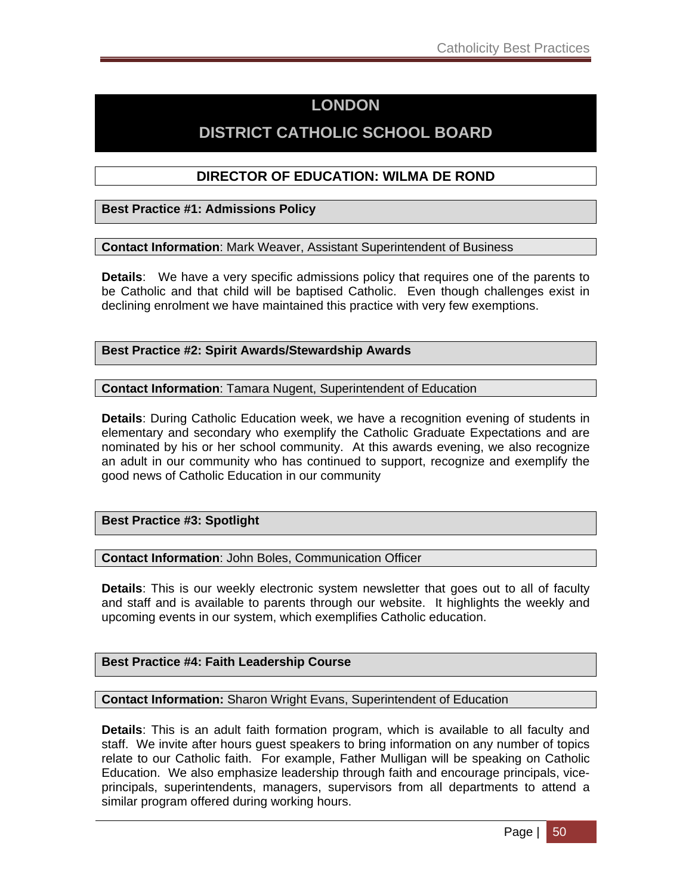# LONDON

# DISTRICT CATHOLIC SCHOOL BOARD

## DIRECTOR OF EDUCATION: WILMA DE ROND

### Best Practice #1: Admissions Policy

**Contact Information**: Mark Weaver, Assistant Superintendent of Business

**Details**: We have a very specific admissions policy that requires one of the parents to be Catholic and that child will be baptised Catholic. Even though challenges exist in declining enrolment we have maintained this practice with very few exemptions.

### Best Practice #2: Spirit Awards/Stewardship Awards

**Contact Information**: Tamara Nugent, Superintendent of Education

**Details**: During Catholic Education week, we have a recognition evening of students in elementary and secondary who exemplify the Catholic Graduate Expectations and are nominated by his or her school community. At this awards evening, we also recognize an adult in our community who has continued to support, recognize and exemplify the good news of Catholic Education in our community

### Best Practice #3: Spotlight

**Contact Information**: John Boles, Communication Officer

**Details**: This is our weekly electronic system newsletter that goes out to all of faculty and staff and is available to parents through our website. It highlights the weekly and upcoming events in our system, which exemplifies Catholic education.

### Best Practice #4: Faith Leadership Course

**Contact Information:** Sharon Wright Evans, Superintendent of Education

**Details**: This is an adult faith formation program, which is available to all faculty and staff. We invite after hours guest speakers to bring information on any number of topics relate to our Catholic faith. For example, Father Mulligan will be speaking on Catholic Education. We also emphasize leadership through faith and encourage principals, vice-principals, superintendents, managers, supervisors from all departments to attend a similar program offered during working hours.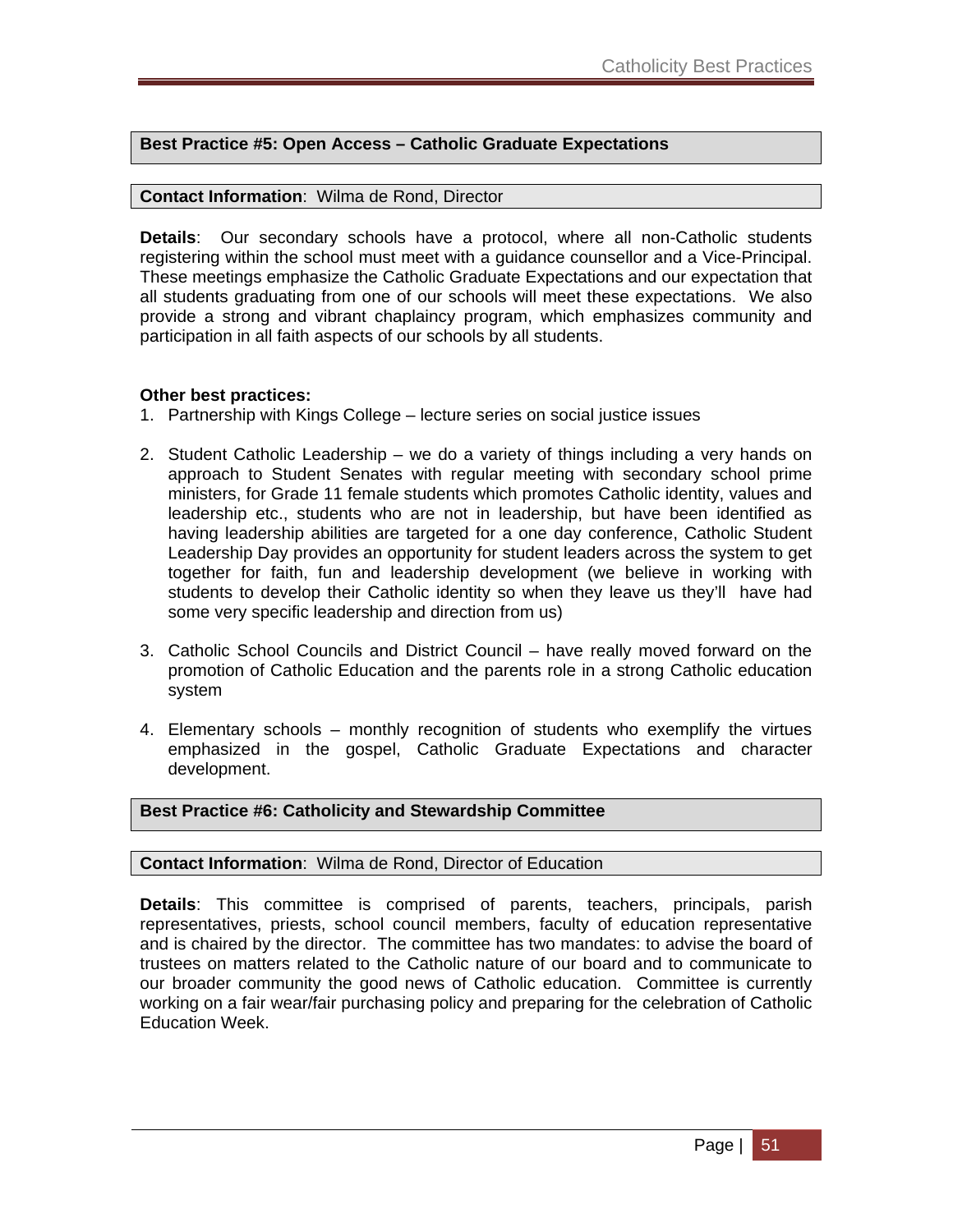**Best Practice #5: Open Access – Catholic Graduate Expectations**

**Contact Information**: Wilma de Rond, Director

**Details**: Our secondary schools have a protocol, where all non-Catholic students registering within the school must meet with a guidance counsellor and a Vice-Principal. These meetings emphasize the Catholic Graduate Expectations and our expectation that all students graduating from one of our schools will meet these expectations. We also provide a strong and vibrant chaplaincy program, which emphasizes community and participation in all faith aspects of our schools by all students.

**Other best practices:**

1. Partnership with Kings College – lecture series on social justice issues

2. Student Catholic Leadership – we do a variety of things including a very hands on approach to Student Senates with regular meeting with secondary school prime ministers, for Grade 11 female students which promotes Catholic identity, values and leadership etc., students who are not in leadership, but have been identified as having leadership abilities are targeted for a one day conference, Catholic Student Leadership Day provides an opportunity for student leaders across the system to get together for faith, fun and leadership development (we believe in working with students to develop their Catholic identity so when they leave us they'll have had some very specific leadership and direction from us)

3. Catholic School Councils and District Council – have really moved forward on the promotion of Catholic Education and the parents role in a strong Catholic education system

4. Elementary schools – monthly recognition of students who exemplify the virtues emphasized in the gospel, Catholic Graduate Expectations and character development.

**Best Practice #6: Catholicity and Stewardship Committee**

**Contact Information**: Wilma de Rond, Director of Education

**Details**: This committee is comprised of parents, teachers, principals, parish representatives, priests, school council members, faculty of education representative and is chaired by the director. The committee has two mandates: to advise the board of trustees on matters related to the Catholic nature of our board and to communicate to our broader community the good news of Catholic education. Committee is currently working on a fair wear/fair purchasing policy and preparing for the celebration of Catholic Education Week.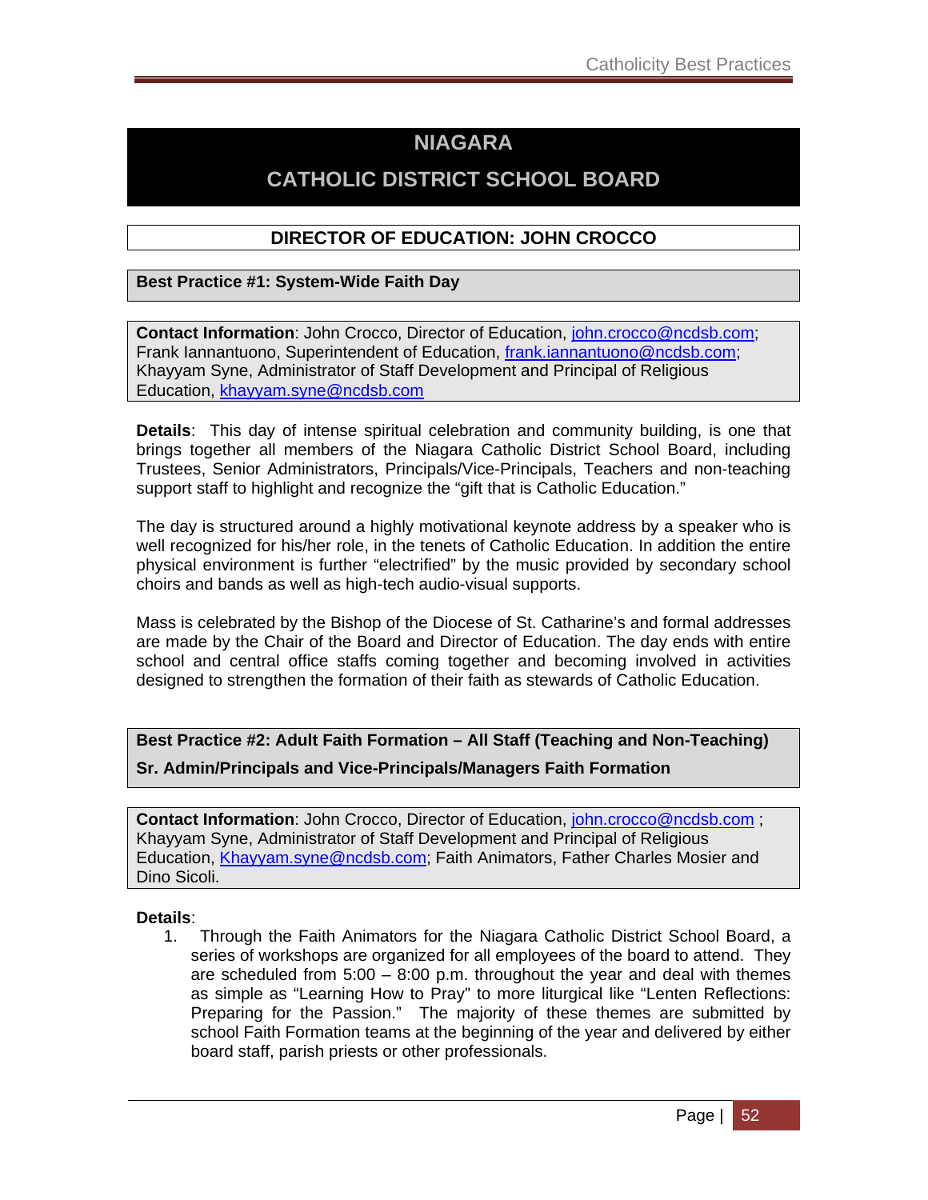# NIAGARA

# CATHOLIC DISTRICT SCHOOL BOARD

## DIRECTOR OF EDUCATION: JOHN CROCCO

### Best Practice #1: System-Wide Faith Day

**Contact Information**: John Crocco, Director of Education, john.crocco@ncdsb.com; Frank Iannantuono, Superintendent of Education, frank.iannantuono@ncdsb.com; Khayyam Syne, Administrator of Staff Development and Principal of Religious Education, khayyam.syne@ncdsb.com

**Details**: This day of intense spiritual celebration and community building, is one that brings together all members of the Niagara Catholic District School Board, including Trustees, Senior Administrators, Principals/Vice-Principals, Teachers and non-teaching support staff to highlight and recognize the "gift that is Catholic Education."

The day is structured around a highly motivational keynote address by a speaker who is well recognized for his/her role, in the tenets of Catholic Education. In addition the entire physical environment is further "electrified" by the music provided by secondary school choirs and bands as well as high-tech audio-visual supports.

Mass is celebrated by the Bishop of the Diocese of St. Catharine's and formal addresses are made by the Chair of the Board and Director of Education. The day ends with entire school and central office staffs coming together and becoming involved in activities designed to strengthen the formation of their faith as stewards of Catholic Education.

### Best Practice #2: Adult Faith Formation – All Staff (Teaching and Non-Teaching) Sr. Admin/Principals and Vice-Principals/Managers Faith Formation

**Contact Information**: John Crocco, Director of Education, john.crocco@ncdsb.com ; Khayyam Syne, Administrator of Staff Development and Principal of Religious Education, Khayyam.syne@ncdsb.com; Faith Animators, Father Charles Mosier and Dino Sicoli.

**Details**:

1. Through the Faith Animators for the Niagara Catholic District School Board, a series of workshops are organized for all employees of the board to attend. They are scheduled from 5:00 – 8:00 p.m. throughout the year and deal with themes as simple as "Learning How to Pray" to more liturgical like "Lenten Reflections: Preparing for the Passion." The majority of these themes are submitted by school Faith Formation teams at the beginning of the year and delivered by either board staff, parish priests or other professionals.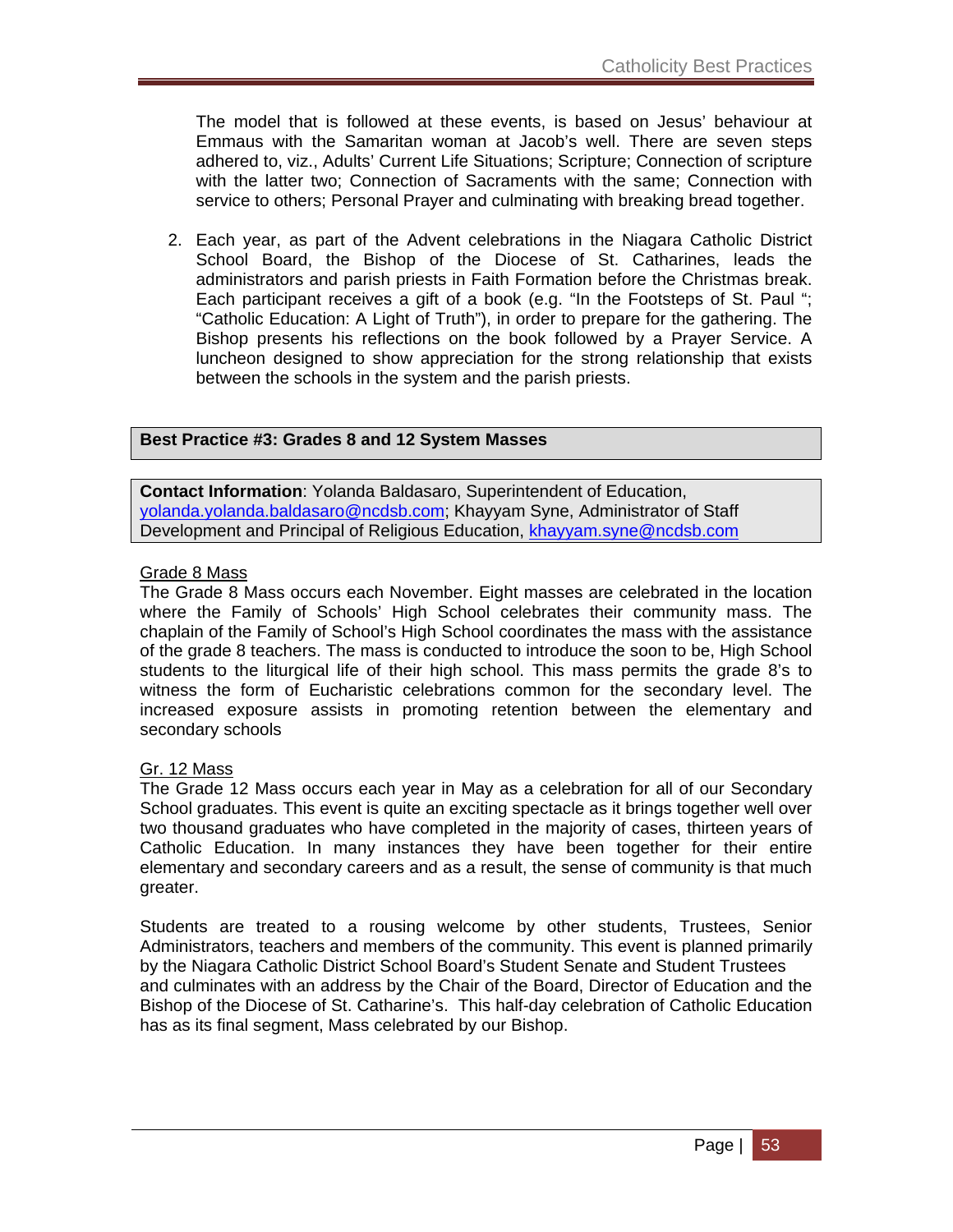The model that is followed at these events, is based on Jesus' behaviour at Emmaus with the Samaritan woman at Jacob's well. There are seven steps adhered to, viz., Adults' Current Life Situations; Scripture; Connection of scripture with the latter two; Connection of Sacraments with the same; Connection with service to others; Personal Prayer and culminating with breaking bread together.

2. Each year, as part of the Advent celebrations in the Niagara Catholic District School Board, the Bishop of the Diocese of St. Catharines, leads the administrators and parish priests in Faith Formation before the Christmas break. Each participant receives a gift of a book (e.g. "In the Footsteps of St. Paul "; "Catholic Education: A Light of Truth"), in order to prepare for the gathering. The Bishop presents his reflections on the book followed by a Prayer Service. A luncheon designed to show appreciation for the strong relationship that exists between the schools in the system and the parish priests.

**Best Practice #3: Grades 8 and 12 System Masses**

**Contact Information**: Yolanda Baldasaro, Superintendent of Education, yolanda.yolanda.baldasaro@ncdsb.com; Khayyam Syne, Administrator of Staff Development and Principal of Religious Education, khayyam.syne@ncdsb.com

Grade 8 Mass

The Grade 8 Mass occurs each November. Eight masses are celebrated in the location where the Family of Schools' High School celebrates their community mass. The chaplain of the Family of School's High School coordinates the mass with the assistance of the grade 8 teachers. The mass is conducted to introduce the soon to be, High School students to the liturgical life of their high school. This mass permits the grade 8's to witness the form of Eucharistic celebrations common for the secondary level. The increased exposure assists in promoting retention between the elementary and secondary schools

Gr. 12 Mass

The Grade 12 Mass occurs each year in May as a celebration for all of our Secondary School graduates. This event is quite an exciting spectacle as it brings together well over two thousand graduates who have completed in the majority of cases, thirteen years of Catholic Education. In many instances they have been together for their entire elementary and secondary careers and as a result, the sense of community is that much greater.

Students are treated to a rousing welcome by other students, Trustees, Senior Administrators, teachers and members of the community. This event is planned primarily by the Niagara Catholic District School Board's Student Senate and Student Trustees and culminates with an address by the Chair of the Board, Director of Education and the Bishop of the Diocese of St. Catharine's. This half-day celebration of Catholic Education has as its final segment, Mass celebrated by our Bishop.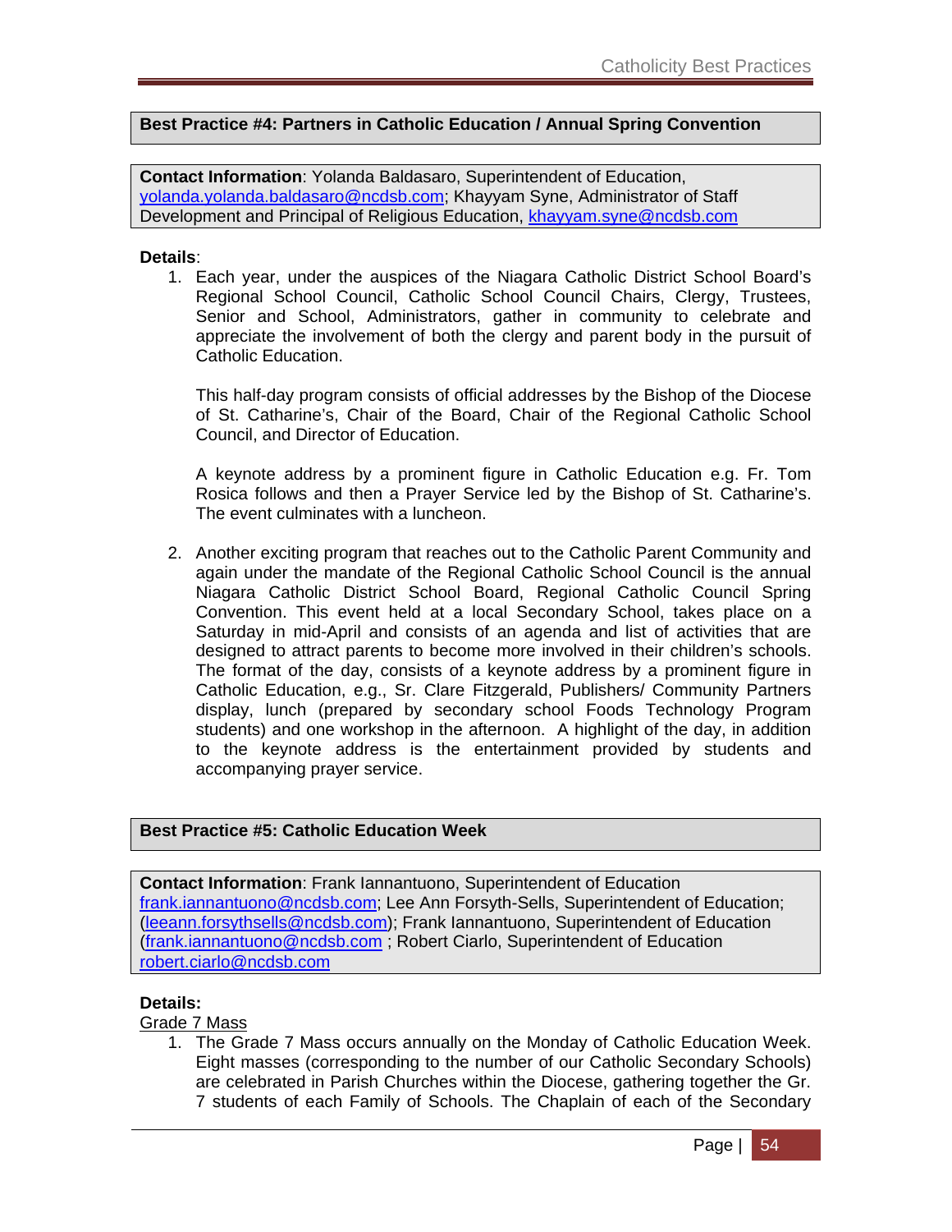**Best Practice #4: Partners in Catholic Education / Annual Spring Convention**

**Contact Information**: Yolanda Baldasaro, Superintendent of Education, yolanda.yolanda.baldasaro@ncdsb.com; Khayyam Syne, Administrator of Staff Development and Principal of Religious Education, khayyam.syne@ncdsb.com

**Details**:

1. Each year, under the auspices of the Niagara Catholic District School Board's Regional School Council, Catholic School Council Chairs, Clergy, Trustees, Senior and School, Administrators, gather in community to celebrate and appreciate the involvement of both the clergy and parent body in the pursuit of Catholic Education.

   This half-day program consists of official addresses by the Bishop of the Diocese of St. Catharine's, Chair of the Board, Chair of the Regional Catholic School Council, and Director of Education.

   A keynote address by a prominent figure in Catholic Education e.g. Fr. Tom Rosica follows and then a Prayer Service led by the Bishop of St. Catharine's. The event culminates with a luncheon.

2. Another exciting program that reaches out to the Catholic Parent Community and again under the mandate of the Regional Catholic School Council is the annual Niagara Catholic District School Board, Regional Catholic Council Spring Convention. This event held at a local Secondary School, takes place on a Saturday in mid-April and consists of an agenda and list of activities that are designed to attract parents to become more involved in their children's schools. The format of the day, consists of a keynote address by a prominent figure in Catholic Education, e.g., Sr. Clare Fitzgerald, Publishers/ Community Partners display, lunch (prepared by secondary school Foods Technology Program students) and one workshop in the afternoon. A highlight of the day, in addition to the keynote address is the entertainment provided by students and accompanying prayer service.

**Best Practice #5: Catholic Education Week**

**Contact Information**: Frank Iannantuono, Superintendent of Education frank.iannantuono@ncdsb.com; Lee Ann Forsyth-Sells, Superintendent of Education; (leeann.forsythsells@ncdsb.com); Frank Iannantuono, Superintendent of Education (frank.iannantuono@ncdsb.com ; Robert Ciarlo, Superintendent of Education robert.ciarlo@ncdsb.com

**Details:**

Grade 7 Mass

1. The Grade 7 Mass occurs annually on the Monday of Catholic Education Week. Eight masses (corresponding to the number of our Catholic Secondary Schools) are celebrated in Parish Churches within the Diocese, gathering together the Gr. 7 students of each Family of Schools. The Chaplain of each of the Secondary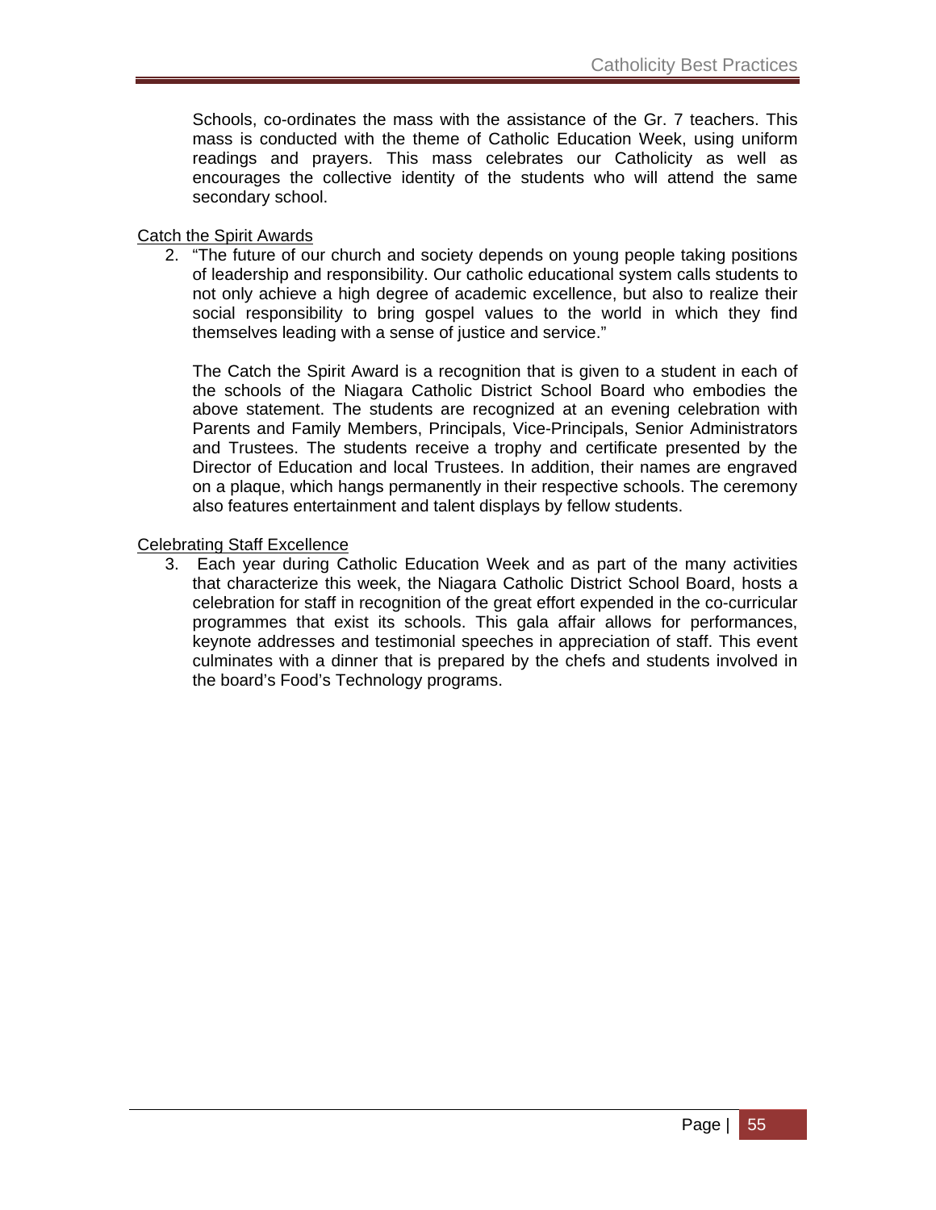Schools, co-ordinates the mass with the assistance of the Gr. 7 teachers. This mass is conducted with the theme of Catholic Education Week, using uniform readings and prayers. This mass celebrates our Catholicity as well as encourages the collective identity of the students who will attend the same secondary school.

<u>Catch the Spirit Awards</u>

2. “The future of our church and society depends on young people taking positions of leadership and responsibility. Our catholic educational system calls students to not only achieve a high degree of academic excellence, but also to realize their social responsibility to bring gospel values to the world in which they find themselves leading with a sense of justice and service.”

   The Catch the Spirit Award is a recognition that is given to a student in each of the schools of the Niagara Catholic District School Board who embodies the above statement. The students are recognized at an evening celebration with Parents and Family Members, Principals, Vice-Principals, Senior Administrators and Trustees. The students receive a trophy and certificate presented by the Director of Education and local Trustees. In addition, their names are engraved on a plaque, which hangs permanently in their respective schools. The ceremony also features entertainment and talent displays by fellow students.

<u>Celebrating Staff Excellence</u>

3. Each year during Catholic Education Week and as part of the many activities that characterize this week, the Niagara Catholic District School Board, hosts a celebration for staff in recognition of the great effort expended in the co-curricular programmes that exist its schools. This gala affair allows for performances, keynote addresses and testimonial speeches in appreciation of staff. This event culminates with a dinner that is prepared by the chefs and students involved in the board’s Food’s Technology programs.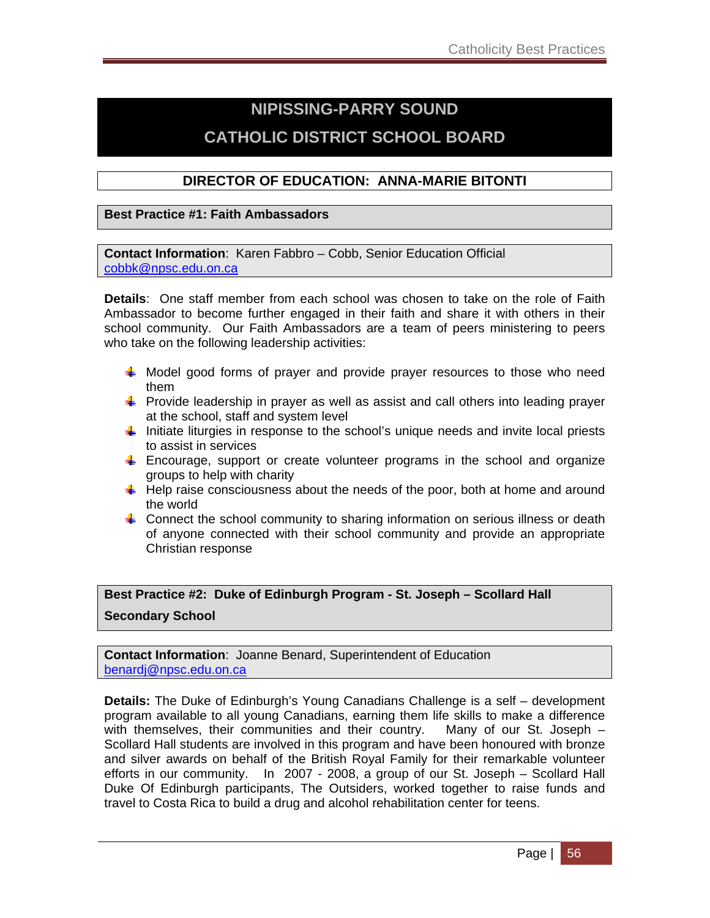# NIPISSING-PARRY SOUND

# CATHOLIC DISTRICT SCHOOL BOARD

## DIRECTOR OF EDUCATION: ANNA-MARIE BITONTI

### Best Practice #1: Faith Ambassadors

**Contact Information**: Karen Fabbro – Cobb, Senior Education Official
cobbk@npsc.edu.on.ca

**Details**: One staff member from each school was chosen to take on the role of Faith Ambassador to become further engaged in their faith and share it with others in their school community. Our Faith Ambassadors are a team of peers ministering to peers who take on the following leadership activities:

- Model good forms of prayer and provide prayer resources to those who need them
- Provide leadership in prayer as well as assist and call others into leading prayer at the school, staff and system level
- Initiate liturgies in response to the school's unique needs and invite local priests to assist in services
- Encourage, support or create volunteer programs in the school and organize groups to help with charity
- Help raise consciousness about the needs of the poor, both at home and around the world
- Connect the school community to sharing information on serious illness or death of anyone connected with their school community and provide an appropriate Christian response

### Best Practice #2: Duke of Edinburgh Program - St. Joseph – Scollard Hall Secondary School

**Contact Information**: Joanne Benard, Superintendent of Education
benardj@npsc.edu.on.ca

**Details:** The Duke of Edinburgh's Young Canadians Challenge is a self – development program available to all young Canadians, earning them life skills to make a difference with themselves, their communities and their country. Many of our St. Joseph – Scollard Hall students are involved in this program and have been honoured with bronze and silver awards on behalf of the British Royal Family for their remarkable volunteer efforts in our community. In 2007 - 2008, a group of our St. Joseph – Scollard Hall Duke Of Edinburgh participants, The Outsiders, worked together to raise funds and travel to Costa Rica to build a drug and alcohol rehabilitation center for teens.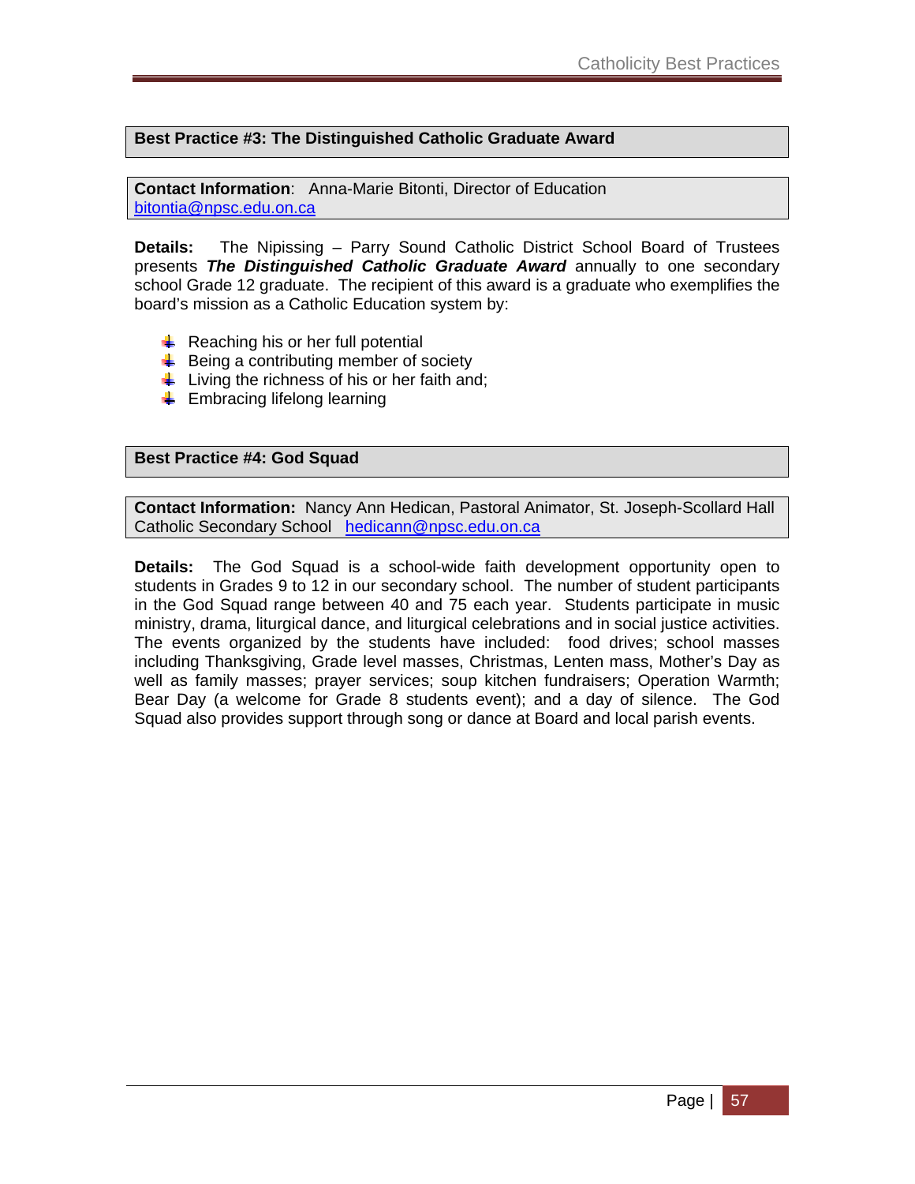## Best Practice #3: The Distinguished Catholic Graduate Award

**Contact Information**: Anna-Marie Bitonti, Director of Education
bitontia@npsc.edu.on.ca

**Details:** The Nipissing – Parry Sound Catholic District School Board of Trustees presents ***The Distinguished Catholic Graduate Award*** annually to one secondary school Grade 12 graduate. The recipient of this award is a graduate who exemplifies the board's mission as a Catholic Education system by:

- Reaching his or her full potential
- Being a contributing member of society
- Living the richness of his or her faith and;
- Embracing lifelong learning

## Best Practice #4: God Squad

**Contact Information:** Nancy Ann Hedican, Pastoral Animator, St. Joseph-Scollard Hall Catholic Secondary School hedicann@npsc.edu.on.ca

**Details:** The God Squad is a school-wide faith development opportunity open to students in Grades 9 to 12 in our secondary school. The number of student participants in the God Squad range between 40 and 75 each year. Students participate in music ministry, drama, liturgical dance, and liturgical celebrations and in social justice activities. The events organized by the students have included: food drives; school masses including Thanksgiving, Grade level masses, Christmas, Lenten mass, Mother's Day as well as family masses; prayer services; soup kitchen fundraisers; Operation Warmth; Bear Day (a welcome for Grade 8 students event); and a day of silence. The God Squad also provides support through song or dance at Board and local parish events.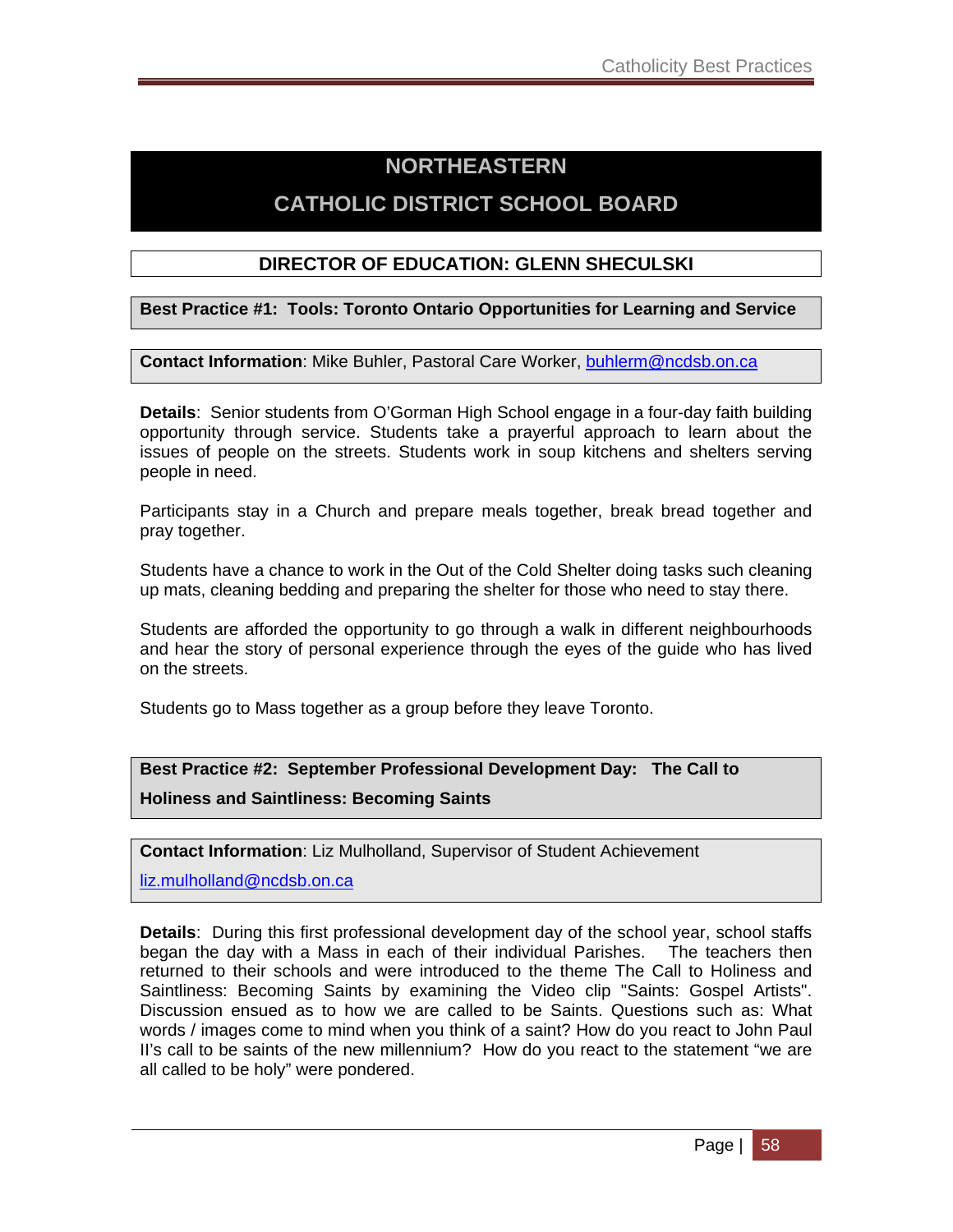# NORTHEASTERN

# CATHOLIC DISTRICT SCHOOL BOARD

## DIRECTOR OF EDUCATION: GLENN SHECULSKI

### Best Practice #1: Tools: Toronto Ontario Opportunities for Learning and Service

**Contact Information**: Mike Buhler, Pastoral Care Worker, buhlerm@ncdsb.on.ca

**Details**: Senior students from O'Gorman High School engage in a four-day faith building opportunity through service. Students take a prayerful approach to learn about the issues of people on the streets. Students work in soup kitchens and shelters serving people in need.

Participants stay in a Church and prepare meals together, break bread together and pray together.

Students have a chance to work in the Out of the Cold Shelter doing tasks such cleaning up mats, cleaning bedding and preparing the shelter for those who need to stay there.

Students are afforded the opportunity to go through a walk in different neighbourhoods and hear the story of personal experience through the eyes of the guide who has lived on the streets.

Students go to Mass together as a group before they leave Toronto.

### Best Practice #2: September Professional Development Day: The Call to Holiness and Saintliness: Becoming Saints

**Contact Information**: Liz Mulholland, Supervisor of Student Achievement

liz.mulholland@ncdsb.on.ca

**Details**: During this first professional development day of the school year, school staffs began the day with a Mass in each of their individual Parishes. The teachers then returned to their schools and were introduced to the theme The Call to Holiness and Saintliness: Becoming Saints by examining the Video clip "Saints: Gospel Artists". Discussion ensued as to how we are called to be Saints. Questions such as: What words / images come to mind when you think of a saint? How do you react to John Paul II's call to be saints of the new millennium? How do you react to the statement "we are all called to be holy" were pondered.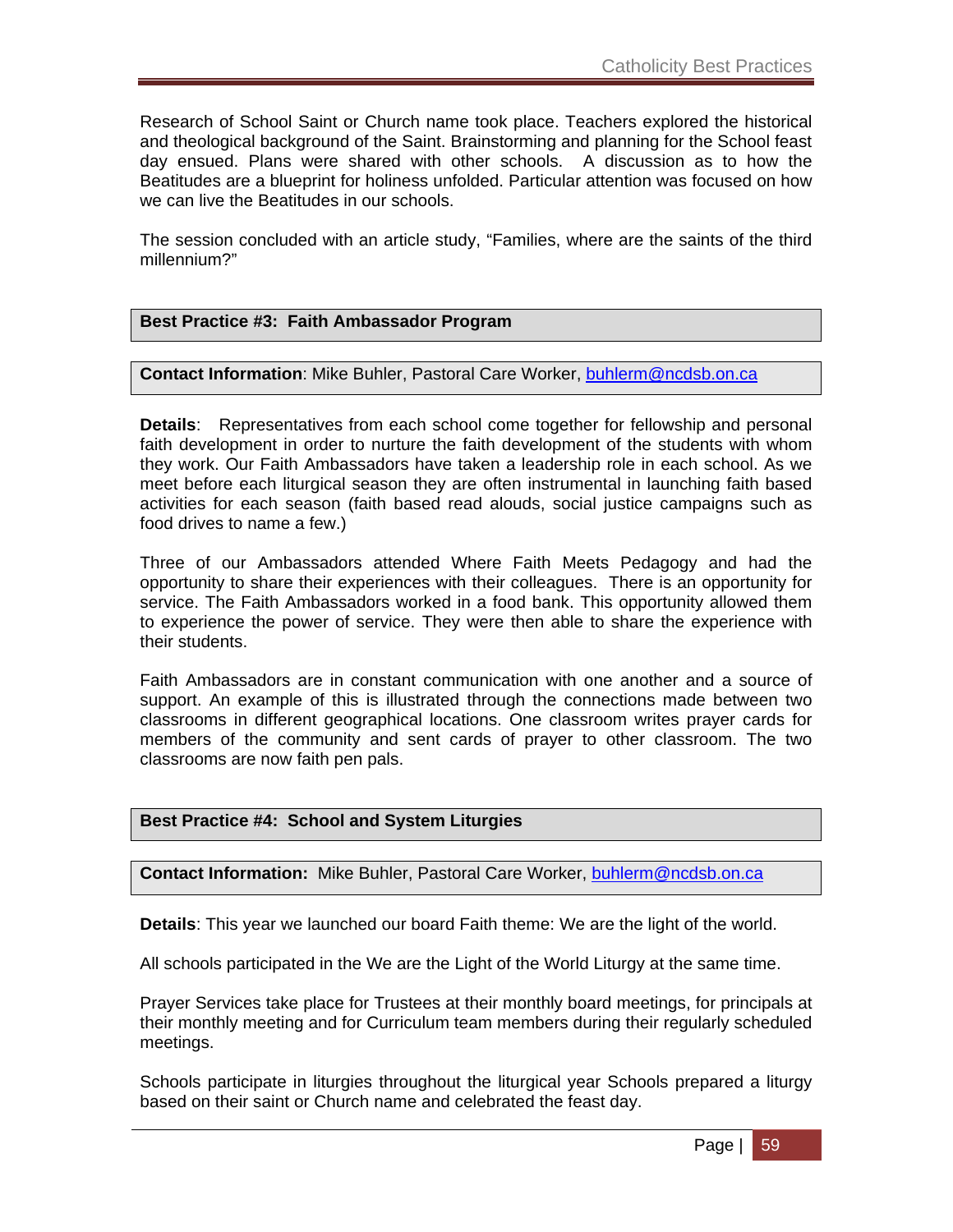Research of School Saint or Church name took place. Teachers explored the historical and theological background of the Saint. Brainstorming and planning for the School feast day ensued. Plans were shared with other schools. A discussion as to how the Beatitudes are a blueprint for holiness unfolded. Particular attention was focused on how we can live the Beatitudes in our schools.

The session concluded with an article study, "Families, where are the saints of the third millennium?"

**Best Practice #3: Faith Ambassador Program**

**Contact Information**: Mike Buhler, Pastoral Care Worker, buhlerm@ncdsb.on.ca

**Details**: Representatives from each school come together for fellowship and personal faith development in order to nurture the faith development of the students with whom they work. Our Faith Ambassadors have taken a leadership role in each school. As we meet before each liturgical season they are often instrumental in launching faith based activities for each season (faith based read alouds, social justice campaigns such as food drives to name a few.)

Three of our Ambassadors attended Where Faith Meets Pedagogy and had the opportunity to share their experiences with their colleagues. There is an opportunity for service. The Faith Ambassadors worked in a food bank. This opportunity allowed them to experience the power of service. They were then able to share the experience with their students.

Faith Ambassadors are in constant communication with one another and a source of support. An example of this is illustrated through the connections made between two classrooms in different geographical locations. One classroom writes prayer cards for members of the community and sent cards of prayer to other classroom. The two classrooms are now faith pen pals.

**Best Practice #4: School and System Liturgies**

**Contact Information:** Mike Buhler, Pastoral Care Worker, buhlerm@ncdsb.on.ca

**Details**: This year we launched our board Faith theme: We are the light of the world.

All schools participated in the We are the Light of the World Liturgy at the same time.

Prayer Services take place for Trustees at their monthly board meetings, for principals at their monthly meeting and for Curriculum team members during their regularly scheduled meetings.

Schools participate in liturgies throughout the liturgical year Schools prepared a liturgy based on their saint or Church name and celebrated the feast day.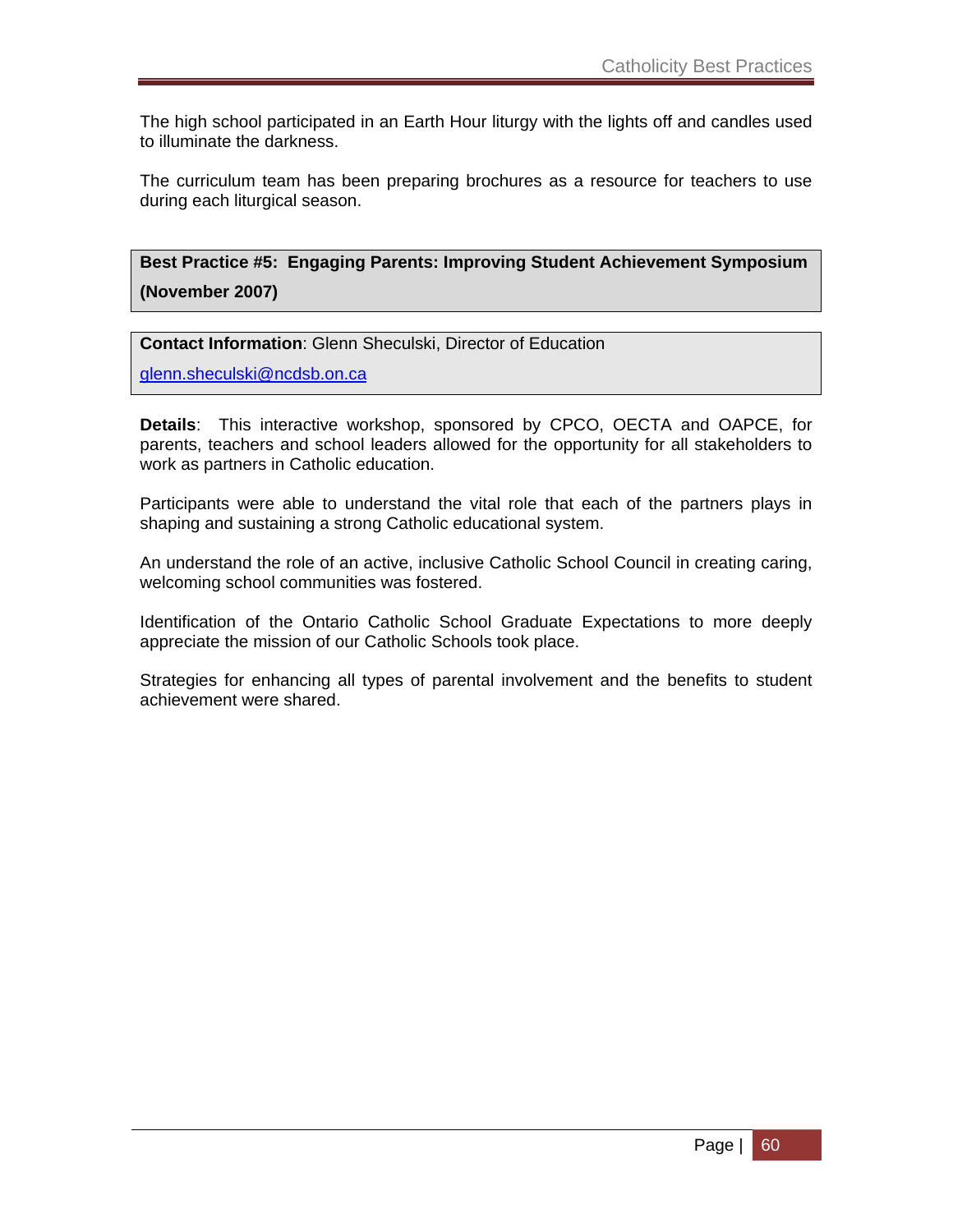The high school participated in an Earth Hour liturgy with the lights off and candles used to illuminate the darkness.

The curriculum team has been preparing brochures as a resource for teachers to use during each liturgical season.

**Best Practice #5: Engaging Parents: Improving Student Achievement Symposium (November 2007)**

**Contact Information**: Glenn Sheculski, Director of Education

glenn.sheculski@ncdsb.on.ca

**Details**: This interactive workshop, sponsored by CPCO, OECTA and OAPCE, for parents, teachers and school leaders allowed for the opportunity for all stakeholders to work as partners in Catholic education.

Participants were able to understand the vital role that each of the partners plays in shaping and sustaining a strong Catholic educational system.

An understand the role of an active, inclusive Catholic School Council in creating caring, welcoming school communities was fostered.

Identification of the Ontario Catholic School Graduate Expectations to more deeply appreciate the mission of our Catholic Schools took place.

Strategies for enhancing all types of parental involvement and the benefits to student achievement were shared.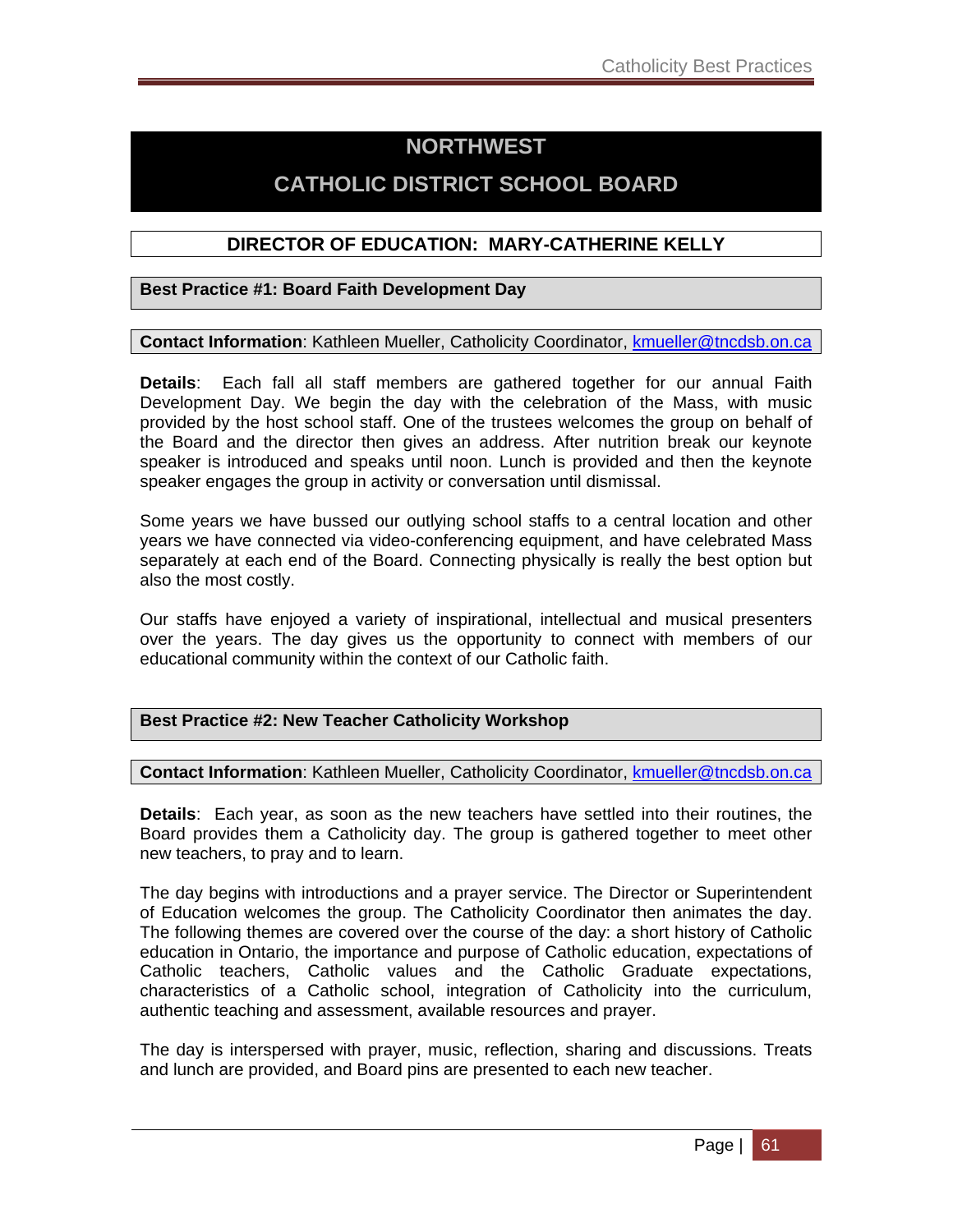# NORTHWEST CATHOLIC DISTRICT SCHOOL BOARD

## DIRECTOR OF EDUCATION: MARY-CATHERINE KELLY

### Best Practice #1: Board Faith Development Day

**Contact Information**: Kathleen Mueller, Catholicity Coordinator, kmueller@tncdsb.on.ca

**Details**: Each fall all staff members are gathered together for our annual Faith Development Day. We begin the day with the celebration of the Mass, with music provided by the host school staff. One of the trustees welcomes the group on behalf of the Board and the director then gives an address. After nutrition break our keynote speaker is introduced and speaks until noon. Lunch is provided and then the keynote speaker engages the group in activity or conversation until dismissal.

Some years we have bussed our outlying school staffs to a central location and other years we have connected via video-conferencing equipment, and have celebrated Mass separately at each end of the Board. Connecting physically is really the best option but also the most costly.

Our staffs have enjoyed a variety of inspirational, intellectual and musical presenters over the years. The day gives us the opportunity to connect with members of our educational community within the context of our Catholic faith.

### Best Practice #2: New Teacher Catholicity Workshop

**Contact Information**: Kathleen Mueller, Catholicity Coordinator, kmueller@tncdsb.on.ca

**Details**: Each year, as soon as the new teachers have settled into their routines, the Board provides them a Catholicity day. The group is gathered together to meet other new teachers, to pray and to learn.

The day begins with introductions and a prayer service. The Director or Superintendent of Education welcomes the group. The Catholicity Coordinator then animates the day. The following themes are covered over the course of the day: a short history of Catholic education in Ontario, the importance and purpose of Catholic education, expectations of Catholic teachers, Catholic values and the Catholic Graduate expectations, characteristics of a Catholic school, integration of Catholicity into the curriculum, authentic teaching and assessment, available resources and prayer.

The day is interspersed with prayer, music, reflection, sharing and discussions. Treats and lunch are provided, and Board pins are presented to each new teacher.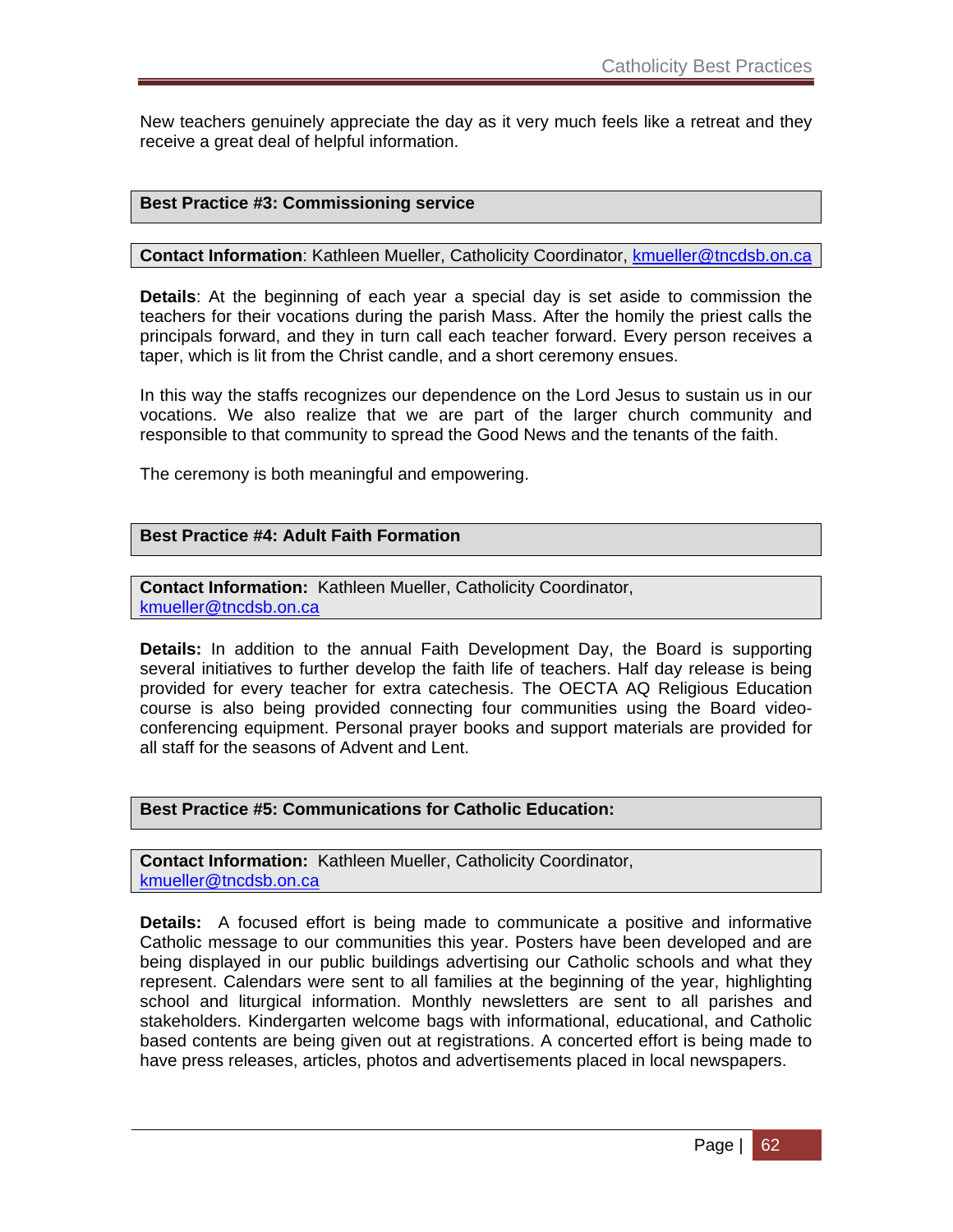New teachers genuinely appreciate the day as it very much feels like a retreat and they receive a great deal of helpful information.

**Best Practice #3: Commissioning service**

**Contact Information**: Kathleen Mueller, Catholicity Coordinator, kmueller@tncdsb.on.ca

**Details**: At the beginning of each year a special day is set aside to commission the teachers for their vocations during the parish Mass. After the homily the priest calls the principals forward, and they in turn call each teacher forward. Every person receives a taper, which is lit from the Christ candle, and a short ceremony ensues.

In this way the staffs recognizes our dependence on the Lord Jesus to sustain us in our vocations. We also realize that we are part of the larger church community and responsible to that community to spread the Good News and the tenants of the faith.

The ceremony is both meaningful and empowering.

**Best Practice #4: Adult Faith Formation**

**Contact Information:** Kathleen Mueller, Catholicity Coordinator, kmueller@tncdsb.on.ca

**Details:** In addition to the annual Faith Development Day, the Board is supporting several initiatives to further develop the faith life of teachers. Half day release is being provided for every teacher for extra catechesis. The OECTA AQ Religious Education course is also being provided connecting four communities using the Board video-conferencing equipment. Personal prayer books and support materials are provided for all staff for the seasons of Advent and Lent.

**Best Practice #5: Communications for Catholic Education:**

**Contact Information:** Kathleen Mueller, Catholicity Coordinator, kmueller@tncdsb.on.ca

**Details:** A focused effort is being made to communicate a positive and informative Catholic message to our communities this year. Posters have been developed and are being displayed in our public buildings advertising our Catholic schools and what they represent. Calendars were sent to all families at the beginning of the year, highlighting school and liturgical information. Monthly newsletters are sent to all parishes and stakeholders. Kindergarten welcome bags with informational, educational, and Catholic based contents are being given out at registrations. A concerted effort is being made to have press releases, articles, photos and advertisements placed in local newspapers.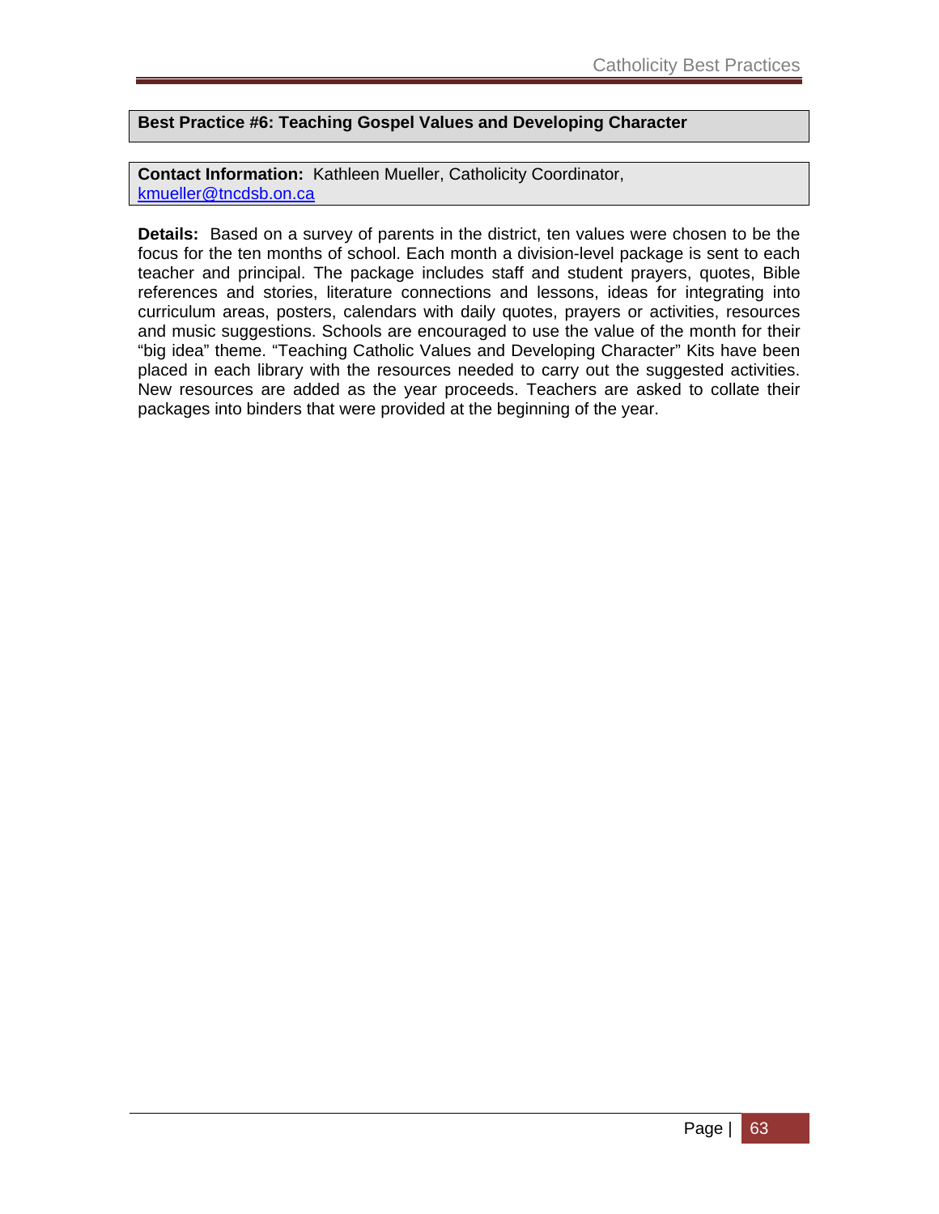**Best Practice #6: Teaching Gospel Values and Developing Character**

**Contact Information:** Kathleen Mueller, Catholicity Coordinator, kmueller@tncdsb.on.ca

**Details:** Based on a survey of parents in the district, ten values were chosen to be the focus for the ten months of school. Each month a division-level package is sent to each teacher and principal. The package includes staff and student prayers, quotes, Bible references and stories, literature connections and lessons, ideas for integrating into curriculum areas, posters, calendars with daily quotes, prayers or activities, resources and music suggestions. Schools are encouraged to use the value of the month for their "big idea" theme. "Teaching Catholic Values and Developing Character" Kits have been placed in each library with the resources needed to carry out the suggested activities. New resources are added as the year proceeds. Teachers are asked to collate their packages into binders that were provided at the beginning of the year.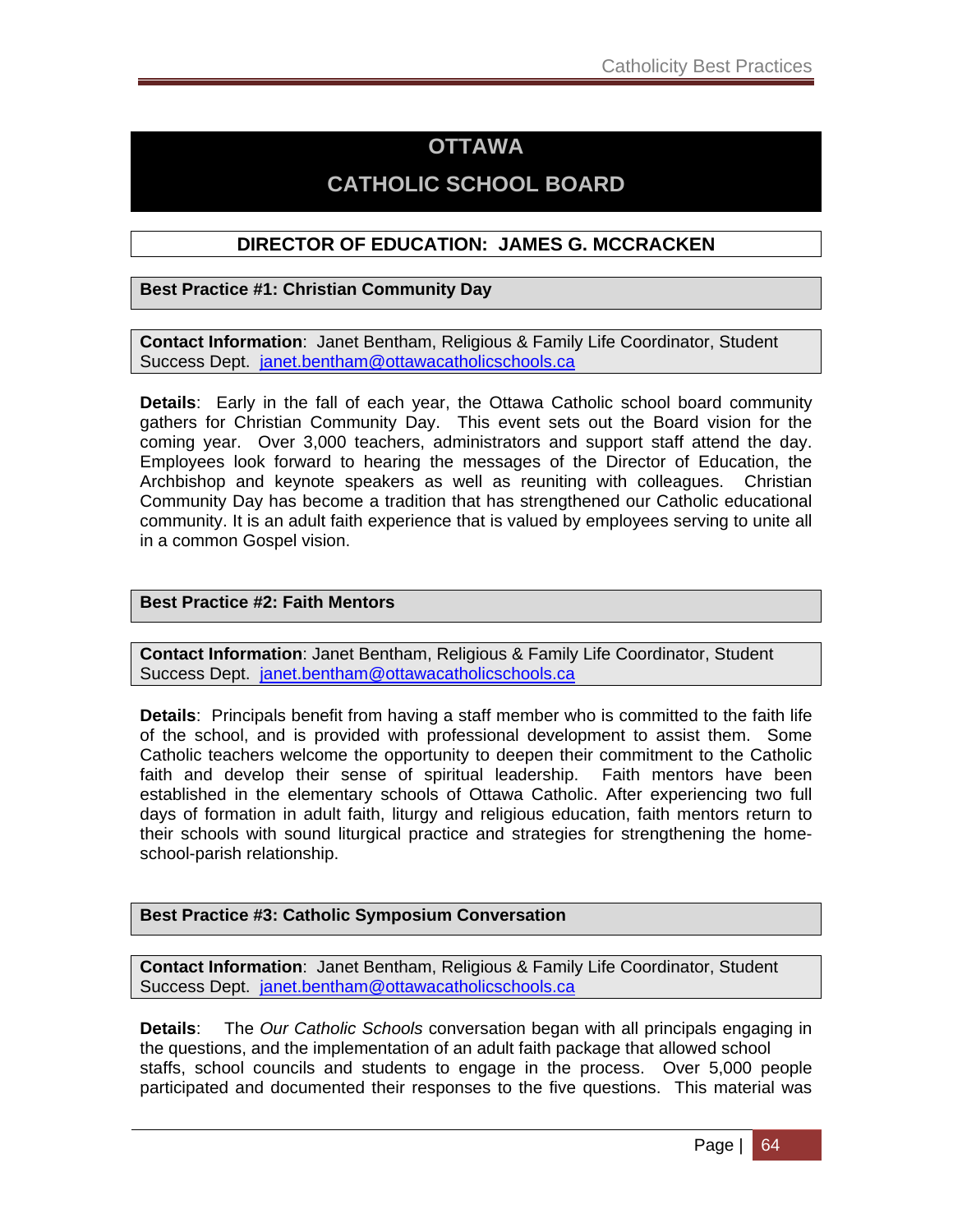# OTTAWA

# CATHOLIC SCHOOL BOARD

## DIRECTOR OF EDUCATION: JAMES G. MCCRACKEN

### Best Practice #1: Christian Community Day

**Contact Information**: Janet Bentham, Religious & Family Life Coordinator, Student Success Dept. janet.bentham@ottawacatholicschools.ca

**Details**: Early in the fall of each year, the Ottawa Catholic school board community gathers for Christian Community Day. This event sets out the Board vision for the coming year. Over 3,000 teachers, administrators and support staff attend the day. Employees look forward to hearing the messages of the Director of Education, the Archbishop and keynote speakers as well as reuniting with colleagues. Christian Community Day has become a tradition that has strengthened our Catholic educational community. It is an adult faith experience that is valued by employees serving to unite all in a common Gospel vision.

### Best Practice #2: Faith Mentors

**Contact Information**: Janet Bentham, Religious & Family Life Coordinator, Student Success Dept. janet.bentham@ottawacatholicschools.ca

**Details**: Principals benefit from having a staff member who is committed to the faith life of the school, and is provided with professional development to assist them. Some Catholic teachers welcome the opportunity to deepen their commitment to the Catholic faith and develop their sense of spiritual leadership. Faith mentors have been established in the elementary schools of Ottawa Catholic. After experiencing two full days of formation in adult faith, liturgy and religious education, faith mentors return to their schools with sound liturgical practice and strategies for strengthening the home-school-parish relationship.

### Best Practice #3: Catholic Symposium Conversation

**Contact Information**: Janet Bentham, Religious & Family Life Coordinator, Student Success Dept. janet.bentham@ottawacatholicschools.ca

**Details**: The *Our Catholic Schools* conversation began with all principals engaging in the questions, and the implementation of an adult faith package that allowed school staffs, school councils and students to engage in the process. Over 5,000 people participated and documented their responses to the five questions. This material was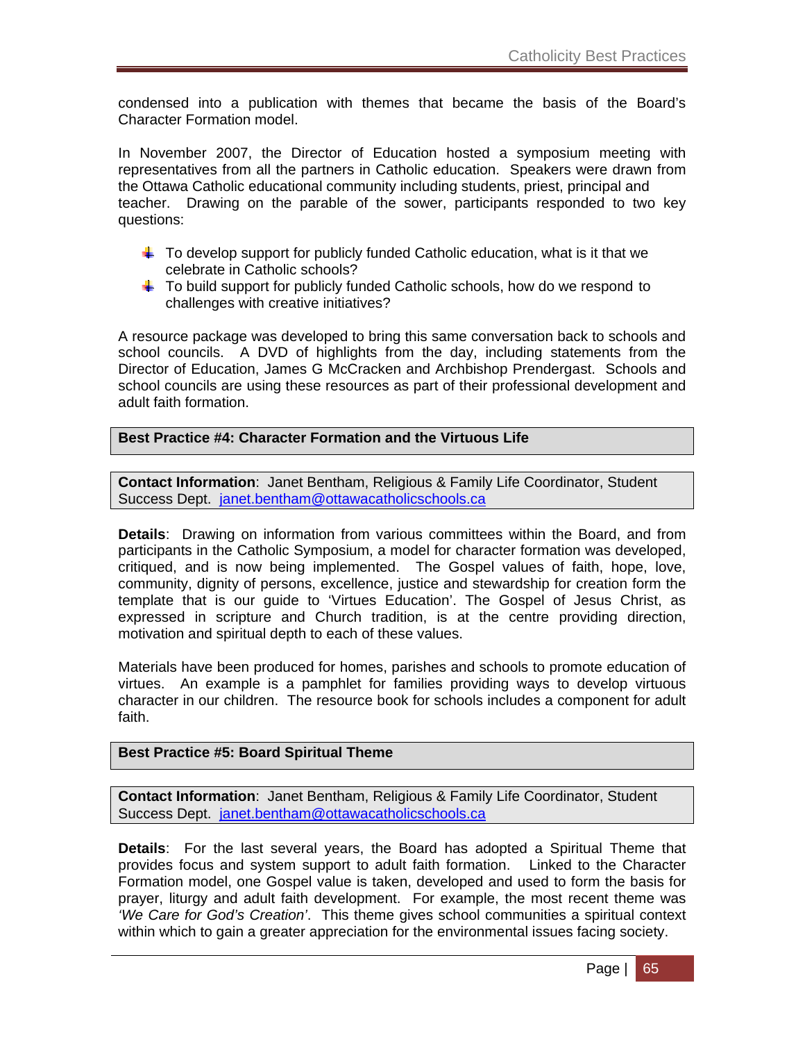condensed into a publication with themes that became the basis of the Board's Character Formation model.

In November 2007, the Director of Education hosted a symposium meeting with representatives from all the partners in Catholic education. Speakers were drawn from the Ottawa Catholic educational community including students, priest, principal and teacher. Drawing on the parable of the sower, participants responded to two key questions:

- To develop support for publicly funded Catholic education, what is it that we celebrate in Catholic schools?
- To build support for publicly funded Catholic schools, how do we respond to challenges with creative initiatives?

A resource package was developed to bring this same conversation back to schools and school councils. A DVD of highlights from the day, including statements from the Director of Education, James G McCracken and Archbishop Prendergast. Schools and school councils are using these resources as part of their professional development and adult faith formation.

**Best Practice #4: Character Formation and the Virtuous Life**

**Contact Information**: Janet Bentham, Religious & Family Life Coordinator, Student Success Dept. janet.bentham@ottawacatholicschools.ca

**Details**: Drawing on information from various committees within the Board, and from participants in the Catholic Symposium, a model for character formation was developed, critiqued, and is now being implemented. The Gospel values of faith, hope, love, community, dignity of persons, excellence, justice and stewardship for creation form the template that is our guide to 'Virtues Education'. The Gospel of Jesus Christ, as expressed in scripture and Church tradition, is at the centre providing direction, motivation and spiritual depth to each of these values.

Materials have been produced for homes, parishes and schools to promote education of virtues. An example is a pamphlet for families providing ways to develop virtuous character in our children. The resource book for schools includes a component for adult faith.

**Best Practice #5: Board Spiritual Theme**

**Contact Information**: Janet Bentham, Religious & Family Life Coordinator, Student Success Dept. janet.bentham@ottawacatholicschools.ca

**Details**: For the last several years, the Board has adopted a Spiritual Theme that provides focus and system support to adult faith formation. Linked to the Character Formation model, one Gospel value is taken, developed and used to form the basis for prayer, liturgy and adult faith development. For example, the most recent theme was *'We Care for God's Creation'*. This theme gives school communities a spiritual context within which to gain a greater appreciation for the environmental issues facing society.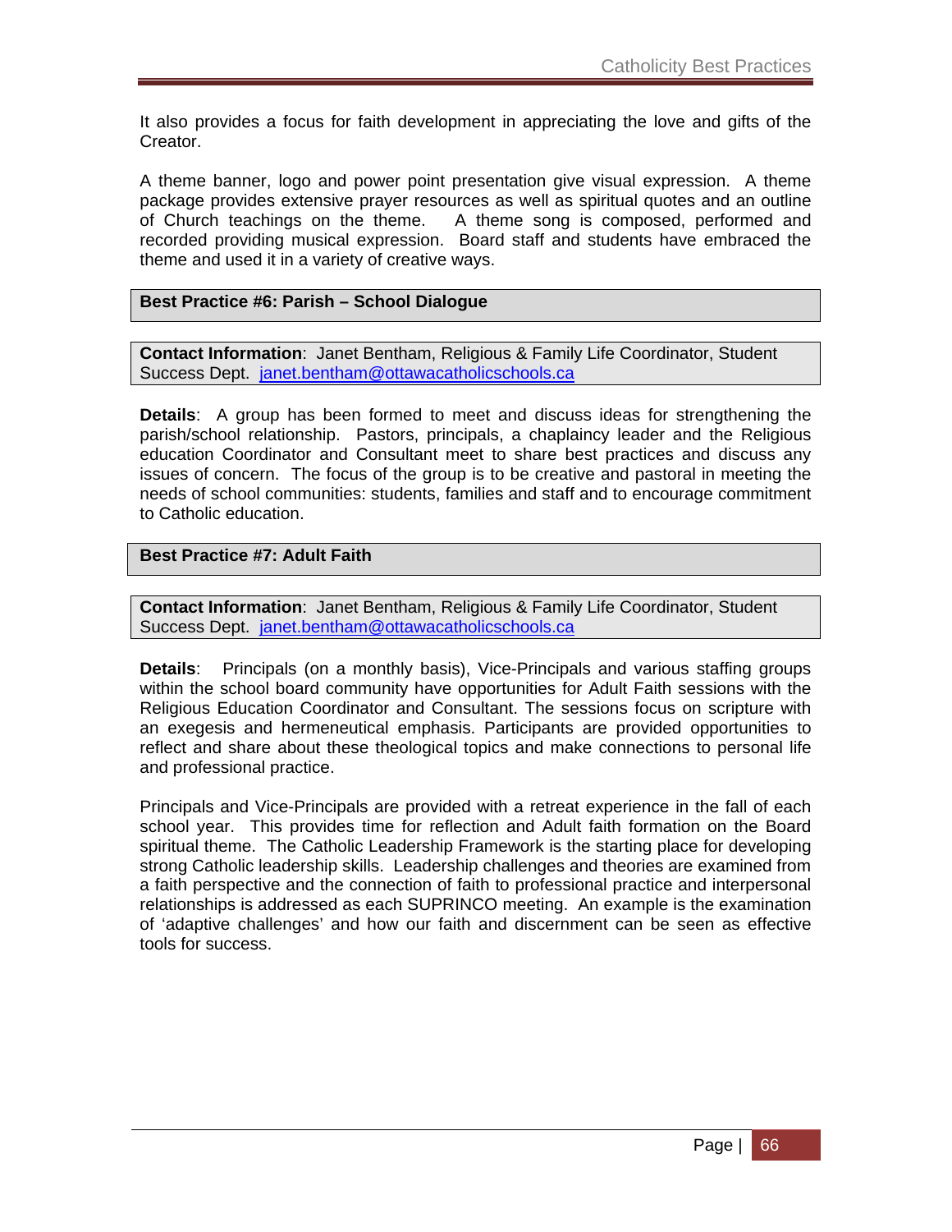It also provides a focus for faith development in appreciating the love and gifts of the Creator.

A theme banner, logo and power point presentation give visual expression. A theme package provides extensive prayer resources as well as spiritual quotes and an outline of Church teachings on the theme. A theme song is composed, performed and recorded providing musical expression. Board staff and students have embraced the theme and used it in a variety of creative ways.

### Best Practice #6: Parish – School Dialogue

**Contact Information**: Janet Bentham, Religious & Family Life Coordinator, Student Success Dept. janet.bentham@ottawacatholicschools.ca

**Details**: A group has been formed to meet and discuss ideas for strengthening the parish/school relationship. Pastors, principals, a chaplaincy leader and the Religious education Coordinator and Consultant meet to share best practices and discuss any issues of concern. The focus of the group is to be creative and pastoral in meeting the needs of school communities: students, families and staff and to encourage commitment to Catholic education.

### Best Practice #7: Adult Faith

**Contact Information**: Janet Bentham, Religious & Family Life Coordinator, Student Success Dept. janet.bentham@ottawacatholicschools.ca

**Details**: Principals (on a monthly basis), Vice-Principals and various staffing groups within the school board community have opportunities for Adult Faith sessions with the Religious Education Coordinator and Consultant. The sessions focus on scripture with an exegesis and hermeneutical emphasis. Participants are provided opportunities to reflect and share about these theological topics and make connections to personal life and professional practice.

Principals and Vice-Principals are provided with a retreat experience in the fall of each school year. This provides time for reflection and Adult faith formation on the Board spiritual theme. The Catholic Leadership Framework is the starting place for developing strong Catholic leadership skills. Leadership challenges and theories are examined from a faith perspective and the connection of faith to professional practice and interpersonal relationships is addressed as each SUPRINCO meeting. An example is the examination of 'adaptive challenges' and how our faith and discernment can be seen as effective tools for success.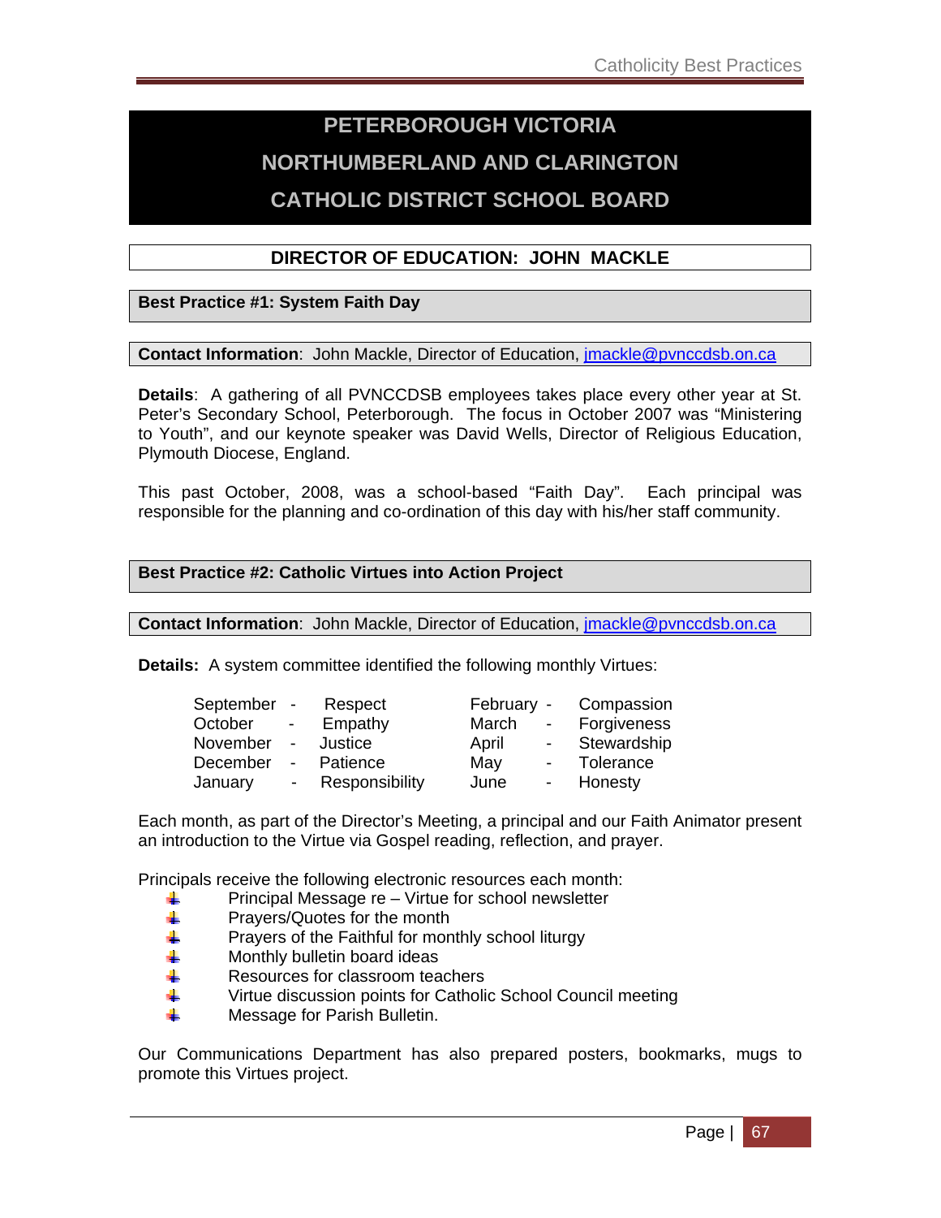# PETERBOROUGH VICTORIA NORTHUMBERLAND AND CLARINGTON CATHOLIC DISTRICT SCHOOL BOARD

## DIRECTOR OF EDUCATION: JOHN MACKLE

### Best Practice #1: System Faith Day

**Contact Information**: John Mackle, Director of Education, jmackle@pvnccdsb.on.ca

**Details**: A gathering of all PVNCCDSB employees takes place every other year at St. Peter's Secondary School, Peterborough. The focus in October 2007 was "Ministering to Youth", and our keynote speaker was David Wells, Director of Religious Education, Plymouth Diocese, England.

This past October, 2008, was a school-based "Faith Day". Each principal was responsible for the planning and co-ordination of this day with his/her staff community.

### Best Practice #2: Catholic Virtues into Action Project

**Contact Information**: John Mackle, Director of Education, jmackle@pvnccdsb.on.ca

**Details:** A system committee identified the following monthly Virtues:

| Month | Virtue | Month | Virtue |
|---|---|---|---|
| September | Respect | February | Compassion |
| October | Empathy | March | Forgiveness |
| November | Justice | April | Stewardship |
| December | Patience | May | Tolerance |
| January | Responsibility | June | Honesty |

Each month, as part of the Director's Meeting, a principal and our Faith Animator present an introduction to the Virtue via Gospel reading, reflection, and prayer.

Principals receive the following electronic resources each month:

- Principal Message re – Virtue for school newsletter
- Prayers/Quotes for the month
- Prayers of the Faithful for monthly school liturgy
- Monthly bulletin board ideas
- Resources for classroom teachers
- Virtue discussion points for Catholic School Council meeting
- Message for Parish Bulletin.

Our Communications Department has also prepared posters, bookmarks, mugs to promote this Virtues project.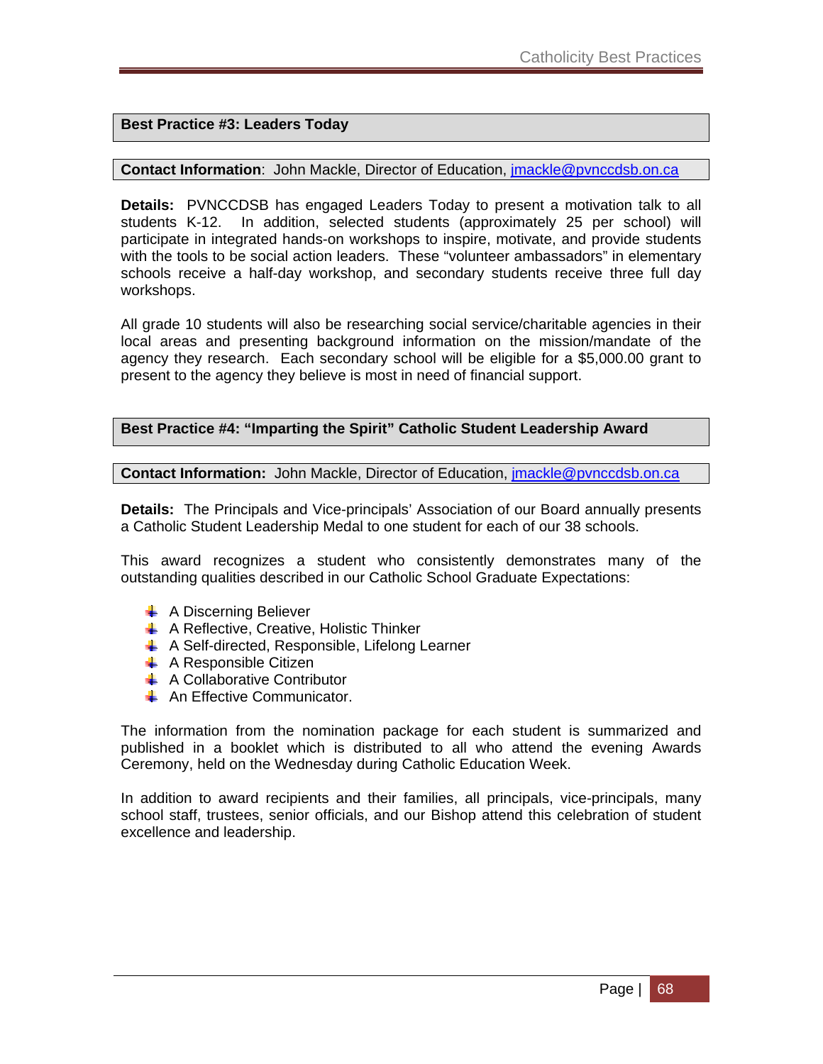## Best Practice #3: Leaders Today

**Contact Information**: John Mackle, Director of Education, jmackle@pvnccdsb.on.ca

**Details:** PVNCCDSB has engaged Leaders Today to present a motivation talk to all students K-12. In addition, selected students (approximately 25 per school) will participate in integrated hands-on workshops to inspire, motivate, and provide students with the tools to be social action leaders. These "volunteer ambassadors" in elementary schools receive a half-day workshop, and secondary students receive three full day workshops.

All grade 10 students will also be researching social service/charitable agencies in their local areas and presenting background information on the mission/mandate of the agency they research. Each secondary school will be eligible for a $5,000.00 grant to present to the agency they believe is most in need of financial support.

## Best Practice #4: "Imparting the Spirit" Catholic Student Leadership Award

**Contact Information:** John Mackle, Director of Education, jmackle@pvnccdsb.on.ca

**Details:** The Principals and Vice-principals' Association of our Board annually presents a Catholic Student Leadership Medal to one student for each of our 38 schools.

This award recognizes a student who consistently demonstrates many of the outstanding qualities described in our Catholic School Graduate Expectations:

- A Discerning Believer
- A Reflective, Creative, Holistic Thinker
- A Self-directed, Responsible, Lifelong Learner
- A Responsible Citizen
- A Collaborative Contributor
- An Effective Communicator.

The information from the nomination package for each student is summarized and published in a booklet which is distributed to all who attend the evening Awards Ceremony, held on the Wednesday during Catholic Education Week.

In addition to award recipients and their families, all principals, vice-principals, many school staff, trustees, senior officials, and our Bishop attend this celebration of student excellence and leadership.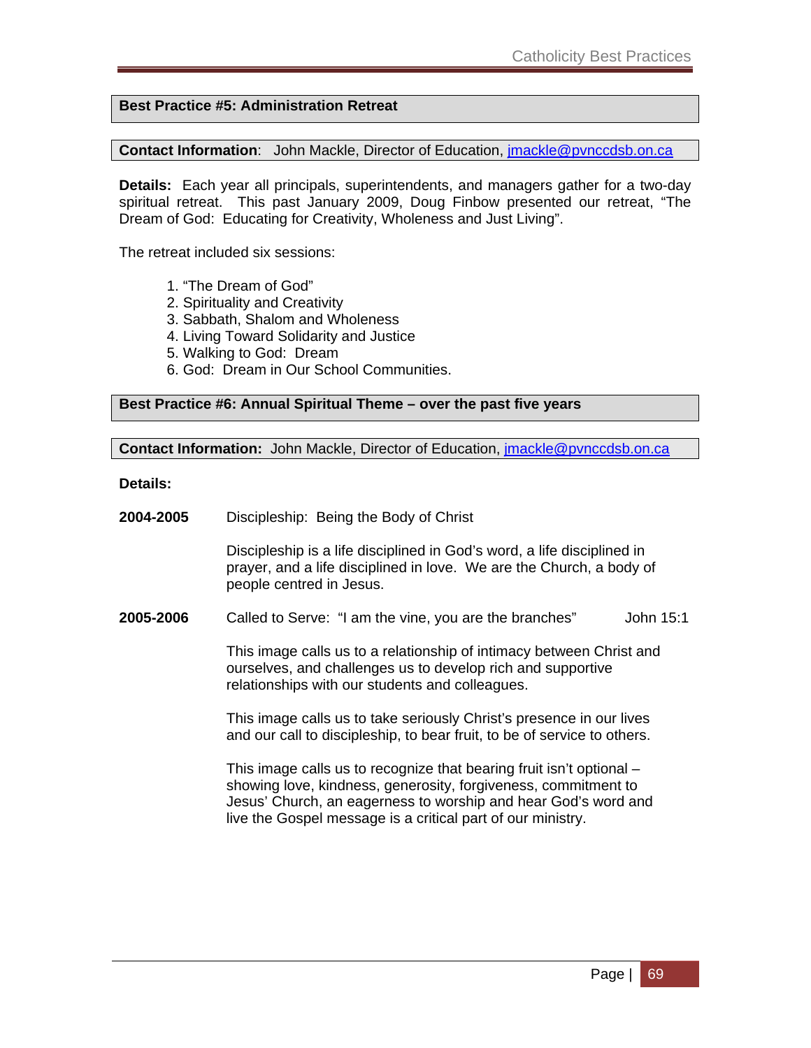## Best Practice #5: Administration Retreat

**Contact Information**: John Mackle, Director of Education, jmackle@pvnccdsb.on.ca

**Details:** Each year all principals, superintendents, and managers gather for a two-day spiritual retreat. This past January 2009, Doug Finbow presented our retreat, "The Dream of God: Educating for Creativity, Wholeness and Just Living".

The retreat included six sessions:

1. "The Dream of God"
2. Spirituality and Creativity
3. Sabbath, Shalom and Wholeness
4. Living Toward Solidarity and Justice
5. Walking to God: Dream
6. God: Dream in Our School Communities.

## Best Practice #6: Annual Spiritual Theme – over the past five years

**Contact Information:** John Mackle, Director of Education, jmackle@pvnccdsb.on.ca

**Details:**

**2004-2005** Discipleship: Being the Body of Christ

Discipleship is a life disciplined in God's word, a life disciplined in prayer, and a life disciplined in love. We are the Church, a body of people centred in Jesus.

**2005-2006** Called to Serve: "I am the vine, you are the branches" John 15:1

This image calls us to a relationship of intimacy between Christ and ourselves, and challenges us to develop rich and supportive relationships with our students and colleagues.

This image calls us to take seriously Christ's presence in our lives and our call to discipleship, to bear fruit, to be of service to others.

This image calls us to recognize that bearing fruit isn't optional – showing love, kindness, generosity, forgiveness, commitment to Jesus' Church, an eagerness to worship and hear God's word and live the Gospel message is a critical part of our ministry.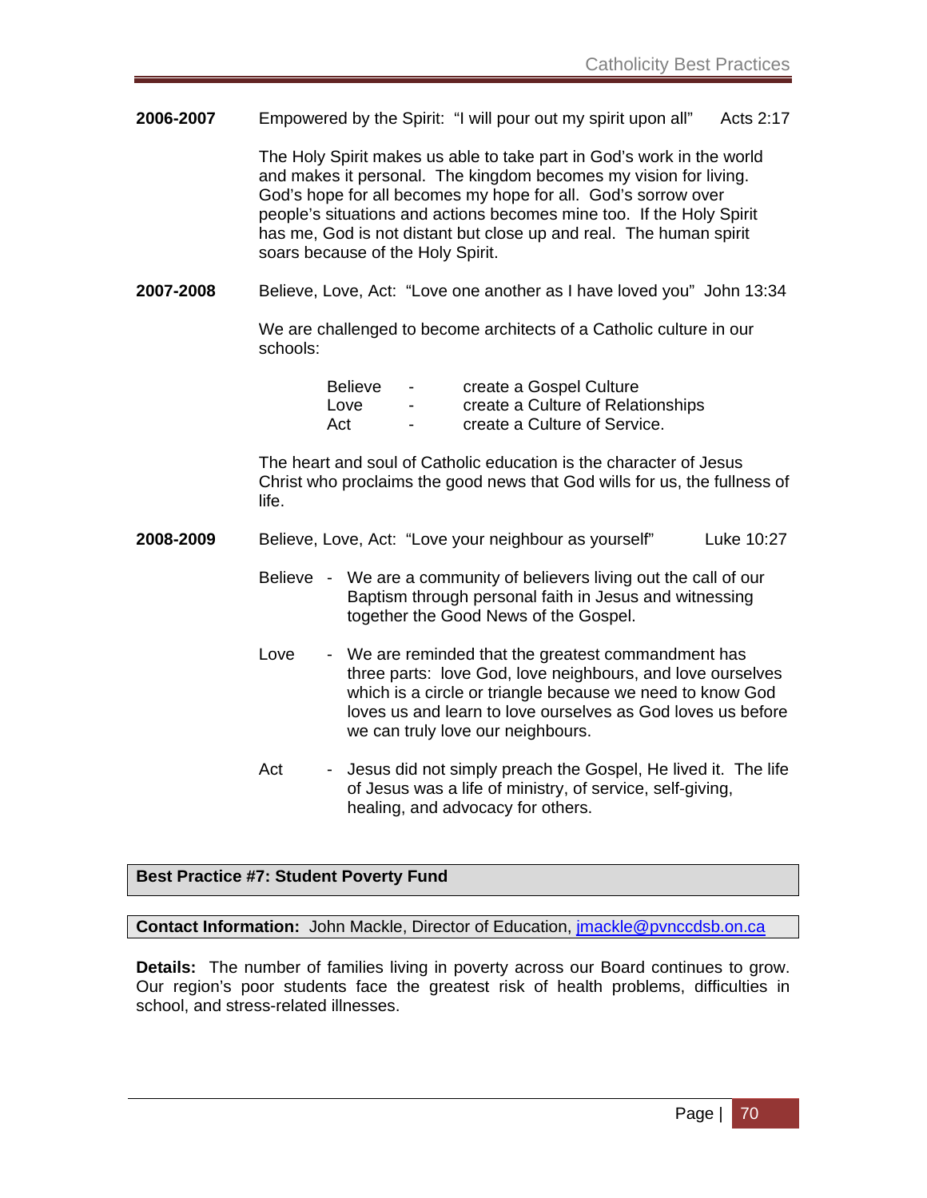**2006-2007** Empowered by the Spirit: "I will pour out my spirit upon all" Acts 2:17

The Holy Spirit makes us able to take part in God's work in the world and makes it personal. The kingdom becomes my vision for living. God's hope for all becomes my hope for all. God's sorrow over people's situations and actions becomes mine too. If the Holy Spirit has me, God is not distant but close up and real. The human spirit soars because of the Holy Spirit.

**2007-2008** Believe, Love, Act: "Love one another as I have loved you" John 13:34

We are challenged to become architects of a Catholic culture in our schools:

- Believe - create a Gospel Culture
- Love - create a Culture of Relationships
- Act - create a Culture of Service.

The heart and soul of Catholic education is the character of Jesus Christ who proclaims the good news that God wills for us, the fullness of life.

**2008-2009** Believe, Love, Act: "Love your neighbour as yourself" Luke 10:27

Believe - We are a community of believers living out the call of our Baptism through personal faith in Jesus and witnessing together the Good News of the Gospel.

Love - We are reminded that the greatest commandment has three parts: love God, love neighbours, and love ourselves which is a circle or triangle because we need to know God loves us and learn to love ourselves as God loves us before we can truly love our neighbours.

Act - Jesus did not simply preach the Gospel, He lived it. The life of Jesus was a life of ministry, of service, self-giving, healing, and advocacy for others.

## Best Practice #7: Student Poverty Fund

**Contact Information:** John Mackle, Director of Education, jmackle@pvnccdsb.on.ca

**Details:** The number of families living in poverty across our Board continues to grow. Our region's poor students face the greatest risk of health problems, difficulties in school, and stress-related illnesses.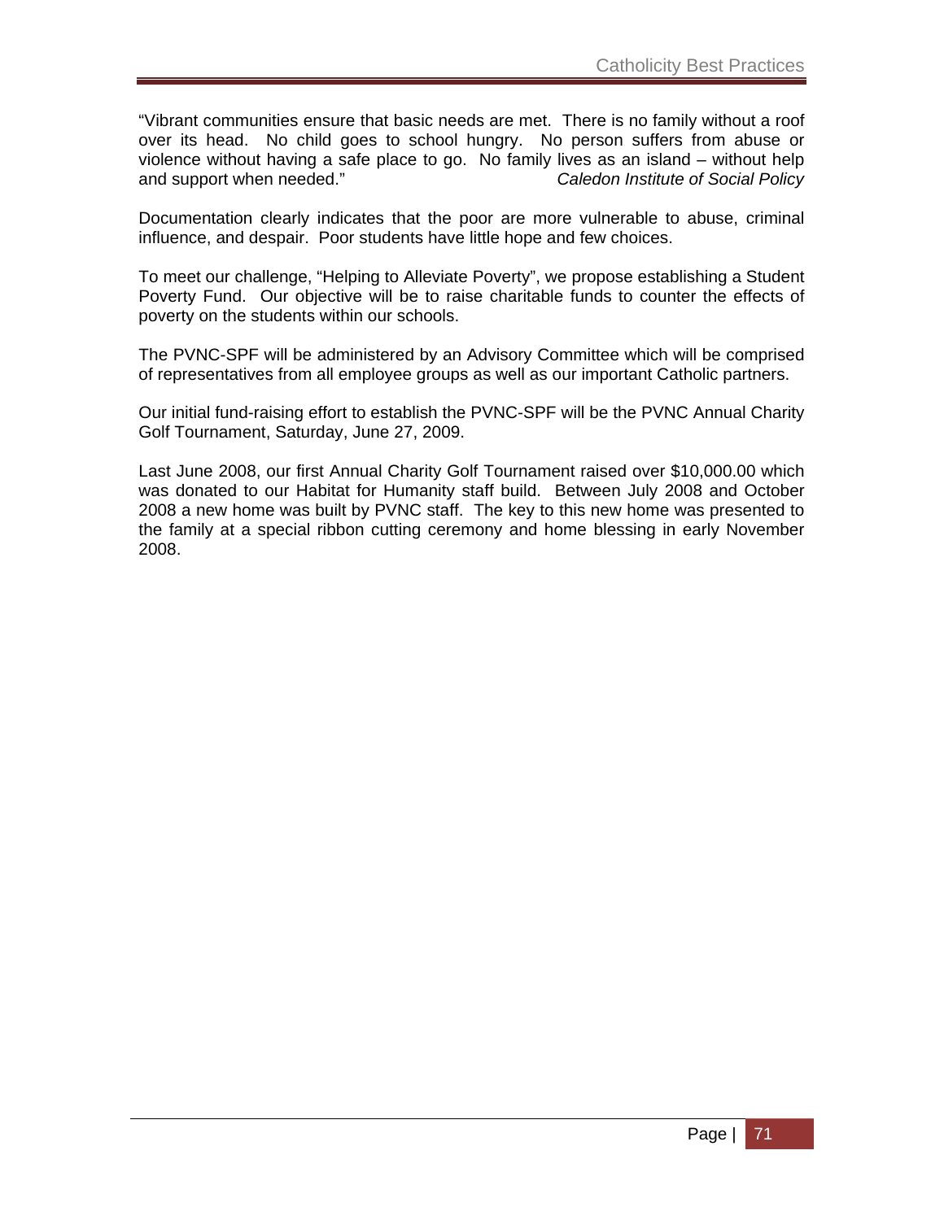"Vibrant communities ensure that basic needs are met. There is no family without a roof over its head. No child goes to school hungry. No person suffers from abuse or violence without having a safe place to go. No family lives as an island – without help and support when needed." *Caledon Institute of Social Policy*

Documentation clearly indicates that the poor are more vulnerable to abuse, criminal influence, and despair. Poor students have little hope and few choices.

To meet our challenge, "Helping to Alleviate Poverty", we propose establishing a Student Poverty Fund. Our objective will be to raise charitable funds to counter the effects of poverty on the students within our schools.

The PVNC-SPF will be administered by an Advisory Committee which will be comprised of representatives from all employee groups as well as our important Catholic partners.

Our initial fund-raising effort to establish the PVNC-SPF will be the PVNC Annual Charity Golf Tournament, Saturday, June 27, 2009.

Last June 2008, our first Annual Charity Golf Tournament raised over $10,000.00 which was donated to our Habitat for Humanity staff build. Between July 2008 and October 2008 a new home was built by PVNC staff. The key to this new home was presented to the family at a special ribbon cutting ceremony and home blessing in early November 2008.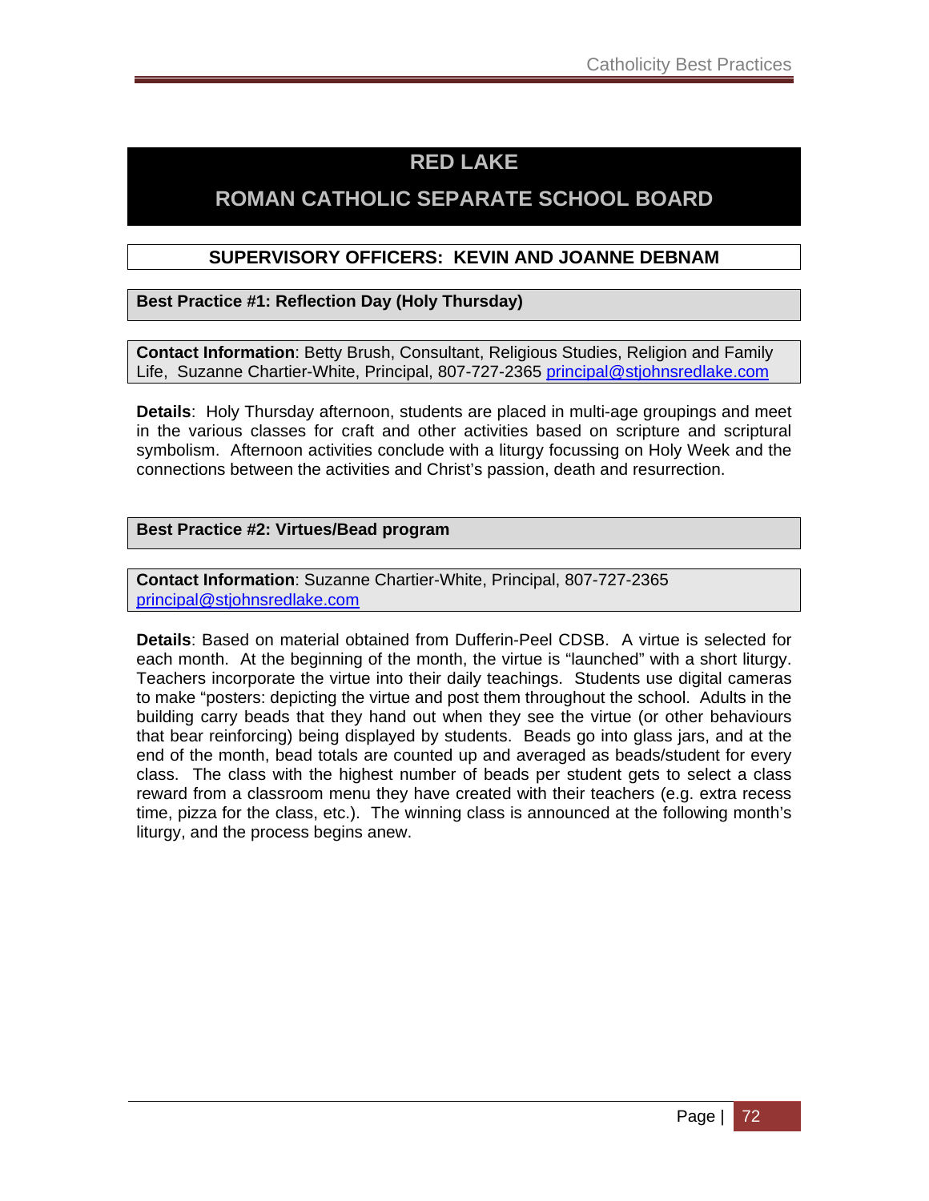# RED LAKE

# ROMAN CATHOLIC SEPARATE SCHOOL BOARD

## SUPERVISORY OFFICERS: KEVIN AND JOANNE DEBNAM

### Best Practice #1: Reflection Day (Holy Thursday)

**Contact Information**: Betty Brush, Consultant, Religious Studies, Religion and Family Life, Suzanne Chartier-White, Principal, 807-727-2365 principal@stjohnsredlake.com

**Details**: Holy Thursday afternoon, students are placed in multi-age groupings and meet in the various classes for craft and other activities based on scripture and scriptural symbolism. Afternoon activities conclude with a liturgy focussing on Holy Week and the connections between the activities and Christ's passion, death and resurrection.

### Best Practice #2: Virtues/Bead program

**Contact Information**: Suzanne Chartier-White, Principal, 807-727-2365 principal@stjohnsredlake.com

**Details**: Based on material obtained from Dufferin-Peel CDSB. A virtue is selected for each month. At the beginning of the month, the virtue is "launched" with a short liturgy. Teachers incorporate the virtue into their daily teachings. Students use digital cameras to make "posters: depicting the virtue and post them throughout the school. Adults in the building carry beads that they hand out when they see the virtue (or other behaviours that bear reinforcing) being displayed by students. Beads go into glass jars, and at the end of the month, bead totals are counted up and averaged as beads/student for every class. The class with the highest number of beads per student gets to select a class reward from a classroom menu they have created with their teachers (e.g. extra recess time, pizza for the class, etc.). The winning class is announced at the following month's liturgy, and the process begins anew.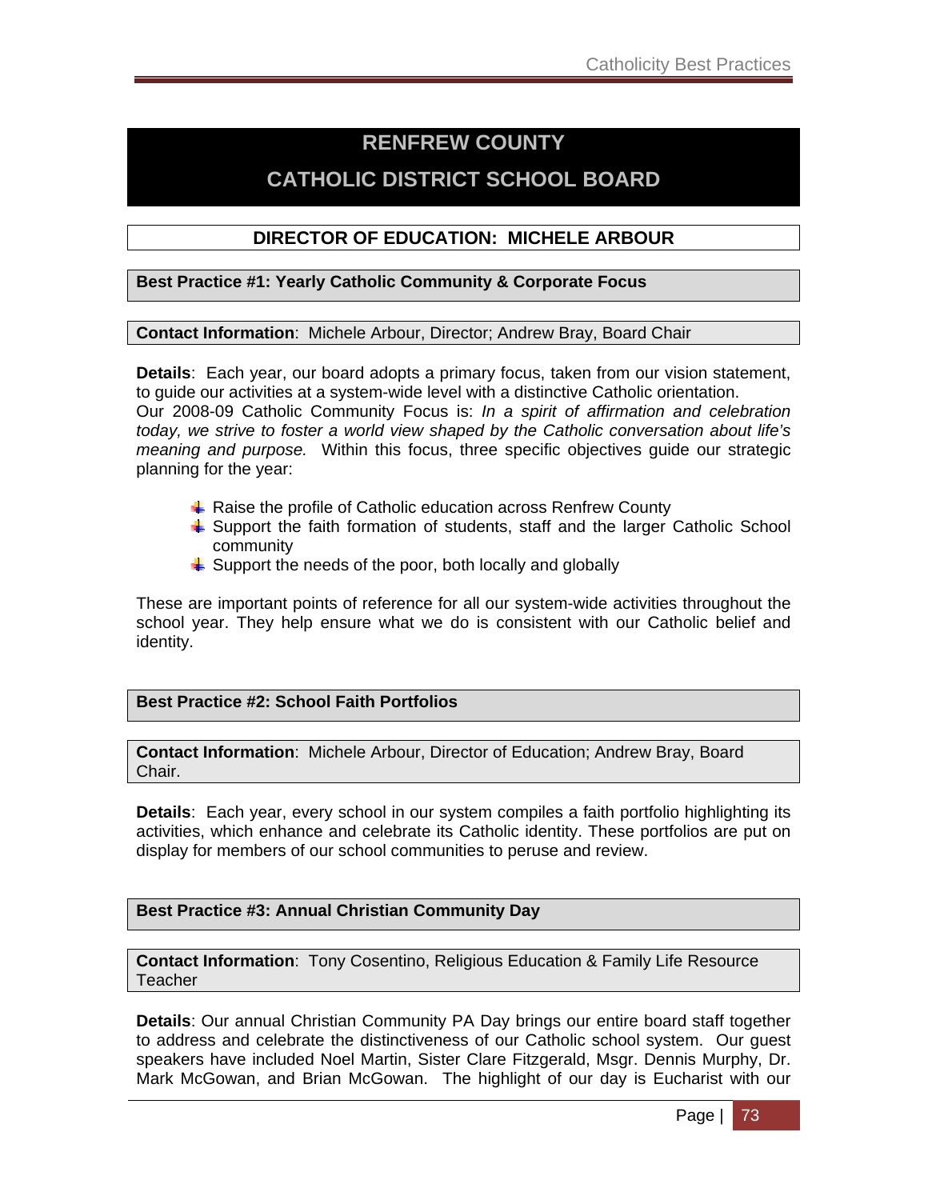# RENFREW COUNTY

# CATHOLIC DISTRICT SCHOOL BOARD

## DIRECTOR OF EDUCATION: MICHELE ARBOUR

### Best Practice #1: Yearly Catholic Community & Corporate Focus

**Contact Information**: Michele Arbour, Director; Andrew Bray, Board Chair

**Details**: Each year, our board adopts a primary focus, taken from our vision statement, to guide our activities at a system-wide level with a distinctive Catholic orientation. Our 2008-09 Catholic Community Focus is: *In a spirit of affirmation and celebration today, we strive to foster a world view shaped by the Catholic conversation about life's meaning and purpose.* Within this focus, three specific objectives guide our strategic planning for the year:

- Raise the profile of Catholic education across Renfrew County
- Support the faith formation of students, staff and the larger Catholic School community
- Support the needs of the poor, both locally and globally

These are important points of reference for all our system-wide activities throughout the school year. They help ensure what we do is consistent with our Catholic belief and identity.

### Best Practice #2: School Faith Portfolios

**Contact Information**: Michele Arbour, Director of Education; Andrew Bray, Board Chair.

**Details**: Each year, every school in our system compiles a faith portfolio highlighting its activities, which enhance and celebrate its Catholic identity. These portfolios are put on display for members of our school communities to peruse and review.

### Best Practice #3: Annual Christian Community Day

**Contact Information**: Tony Cosentino, Religious Education & Family Life Resource Teacher

**Details**: Our annual Christian Community PA Day brings our entire board staff together to address and celebrate the distinctiveness of our Catholic school system. Our guest speakers have included Noel Martin, Sister Clare Fitzgerald, Msgr. Dennis Murphy, Dr. Mark McGowan, and Brian McGowan. The highlight of our day is Eucharist with our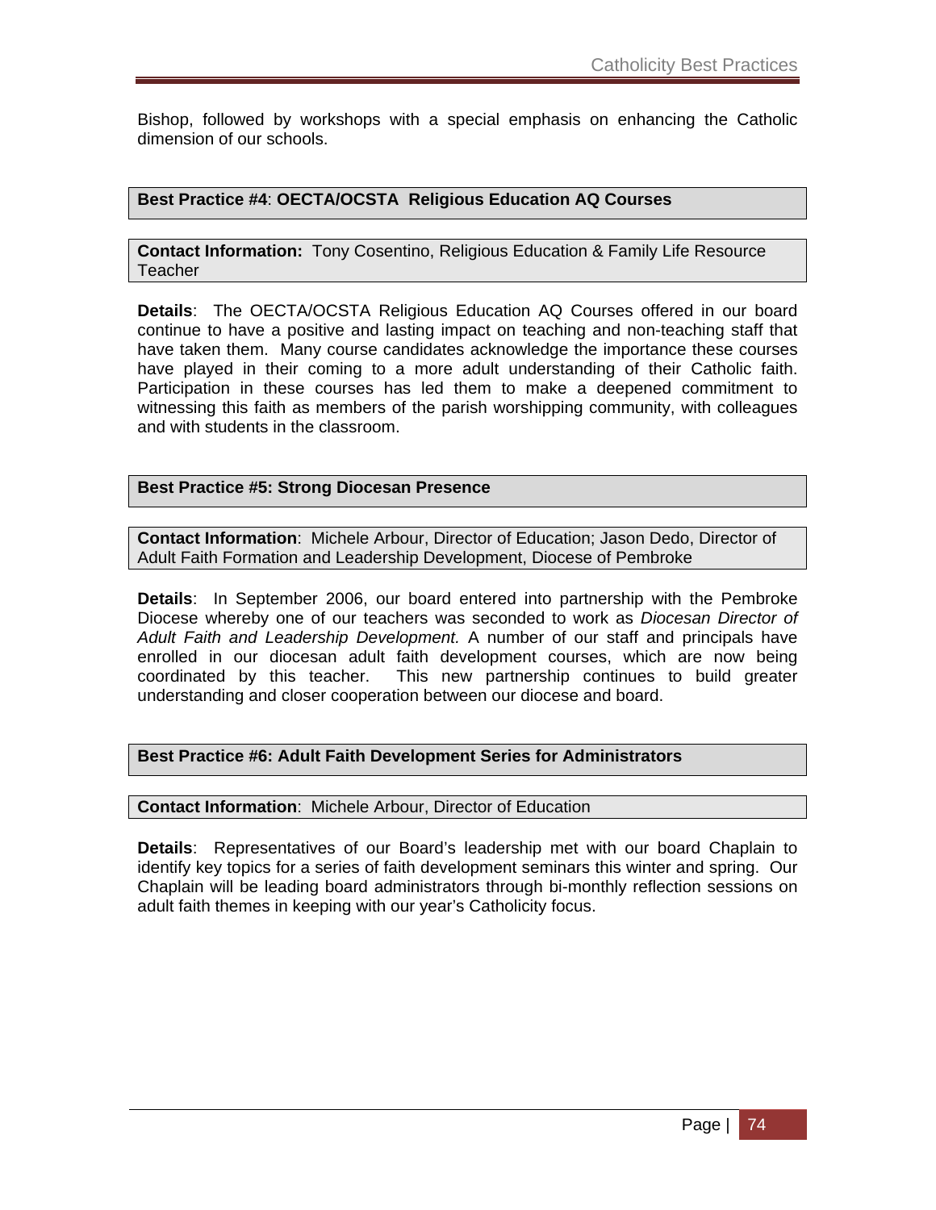Bishop, followed by workshops with a special emphasis on enhancing the Catholic dimension of our schools.

**Best Practice #4**: **OECTA/OCSTA Religious Education AQ Courses**

**Contact Information:** Tony Cosentino, Religious Education & Family Life Resource Teacher

**Details**: The OECTA/OCSTA Religious Education AQ Courses offered in our board continue to have a positive and lasting impact on teaching and non-teaching staff that have taken them. Many course candidates acknowledge the importance these courses have played in their coming to a more adult understanding of their Catholic faith. Participation in these courses has led them to make a deepened commitment to witnessing this faith as members of the parish worshipping community, with colleagues and with students in the classroom.

**Best Practice #5: Strong Diocesan Presence**

**Contact Information**: Michele Arbour, Director of Education; Jason Dedo, Director of Adult Faith Formation and Leadership Development, Diocese of Pembroke

**Details**: In September 2006, our board entered into partnership with the Pembroke Diocese whereby one of our teachers was seconded to work as *Diocesan Director of Adult Faith and Leadership Development.* A number of our staff and principals have enrolled in our diocesan adult faith development courses, which are now being coordinated by this teacher. This new partnership continues to build greater understanding and closer cooperation between our diocese and board.

**Best Practice #6: Adult Faith Development Series for Administrators**

**Contact Information**: Michele Arbour, Director of Education

**Details**: Representatives of our Board's leadership met with our board Chaplain to identify key topics for a series of faith development seminars this winter and spring. Our Chaplain will be leading board administrators through bi-monthly reflection sessions on adult faith themes in keeping with our year's Catholicity focus.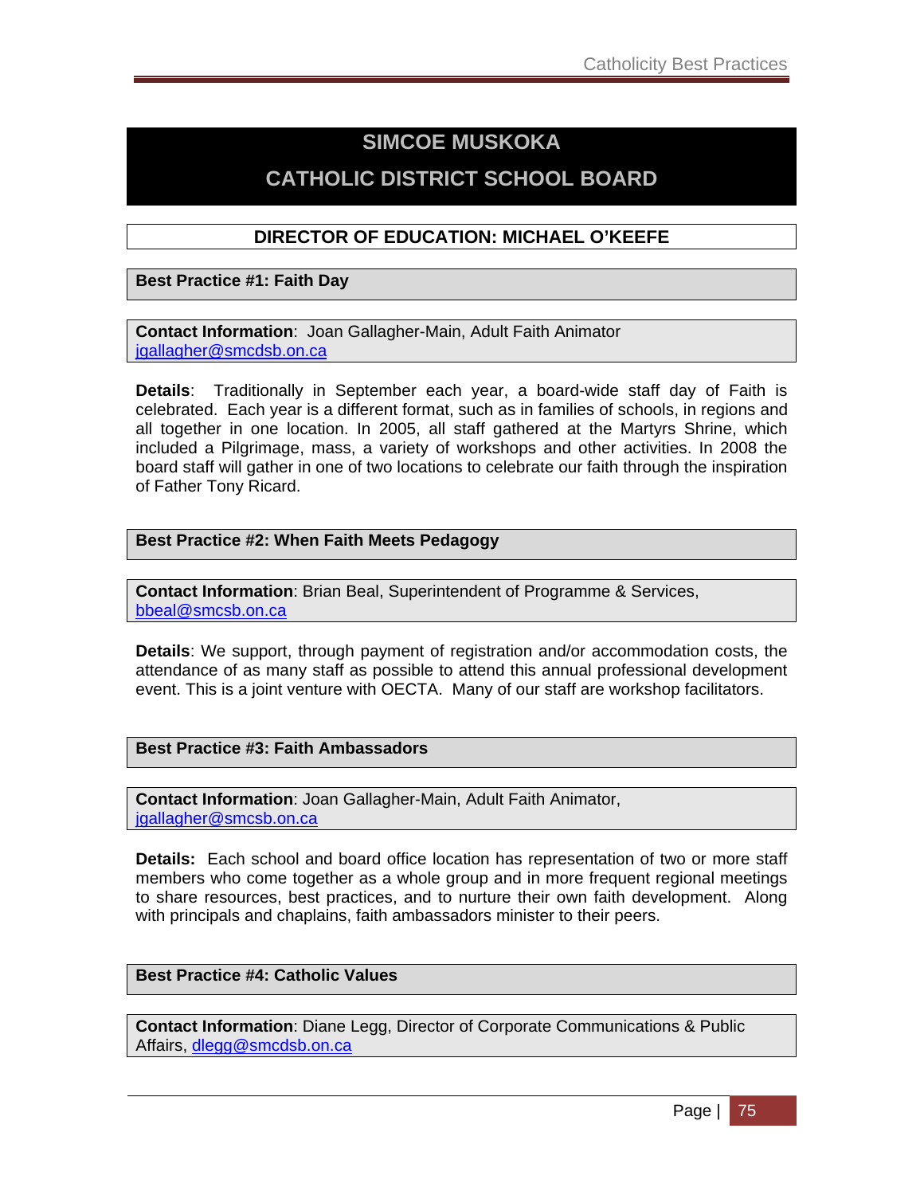# SIMCOE MUSKOKA CATHOLIC DISTRICT SCHOOL BOARD

## DIRECTOR OF EDUCATION: MICHAEL O'KEEFE

### Best Practice #1: Faith Day

**Contact Information**: Joan Gallagher-Main, Adult Faith Animator
jgallagher@smcdsb.on.ca

**Details**: Traditionally in September each year, a board-wide staff day of Faith is celebrated. Each year is a different format, such as in families of schools, in regions and all together in one location. In 2005, all staff gathered at the Martyrs Shrine, which included a Pilgrimage, mass, a variety of workshops and other activities. In 2008 the board staff will gather in one of two locations to celebrate our faith through the inspiration of Father Tony Ricard.

### Best Practice #2: When Faith Meets Pedagogy

**Contact Information**: Brian Beal, Superintendent of Programme & Services, bbeal@smcsb.on.ca

**Details**: We support, through payment of registration and/or accommodation costs, the attendance of as many staff as possible to attend this annual professional development event. This is a joint venture with OECTA. Many of our staff are workshop facilitators.

### Best Practice #3: Faith Ambassadors

**Contact Information**: Joan Gallagher-Main, Adult Faith Animator, jgallagher@smcsb.on.ca

**Details:** Each school and board office location has representation of two or more staff members who come together as a whole group and in more frequent regional meetings to share resources, best practices, and to nurture their own faith development. Along with principals and chaplains, faith ambassadors minister to their peers.

### Best Practice #4: Catholic Values

**Contact Information**: Diane Legg, Director of Corporate Communications & Public Affairs, dlegg@smcdsb.on.ca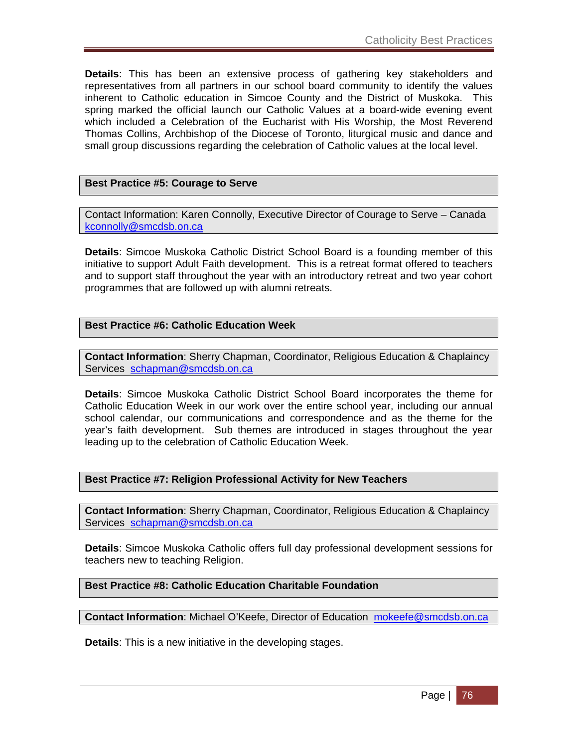**Details**: This has been an extensive process of gathering key stakeholders and representatives from all partners in our school board community to identify the values inherent to Catholic education in Simcoe County and the District of Muskoka. This spring marked the official launch our Catholic Values at a board-wide evening event which included a Celebration of the Eucharist with His Worship, the Most Reverend Thomas Collins, Archbishop of the Diocese of Toronto, liturgical music and dance and small group discussions regarding the celebration of Catholic values at the local level.

**Best Practice #5: Courage to Serve**

Contact Information: Karen Connolly, Executive Director of Courage to Serve – Canada kconnolly@smcdsb.on.ca

**Details**: Simcoe Muskoka Catholic District School Board is a founding member of this initiative to support Adult Faith development. This is a retreat format offered to teachers and to support staff throughout the year with an introductory retreat and two year cohort programmes that are followed up with alumni retreats.

**Best Practice #6: Catholic Education Week**

**Contact Information**: Sherry Chapman, Coordinator, Religious Education & Chaplaincy Services schapman@smcdsb.on.ca

**Details**: Simcoe Muskoka Catholic District School Board incorporates the theme for Catholic Education Week in our work over the entire school year, including our annual school calendar, our communications and correspondence and as the theme for the year's faith development. Sub themes are introduced in stages throughout the year leading up to the celebration of Catholic Education Week.

**Best Practice #7: Religion Professional Activity for New Teachers**

**Contact Information**: Sherry Chapman, Coordinator, Religious Education & Chaplaincy Services schapman@smcdsb.on.ca

**Details**: Simcoe Muskoka Catholic offers full day professional development sessions for teachers new to teaching Religion.

**Best Practice #8: Catholic Education Charitable Foundation**

**Contact Information**: Michael O'Keefe, Director of Education mokeefe@smcdsb.on.ca

**Details**: This is a new initiative in the developing stages.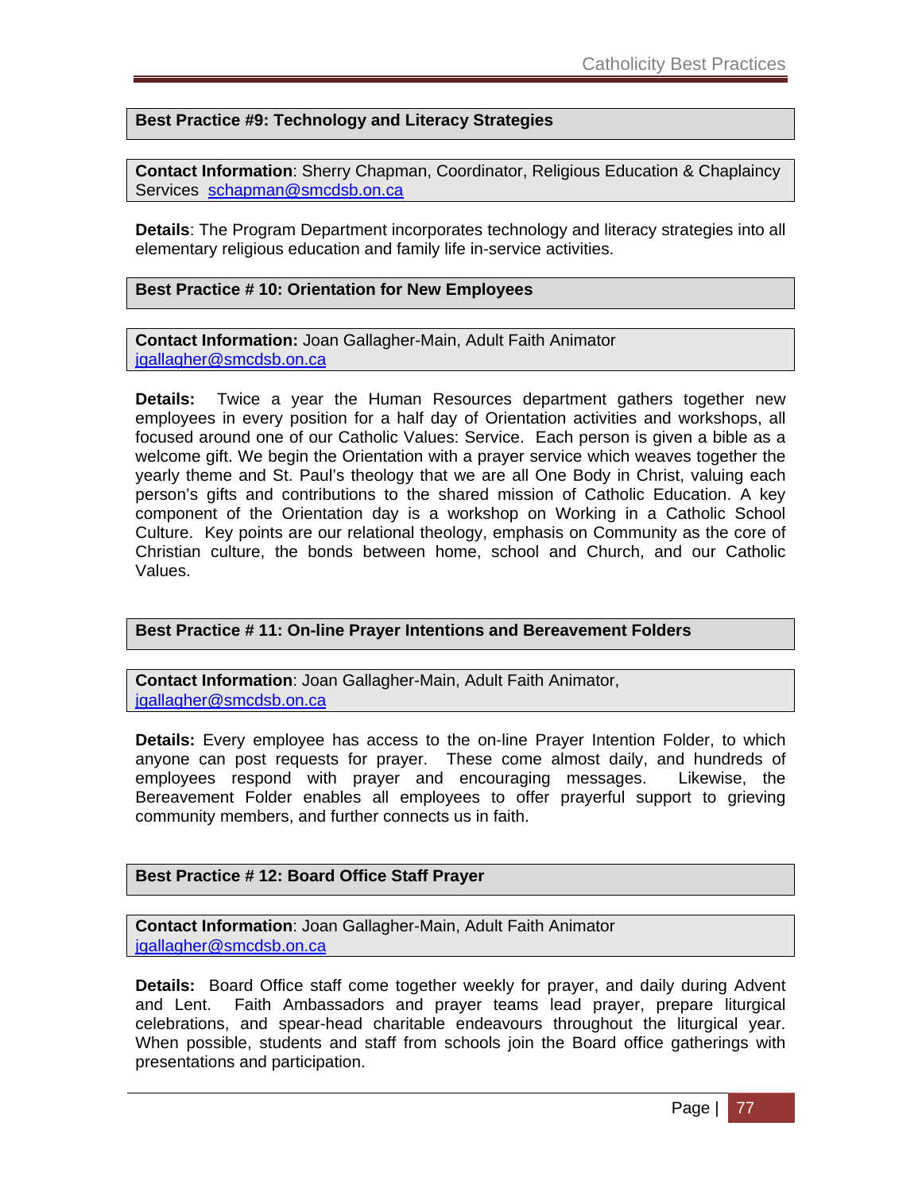### Best Practice #9: Technology and Literacy Strategies

**Contact Information**: Sherry Chapman, Coordinator, Religious Education & Chaplaincy Services schapman@smcdsb.on.ca

**Details**: The Program Department incorporates technology and literacy strategies into all elementary religious education and family life in-service activities.

### Best Practice # 10: Orientation for New Employees

**Contact Information:** Joan Gallagher-Main, Adult Faith Animator jgallagher@smcdsb.on.ca

**Details:** Twice a year the Human Resources department gathers together new employees in every position for a half day of Orientation activities and workshops, all focused around one of our Catholic Values: Service. Each person is given a bible as a welcome gift. We begin the Orientation with a prayer service which weaves together the yearly theme and St. Paul's theology that we are all One Body in Christ, valuing each person's gifts and contributions to the shared mission of Catholic Education. A key component of the Orientation day is a workshop on Working in a Catholic School Culture. Key points are our relational theology, emphasis on Community as the core of Christian culture, the bonds between home, school and Church, and our Catholic Values.

### Best Practice # 11: On-line Prayer Intentions and Bereavement Folders

**Contact Information**: Joan Gallagher-Main, Adult Faith Animator, jgallagher@smcdsb.on.ca

**Details:** Every employee has access to the on-line Prayer Intention Folder, to which anyone can post requests for prayer. These come almost daily, and hundreds of employees respond with prayer and encouraging messages. Likewise, the Bereavement Folder enables all employees to offer prayerful support to grieving community members, and further connects us in faith.

### Best Practice # 12: Board Office Staff Prayer

**Contact Information**: Joan Gallagher-Main, Adult Faith Animator jgallagher@smcdsb.on.ca

**Details:** Board Office staff come together weekly for prayer, and daily during Advent and Lent. Faith Ambassadors and prayer teams lead prayer, prepare liturgical celebrations, and spear-head charitable endeavours throughout the liturgical year. When possible, students and staff from schools join the Board office gatherings with presentations and participation.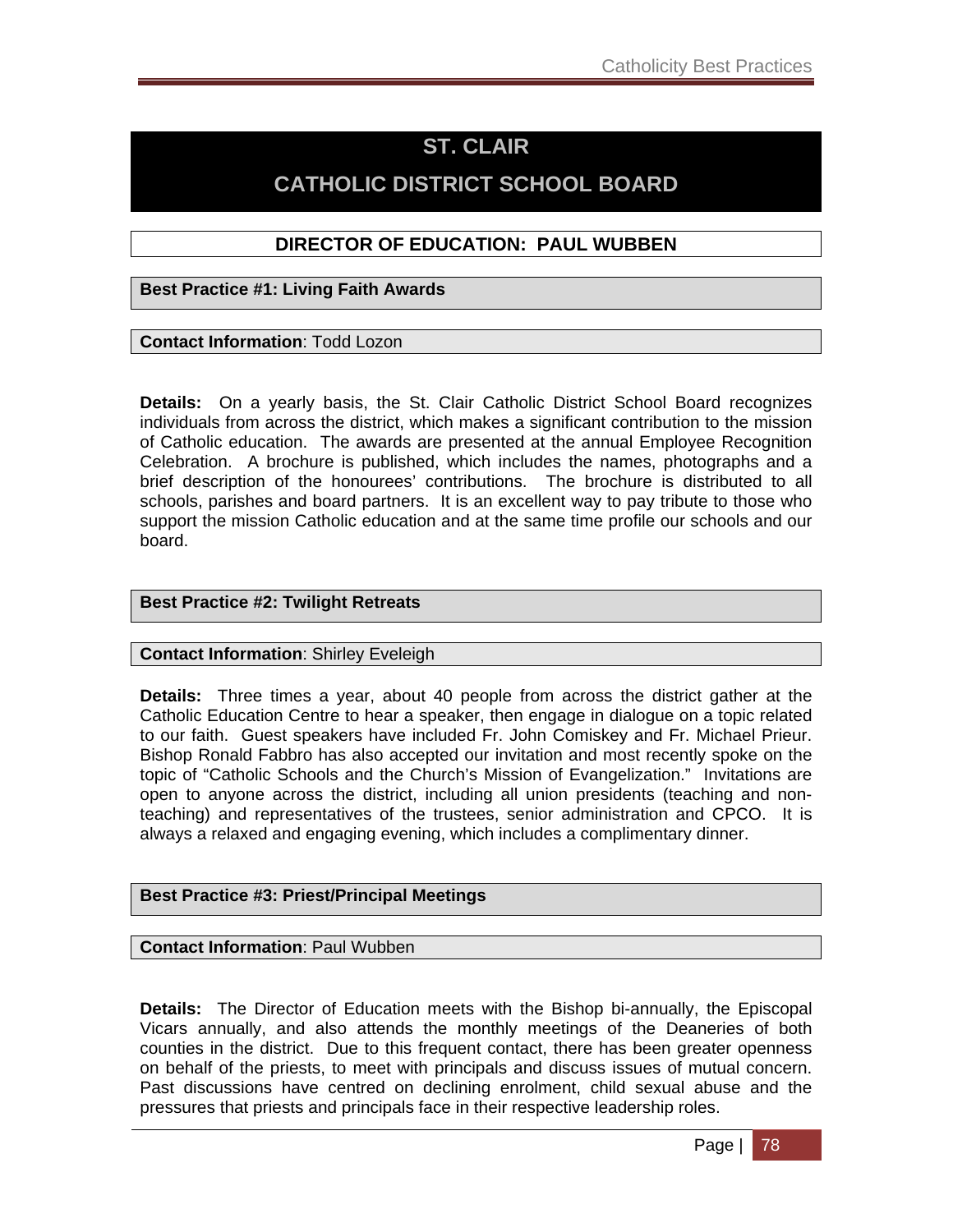# ST. CLAIR

# CATHOLIC DISTRICT SCHOOL BOARD

## DIRECTOR OF EDUCATION: PAUL WUBBEN

### Best Practice #1: Living Faith Awards

**Contact Information**: Todd Lozon

**Details:** On a yearly basis, the St. Clair Catholic District School Board recognizes individuals from across the district, which makes a significant contribution to the mission of Catholic education. The awards are presented at the annual Employee Recognition Celebration. A brochure is published, which includes the names, photographs and a brief description of the honourees' contributions. The brochure is distributed to all schools, parishes and board partners. It is an excellent way to pay tribute to those who support the mission Catholic education and at the same time profile our schools and our board.

### Best Practice #2: Twilight Retreats

**Contact Information**: Shirley Eveleigh

**Details:** Three times a year, about 40 people from across the district gather at the Catholic Education Centre to hear a speaker, then engage in dialogue on a topic related to our faith. Guest speakers have included Fr. John Comiskey and Fr. Michael Prieur. Bishop Ronald Fabbro has also accepted our invitation and most recently spoke on the topic of "Catholic Schools and the Church's Mission of Evangelization." Invitations are open to anyone across the district, including all union presidents (teaching and non-teaching) and representatives of the trustees, senior administration and CPCO. It is always a relaxed and engaging evening, which includes a complimentary dinner.

### Best Practice #3: Priest/Principal Meetings

**Contact Information**: Paul Wubben

**Details:** The Director of Education meets with the Bishop bi-annually, the Episcopal Vicars annually, and also attends the monthly meetings of the Deaneries of both counties in the district. Due to this frequent contact, there has been greater openness on behalf of the priests, to meet with principals and discuss issues of mutual concern. Past discussions have centred on declining enrolment, child sexual abuse and the pressures that priests and principals face in their respective leadership roles.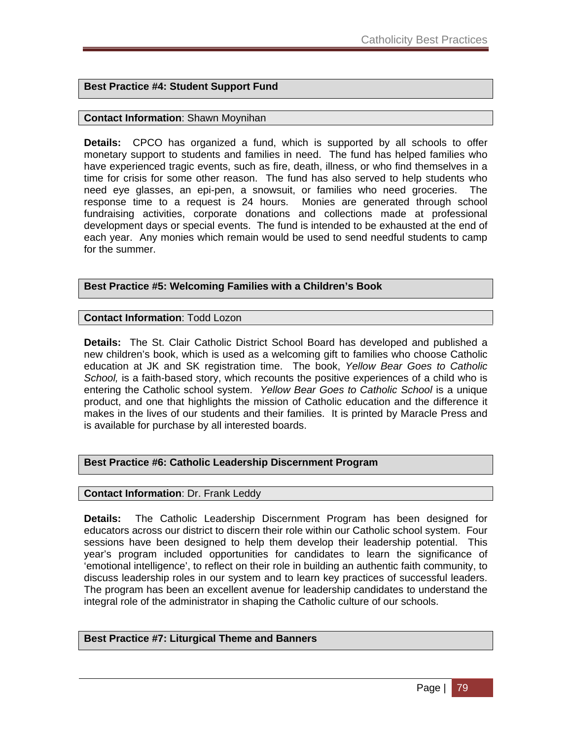### Best Practice #4: Student Support Fund

**Contact Information**: Shawn Moynihan

**Details:** CPCO has organized a fund, which is supported by all schools to offer monetary support to students and families in need. The fund has helped families who have experienced tragic events, such as fire, death, illness, or who find themselves in a time for crisis for some other reason. The fund has also served to help students who need eye glasses, an epi-pen, a snowsuit, or families who need groceries. The response time to a request is 24 hours. Monies are generated through school fundraising activities, corporate donations and collections made at professional development days or special events. The fund is intended to be exhausted at the end of each year. Any monies which remain would be used to send needful students to camp for the summer.

### Best Practice #5: Welcoming Families with a Children's Book

**Contact Information**: Todd Lozon

**Details:** The St. Clair Catholic District School Board has developed and published a new children's book, which is used as a welcoming gift to families who choose Catholic education at JK and SK registration time. The book, *Yellow Bear Goes to Catholic School,* is a faith-based story, which recounts the positive experiences of a child who is entering the Catholic school system. *Yellow Bear Goes to Catholic School* is a unique product, and one that highlights the mission of Catholic education and the difference it makes in the lives of our students and their families. It is printed by Maracle Press and is available for purchase by all interested boards.

### Best Practice #6: Catholic Leadership Discernment Program

**Contact Information**: Dr. Frank Leddy

**Details:** The Catholic Leadership Discernment Program has been designed for educators across our district to discern their role within our Catholic school system. Four sessions have been designed to help them develop their leadership potential. This year's program included opportunities for candidates to learn the significance of 'emotional intelligence', to reflect on their role in building an authentic faith community, to discuss leadership roles in our system and to learn key practices of successful leaders. The program has been an excellent avenue for leadership candidates to understand the integral role of the administrator in shaping the Catholic culture of our schools.

### Best Practice #7: Liturgical Theme and Banners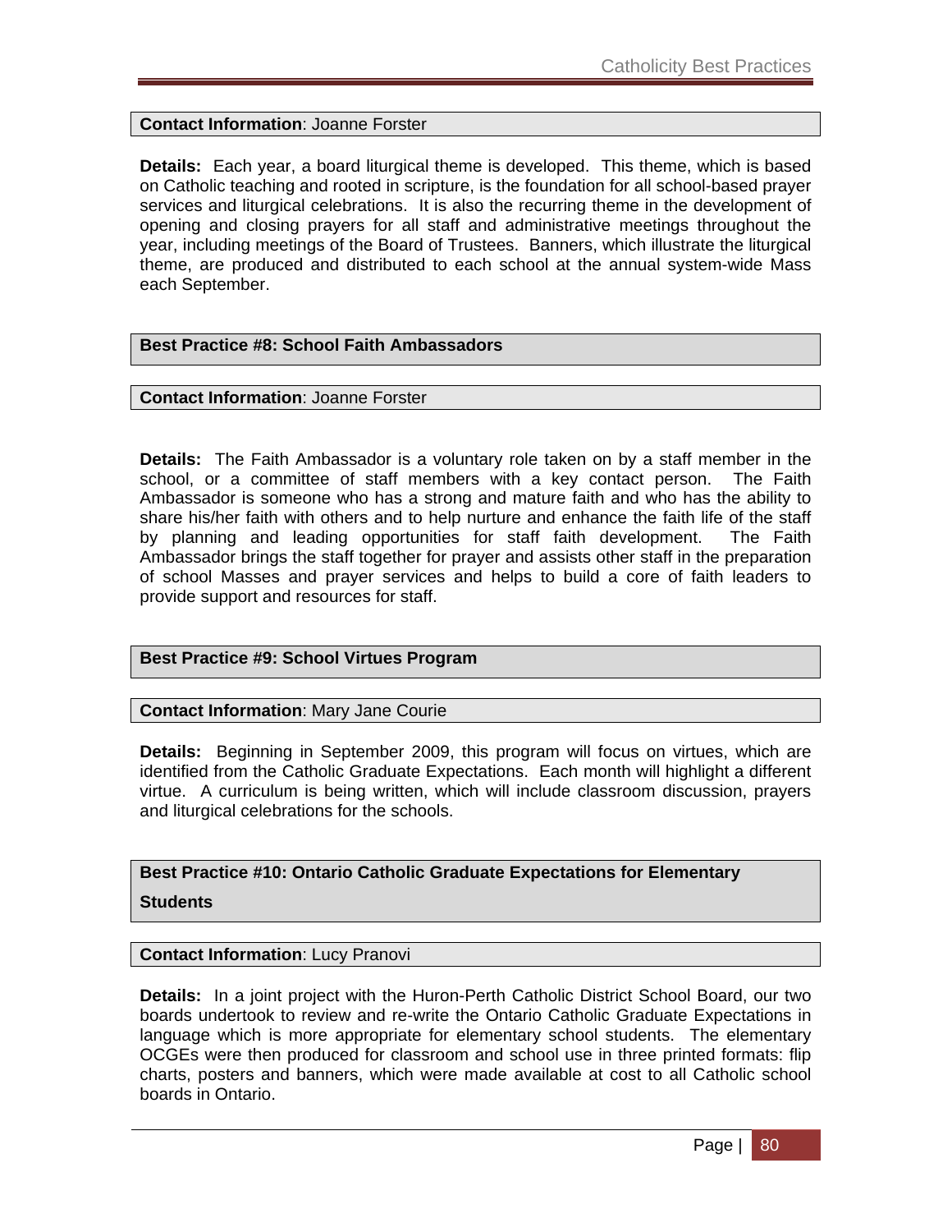**Contact Information**: Joanne Forster

**Details:** Each year, a board liturgical theme is developed. This theme, which is based on Catholic teaching and rooted in scripture, is the foundation for all school-based prayer services and liturgical celebrations. It is also the recurring theme in the development of opening and closing prayers for all staff and administrative meetings throughout the year, including meetings of the Board of Trustees. Banners, which illustrate the liturgical theme, are produced and distributed to each school at the annual system-wide Mass each September.

### Best Practice #8: School Faith Ambassadors

**Contact Information**: Joanne Forster

**Details:** The Faith Ambassador is a voluntary role taken on by a staff member in the school, or a committee of staff members with a key contact person. The Faith Ambassador is someone who has a strong and mature faith and who has the ability to share his/her faith with others and to help nurture and enhance the faith life of the staff by planning and leading opportunities for staff faith development. The Faith Ambassador brings the staff together for prayer and assists other staff in the preparation of school Masses and prayer services and helps to build a core of faith leaders to provide support and resources for staff.

### Best Practice #9: School Virtues Program

**Contact Information**: Mary Jane Courie

**Details:** Beginning in September 2009, this program will focus on virtues, which are identified from the Catholic Graduate Expectations. Each month will highlight a different virtue. A curriculum is being written, which will include classroom discussion, prayers and liturgical celebrations for the schools.

### Best Practice #10: Ontario Catholic Graduate Expectations for Elementary Students

**Contact Information**: Lucy Pranovi

**Details:** In a joint project with the Huron-Perth Catholic District School Board, our two boards undertook to review and re-write the Ontario Catholic Graduate Expectations in language which is more appropriate for elementary school students. The elementary OCGEs were then produced for classroom and school use in three printed formats: flip charts, posters and banners, which were made available at cost to all Catholic school boards in Ontario.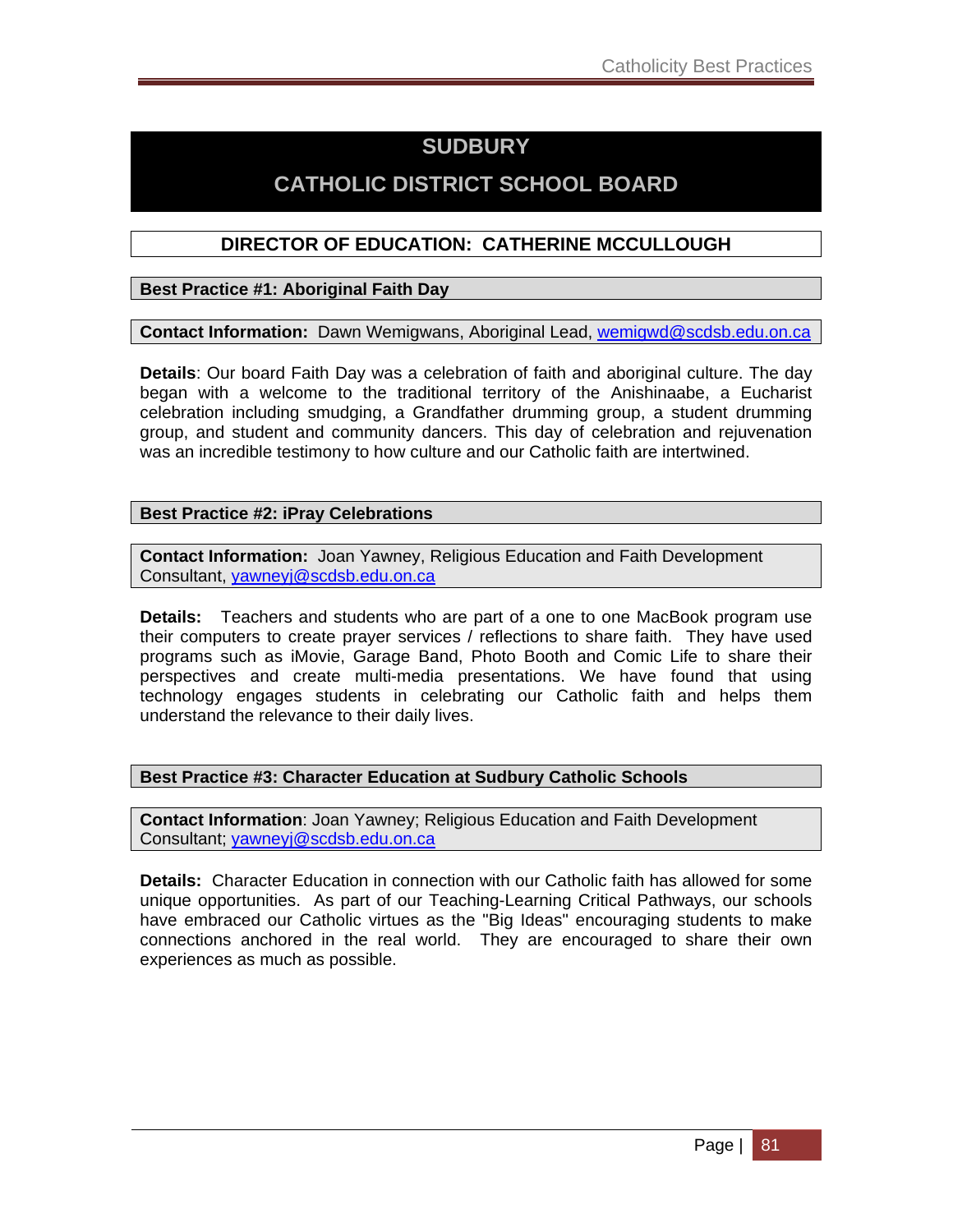# SUDBURY CATHOLIC DISTRICT SCHOOL BOARD

## DIRECTOR OF EDUCATION: CATHERINE MCCULLOUGH

### Best Practice #1: Aboriginal Faith Day

**Contact Information:** Dawn Wemigwans, Aboriginal Lead, wemigwd@scdsb.edu.on.ca

**Details**: Our board Faith Day was a celebration of faith and aboriginal culture. The day began with a welcome to the traditional territory of the Anishinaabe, a Eucharist celebration including smudging, a Grandfather drumming group, a student drumming group, and student and community dancers. This day of celebration and rejuvenation was an incredible testimony to how culture and our Catholic faith are intertwined.

### Best Practice #2: iPray Celebrations

**Contact Information:** Joan Yawney, Religious Education and Faith Development Consultant, yawneyj@scdsb.edu.on.ca

**Details:** Teachers and students who are part of a one to one MacBook program use their computers to create prayer services / reflections to share faith. They have used programs such as iMovie, Garage Band, Photo Booth and Comic Life to share their perspectives and create multi-media presentations. We have found that using technology engages students in celebrating our Catholic faith and helps them understand the relevance to their daily lives.

### Best Practice #3: Character Education at Sudbury Catholic Schools

**Contact Information**: Joan Yawney; Religious Education and Faith Development Consultant; yawneyj@scdsb.edu.on.ca

**Details:** Character Education in connection with our Catholic faith has allowed for some unique opportunities. As part of our Teaching-Learning Critical Pathways, our schools have embraced our Catholic virtues as the "Big Ideas" encouraging students to make connections anchored in the real world. They are encouraged to share their own experiences as much as possible.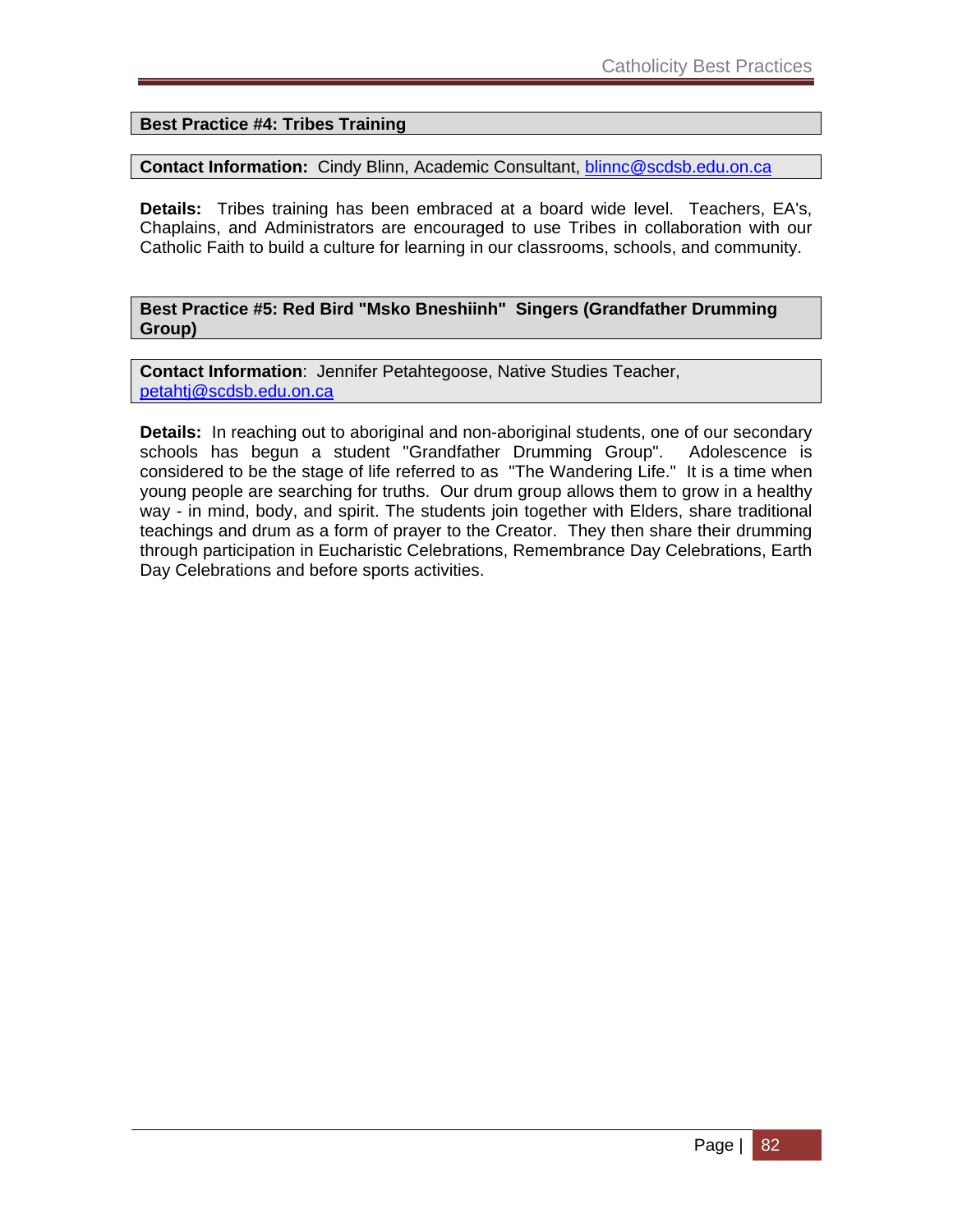**Best Practice #4: Tribes Training**

**Contact Information:** Cindy Blinn, Academic Consultant, blinnc@scdsb.edu.on.ca

**Details:** Tribes training has been embraced at a board wide level. Teachers, EA's, Chaplains, and Administrators are encouraged to use Tribes in collaboration with our Catholic Faith to build a culture for learning in our classrooms, schools, and community.

**Best Practice #5: Red Bird "Msko Bneshiinh" Singers (Grandfather Drumming Group)**

**Contact Information**: Jennifer Petahtegoose, Native Studies Teacher, petahtj@scdsb.edu.on.ca

**Details:** In reaching out to aboriginal and non-aboriginal students, one of our secondary schools has begun a student "Grandfather Drumming Group". Adolescence is considered to be the stage of life referred to as "The Wandering Life." It is a time when young people are searching for truths. Our drum group allows them to grow in a healthy way - in mind, body, and spirit. The students join together with Elders, share traditional teachings and drum as a form of prayer to the Creator. They then share their drumming through participation in Eucharistic Celebrations, Remembrance Day Celebrations, Earth Day Celebrations and before sports activities.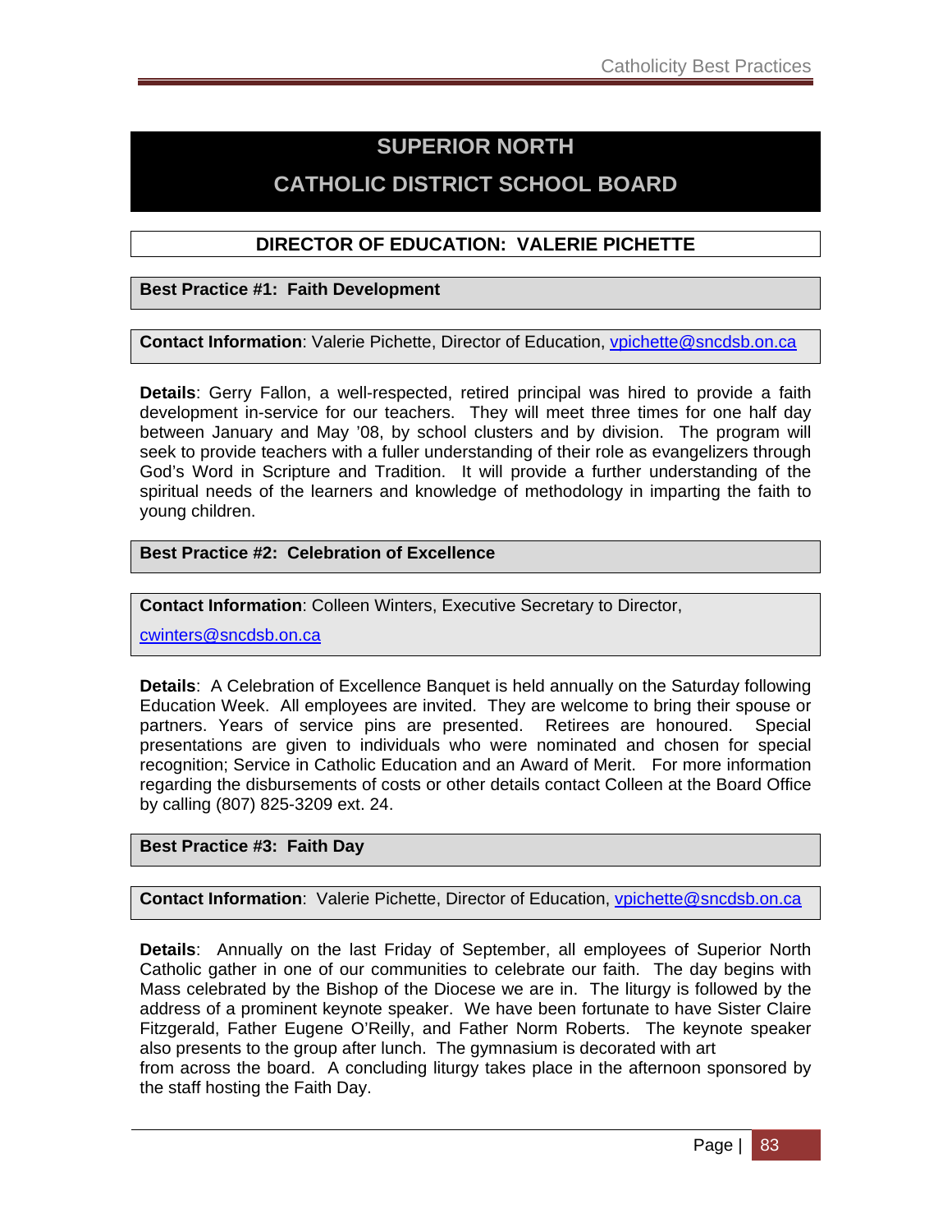# SUPERIOR NORTH CATHOLIC DISTRICT SCHOOL BOARD

## DIRECTOR OF EDUCATION: VALERIE PICHETTE

### Best Practice #1: Faith Development

**Contact Information**: Valerie Pichette, Director of Education, vpichette@sncdsb.on.ca

**Details**: Gerry Fallon, a well-respected, retired principal was hired to provide a faith development in-service for our teachers. They will meet three times for one half day between January and May '08, by school clusters and by division. The program will seek to provide teachers with a fuller understanding of their role as evangelizers through God's Word in Scripture and Tradition. It will provide a further understanding of the spiritual needs of the learners and knowledge of methodology in imparting the faith to young children.

### Best Practice #2: Celebration of Excellence

**Contact Information**: Colleen Winters, Executive Secretary to Director, cwinters@sncdsb.on.ca

**Details**: A Celebration of Excellence Banquet is held annually on the Saturday following Education Week. All employees are invited. They are welcome to bring their spouse or partners. Years of service pins are presented. Retirees are honoured. Special presentations are given to individuals who were nominated and chosen for special recognition; Service in Catholic Education and an Award of Merit. For more information regarding the disbursements of costs or other details contact Colleen at the Board Office by calling (807) 825-3209 ext. 24.

### Best Practice #3: Faith Day

**Contact Information**: Valerie Pichette, Director of Education, vpichette@sncdsb.on.ca

**Details**: Annually on the last Friday of September, all employees of Superior North Catholic gather in one of our communities to celebrate our faith. The day begins with Mass celebrated by the Bishop of the Diocese we are in. The liturgy is followed by the address of a prominent keynote speaker. We have been fortunate to have Sister Claire Fitzgerald, Father Eugene O'Reilly, and Father Norm Roberts. The keynote speaker also presents to the group after lunch. The gymnasium is decorated with art from across the board. A concluding liturgy takes place in the afternoon sponsored by the staff hosting the Faith Day.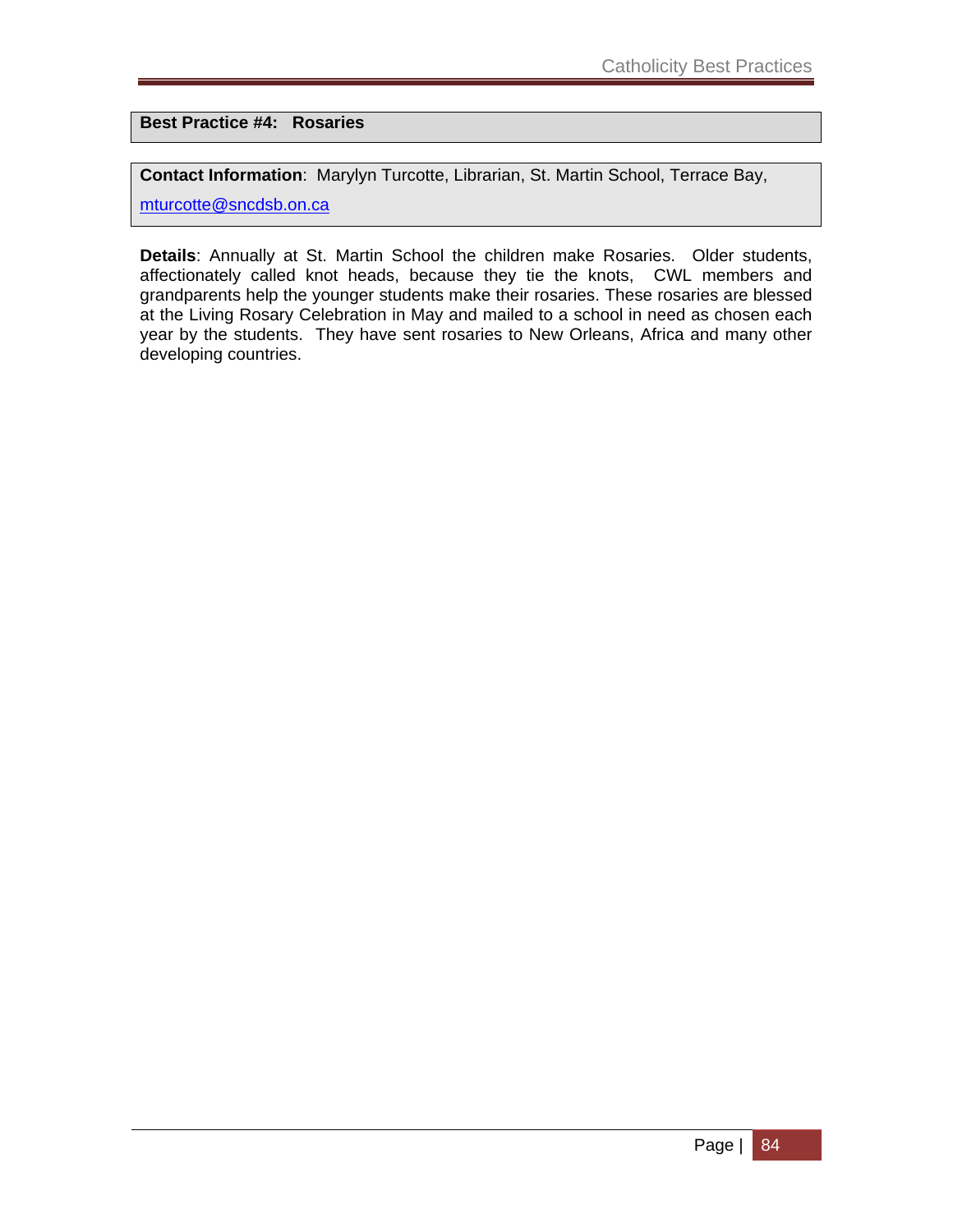**Best Practice #4: Rosaries**

**Contact Information**: Marylyn Turcotte, Librarian, St. Martin School, Terrace Bay, mturcotte@sncdsb.on.ca

**Details**: Annually at St. Martin School the children make Rosaries. Older students, affectionately called knot heads, because they tie the knots, CWL members and grandparents help the younger students make their rosaries. These rosaries are blessed at the Living Rosary Celebration in May and mailed to a school in need as chosen each year by the students. They have sent rosaries to New Orleans, Africa and many other developing countries.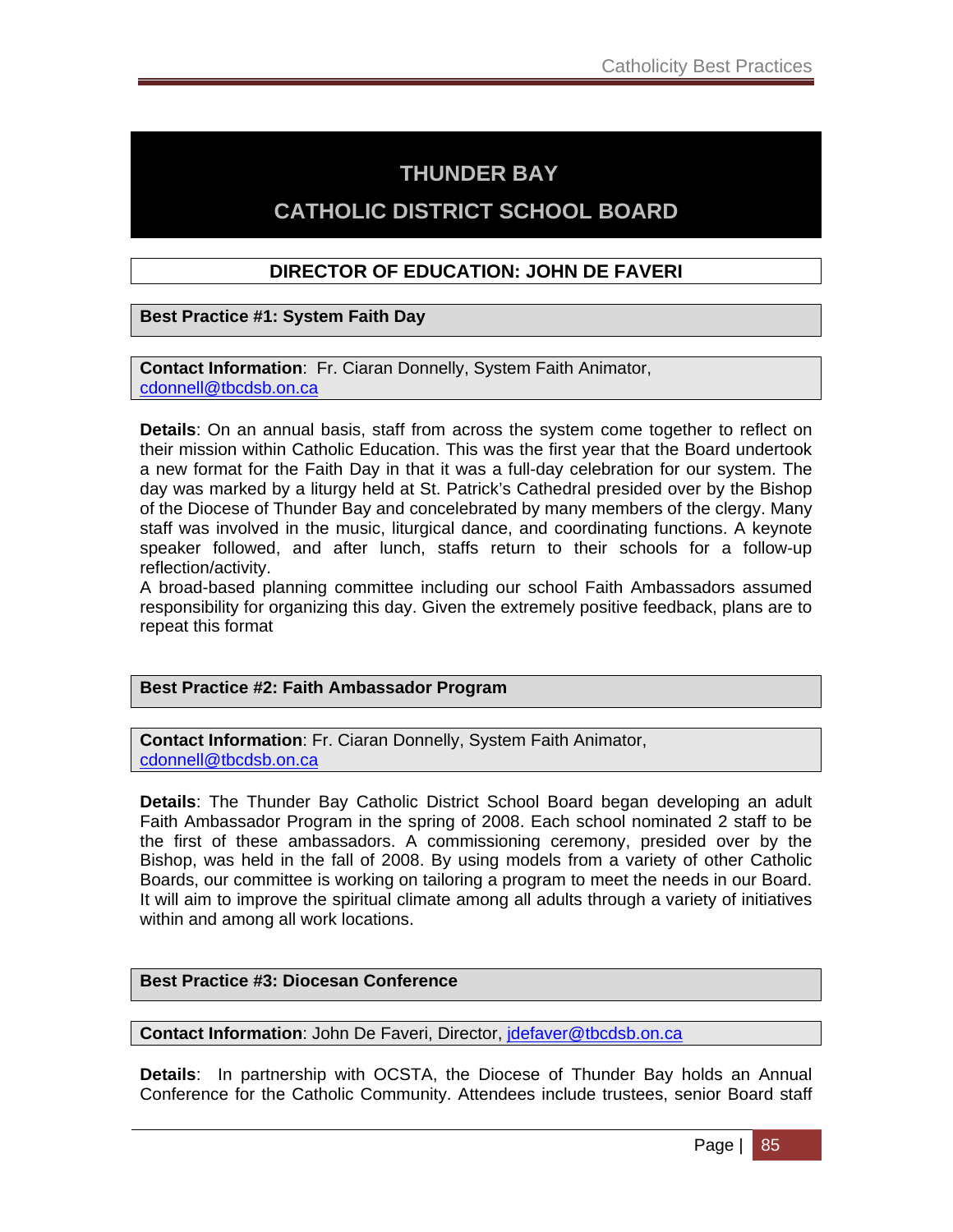# THUNDER BAY

# CATHOLIC DISTRICT SCHOOL BOARD

## DIRECTOR OF EDUCATION: JOHN DE FAVERI

### Best Practice #1: System Faith Day

**Contact Information**: Fr. Ciaran Donnelly, System Faith Animator, cdonnell@tbcdsb.on.ca

**Details**: On an annual basis, staff from across the system come together to reflect on their mission within Catholic Education. This was the first year that the Board undertook a new format for the Faith Day in that it was a full-day celebration for our system. The day was marked by a liturgy held at St. Patrick's Cathedral presided over by the Bishop of the Diocese of Thunder Bay and concelebrated by many members of the clergy. Many staff was involved in the music, liturgical dance, and coordinating functions. A keynote speaker followed, and after lunch, staffs return to their schools for a follow-up reflection/activity.

A broad-based planning committee including our school Faith Ambassadors assumed responsibility for organizing this day. Given the extremely positive feedback, plans are to repeat this format

### Best Practice #2: Faith Ambassador Program

**Contact Information**: Fr. Ciaran Donnelly, System Faith Animator, cdonnell@tbcdsb.on.ca

**Details**: The Thunder Bay Catholic District School Board began developing an adult Faith Ambassador Program in the spring of 2008. Each school nominated 2 staff to be the first of these ambassadors. A commissioning ceremony, presided over by the Bishop, was held in the fall of 2008. By using models from a variety of other Catholic Boards, our committee is working on tailoring a program to meet the needs in our Board. It will aim to improve the spiritual climate among all adults through a variety of initiatives within and among all work locations.

### Best Practice #3: Diocesan Conference

**Contact Information**: John De Faveri, Director, jdefaver@tbcdsb.on.ca

**Details**: In partnership with OCSTA, the Diocese of Thunder Bay holds an Annual Conference for the Catholic Community. Attendees include trustees, senior Board staff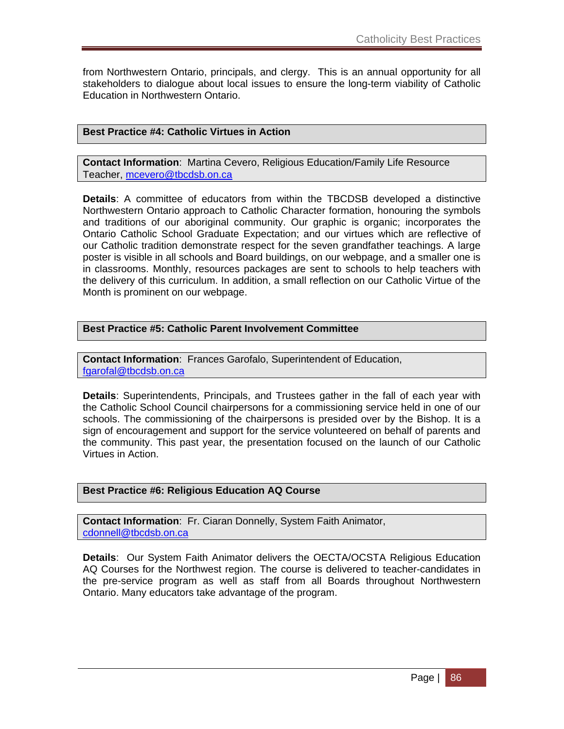from Northwestern Ontario, principals, and clergy. This is an annual opportunity for all stakeholders to dialogue about local issues to ensure the long-term viability of Catholic Education in Northwestern Ontario.

### Best Practice #4: Catholic Virtues in Action

**Contact Information**: Martina Cevero, Religious Education/Family Life Resource Teacher, mcevero@tbcdsb.on.ca

**Details**: A committee of educators from within the TBCDSB developed a distinctive Northwestern Ontario approach to Catholic Character formation, honouring the symbols and traditions of our aboriginal community. Our graphic is organic; incorporates the Ontario Catholic School Graduate Expectation; and our virtues which are reflective of our Catholic tradition demonstrate respect for the seven grandfather teachings. A large poster is visible in all schools and Board buildings, on our webpage, and a smaller one is in classrooms. Monthly, resources packages are sent to schools to help teachers with the delivery of this curriculum. In addition, a small reflection on our Catholic Virtue of the Month is prominent on our webpage.

### Best Practice #5: Catholic Parent Involvement Committee

**Contact Information**: Frances Garofalo, Superintendent of Education, fgarofal@tbcdsb.on.ca

**Details**: Superintendents, Principals, and Trustees gather in the fall of each year with the Catholic School Council chairpersons for a commissioning service held in one of our schools. The commissioning of the chairpersons is presided over by the Bishop. It is a sign of encouragement and support for the service volunteered on behalf of parents and the community. This past year, the presentation focused on the launch of our Catholic Virtues in Action.

### Best Practice #6: Religious Education AQ Course

**Contact Information**: Fr. Ciaran Donnelly, System Faith Animator, cdonnell@tbcdsb.on.ca

**Details**: Our System Faith Animator delivers the OECTA/OCSTA Religious Education AQ Courses for the Northwest region. The course is delivered to teacher-candidates in the pre-service program as well as staff from all Boards throughout Northwestern Ontario. Many educators take advantage of the program.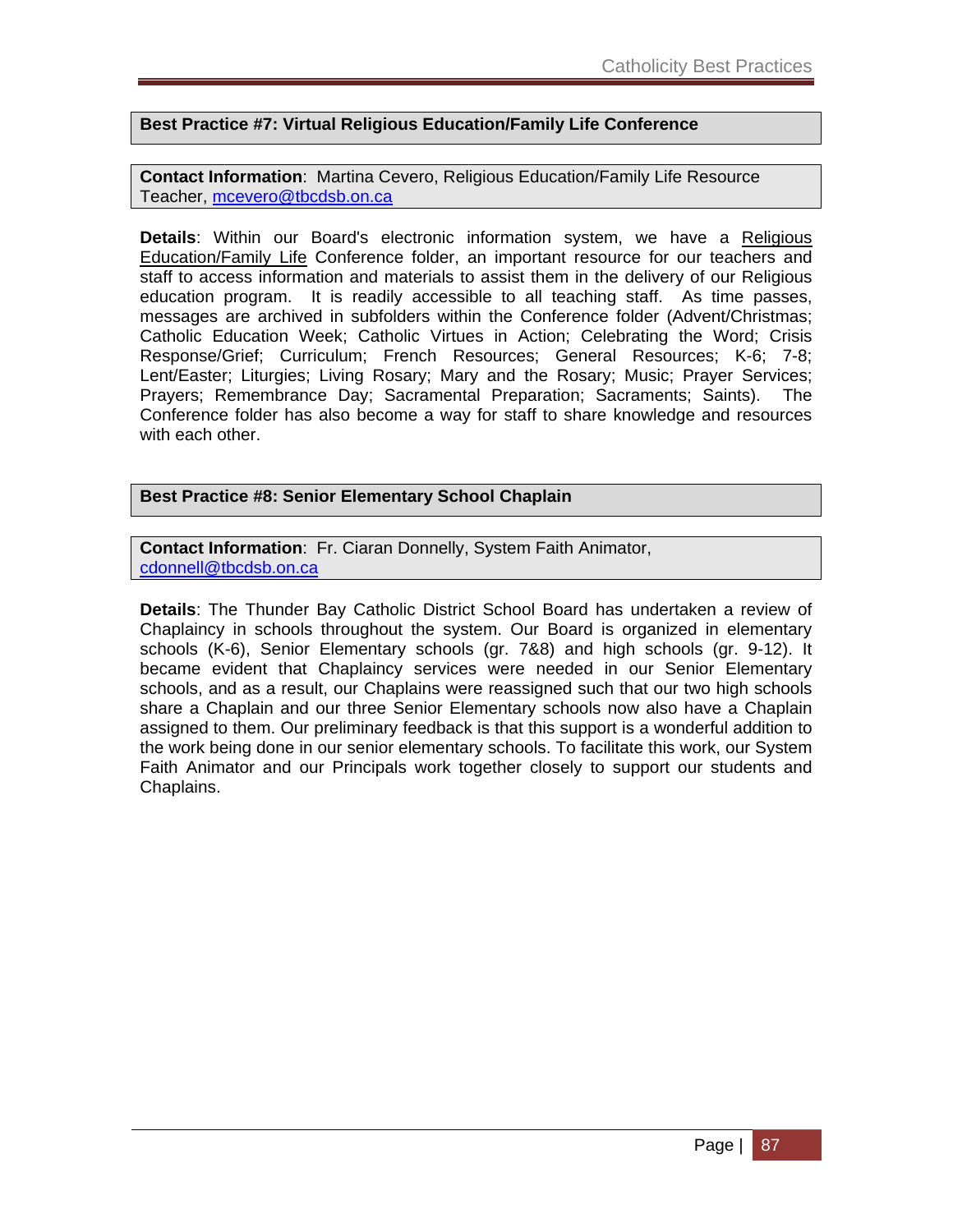## Best Practice #7: Virtual Religious Education/Family Life Conference

**Contact Information**: Martina Cevero, Religious Education/Family Life Resource Teacher, mcevero@tbcdsb.on.ca

**Details**: Within our Board's electronic information system, we have a Religious Education/Family Life Conference folder, an important resource for our teachers and staff to access information and materials to assist them in the delivery of our Religious education program. It is readily accessible to all teaching staff. As time passes, messages are archived in subfolders within the Conference folder (Advent/Christmas; Catholic Education Week; Catholic Virtues in Action; Celebrating the Word; Crisis Response/Grief; Curriculum; French Resources; General Resources; K-6; 7-8; Lent/Easter; Liturgies; Living Rosary; Mary and the Rosary; Music; Prayer Services; Prayers; Remembrance Day; Sacramental Preparation; Sacraments; Saints). The Conference folder has also become a way for staff to share knowledge and resources with each other.

## Best Practice #8: Senior Elementary School Chaplain

**Contact Information**: Fr. Ciaran Donnelly, System Faith Animator, cdonnell@tbcdsb.on.ca

**Details**: The Thunder Bay Catholic District School Board has undertaken a review of Chaplaincy in schools throughout the system. Our Board is organized in elementary schools (K-6), Senior Elementary schools (gr. 7&8) and high schools (gr. 9-12). It became evident that Chaplaincy services were needed in our Senior Elementary schools, and as a result, our Chaplains were reassigned such that our two high schools share a Chaplain and our three Senior Elementary schools now also have a Chaplain assigned to them. Our preliminary feedback is that this support is a wonderful addition to the work being done in our senior elementary schools. To facilitate this work, our System Faith Animator and our Principals work together closely to support our students and Chaplains.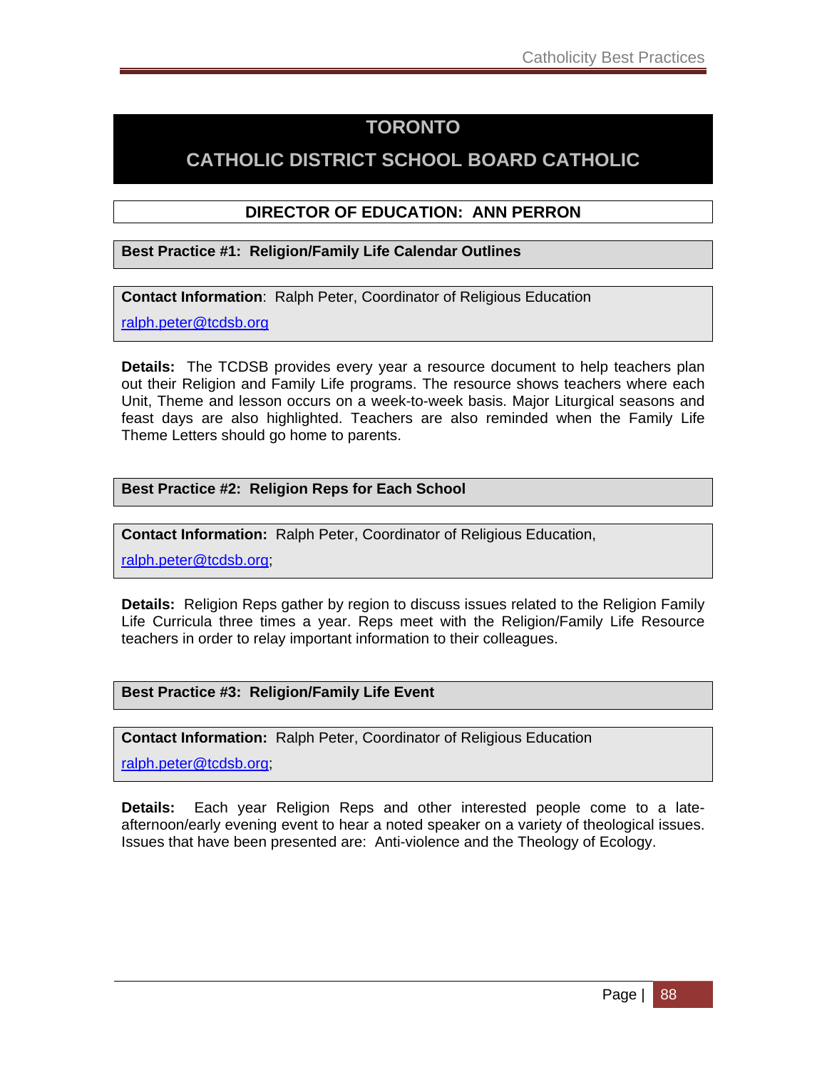# TORONTO

# CATHOLIC DISTRICT SCHOOL BOARD CATHOLIC

## DIRECTOR OF EDUCATION: ANN PERRON

### Best Practice #1: Religion/Family Life Calendar Outlines

**Contact Information**: Ralph Peter, Coordinator of Religious Education

ralph.peter@tcdsb.org

**Details:** The TCDSB provides every year a resource document to help teachers plan out their Religion and Family Life programs. The resource shows teachers where each Unit, Theme and lesson occurs on a week-to-week basis. Major Liturgical seasons and feast days are also highlighted. Teachers are also reminded when the Family Life Theme Letters should go home to parents.

### Best Practice #2: Religion Reps for Each School

**Contact Information:** Ralph Peter, Coordinator of Religious Education,

ralph.peter@tcdsb.org;

**Details:** Religion Reps gather by region to discuss issues related to the Religion Family Life Curricula three times a year. Reps meet with the Religion/Family Life Resource teachers in order to relay important information to their colleagues.

### Best Practice #3: Religion/Family Life Event

**Contact Information:** Ralph Peter, Coordinator of Religious Education

ralph.peter@tcdsb.org;

**Details:** Each year Religion Reps and other interested people come to a late-afternoon/early evening event to hear a noted speaker on a variety of theological issues. Issues that have been presented are: Anti-violence and the Theology of Ecology.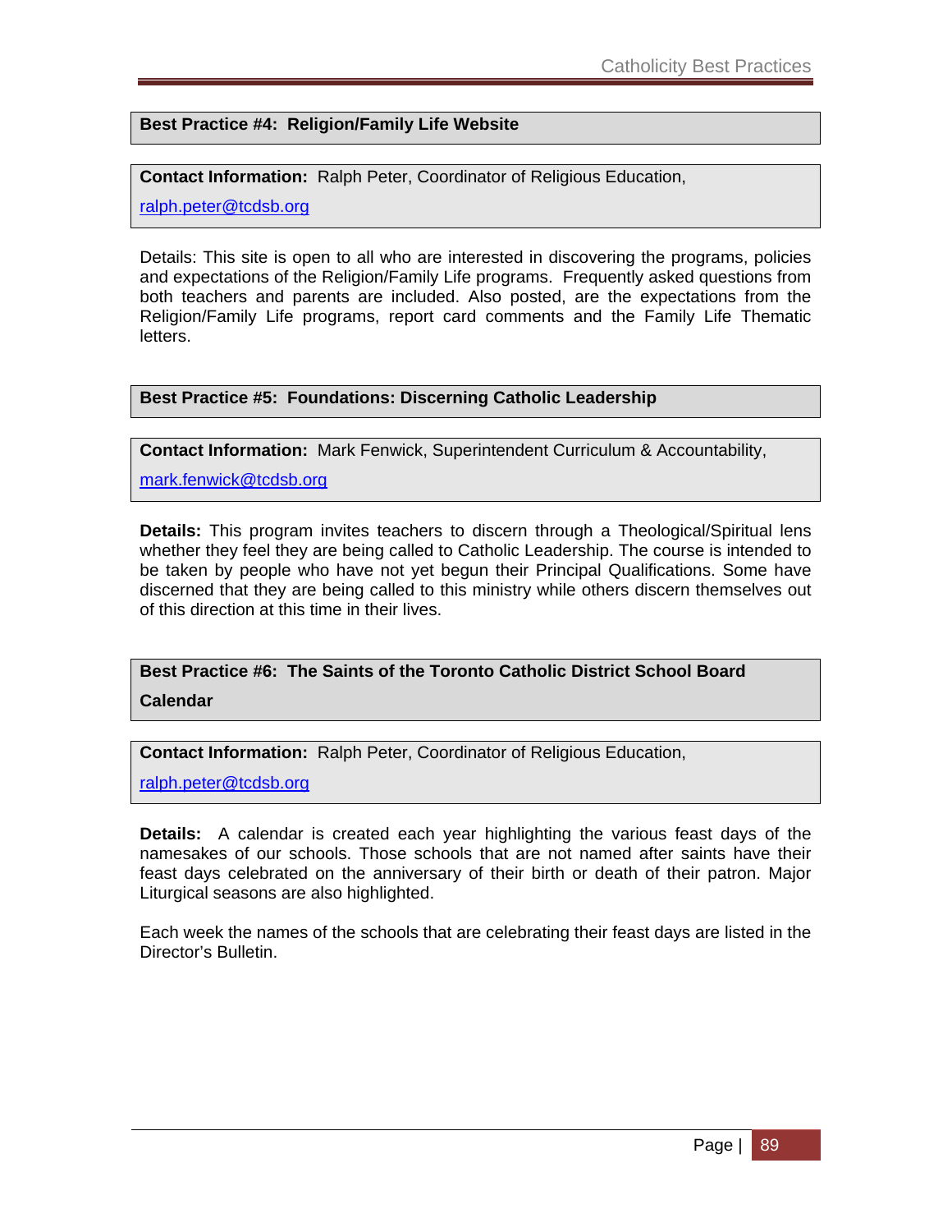**Best Practice #4: Religion/Family Life Website**

**Contact Information:** Ralph Peter, Coordinator of Religious Education, ralph.peter@tcdsb.org

Details: This site is open to all who are interested in discovering the programs, policies and expectations of the Religion/Family Life programs. Frequently asked questions from both teachers and parents are included. Also posted, are the expectations from the Religion/Family Life programs, report card comments and the Family Life Thematic letters.

**Best Practice #5: Foundations: Discerning Catholic Leadership**

**Contact Information:** Mark Fenwick, Superintendent Curriculum & Accountability, mark.fenwick@tcdsb.org

**Details:** This program invites teachers to discern through a Theological/Spiritual lens whether they feel they are being called to Catholic Leadership. The course is intended to be taken by people who have not yet begun their Principal Qualifications. Some have discerned that they are being called to this ministry while others discern themselves out of this direction at this time in their lives.

**Best Practice #6: The Saints of the Toronto Catholic District School Board Calendar**

**Contact Information:** Ralph Peter, Coordinator of Religious Education, ralph.peter@tcdsb.org

**Details:** A calendar is created each year highlighting the various feast days of the namesakes of our schools. Those schools that are not named after saints have their feast days celebrated on the anniversary of their birth or death of their patron. Major Liturgical seasons are also highlighted.

Each week the names of the schools that are celebrating their feast days are listed in the Director's Bulletin.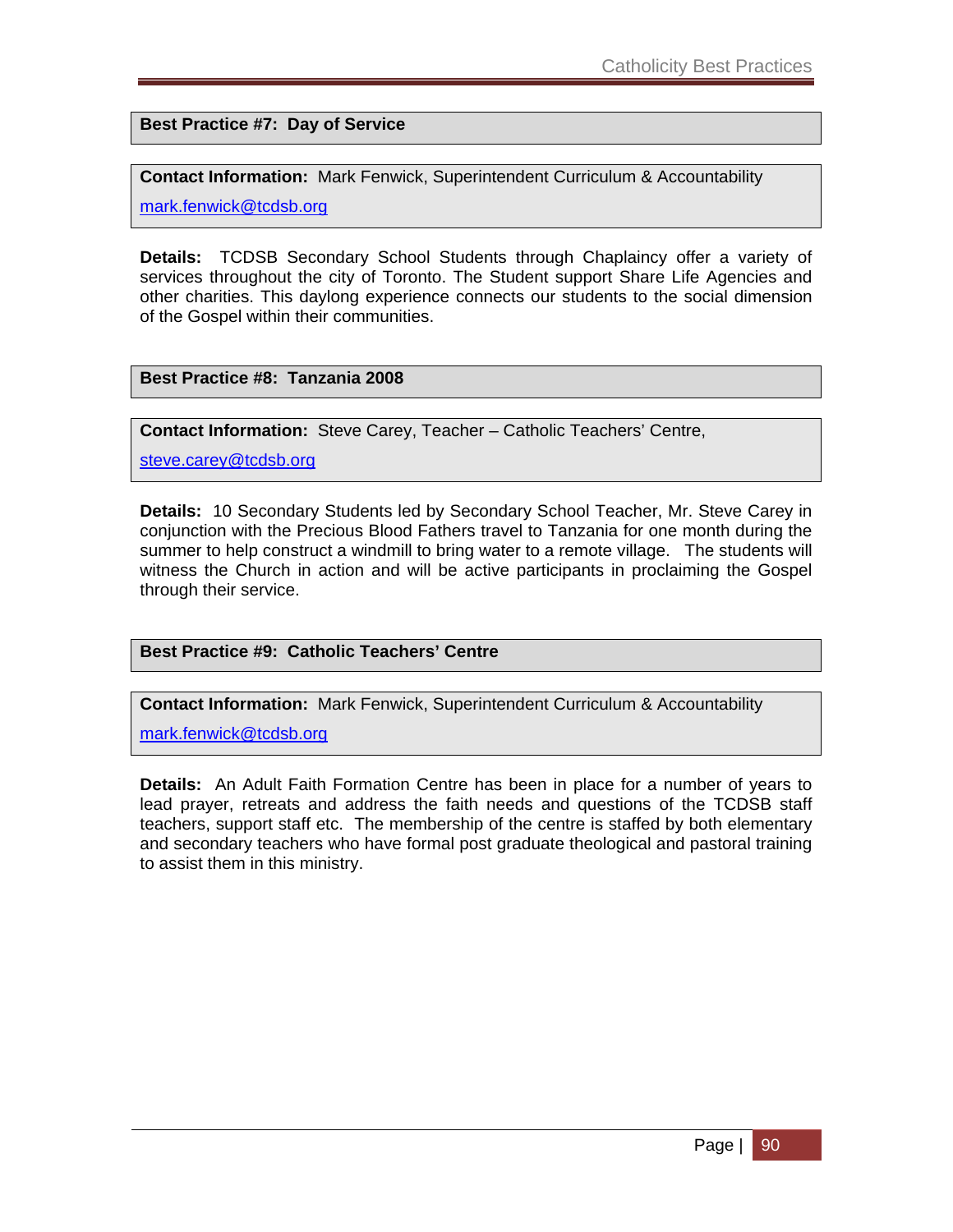## Best Practice #7: Day of Service

**Contact Information:** Mark Fenwick, Superintendent Curriculum & Accountability

mark.fenwick@tcdsb.org

**Details:** TCDSB Secondary School Students through Chaplaincy offer a variety of services throughout the city of Toronto. The Student support Share Life Agencies and other charities. This daylong experience connects our students to the social dimension of the Gospel within their communities.

## Best Practice #8: Tanzania 2008

**Contact Information:** Steve Carey, Teacher – Catholic Teachers' Centre,

steve.carey@tcdsb.org

**Details:** 10 Secondary Students led by Secondary School Teacher, Mr. Steve Carey in conjunction with the Precious Blood Fathers travel to Tanzania for one month during the summer to help construct a windmill to bring water to a remote village. The students will witness the Church in action and will be active participants in proclaiming the Gospel through their service.

## Best Practice #9: Catholic Teachers' Centre

**Contact Information:** Mark Fenwick, Superintendent Curriculum & Accountability

mark.fenwick@tcdsb.org

**Details:** An Adult Faith Formation Centre has been in place for a number of years to lead prayer, retreats and address the faith needs and questions of the TCDSB staff teachers, support staff etc. The membership of the centre is staffed by both elementary and secondary teachers who have formal post graduate theological and pastoral training to assist them in this ministry.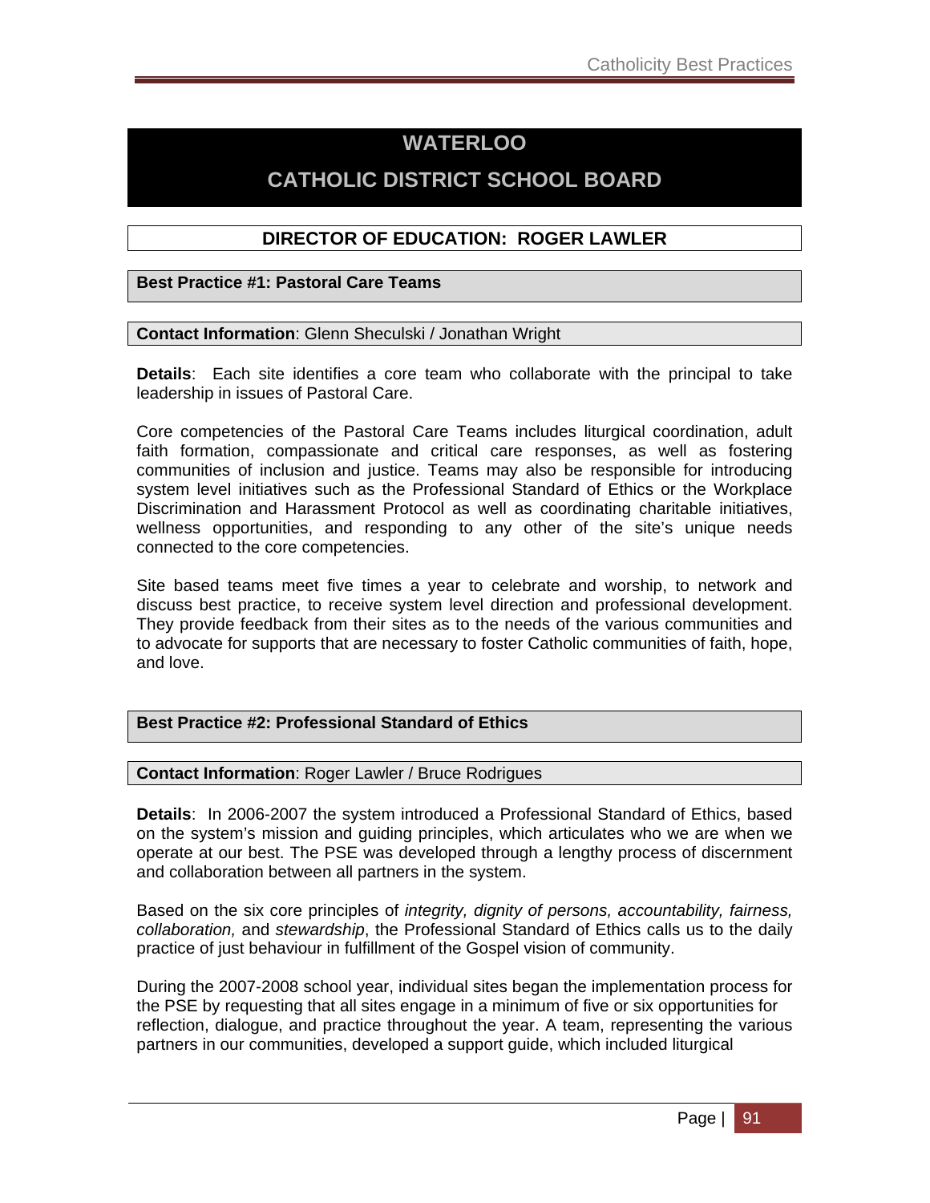# WATERLOO

# CATHOLIC DISTRICT SCHOOL BOARD

## DIRECTOR OF EDUCATION: ROGER LAWLER

### Best Practice #1: Pastoral Care Teams

**Contact Information**: Glenn Sheculski / Jonathan Wright

**Details**: Each site identifies a core team who collaborate with the principal to take leadership in issues of Pastoral Care.

Core competencies of the Pastoral Care Teams includes liturgical coordination, adult faith formation, compassionate and critical care responses, as well as fostering communities of inclusion and justice. Teams may also be responsible for introducing system level initiatives such as the Professional Standard of Ethics or the Workplace Discrimination and Harassment Protocol as well as coordinating charitable initiatives, wellness opportunities, and responding to any other of the site's unique needs connected to the core competencies.

Site based teams meet five times a year to celebrate and worship, to network and discuss best practice, to receive system level direction and professional development. They provide feedback from their sites as to the needs of the various communities and to advocate for supports that are necessary to foster Catholic communities of faith, hope, and love.

### Best Practice #2: Professional Standard of Ethics

**Contact Information**: Roger Lawler / Bruce Rodrigues

**Details**: In 2006-2007 the system introduced a Professional Standard of Ethics, based on the system's mission and guiding principles, which articulates who we are when we operate at our best. The PSE was developed through a lengthy process of discernment and collaboration between all partners in the system.

Based on the six core principles of *integrity, dignity of persons, accountability, fairness, collaboration,* and *stewardship*, the Professional Standard of Ethics calls us to the daily practice of just behaviour in fulfillment of the Gospel vision of community.

During the 2007-2008 school year, individual sites began the implementation process for the PSE by requesting that all sites engage in a minimum of five or six opportunities for reflection, dialogue, and practice throughout the year. A team, representing the various partners in our communities, developed a support guide, which included liturgical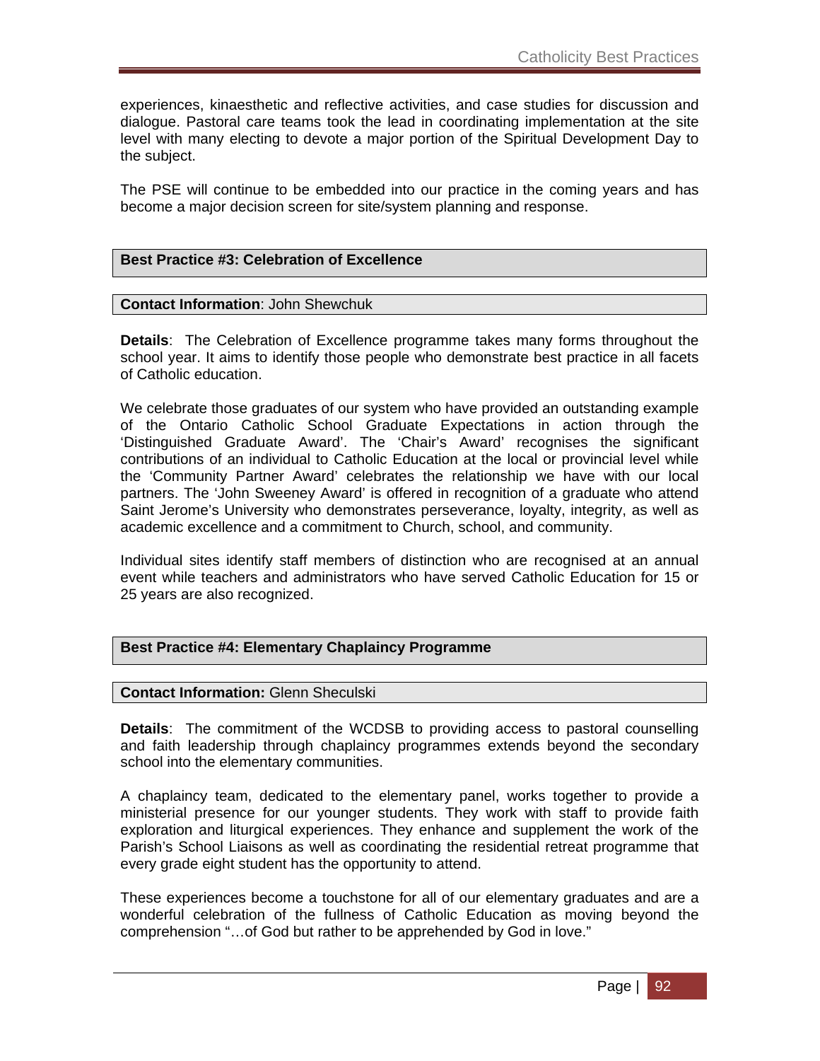experiences, kinaesthetic and reflective activities, and case studies for discussion and dialogue. Pastoral care teams took the lead in coordinating implementation at the site level with many electing to devote a major portion of the Spiritual Development Day to the subject.

The PSE will continue to be embedded into our practice in the coming years and has become a major decision screen for site/system planning and response.

### Best Practice #3: Celebration of Excellence

**Contact Information**: John Shewchuk

**Details**: The Celebration of Excellence programme takes many forms throughout the school year. It aims to identify those people who demonstrate best practice in all facets of Catholic education.

We celebrate those graduates of our system who have provided an outstanding example of the Ontario Catholic School Graduate Expectations in action through the 'Distinguished Graduate Award'. The 'Chair's Award' recognises the significant contributions of an individual to Catholic Education at the local or provincial level while the 'Community Partner Award' celebrates the relationship we have with our local partners. The 'John Sweeney Award' is offered in recognition of a graduate who attend Saint Jerome's University who demonstrates perseverance, loyalty, integrity, as well as academic excellence and a commitment to Church, school, and community.

Individual sites identify staff members of distinction who are recognised at an annual event while teachers and administrators who have served Catholic Education for 15 or 25 years are also recognized.

### Best Practice #4: Elementary Chaplaincy Programme

**Contact Information:** Glenn Sheculski

**Details**: The commitment of the WCDSB to providing access to pastoral counselling and faith leadership through chaplaincy programmes extends beyond the secondary school into the elementary communities.

A chaplaincy team, dedicated to the elementary panel, works together to provide a ministerial presence for our younger students. They work with staff to provide faith exploration and liturgical experiences. They enhance and supplement the work of the Parish's School Liaisons as well as coordinating the residential retreat programme that every grade eight student has the opportunity to attend.

These experiences become a touchstone for all of our elementary graduates and are a wonderful celebration of the fullness of Catholic Education as moving beyond the comprehension "…of God but rather to be apprehended by God in love."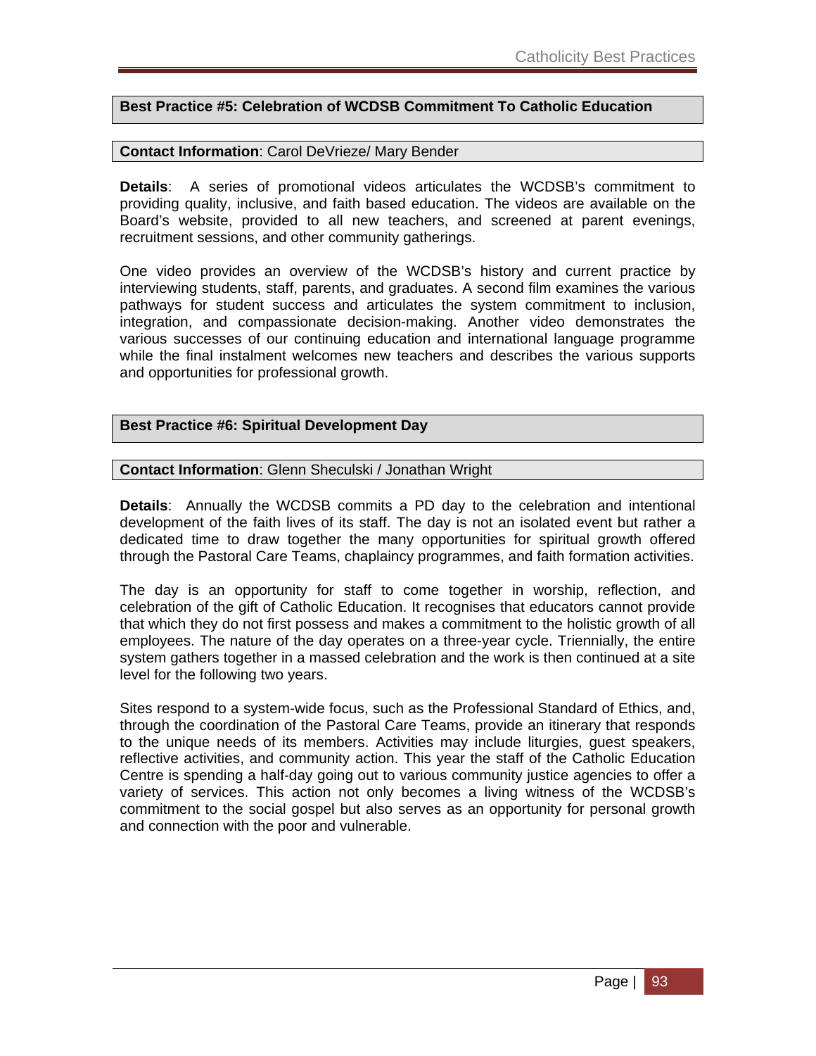## Best Practice #5: Celebration of WCDSB Commitment To Catholic Education

**Contact Information**: Carol DeVrieze/ Mary Bender

**Details**: A series of promotional videos articulates the WCDSB's commitment to providing quality, inclusive, and faith based education. The videos are available on the Board's website, provided to all new teachers, and screened at parent evenings, recruitment sessions, and other community gatherings.

One video provides an overview of the WCDSB's history and current practice by interviewing students, staff, parents, and graduates. A second film examines the various pathways for student success and articulates the system commitment to inclusion, integration, and compassionate decision-making. Another video demonstrates the various successes of our continuing education and international language programme while the final instalment welcomes new teachers and describes the various supports and opportunities for professional growth.

## Best Practice #6: Spiritual Development Day

**Contact Information**: Glenn Sheculski / Jonathan Wright

**Details**: Annually the WCDSB commits a PD day to the celebration and intentional development of the faith lives of its staff. The day is not an isolated event but rather a dedicated time to draw together the many opportunities for spiritual growth offered through the Pastoral Care Teams, chaplaincy programmes, and faith formation activities.

The day is an opportunity for staff to come together in worship, reflection, and celebration of the gift of Catholic Education. It recognises that educators cannot provide that which they do not first possess and makes a commitment to the holistic growth of all employees. The nature of the day operates on a three-year cycle. Triennially, the entire system gathers together in a massed celebration and the work is then continued at a site level for the following two years.

Sites respond to a system-wide focus, such as the Professional Standard of Ethics, and, through the coordination of the Pastoral Care Teams, provide an itinerary that responds to the unique needs of its members. Activities may include liturgies, guest speakers, reflective activities, and community action. This year the staff of the Catholic Education Centre is spending a half-day going out to various community justice agencies to offer a variety of services. This action not only becomes a living witness of the WCDSB's commitment to the social gospel but also serves as an opportunity for personal growth and connection with the poor and vulnerable.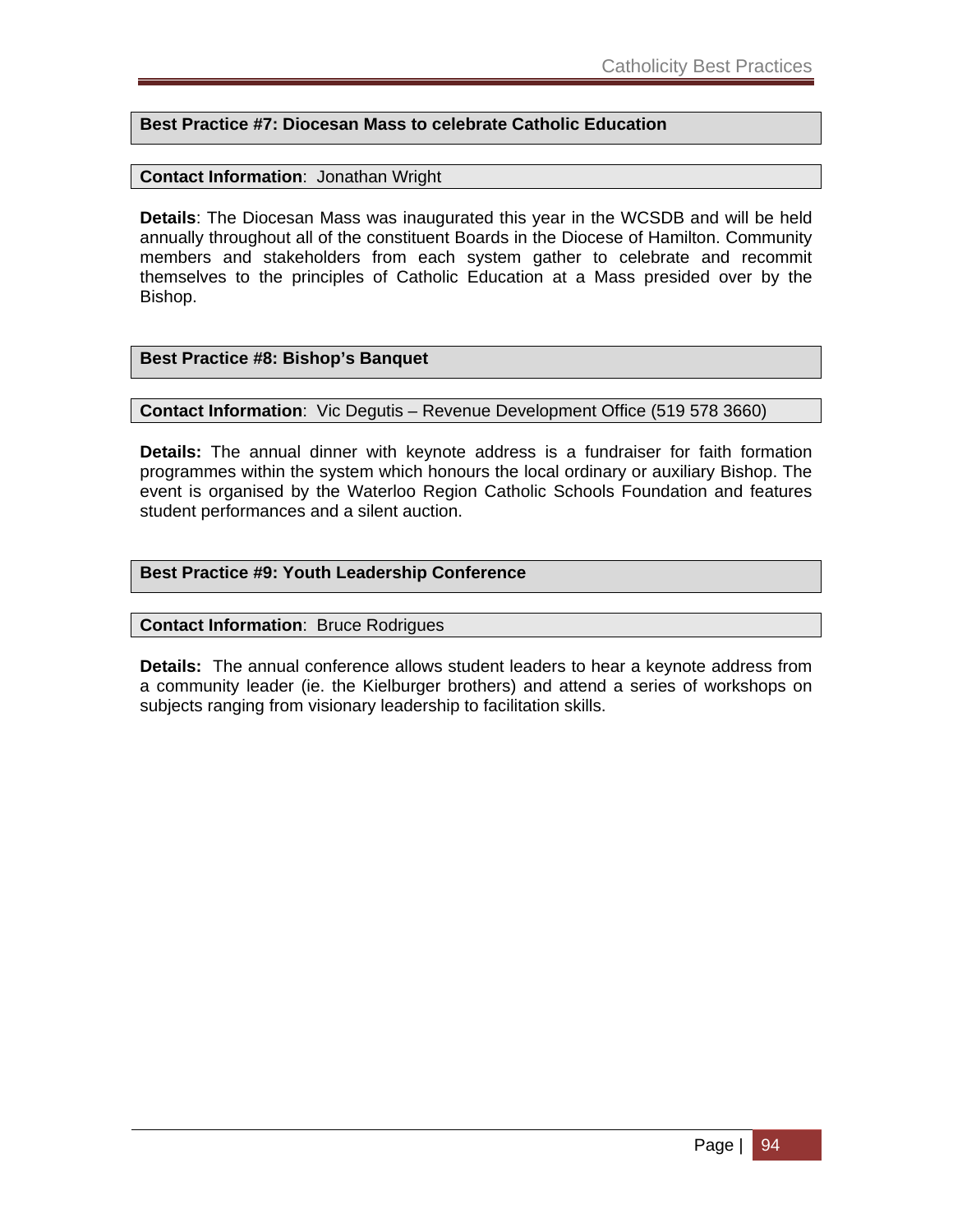**Best Practice #7: Diocesan Mass to celebrate Catholic Education**

**Contact Information**: Jonathan Wright

**Details**: The Diocesan Mass was inaugurated this year in the WCSDB and will be held annually throughout all of the constituent Boards in the Diocese of Hamilton. Community members and stakeholders from each system gather to celebrate and recommit themselves to the principles of Catholic Education at a Mass presided over by the Bishop.

**Best Practice #8: Bishop's Banquet**

**Contact Information**: Vic Degutis – Revenue Development Office (519 578 3660)

**Details:** The annual dinner with keynote address is a fundraiser for faith formation programmes within the system which honours the local ordinary or auxiliary Bishop. The event is organised by the Waterloo Region Catholic Schools Foundation and features student performances and a silent auction.

**Best Practice #9: Youth Leadership Conference**

**Contact Information**: Bruce Rodrigues

**Details:** The annual conference allows student leaders to hear a keynote address from a community leader (ie. the Kielburger brothers) and attend a series of workshops on subjects ranging from visionary leadership to facilitation skills.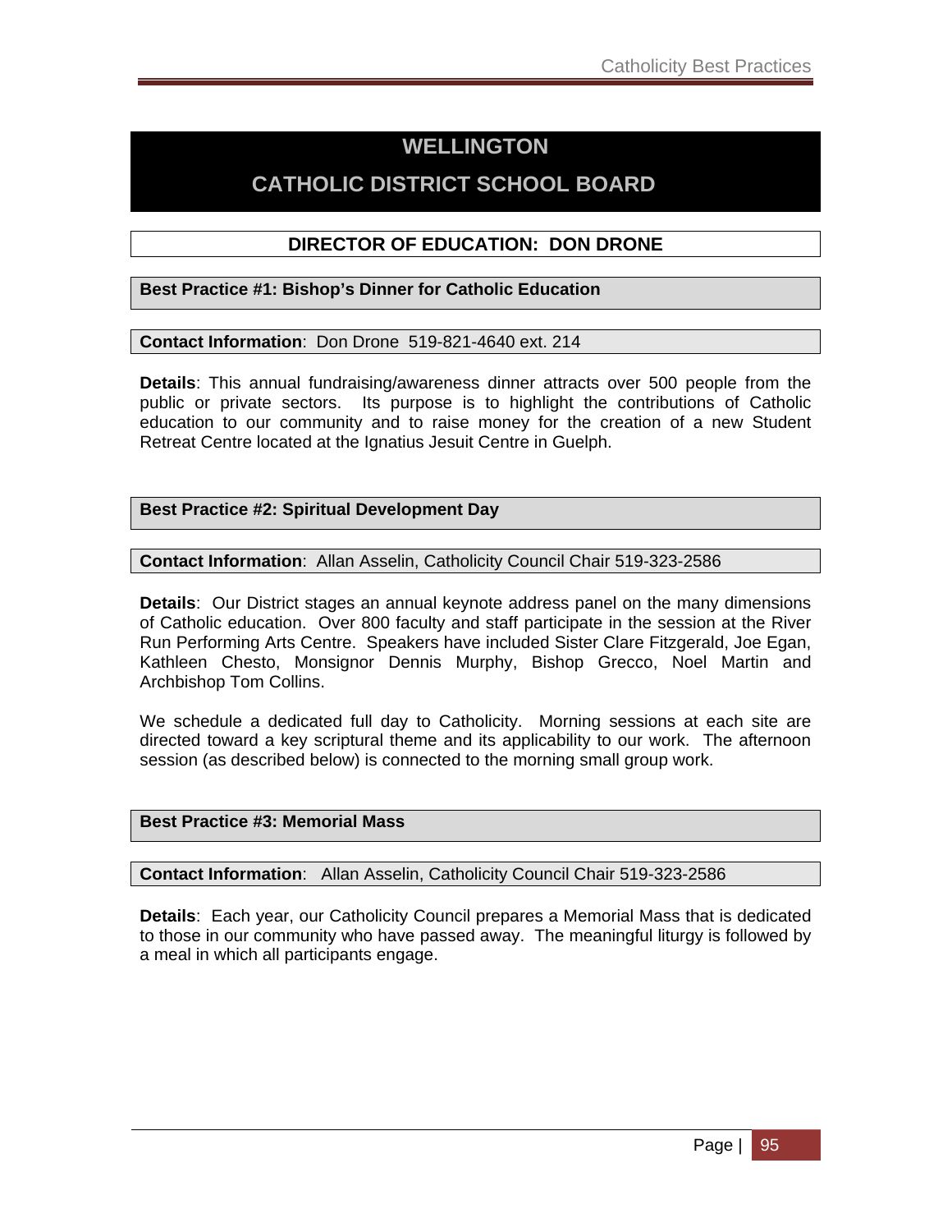# WELLINGTON

# CATHOLIC DISTRICT SCHOOL BOARD

## DIRECTOR OF EDUCATION: DON DRONE

### Best Practice #1: Bishop's Dinner for Catholic Education

**Contact Information**: Don Drone 519-821-4640 ext. 214

**Details**: This annual fundraising/awareness dinner attracts over 500 people from the public or private sectors. Its purpose is to highlight the contributions of Catholic education to our community and to raise money for the creation of a new Student Retreat Centre located at the Ignatius Jesuit Centre in Guelph.

### Best Practice #2: Spiritual Development Day

**Contact Information**: Allan Asselin, Catholicity Council Chair 519-323-2586

**Details**: Our District stages an annual keynote address panel on the many dimensions of Catholic education. Over 800 faculty and staff participate in the session at the River Run Performing Arts Centre. Speakers have included Sister Clare Fitzgerald, Joe Egan, Kathleen Chesto, Monsignor Dennis Murphy, Bishop Grecco, Noel Martin and Archbishop Tom Collins.

We schedule a dedicated full day to Catholicity. Morning sessions at each site are directed toward a key scriptural theme and its applicability to our work. The afternoon session (as described below) is connected to the morning small group work.

### Best Practice #3: Memorial Mass

**Contact Information**: Allan Asselin, Catholicity Council Chair 519-323-2586

**Details**: Each year, our Catholicity Council prepares a Memorial Mass that is dedicated to those in our community who have passed away. The meaningful liturgy is followed by a meal in which all participants engage.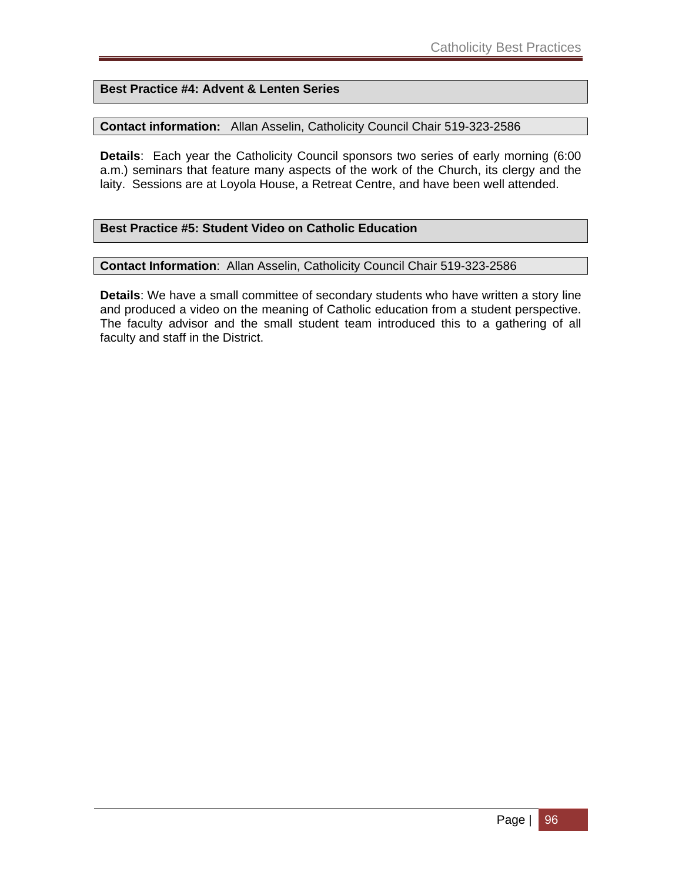## Best Practice #4: Advent & Lenten Series

**Contact information:** Allan Asselin, Catholicity Council Chair 519-323-2586

**Details**: Each year the Catholicity Council sponsors two series of early morning (6:00 a.m.) seminars that feature many aspects of the work of the Church, its clergy and the laity. Sessions are at Loyola House, a Retreat Centre, and have been well attended.

## Best Practice #5: Student Video on Catholic Education

**Contact Information**: Allan Asselin, Catholicity Council Chair 519-323-2586

**Details**: We have a small committee of secondary students who have written a story line and produced a video on the meaning of Catholic education from a student perspective. The faculty advisor and the small student team introduced this to a gathering of all faculty and staff in the District.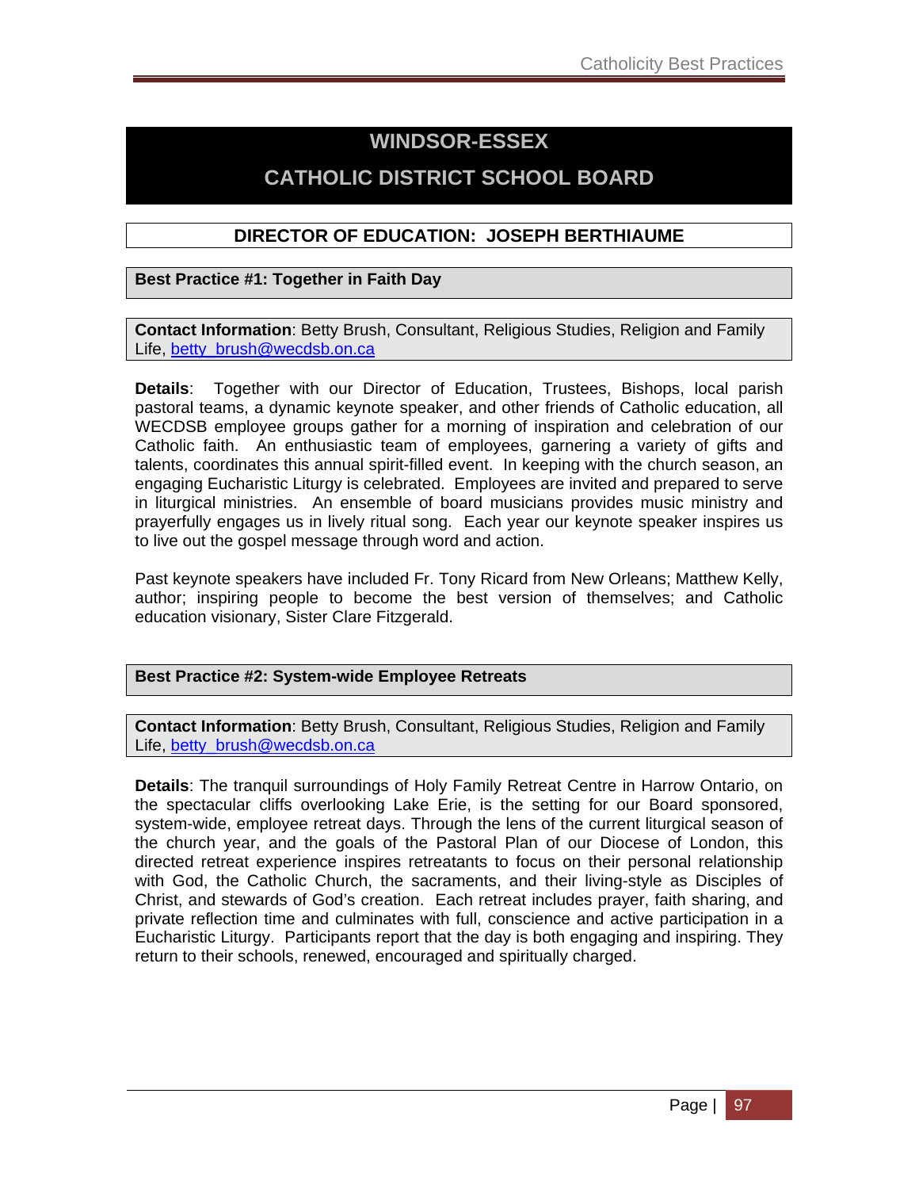# WINDSOR-ESSEX

# CATHOLIC DISTRICT SCHOOL BOARD

## DIRECTOR OF EDUCATION: JOSEPH BERTHIAUME

### Best Practice #1: Together in Faith Day

**Contact Information**: Betty Brush, Consultant, Religious Studies, Religion and Family Life, betty_brush@wecdsb.on.ca

**Details**: Together with our Director of Education, Trustees, Bishops, local parish pastoral teams, a dynamic keynote speaker, and other friends of Catholic education, all WECDSB employee groups gather for a morning of inspiration and celebration of our Catholic faith. An enthusiastic team of employees, garnering a variety of gifts and talents, coordinates this annual spirit-filled event. In keeping with the church season, an engaging Eucharistic Liturgy is celebrated. Employees are invited and prepared to serve in liturgical ministries. An ensemble of board musicians provides music ministry and prayerfully engages us in lively ritual song. Each year our keynote speaker inspires us to live out the gospel message through word and action.

Past keynote speakers have included Fr. Tony Ricard from New Orleans; Matthew Kelly, author; inspiring people to become the best version of themselves; and Catholic education visionary, Sister Clare Fitzgerald.

### Best Practice #2: System-wide Employee Retreats

**Contact Information**: Betty Brush, Consultant, Religious Studies, Religion and Family Life, betty_brush@wecdsb.on.ca

**Details**: The tranquil surroundings of Holy Family Retreat Centre in Harrow Ontario, on the spectacular cliffs overlooking Lake Erie, is the setting for our Board sponsored, system-wide, employee retreat days. Through the lens of the current liturgical season of the church year, and the goals of the Pastoral Plan of our Diocese of London, this directed retreat experience inspires retreatants to focus on their personal relationship with God, the Catholic Church, the sacraments, and their living-style as Disciples of Christ, and stewards of God's creation. Each retreat includes prayer, faith sharing, and private reflection time and culminates with full, conscience and active participation in a Eucharistic Liturgy. Participants report that the day is both engaging and inspiring. They return to their schools, renewed, encouraged and spiritually charged.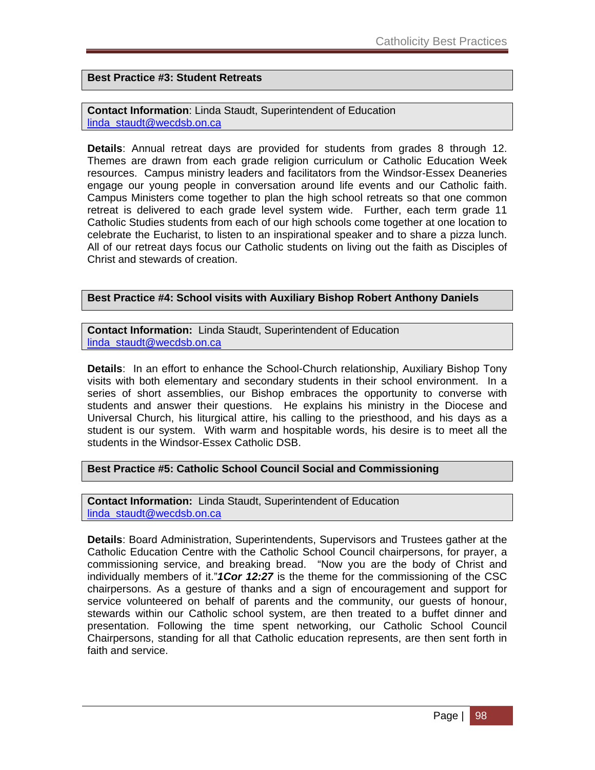## Best Practice #3: Student Retreats

**Contact Information**: Linda Staudt, Superintendent of Education
linda_staudt@wecdsb.on.ca

**Details**: Annual retreat days are provided for students from grades 8 through 12. Themes are drawn from each grade religion curriculum or Catholic Education Week resources. Campus ministry leaders and facilitators from the Windsor-Essex Deaneries engage our young people in conversation around life events and our Catholic faith. Campus Ministers come together to plan the high school retreats so that one common retreat is delivered to each grade level system wide. Further, each term grade 11 Catholic Studies students from each of our high schools come together at one location to celebrate the Eucharist, to listen to an inspirational speaker and to share a pizza lunch. All of our retreat days focus our Catholic students on living out the faith as Disciples of Christ and stewards of creation.

## Best Practice #4: School visits with Auxiliary Bishop Robert Anthony Daniels

**Contact Information:** Linda Staudt, Superintendent of Education
linda_staudt@wecdsb.on.ca

**Details**: In an effort to enhance the School-Church relationship, Auxiliary Bishop Tony visits with both elementary and secondary students in their school environment. In a series of short assemblies, our Bishop embraces the opportunity to converse with students and answer their questions. He explains his ministry in the Diocese and Universal Church, his liturgical attire, his calling to the priesthood, and his days as a student is our system. With warm and hospitable words, his desire is to meet all the students in the Windsor-Essex Catholic DSB.

## Best Practice #5: Catholic School Council Social and Commissioning

**Contact Information:** Linda Staudt, Superintendent of Education
linda_staudt@wecdsb.on.ca

**Details**: Board Administration, Superintendents, Supervisors and Trustees gather at the Catholic Education Centre with the Catholic School Council chairpersons, for prayer, a commissioning service, and breaking bread. "Now you are the body of Christ and individually members of it."***1Cor 12:27*** is the theme for the commissioning of the CSC chairpersons. As a gesture of thanks and a sign of encouragement and support for service volunteered on behalf of parents and the community, our guests of honour, stewards within our Catholic school system, are then treated to a buffet dinner and presentation. Following the time spent networking, our Catholic School Council Chairpersons, standing for all that Catholic education represents, are then sent forth in faith and service.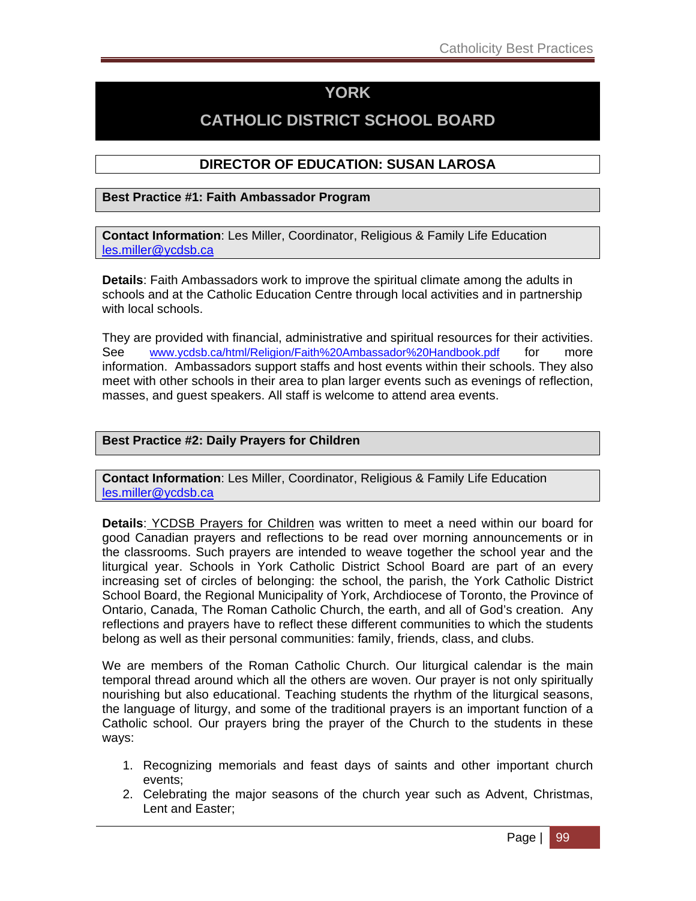# YORK

# CATHOLIC DISTRICT SCHOOL BOARD

## DIRECTOR OF EDUCATION: SUSAN LAROSA

### Best Practice #1: Faith Ambassador Program

**Contact Information**: Les Miller, Coordinator, Religious & Family Life Education
les.miller@ycdsb.ca

**Details**: Faith Ambassadors work to improve the spiritual climate among the adults in schools and at the Catholic Education Centre through local activities and in partnership with local schools.

They are provided with financial, administrative and spiritual resources for their activities. See www.ycdsb.ca/html/Religion/Faith%20Ambassador%20Handbook.pdf for more information. Ambassadors support staffs and host events within their schools. They also meet with other schools in their area to plan larger events such as evenings of reflection, masses, and guest speakers. All staff is welcome to attend area events.

### Best Practice #2: Daily Prayers for Children

**Contact Information**: Les Miller, Coordinator, Religious & Family Life Education
les.miller@ycdsb.ca

**Details**: YCDSB Prayers for Children was written to meet a need within our board for good Canadian prayers and reflections to be read over morning announcements or in the classrooms. Such prayers are intended to weave together the school year and the liturgical year. Schools in York Catholic District School Board are part of an every increasing set of circles of belonging: the school, the parish, the York Catholic District School Board, the Regional Municipality of York, Archdiocese of Toronto, the Province of Ontario, Canada, The Roman Catholic Church, the earth, and all of God's creation. Any reflections and prayers have to reflect these different communities to which the students belong as well as their personal communities: family, friends, class, and clubs.

We are members of the Roman Catholic Church. Our liturgical calendar is the main temporal thread around which all the others are woven. Our prayer is not only spiritually nourishing but also educational. Teaching students the rhythm of the liturgical seasons, the language of liturgy, and some of the traditional prayers is an important function of a Catholic school. Our prayers bring the prayer of the Church to the students in these ways:

1. Recognizing memorials and feast days of saints and other important church events;
2. Celebrating the major seasons of the church year such as Advent, Christmas, Lent and Easter;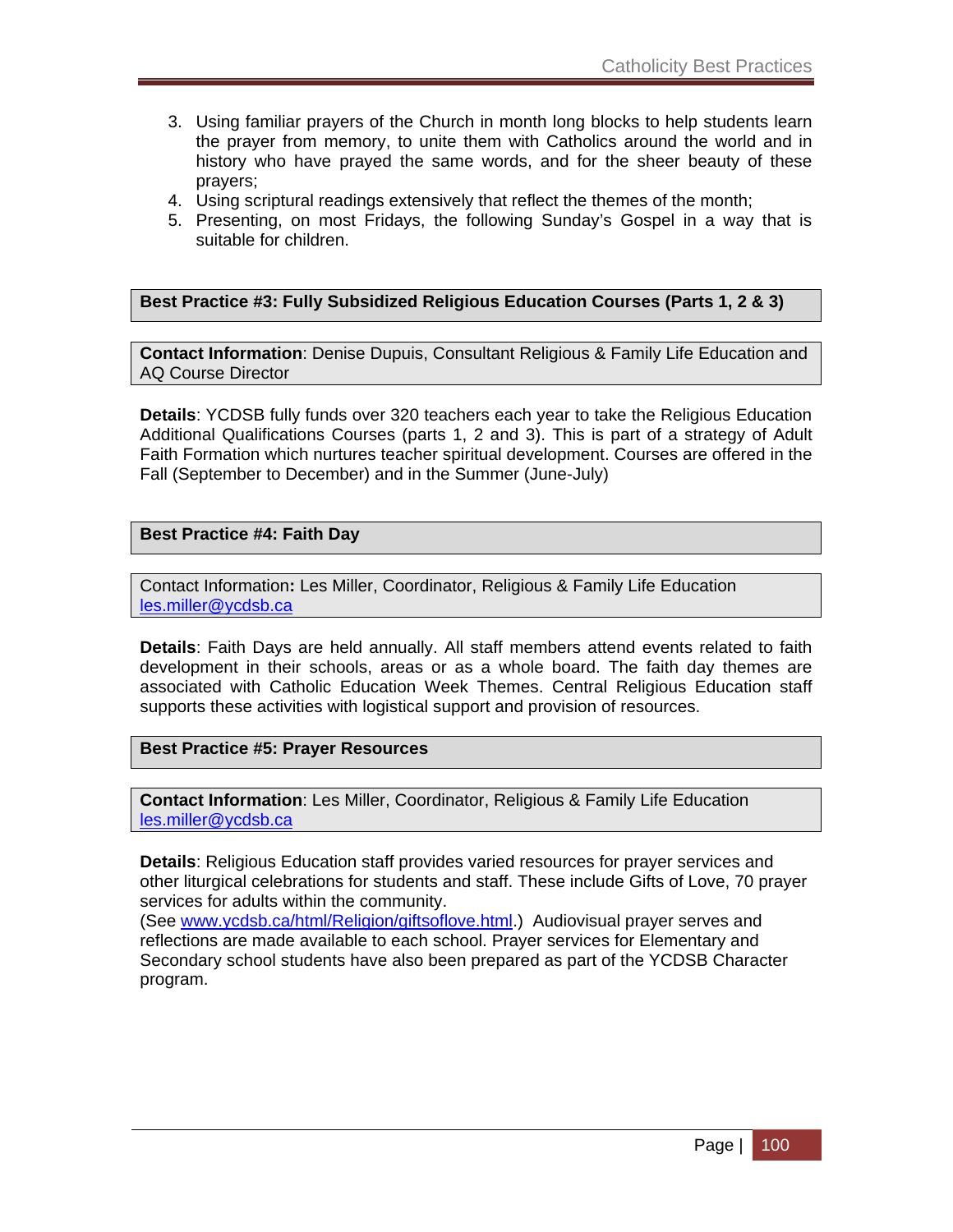3. Using familiar prayers of the Church in month long blocks to help students learn the prayer from memory, to unite them with Catholics around the world and in history who have prayed the same words, and for the sheer beauty of these prayers;
4. Using scriptural readings extensively that reflect the themes of the month;
5. Presenting, on most Fridays, the following Sunday's Gospel in a way that is suitable for children.

**Best Practice #3: Fully Subsidized Religious Education Courses (Parts 1, 2 & 3)**

**Contact Information**: Denise Dupuis, Consultant Religious & Family Life Education and AQ Course Director

**Details**: YCDSB fully funds over 320 teachers each year to take the Religious Education Additional Qualifications Courses (parts 1, 2 and 3). This is part of a strategy of Adult Faith Formation which nurtures teacher spiritual development. Courses are offered in the Fall (September to December) and in the Summer (June-July)

**Best Practice #4: Faith Day**

Contact Information**:** Les Miller, Coordinator, Religious & Family Life Education les.miller@ycdsb.ca

**Details**: Faith Days are held annually. All staff members attend events related to faith development in their schools, areas or as a whole board. The faith day themes are associated with Catholic Education Week Themes. Central Religious Education staff supports these activities with logistical support and provision of resources.

**Best Practice #5: Prayer Resources**

**Contact Information**: Les Miller, Coordinator, Religious & Family Life Education les.miller@ycdsb.ca

**Details**: Religious Education staff provides varied resources for prayer services and other liturgical celebrations for students and staff. These include Gifts of Love, 70 prayer services for adults within the community.
(See www.ycdsb.ca/html/Religion/giftsoflove.html.) Audiovisual prayer serves and reflections are made available to each school. Prayer services for Elementary and Secondary school students have also been prepared as part of the YCDSB Character program.